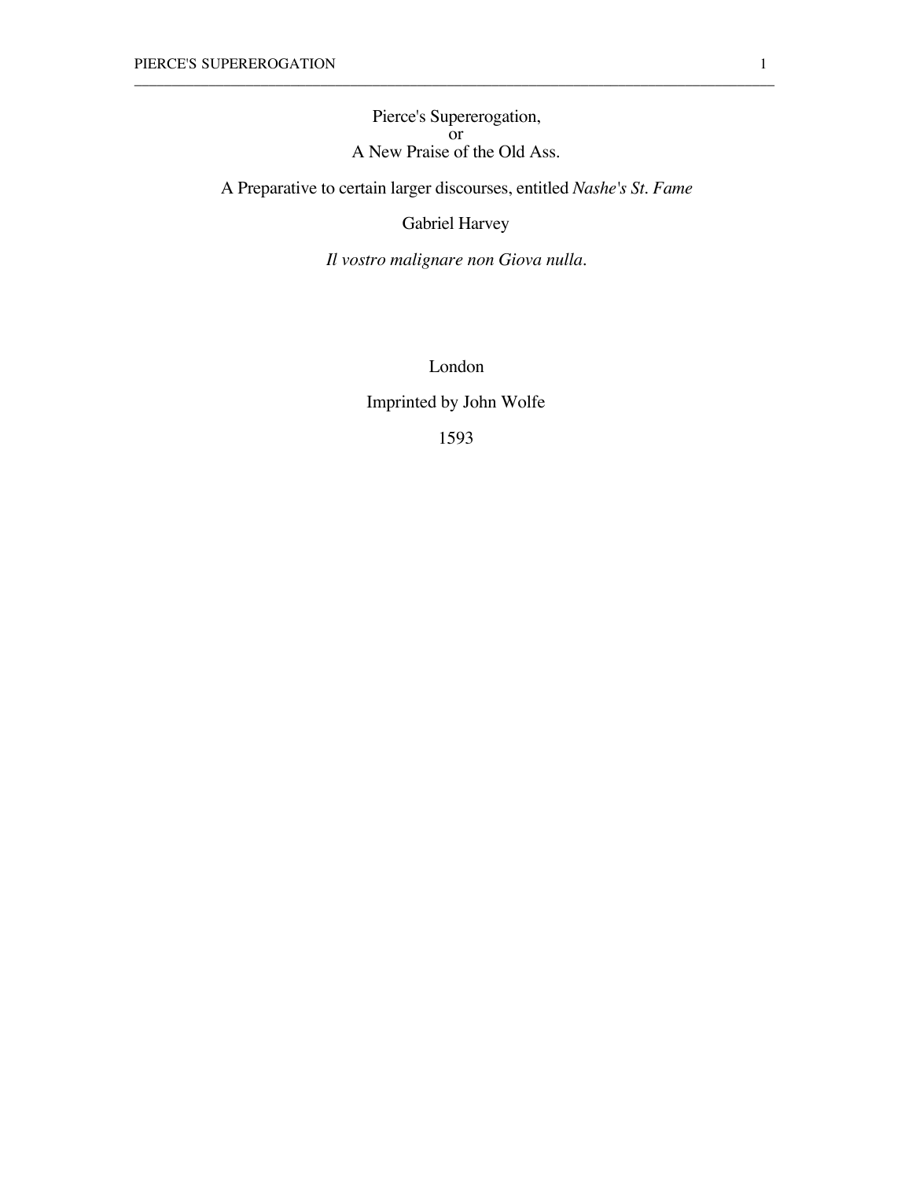# Pierce's Supererogation,
or
A New Praise of the Old Ass.

A Preparative to certain larger discourses, entitled *Nashe's St. Fame*

Gabriel Harvey

*Il vostro malignare non Giova nulla.*

London

Imprinted by John Wolfe

1593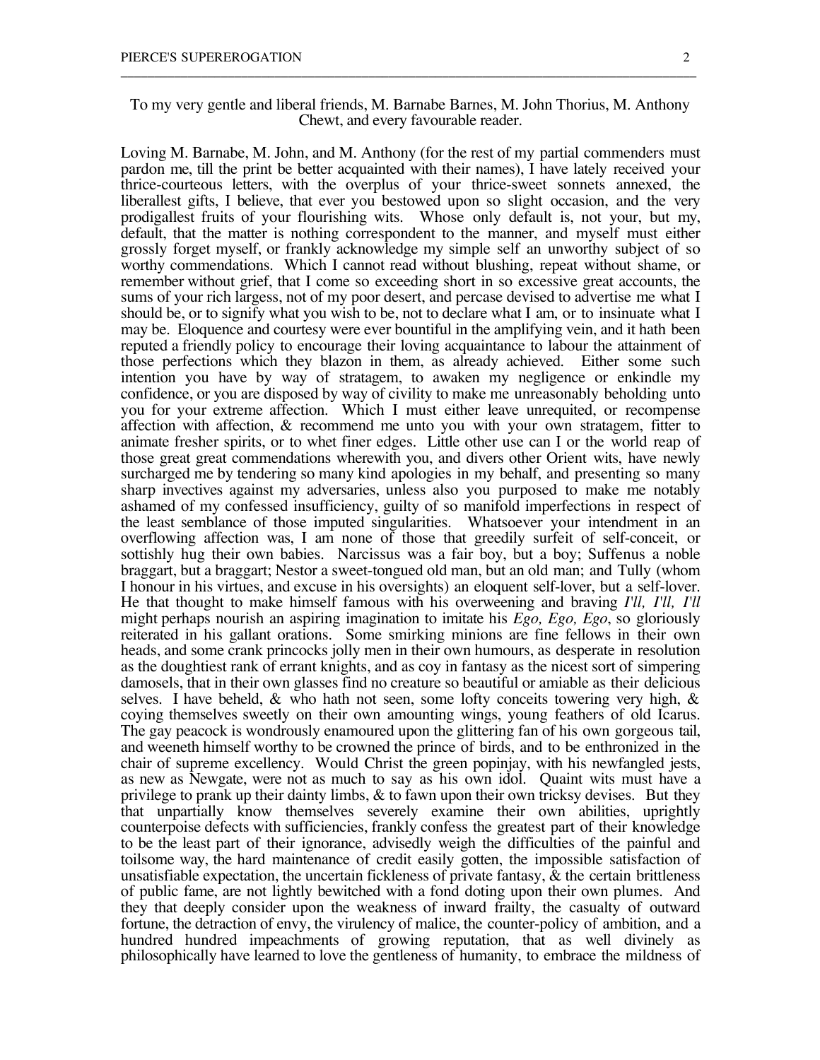To my very gentle and liberal friends, M. Barnabe Barnes, M. John Thorius, M. Anthony Chewt, and every favourable reader.

Loving M. Barnabe, M. John, and M. Anthony (for the rest of my partial commenders must pardon me, till the print be better acquainted with their names), I have lately received your thrice-courteous letters, with the overplus of your thrice-sweet sonnets annexed, the liberallest gifts, I believe, that ever you bestowed upon so slight occasion, and the very prodigallest fruits of your flourishing wits. Whose only default is, not your, but my, default, that the matter is nothing correspondent to the manner, and myself must either grossly forget myself, or frankly acknowledge my simple self an unworthy subject of so worthy commendations. Which I cannot read without blushing, repeat without shame, or remember without grief, that I come so exceeding short in so excessive great accounts, the sums of your rich largess, not of my poor desert, and percase devised to advertise me what I should be, or to signify what you wish to be, not to declare what I am, or to insinuate what I may be. Eloquence and courtesy were ever bountiful in the amplifying vein, and it hath been reputed a friendly policy to encourage their loving acquaintance to labour the attainment of those perfections which they blazon in them, as already achieved. Either some such intention you have by way of stratagem, to awaken my negligence or enkindle my confidence, or you are disposed by way of civility to make me unreasonably beholding unto you for your extreme affection. Which I must either leave unrequited, or recompense affection with affection, & recommend me unto you with your own stratagem, fitter to animate fresher spirits, or to whet finer edges. Little other use can I or the world reap of those great great commendations wherewith you, and divers other Orient wits, have newly surcharged me by tendering so many kind apologies in my behalf, and presenting so many sharp invectives against my adversaries, unless also you purposed to make me notably ashamed of my confessed insufficiency, guilty of so manifold imperfections in respect of the least semblance of those imputed singularities. Whatsoever your intendment in an overflowing affection was, I am none of those that greedily surfeit of self-conceit, or sottishly hug their own babies. Narcissus was a fair boy, but a boy; Suffenus a noble braggart, but a braggart; Nestor a sweet-tongued old man, but an old man; and Tully (whom I honour in his virtues, and excuse in his oversights) an eloquent self-lover, but a self-lover. He that thought to make himself famous with his overweening and braving *I'll, I'll, I'll* might perhaps nourish an aspiring imagination to imitate his *Ego, Ego, Ego*, so gloriously reiterated in his gallant orations. Some smirking minions are fine fellows in their own heads, and some crank princocks jolly men in their own humours, as desperate in resolution as the doughtiest rank of errant knights, and as coy in fantasy as the nicest sort of simpering damosels, that in their own glasses find no creature so beautiful or amiable as their delicious selves. I have beheld, & who hath not seen, some lofty conceits towering very high, & coying themselves sweetly on their own amounting wings, young feathers of old Icarus. The gay peacock is wondrously enamoured upon the glittering fan of his own gorgeous tail, and weeneth himself worthy to be crowned the prince of birds, and to be enthronized in the chair of supreme excellency. Would Christ the green popinjay, with his newfangled jests, as new as Newgate, were not as much to say as his own idol. Quaint wits must have a privilege to prank up their dainty limbs, & to fawn upon their own tricksy devises. But they that unpartially know themselves severely examine their own abilities, uprightly counterpoise defects with sufficiencies, frankly confess the greatest part of their knowledge to be the least part of their ignorance, advisedly weigh the difficulties of the painful and toilsome way, the hard maintenance of credit easily gotten, the impossible satisfaction of unsatisfiable expectation, the uncertain fickleness of private fantasy, & the certain brittleness of public fame, are not lightly bewitched with a fond doting upon their own plumes. And they that deeply consider upon the weakness of inward frailty, the casualty of outward fortune, the detraction of envy, the virulency of malice, the counter-policy of ambition, and a hundred hundred impeachments of growing reputation, that as well divinely as philosophically have learned to love the gentleness of humanity, to embrace the mildness of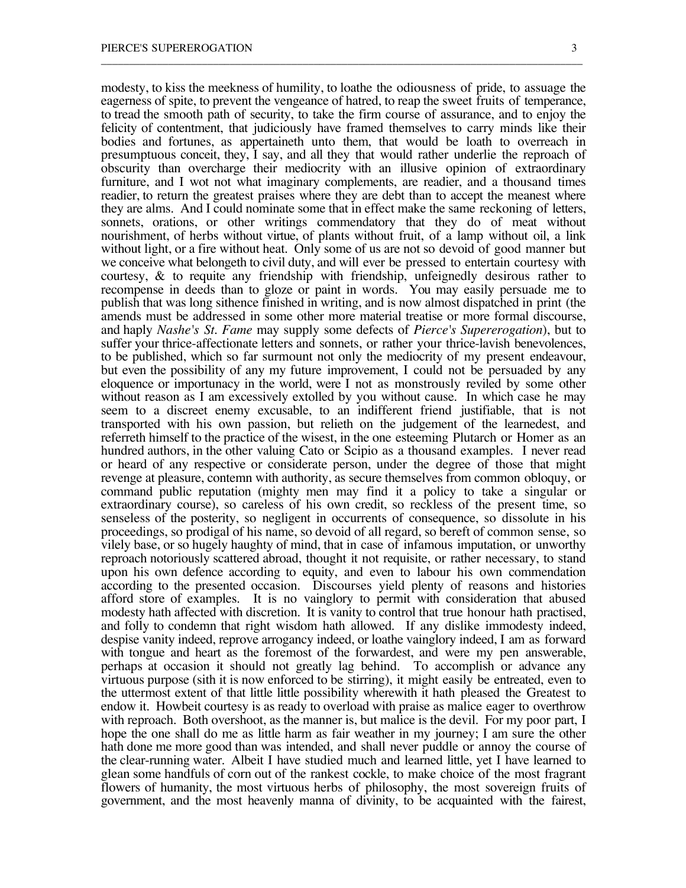modesty, to kiss the meekness of humility, to loathe the odiousness of pride, to assuage the eagerness of spite, to prevent the vengeance of hatred, to reap the sweet fruits of temperance, to tread the smooth path of security, to take the firm course of assurance, and to enjoy the felicity of contentment, that judiciously have framed themselves to carry minds like their bodies and fortunes, as appertaineth unto them, that would be loath to overreach in presumptuous conceit, they, I say, and all they that would rather underlie the reproach of obscurity than overcharge their mediocrity with an illusive opinion of extraordinary furniture, and I wot not what imaginary complements, are readier, and a thousand times readier, to return the greatest praises where they are debt than to accept the meanest where they are alms. And I could nominate some that in effect make the same reckoning of letters, sonnets, orations, or other writings commendatory that they do of meat without nourishment, of herbs without virtue, of plants without fruit, of a lamp without oil, a link without light, or a fire without heat. Only some of us are not so devoid of good manner but we conceive what belongeth to civil duty, and will ever be pressed to entertain courtesy with courtesy, & to requite any friendship with friendship, unfeignedly desirous rather to recompense in deeds than to gloze or paint in words. You may easily persuade me to publish that was long sithence finished in writing, and is now almost dispatched in print (the amends must be addressed in some other more material treatise or more formal discourse, and haply *Nashe's St. Fame* may supply some defects of *Pierce's Supererogation*), but to suffer your thrice-affectionate letters and sonnets, or rather your thrice-lavish benevolences, to be published, which so far surmount not only the mediocrity of my present endeavour, but even the possibility of any my future improvement, I could not be persuaded by any eloquence or importunacy in the world, were I not as monstrously reviled by some other without reason as I am excessively extolled by you without cause. In which case he may seem to a discreet enemy excusable, to an indifferent friend justifiable, that is not transported with his own passion, but relieth on the judgement of the learnedest, and referreth himself to the practice of the wisest, in the one esteeming Plutarch or Homer as an hundred authors, in the other valuing Cato or Scipio as a thousand examples. I never read or heard of any respective or considerate person, under the degree of those that might revenge at pleasure, contemn with authority, as secure themselves from common obloquy, or command public reputation (mighty men may find it a policy to take a singular or extraordinary course), so careless of his own credit, so reckless of the present time, so senseless of the posterity, so negligent in occurrents of consequence, so dissolute in his proceedings, so prodigal of his name, so devoid of all regard, so bereft of common sense, so vilely base, or so hugely haughty of mind, that in case of infamous imputation, or unworthy reproach notoriously scattered abroad, thought it not requisite, or rather necessary, to stand upon his own defence according to equity, and even to labour his own commendation according to the presented occasion. Discourses yield plenty of reasons and histories afford store of examples. It is no vainglory to permit with consideration that abused modesty hath affected with discretion. It is vanity to control that true honour hath practised, and folly to condemn that right wisdom hath allowed. If any dislike immodesty indeed, despise vanity indeed, reprove arrogancy indeed, or loathe vainglory indeed, I am as forward with tongue and heart as the foremost of the forwardest, and were my pen answerable, perhaps at occasion it should not greatly lag behind. To accomplish or advance any virtuous purpose (sith it is now enforced to be stirring), it might easily be entreated, even to the uttermost extent of that little little possibility wherewith it hath pleased the Greatest to endow it. Howbeit courtesy is as ready to overload with praise as malice eager to overthrow with reproach. Both overshoot, as the manner is, but malice is the devil. For my poor part, I hope the one shall do me as little harm as fair weather in my journey; I am sure the other hath done me more good than was intended, and shall never puddle or annoy the course of the clear-running water. Albeit I have studied much and learned little, yet I have learned to glean some handfuls of corn out of the rankest cockle, to make choice of the most fragrant flowers of humanity, the most virtuous herbs of philosophy, the most sovereign fruits of government, and the most heavenly manna of divinity, to be acquainted with the fairest,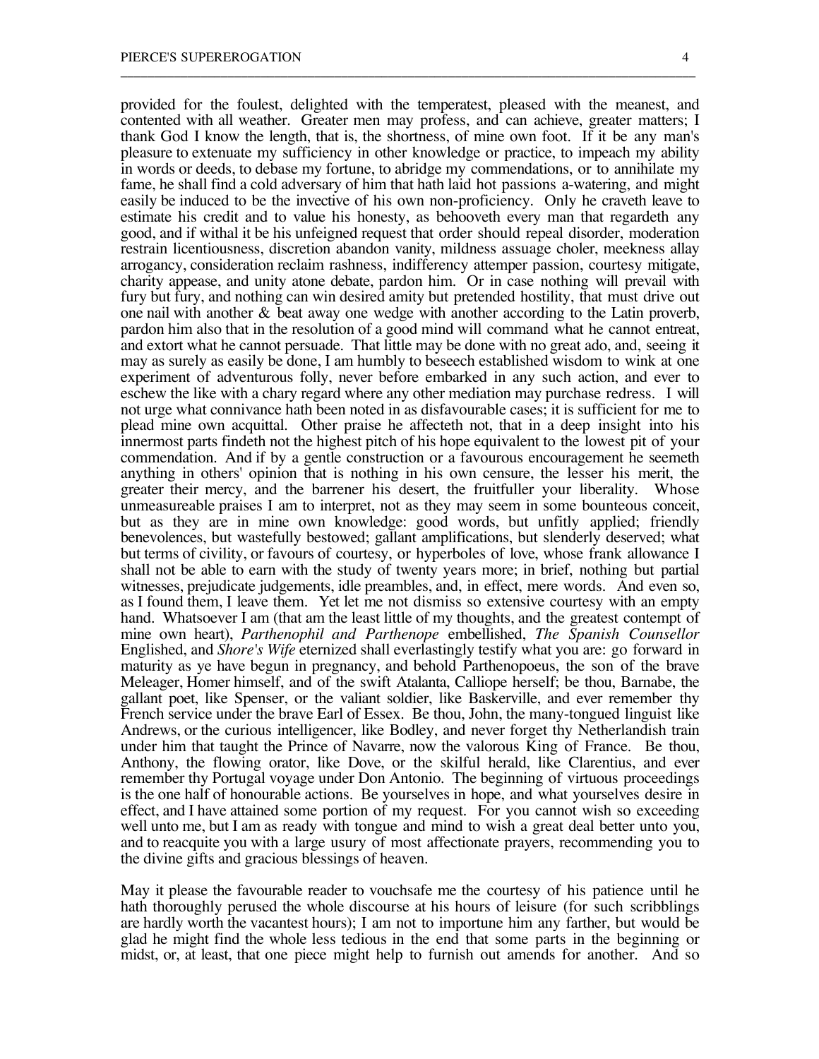provided for the foulest, delighted with the temperatest, pleased with the meanest, and contented with all weather. Greater men may profess, and can achieve, greater matters; I thank God I know the length, that is, the shortness, of mine own foot. If it be any man's pleasure to extenuate my sufficiency in other knowledge or practice, to impeach my ability in words or deeds, to debase my fortune, to abridge my commendations, or to annihilate my fame, he shall find a cold adversary of him that hath laid hot passions a-watering, and might easily be induced to be the invective of his own non-proficiency. Only he craveth leave to estimate his credit and to value his honesty, as behooveth every man that regardeth any good, and if withal it be his unfeigned request that order should repeal disorder, moderation restrain licentiousness, discretion abandon vanity, mildness assuage choler, meekness allay arrogancy, consideration reclaim rashness, indifferency attemper passion, courtesy mitigate, charity appease, and unity atone debate, pardon him. Or in case nothing will prevail with fury but fury, and nothing can win desired amity but pretended hostility, that must drive out one nail with another & beat away one wedge with another according to the Latin proverb, pardon him also that in the resolution of a good mind will command what he cannot entreat, and extort what he cannot persuade. That little may be done with no great ado, and, seeing it may as surely as easily be done, I am humbly to beseech established wisdom to wink at one experiment of adventurous folly, never before embarked in any such action, and ever to eschew the like with a chary regard where any other mediation may purchase redress. I will not urge what connivance hath been noted in as disfavourable cases; it is sufficient for me to plead mine own acquittal. Other praise he affecteth not, that in a deep insight into his innermost parts findeth not the highest pitch of his hope equivalent to the lowest pit of your commendation. And if by a gentle construction or a favourous encouragement he seemeth anything in others' opinion that is nothing in his own censure, the lesser his merit, the greater their mercy, and the barrener his desert, the fruitfuller your liberality. Whose unmeasureable praises I am to interpret, not as they may seem in some bounteous conceit, but as they are in mine own knowledge: good words, but unfitly applied; friendly benevolences, but wastefully bestowed; gallant amplifications, but slenderly deserved; what but terms of civility, or favours of courtesy, or hyperboles of love, whose frank allowance I shall not be able to earn with the study of twenty years more; in brief, nothing but partial witnesses, prejudicate judgements, idle preambles, and, in effect, mere words. And even so, as I found them, I leave them. Yet let me not dismiss so extensive courtesy with an empty hand. Whatsoever I am (that am the least little of my thoughts, and the greatest contempt of mine own heart), *Parthenophil and Parthenope* embellished, *The Spanish Counsellor* Englished, and *Shore's Wife* eternized shall everlastingly testify what you are: go forward in maturity as ye have begun in pregnancy, and behold Parthenopoeus, the son of the brave Meleager, Homer himself, and of the swift Atalanta, Calliope herself; be thou, Barnabe, the gallant poet, like Spenser, or the valiant soldier, like Baskerville, and ever remember thy French service under the brave Earl of Essex. Be thou, John, the many-tongued linguist like Andrews, or the curious intelligencer, like Bodley, and never forget thy Netherlandish train under him that taught the Prince of Navarre, now the valorous King of France. Be thou, Anthony, the flowing orator, like Dove, or the skilful herald, like Clarentius, and ever remember thy Portugal voyage under Don Antonio. The beginning of virtuous proceedings is the one half of honourable actions. Be yourselves in hope, and what yourselves desire in effect, and I have attained some portion of my request. For you cannot wish so exceeding well unto me, but I am as ready with tongue and mind to wish a great deal better unto you, and to reacquite you with a large usury of most affectionate prayers, recommending you to the divine gifts and gracious blessings of heaven.

May it please the favourable reader to vouchsafe me the courtesy of his patience until he hath thoroughly perused the whole discourse at his hours of leisure (for such scribblings are hardly worth the vacantest hours); I am not to importune him any farther, but would be glad he might find the whole less tedious in the end that some parts in the beginning or midst, or, at least, that one piece might help to furnish out amends for another. And so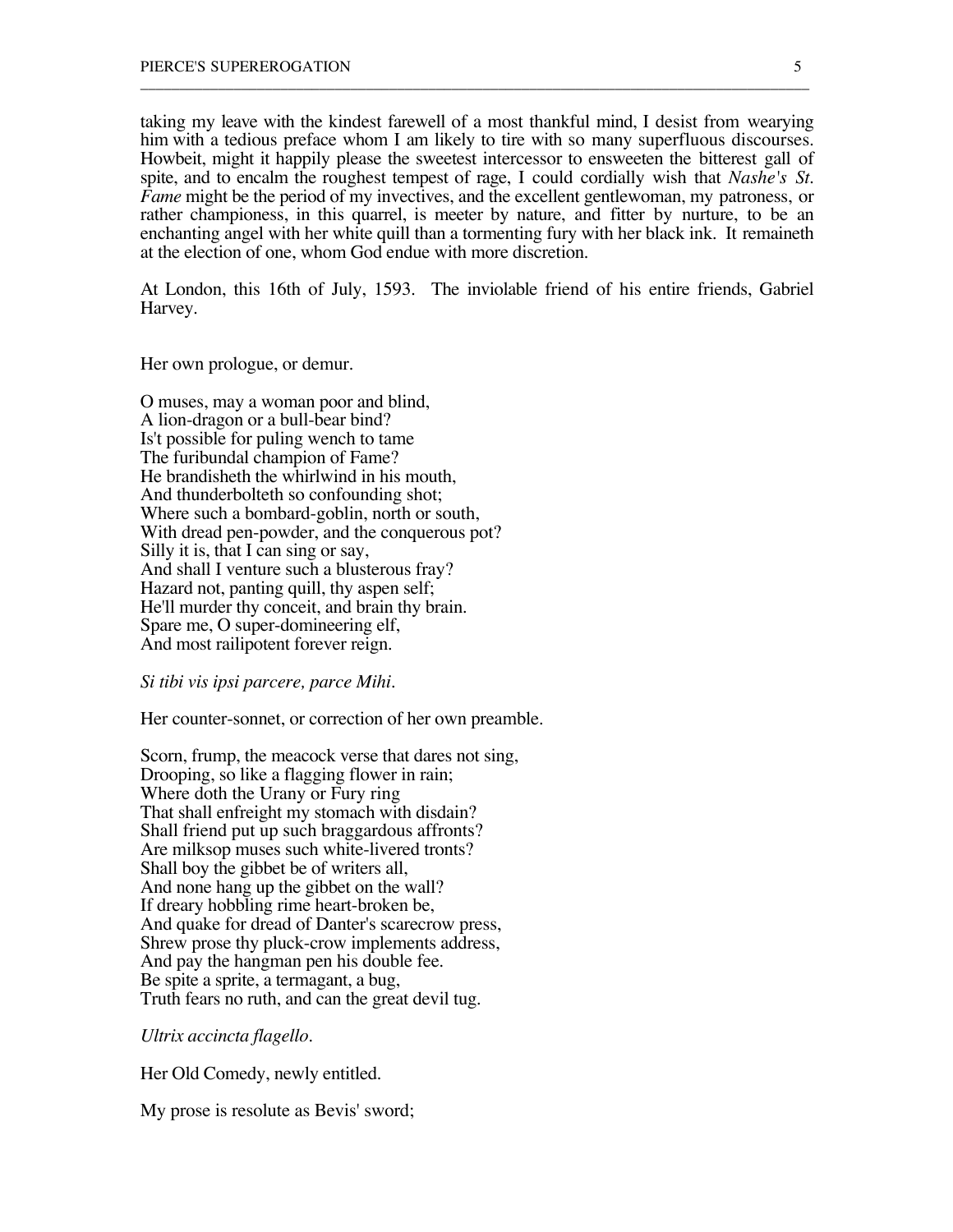taking my leave with the kindest farewell of a most thankful mind, I desist from wearying him with a tedious preface whom I am likely to tire with so many superfluous discourses. Howbeit, might it happily please the sweetest intercessor to ensweeten the bitterest gall of spite, and to encalm the roughest tempest of rage, I could cordially wish that *Nashe's St. Fame* might be the period of my invectives, and the excellent gentlewoman, my patroness, or rather championess, in this quarrel, is meeter by nature, and fitter by nurture, to be an enchanting angel with her white quill than a tormenting fury with her black ink. It remaineth at the election of one, whom God endue with more discretion.

At London, this 16th of July, 1593. The inviolable friend of his entire friends, Gabriel Harvey.

Her own prologue, or demur.

O muses, may a woman poor and blind,
A lion-dragon or a bull-bear bind?
Is't possible for puling wench to tame
The furibundal champion of Fame?
He brandisheth the whirlwind in his mouth,
And thunderbolteth so confounding shot;
Where such a bombard-goblin, north or south,
With dread pen-powder, and the conquerous pot?
Silly it is, that I can sing or say,
And shall I venture such a blusterous fray?
Hazard not, panting quill, thy aspen self;
He'll murder thy conceit, and brain thy brain.
Spare me, O super-domineering elf,
And most railipotent forever reign.

*Si tibi vis ipsi parcere, parce Mihi.*

Her counter-sonnet, or correction of her own preamble.

Scorn, frump, the meacock verse that dares not sing,
Drooping, so like a flagging flower in rain;
Where doth the Urany or Fury ring
That shall enfreight my stomach with disdain?
Shall friend put up such braggardous affronts?
Are milksop muses such white-livered tronts?
Shall boy the gibbet be of writers all,
And none hang up the gibbet on the wall?
If dreary hobbling rime heart-broken be,
And quake for dread of Danter's scarecrow press,
Shrew prose thy pluck-crow implements address,
And pay the hangman pen his double fee.
Be spite a sprite, a termagant, a bug,
Truth fears no ruth, and can the great devil tug.

*Ultrix accincta flagello.*

Her Old Comedy, newly entitled.

My prose is resolute as Bevis' sword;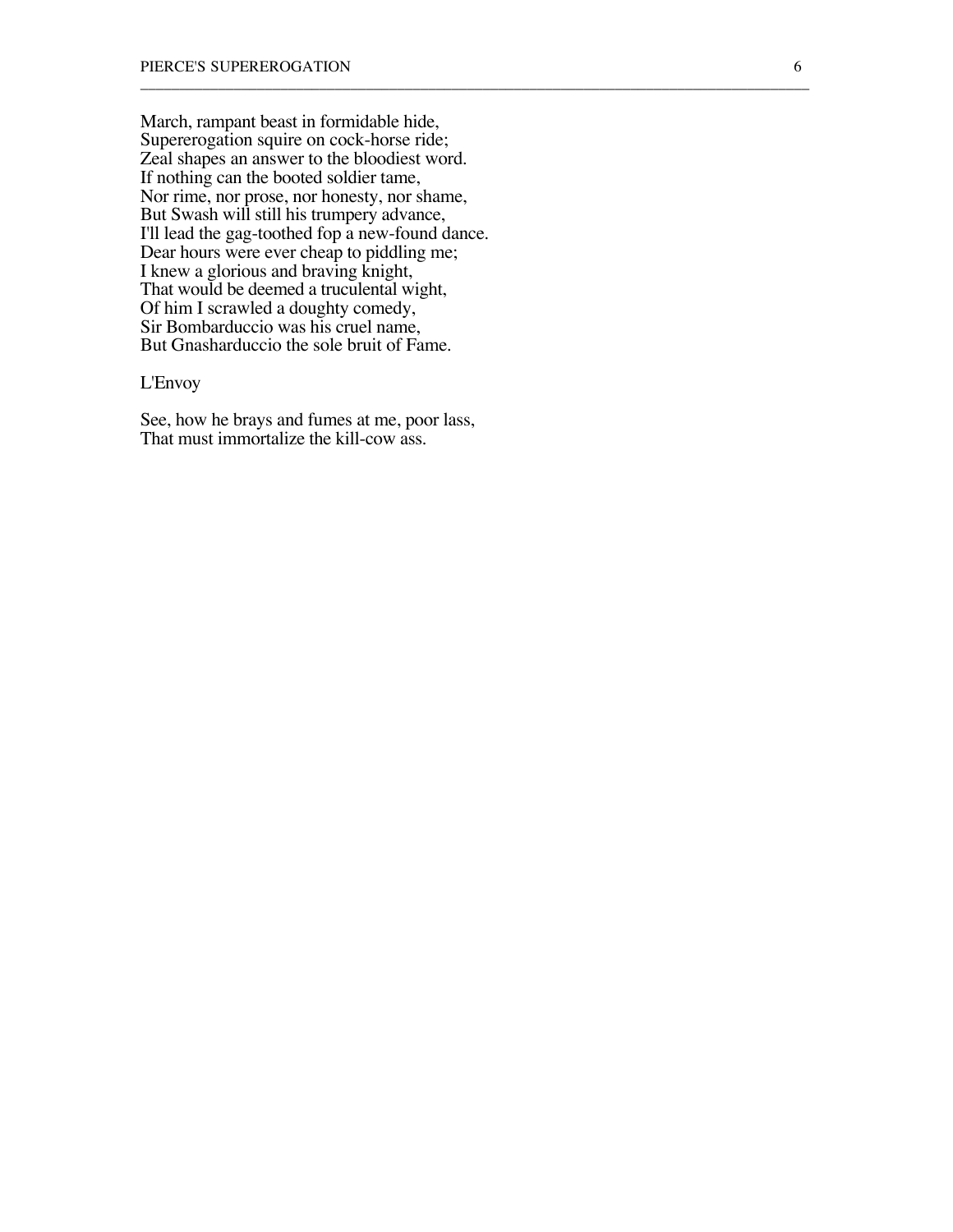March, rampant beast in formidable hide,
Supererogation squire on cock-horse ride;
Zeal shapes an answer to the bloodiest word.
If nothing can the booted soldier tame,
Nor rime, nor prose, nor honesty, nor shame,
But Swash will still his trumpery advance,
I'll lead the gag-toothed fop a new-found dance.
Dear hours were ever cheap to piddling me;
I knew a glorious and braving knight,
That would be deemed a truculental wight,
Of him I scrawled a doughty comedy,
Sir Bombarducció was his cruel name,
But Gnasharduccio the sole bruit of Fame.

L'Envoy

See, how he brays and fumes at me, poor lass,
That must immortalize the kill-cow ass.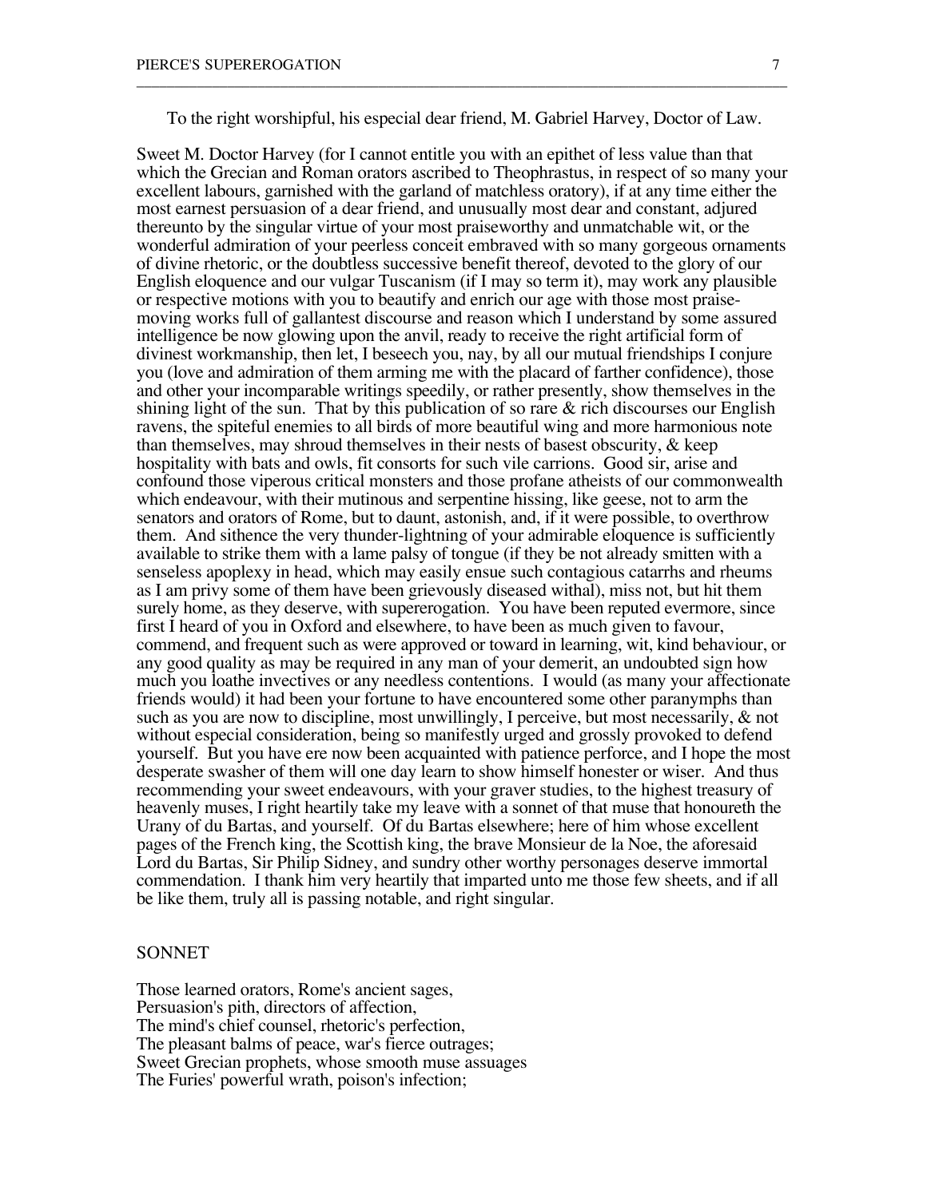To the right worshipful, his especial dear friend, M. Gabriel Harvey, Doctor of Law.

Sweet M. Doctor Harvey (for I cannot entitle you with an epithet of less value than that which the Grecian and Roman orators ascribed to Theophrastus, in respect of so many your excellent labours, garnished with the garland of matchless oratory), if at any time either the most earnest persuasion of a dear friend, and unusually most dear and constant, adjured thereunto by the singular virtue of your most praiseworthy and unmatchable wit, or the wonderful admiration of your peerless conceit embraved with so many gorgeous ornaments of divine rhetoric, or the doubtless successive benefit thereof, devoted to the glory of our English eloquence and our vulgar Tuscanism (if I may so term it), may work any plausible or respective motions with you to beautify and enrich our age with those most praise-moving works full of gallantest discourse and reason which I understand by some assured intelligence be now glowing upon the anvil, ready to receive the right artificial form of divinest workmanship, then let, I beseech you, nay, by all our mutual friendships I conjure you (love and admiration of them arming me with the placard of farther confidence), those and other your incomparable writings speedily, or rather presently, show themselves in the shining light of the sun. That by this publication of so rare & rich discourses our English ravens, the spiteful enemies to all birds of more beautiful wing and more harmonious note than themselves, may shroud themselves in their nests of basest obscurity, & keep hospitality with bats and owls, fit consorts for such vile carrions. Good sir, arise and confound those viperous critical monsters and those profane atheists of our commonwealth which endeavour, with their mutinous and serpentine hissing, like geese, not to arm the senators and orators of Rome, but to daunt, astonish, and, if it were possible, to overthrow them. And sithence the very thunder-lightning of your admirable eloquence is sufficiently available to strike them with a lame palsy of tongue (if they be not already smitten with a senseless apoplexy in head, which may easily ensue such contagious catarrhs and rheums as I am privy some of them have been grievously diseased withal), miss not, but hit them surely home, as they deserve, with supererogation. You have been reputed evermore, since first I heard of you in Oxford and elsewhere, to have been as much given to favour, commend, and frequent such as were approved or toward in learning, wit, kind behaviour, or any good quality as may be required in any man of your demerit, an undoubted sign how much you loathe invectives or any needless contentions. I would (as many your affectionate friends would) it had been your fortune to have encountered some other paranymphs than such as you are now to discipline, most unwillingly, I perceive, but most necessarily, & not without especial consideration, being so manifestly urged and grossly provoked to defend yourself. But you have ere now been acquainted with patience perforce, and I hope the most desperate swasher of them will one day learn to show himself honester or wiser. And thus recommending your sweet endeavours, with your graver studies, to the highest treasury of heavenly muses, I right heartily take my leave with a sonnet of that muse that honoureth the Urany of du Bartas, and yourself. Of du Bartas elsewhere; here of him whose excellent pages of the French king, the Scottish king, the brave Monsieur de la Noe, the aforesaid Lord du Bartas, Sir Philip Sidney, and sundry other worthy personages deserve immortal commendation. I thank him very heartily that imparted unto me those few sheets, and if all be like them, truly all is passing notable, and right singular.

SONNET

Those learned orators, Rome's ancient sages,  
Persuasion's pith, directors of affection,  
The mind's chief counsel, rhetoric's perfection,  
The pleasant balms of peace, war's fierce outrages;  
Sweet Grecian prophets, whose smooth muse assuages  
The Furies' powerful wrath, poison's infection;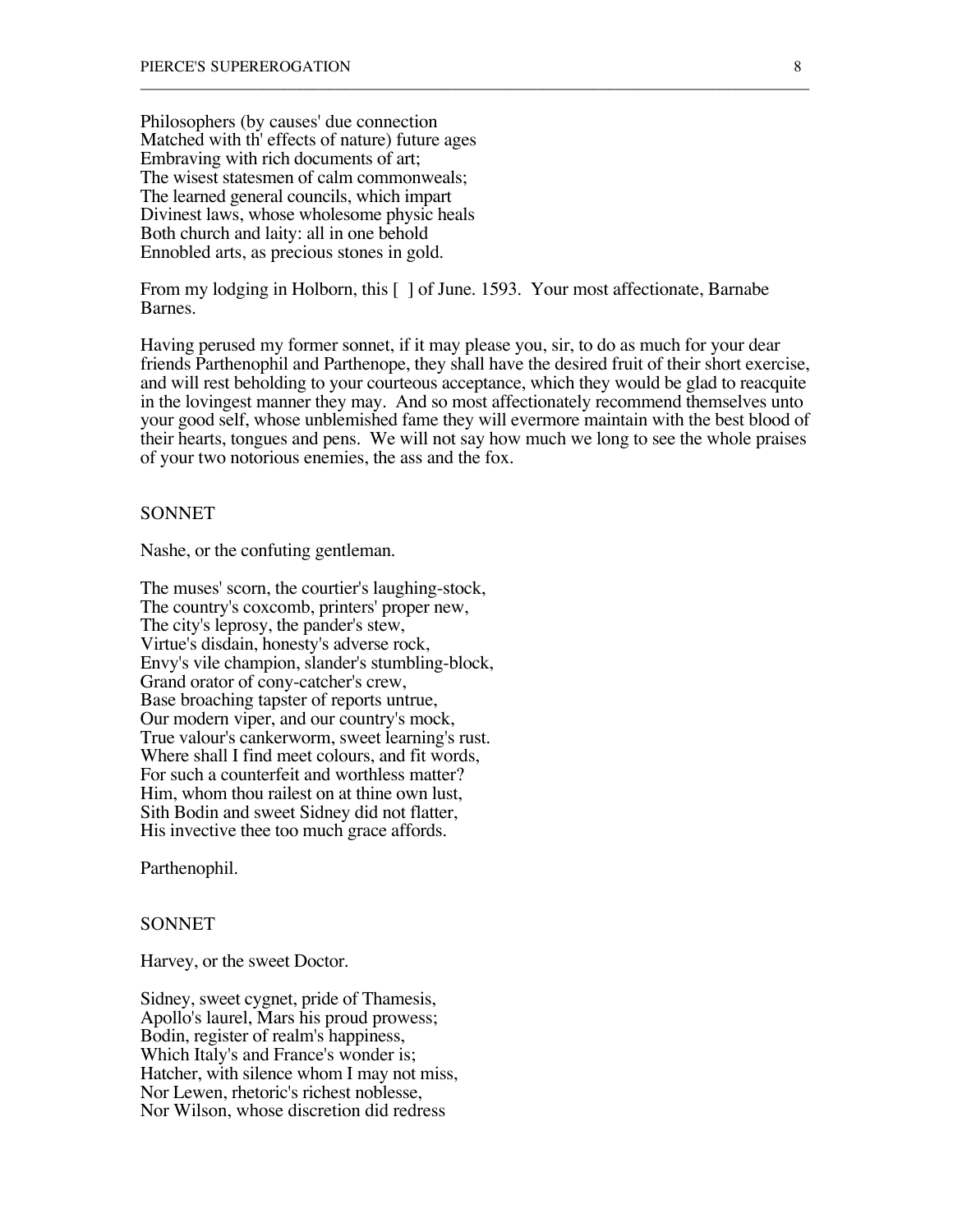Philosophers (by causes' due connection
Matched with th' effects of nature) future ages
Embraving with rich documents of art;
The wisest statesmen of calm commonweals;
The learned general councils, which impart
Divinest laws, whose wholesome physic heals
Both church and laity: all in one behold
Ennobled arts, as precious stones in gold.

From my lodging in Holborn, this [ ] of June. 1593. Your most affectionate, Barnabe Barnes.

Having perused my former sonnet, if it may please you, sir, to do as much for your dear friends Parthenophil and Parthenope, they shall have the desired fruit of their short exercise, and will rest beholding to your courteous acceptance, which they would be glad to reacquite in the lovingest manner they may. And so most affectionately recommend themselves unto your good self, whose unblemished fame they will evermore maintain with the best blood of their hearts, tongues and pens. We will not say how much we long to see the whole praises of your two notorious enemies, the ass and the fox.

## SONNET

Nashe, or the confuting gentleman.

The muses' scorn, the courtier's laughing-stock,
The country's coxcomb, printers' proper new,
The city's leprosy, the pander's stew,
Virtue's disdain, honesty's adverse rock,
Envy's vile champion, slander's stumbling-block,
Grand orator of cony-catcher's crew,
Base broaching tapster of reports untrue,
Our modern viper, and our country's mock,
True valour's cankerworm, sweet learning's rust.
Where shall I find meet colours, and fit words,
For such a counterfeit and worthless matter?
Him, whom thou railest on at thine own lust,
Sith Bodin and sweet Sidney did not flatter,
His invective thee too much grace affords.

Parthenophil.

## SONNET

Harvey, or the sweet Doctor.

Sidney, sweet cygnet, pride of Thamesis,
Apollo's laurel, Mars his proud prowess;
Bodin, register of realm's happiness,
Which Italy's and France's wonder is;
Hatcher, with silence whom I may not miss,
Nor Lewen, rhetoric's richest noblesse,
Nor Wilson, whose discretion did redress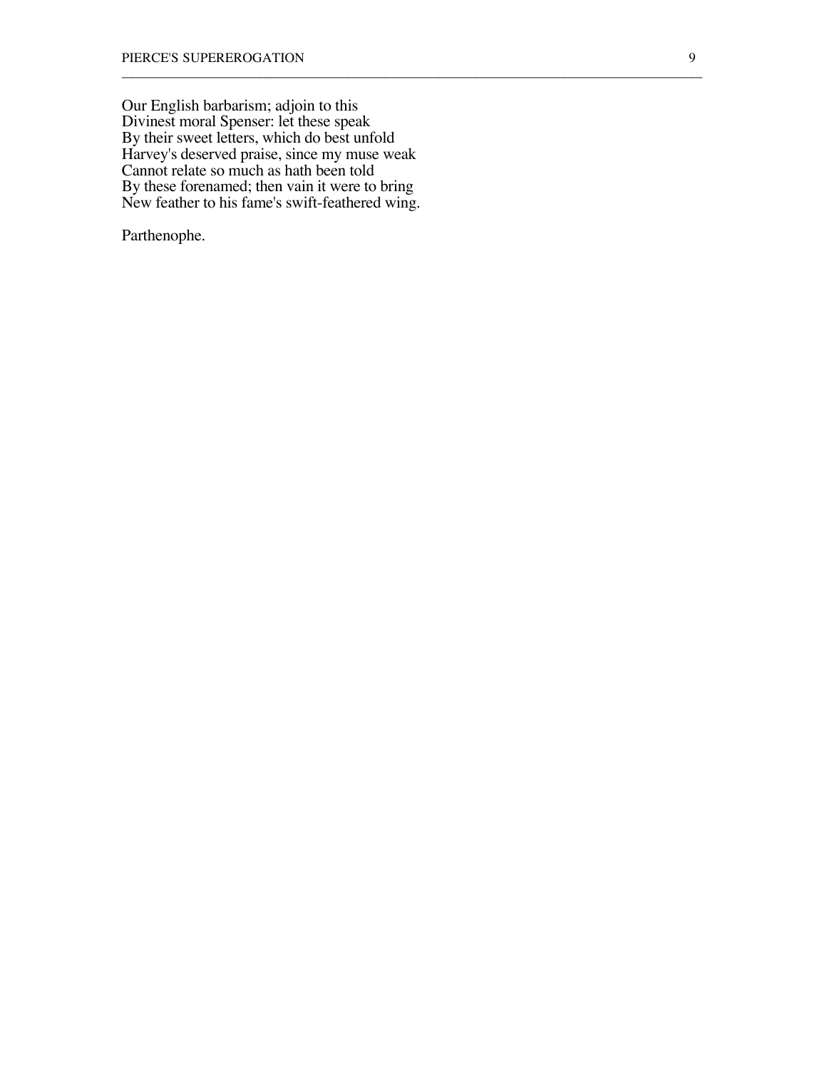Our English barbarism; adjoin to this
Divinest moral Spenser: let these speak
By their sweet letters, which do best unfold
Harvey's deserved praise, since my muse weak
Cannot relate so much as hath been told
By these forenamed; then vain it were to bring
New feather to his fame's swift-feathered wing.

Parthenophe.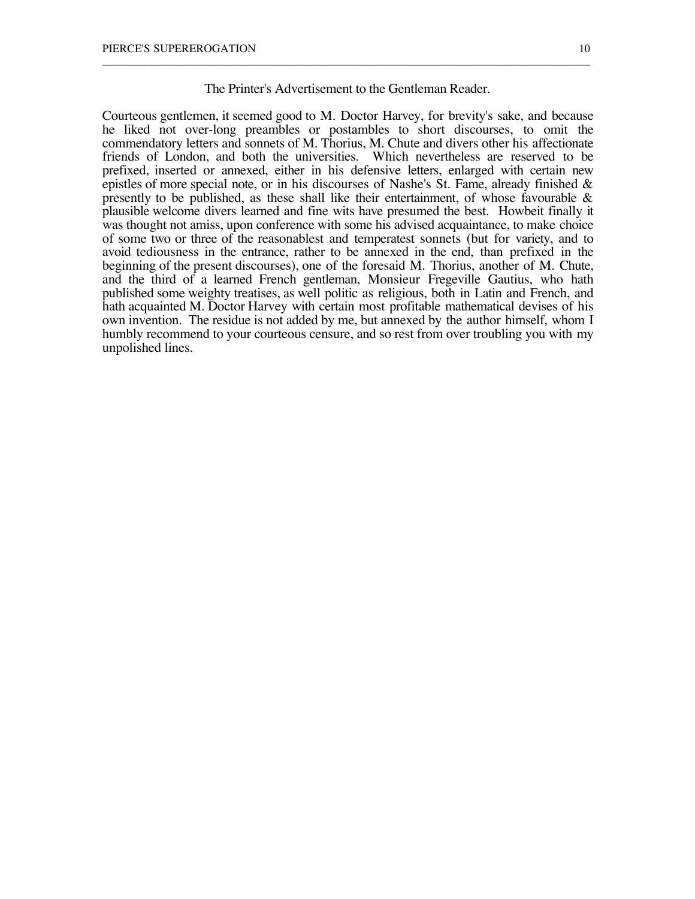## The Printer's Advertisement to the Gentleman Reader.

Courteous gentlemen, it seemed good to M. Doctor Harvey, for brevity's sake, and because he liked not over-long preambles or postambles to short discourses, to omit the commendatory letters and sonnets of M. Thorius, M. Chute and divers other his affectionate friends of London, and both the universities. Which nevertheless are reserved to be prefixed, inserted or annexed, either in his defensive letters, enlarged with certain new epistles of more special note, or in his discourses of Nashe's St. Fame, already finished & presently to be published, as these shall like their entertainment, of whose favourable & plausible welcome divers learned and fine wits have presumed the best. Howbeit finally it was thought not amiss, upon conference with some his advised acquaintance, to make choice of some two or three of the reasonablest and temperatest sonnets (but for variety, and to avoid tediousness in the entrance, rather to be annexed in the end, than prefixed in the beginning of the present discourses), one of the foresaid M. Thorius, another of M. Chute, and the third of a learned French gentleman, Monsieur Fregeville Gautius, who hath published some weighty treatises, as well politic as religious, both in Latin and French, and hath acquainted M. Doctor Harvey with certain most profitable mathematical devises of his own invention. The residue is not added by me, but annexed by the author himself, whom I humbly recommend to your courteous censure, and so rest from over troubling you with my unpolished lines.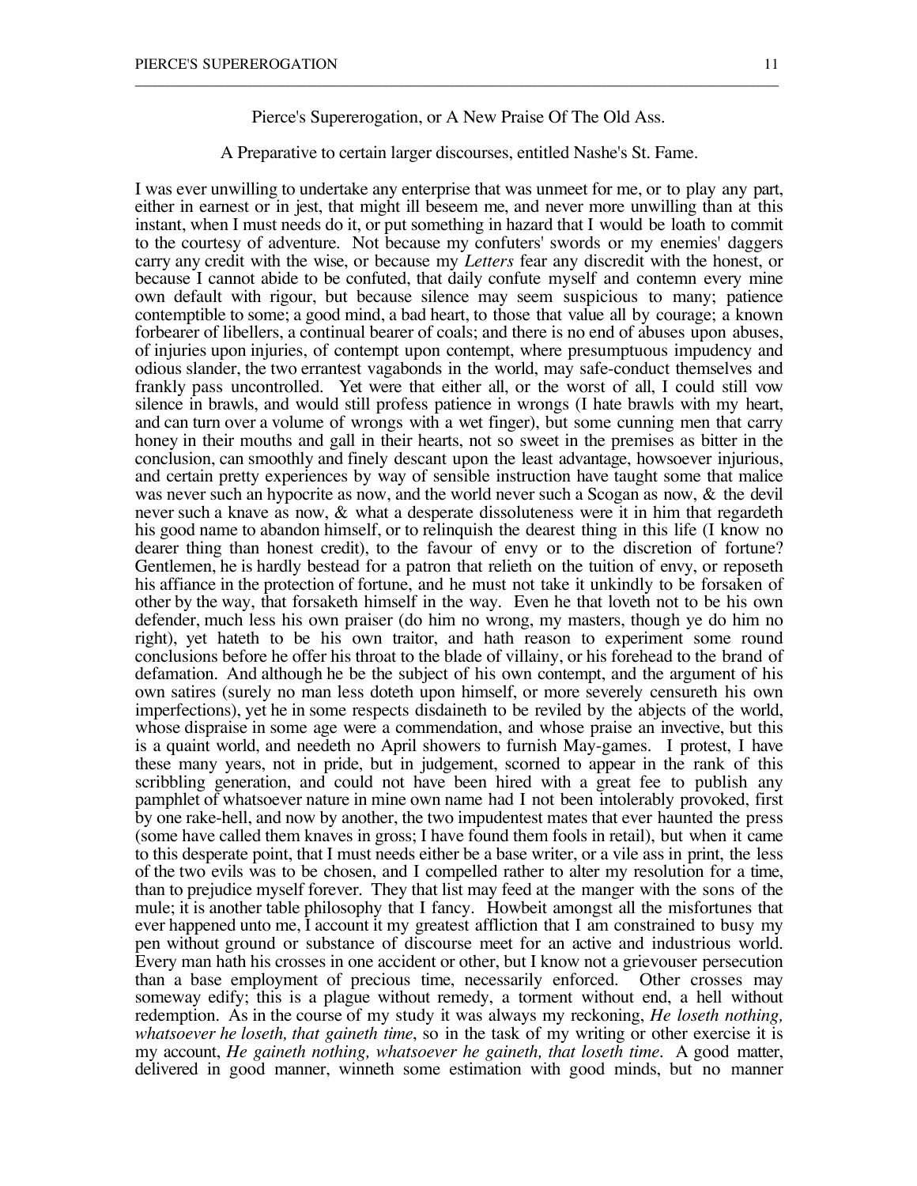Pierce's Supererogation, or A New Praise Of The Old Ass.

A Preparative to certain larger discourses, entitled Nashe's St. Fame.

I was ever unwilling to undertake any enterprise that was unmeet for me, or to play any part, either in earnest or in jest, that might ill beseem me, and never more unwilling than at this instant, when I must needs do it, or put something in hazard that I would be loath to commit to the courtesy of adventure. Not because my confuters' swords or my enemies' daggers carry any credit with the wise, or because my *Letters* fear any discredit with the honest, or because I cannot abide to be confuted, that daily confute myself and contemn every mine own default with rigour, but because silence may seem suspicious to many; patience contemptible to some; a good mind, a bad heart, to those that value all by courage; a known forbearer of libellers, a continual bearer of coals; and there is no end of abuses upon abuses, of injuries upon injuries, of contempt upon contempt, where presumptuous impudency and odious slander, the two errantest vagabonds in the world, may safe-conduct themselves and frankly pass uncontrolled. Yet were that either all, or the worst of all, I could still vow silence in brawls, and would still profess patience in wrongs (I hate brawls with my heart, and can turn over a volume of wrongs with a wet finger), but some cunning men that carry honey in their mouths and gall in their hearts, not so sweet in the premises as bitter in the conclusion, can smoothly and finely descant upon the least advantage, howsoever injurious, and certain pretty experiences by way of sensible instruction have taught some that malice was never such an hypocrite as now, and the world never such a Scogan as now, & the devil never such a knave as now, & what a desperate dissoluteness were it in him that regardeth his good name to abandon himself, or to relinquish the dearest thing in this life (I know no dearer thing than honest credit), to the favour of envy or to the discretion of fortune? Gentlemen, he is hardly bestead for a patron that relieth on the tuition of envy, or reposeth his affiance in the protection of fortune, and he must not take it unkindly to be forsaken of other by the way, that forsaketh himself in the way. Even he that loveth not to be his own defender, much less his own praiser (do him no wrong, my masters, though ye do him no right), yet hateth to be his own traitor, and hath reason to experiment some round conclusions before he offer his throat to the blade of villainy, or his forehead to the brand of defamation. And although he be the subject of his own contempt, and the argument of his own satires (surely no man less doteth upon himself, or more severely censureth his own imperfections), yet he in some respects disdaineth to be reviled by the abjects of the world, whose dispraise in some age were a commendation, and whose praise an invective, but this is a quaint world, and needeth no April showers to furnish May-games. I protest, I have these many years, not in pride, but in judgement, scorned to appear in the rank of this scribbling generation, and could not have been hired with a great fee to publish any pamphlet of whatsoever nature in mine own name had I not been intolerably provoked, first by one rake-hell, and now by another, the two impudentest mates that ever haunted the press (some have called them knaves in gross; I have found them fools in retail), but when it came to this desperate point, that I must needs either be a base writer, or a vile ass in print, the less of the two evils was to be chosen, and I compelled rather to alter my resolution for a time, than to prejudice myself forever. They that list may feed at the manger with the sons of the mule; it is another table philosophy that I fancy. Howbeit amongst all the misfortunes that ever happened unto me, I account it my greatest affliction that I am constrained to busy my pen without ground or substance of discourse meet for an active and industrious world. Every man hath his crosses in one accident or other, but I know not a grievouser persecution than a base employment of precious time, necessarily enforced. Other crosses may someway edify; this is a plague without remedy, a torment without end, a hell without redemption. As in the course of my study it was always my reckoning, *He loseth nothing, whatsoever he loseth, that gaineth time*, so in the task of my writing or other exercise it is my account, *He gaineth nothing, whatsoever he gaineth, that loseth time*. A good matter, delivered in good manner, winneth some estimation with good minds, but no manner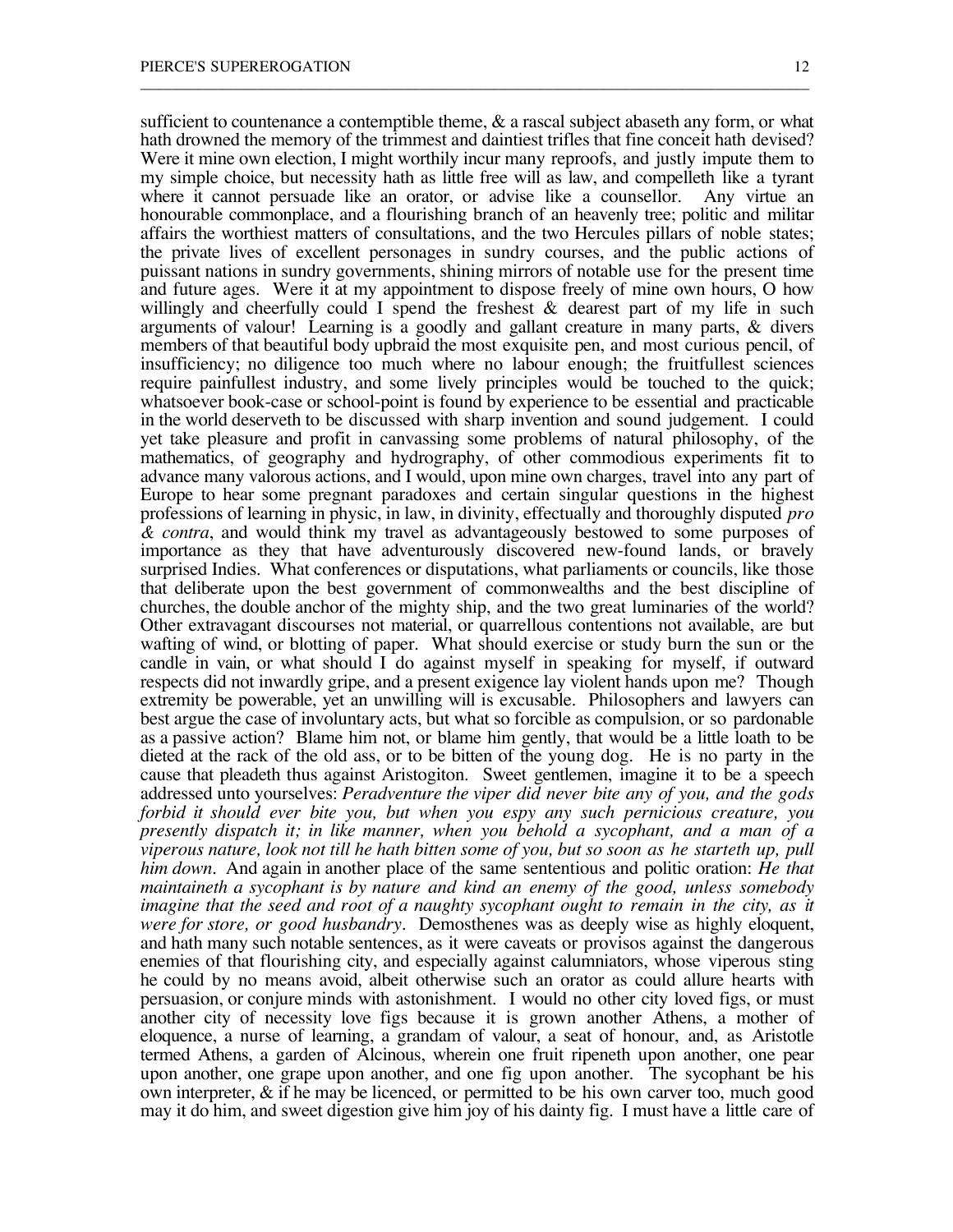sufficient to countenance a contemptible theme, & a rascal subject abaseth any form, or what hath drowned the memory of the trimmest and daintiest trifles that fine conceit hath devised? Were it mine own election, I might worthily incur many reproofs, and justly impute them to my simple choice, but necessity hath as little free will as law, and compelleth like a tyrant where it cannot persuade like an orator, or advise like a counsellor. Any virtue an honourable commonplace, and a flourishing branch of an heavenly tree; politic and militar affairs the worthiest matters of consultations, and the two Hercules pillars of noble states; the private lives of excellent personages in sundry courses, and the public actions of puissant nations in sundry governments, shining mirrors of notable use for the present time and future ages. Were it at my appointment to dispose freely of mine own hours, O how willingly and cheerfully could I spend the freshest & dearest part of my life in such arguments of valour! Learning is a goodly and gallant creature in many parts, & divers members of that beautiful body upbraid the most exquisite pen, and most curious pencil, of insufficiency; no diligence too much where no labour enough; the fruitfullest sciences require painfullest industry, and some lively principles would be touched to the quick; whatsoever book-case or school-point is found by experience to be essential and practicable in the world deserveth to be discussed with sharp invention and sound judgement. I could yet take pleasure and profit in canvassing some problems of natural philosophy, of the mathematics, of geography and hydrography, of other commodious experiments fit to advance many valorous actions, and I would, upon mine own charges, travel into any part of Europe to hear some pregnant paradoxes and certain singular questions in the highest professions of learning in physic, in law, in divinity, effectually and thoroughly disputed *pro & contra*, and would think my travel as advantageously bestowed to some purposes of importance as they that have adventurously discovered new-found lands, or bravely surprised Indies. What conferences or disputations, what parliaments or councils, like those that deliberate upon the best government of commonwealths and the best discipline of churches, the double anchor of the mighty ship, and the two great luminaries of the world? Other extravagant discourses not material, or quarrellous contentions not available, are but wafting of wind, or blotting of paper. What should exercise or study burn the sun or the candle in vain, or what should I do against myself in speaking for myself, if outward respects did not inwardly gripe, and a present exigence lay violent hands upon me? Though extremity be powerable, yet an unwilling will is excusable. Philosophers and lawyers can best argue the case of involuntary acts, but what so forcible as compulsion, or so pardonable as a passive action? Blame him not, or blame him gently, that would be a little loath to be dieted at the rack of the old ass, or to be bitten of the young dog. He is no party in the cause that pleadeth thus against Aristogiton. Sweet gentlemen, imagine it to be a speech addressed unto yourselves: *Peradventure the viper did never bite any of you, and the gods forbid it should ever bite you, but when you espy any such pernicious creature, you presently dispatch it; in like manner, when you behold a sycophant, and a man of a viperous nature, look not till he hath bitten some of you, but so soon as he starteth up, pull him down*. And again in another place of the same sententious and politic oration: *He that maintaineth a sycophant is by nature and kind an enemy of the good, unless somebody imagine that the seed and root of a naughty sycophant ought to remain in the city, as it were for store, or good husbandry*. Demosthenes was as deeply wise as highly eloquent, and hath many such notable sentences, as it were caveats or provisos against the dangerous enemies of that flourishing city, and especially against calumniators, whose viperous sting he could by no means avoid, albeit otherwise such an orator as could allure hearts with persuasion, or conjure minds with astonishment. I would no other city loved figs, or must another city of necessity love figs because it is grown another Athens, a mother of eloquence, a nurse of learning, a grandam of valour, a seat of honour, and, as Aristotle termed Athens, a garden of Alcinous, wherein one fruit ripeneth upon another, one pear upon another, one grape upon another, and one fig upon another. The sycophant be his own interpreter, & if he may be licenced, or permitted to be his own carver too, much good may it do him, and sweet digestion give him joy of his dainty fig. I must have a little care of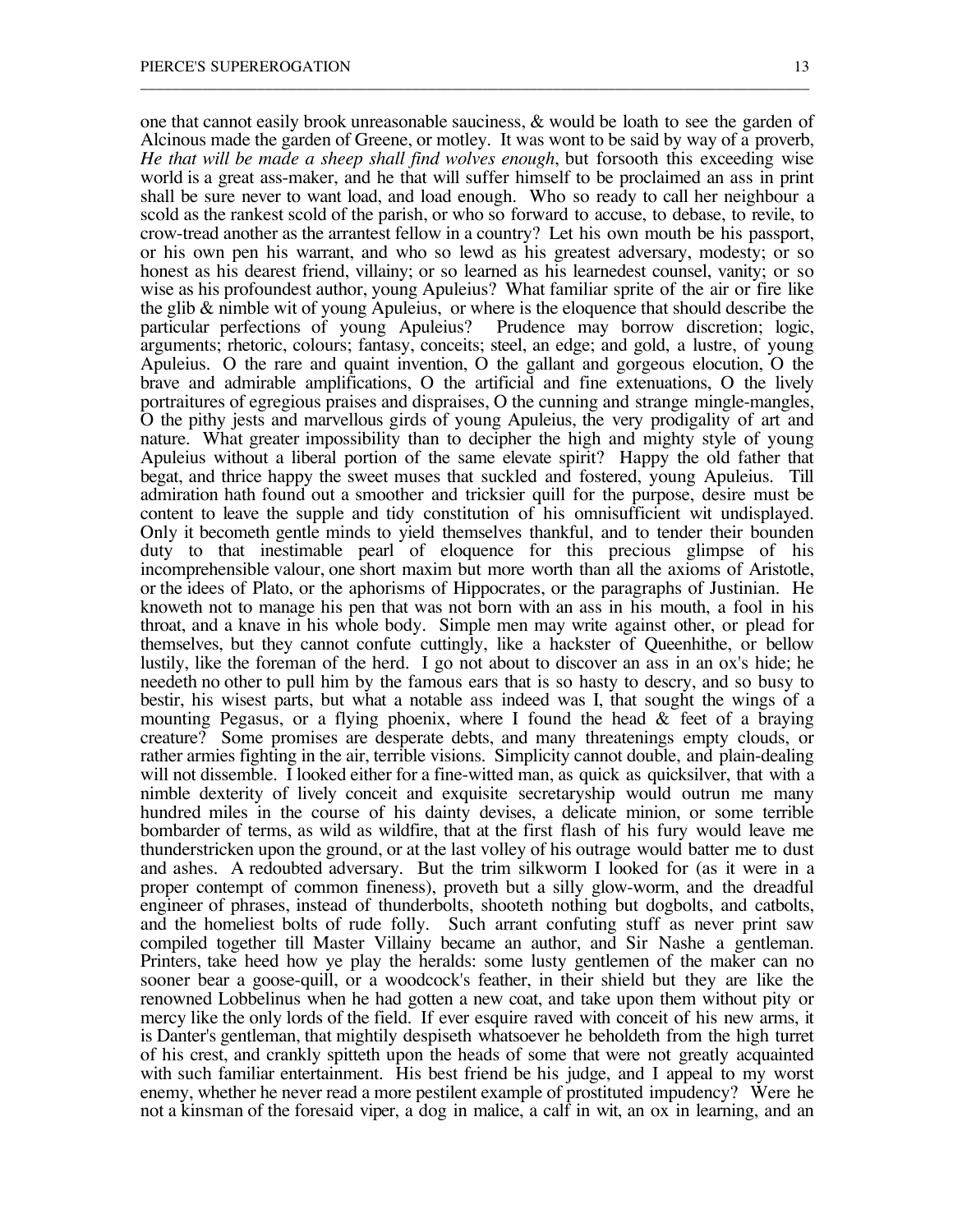one that cannot easily brook unreasonable sauciness, & would be loath to see the garden of Alcinous made the garden of Greene, or motley. It was wont to be said by way of a proverb, *He that will be made a sheep shall find wolves enough*, but forsooth this exceeding wise world is a great ass-maker, and he that will suffer himself to be proclaimed an ass in print shall be sure never to want load, and load enough. Who so ready to call her neighbour a scold as the rankest scold of the parish, or who so forward to accuse, to debase, to revile, to crow-tread another as the arrantest fellow in a country? Let his own mouth be his passport, or his own pen his warrant, and who so lewd as his greatest adversary, modesty; or so honest as his dearest friend, villainy; or so learned as his learnedest counsel, vanity; or so wise as his profoundest author, young Apuleius? What familiar sprite of the air or fire like the glib & nimble wit of young Apuleius, or where is the eloquence that should describe the particular perfections of young Apuleius? Prudence may borrow discretion; logic, arguments; rhetoric, colours; fantasy, conceits; steel, an edge; and gold, a lustre, of young Apuleius. O the rare and quaint invention, O the gallant and gorgeous elocution, O the brave and admirable amplifications, O the artificial and fine extenuations, O the lively portraitures of egregious praises and dispraises, O the cunning and strange mingle-mangles, O the pithy jests and marvellous girds of young Apuleius, the very prodigality of art and nature. What greater impossibility than to decipher the high and mighty style of young Apuleius without a liberal portion of the same elevate spirit? Happy the old father that begat, and thrice happy the sweet muses that suckled and fostered, young Apuleius. Till admiration hath found out a smoother and tricksier quill for the purpose, desire must be content to leave the supple and tidy constitution of his omnisufficient wit undisplayed. Only it becometh gentle minds to yield themselves thankful, and to tender their bounden duty to that inestimable pearl of eloquence for this precious glimpse of his incomprehensible valour, one short maxim but more worth than all the axioms of Aristotle, or the idees of Plato, or the aphorisms of Hippocrates, or the paragraphs of Justinian. He knoweth not to manage his pen that was not born with an ass in his mouth, a fool in his throat, and a knave in his whole body. Simple men may write against other, or plead for themselves, but they cannot confute cuttingly, like a hackster of Queenhithe, or bellow lustily, like the foreman of the herd. I go not about to discover an ass in an ox's hide; he needeth no other to pull him by the famous ears that is so hasty to descry, and so busy to bestir, his wisest parts, but what a notable ass indeed was I, that sought the wings of a mounting Pegasus, or a flying phoenix, where I found the head & feet of a braying creature? Some promises are desperate debts, and many threatenings empty clouds, or rather armies fighting in the air, terrible visions. Simplicity cannot double, and plain-dealing will not dissemble. I looked either for a fine-witted man, as quick as quicksilver, that with a nimble dexterity of lively conceit and exquisite secretaryship would outrun me many hundred miles in the course of his dainty devises, a delicate minion, or some terrible bombarder of terms, as wild as wildfire, that at the first flash of his fury would leave me thunderstricken upon the ground, or at the last volley of his outrage would batter me to dust and ashes. A redoubted adversary. But the trim silkworm I looked for (as it were in a proper contempt of common fineness), proveth but a silly glow-worm, and the dreadful engineer of phrases, instead of thunderbolts, shooteth nothing but dogbolts, and catbolts, and the homeliest bolts of rude folly. Such arrant confuting stuff as never print saw compiled together till Master Villainy became an author, and Sir Nashe a gentleman. Printers, take heed how ye play the heralds: some lusty gentlemen of the maker can no sooner bear a goose-quill, or a woodcock's feather, in their shield but they are like the renowned Lobbelinus when he had gotten a new coat, and take upon them without pity or mercy like the only lords of the field. If ever esquire raved with conceit of his new arms, it is Danter's gentleman, that mightily despiseth whatsoever he beholdeth from the high turret of his crest, and crankly spitteth upon the heads of some that were not greatly acquainted with such familiar entertainment. His best friend be his judge, and I appeal to my worst enemy, whether he never read a more pestilent example of prostituted impudency? Were he not a kinsman of the foresaid viper, a dog in malice, a calf in wit, an ox in learning, and an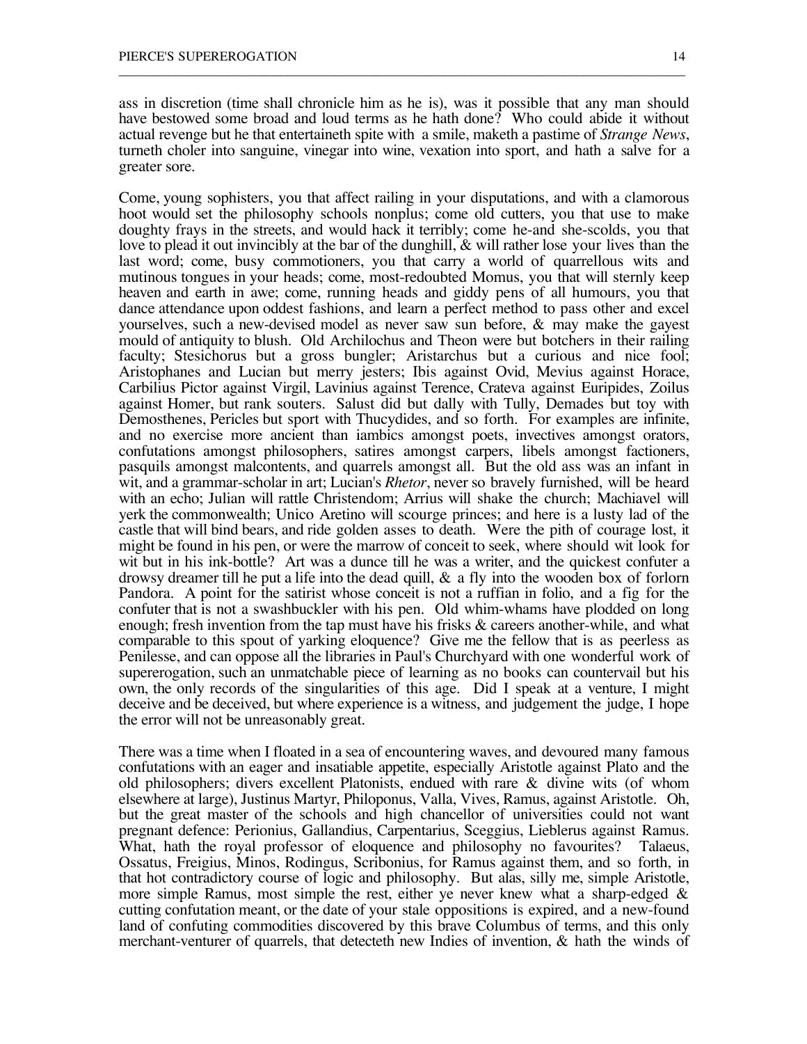ass in discretion (time shall chronicle him as he is), was it possible that any man should have bestowed some broad and loud terms as he hath done? Who could abide it without actual revenge but he that entertaineth spite with a smile, maketh a pastime of *Strange News*, turneth choler into sanguine, vinegar into wine, vexation into sport, and hath a salve for a greater sore.

Come, young sophisters, you that affect railing in your disputations, and with a clamorous hoot would set the philosophy schools nonplus; come old cutters, you that use to make doughty frays in the streets, and would hack it terribly; come he-and she-scolds, you that love to plead it out invincibly at the bar of the dunghill, & will rather lose your lives than the last word; come, busy commotioners, you that carry a world of quarrellous wits and mutinous tongues in your heads; come, most-redoubted Momus, you that will sternly keep heaven and earth in awe; come, running heads and giddy pens of all humours, you that dance attendance upon oddest fashions, and learn a perfect method to pass other and excel yourselves, such a new-devised model as never saw sun before, & may make the gayest mould of antiquity to blush. Old Archilochus and Theon were but botchers in their railing faculty; Stesichorus but a gross bungler; Aristarchus but a curious and nice fool; Aristophanes and Lucian but merry jesters; Ibis against Ovid, Mevius against Horace, Carbilius Pictor against Virgil, Lavinius against Terence, Crateva against Euripides, Zoilus against Homer, but rank souters. Salust did but dally with Tully, Demades but toy with Demosthenes, Pericles but sport with Thucydides, and so forth. For examples are infinite, and no exercise more ancient than iambics amongst poets, invectives amongst orators, confutations amongst philosophers, satires amongst carpers, libels amongst factioners, pasquils amongst malcontents, and quarrels amongst all. But the old ass was an infant in wit, and a grammar-scholar in art; Lucian's *Rhetor*, never so bravely furnished, will be heard with an echo; Julian will rattle Christendom; Arrius will shake the church; Machiavel will yerk the commonwealth; Unico Aretino will scourge princes; and here is a lusty lad of the castle that will bind bears, and ride golden asses to death. Were the pith of courage lost, it might be found in his pen, or were the marrow of conceit to seek, where should wit look for wit but in his ink-bottle? Art was a dunce till he was a writer, and the quickest confuter a drowsy dreamer till he put a life into the dead quill, & a fly into the wooden box of forlorn Pandora. A point for the satirist whose conceit is not a ruffian in folio, and a fig for the confuter that is not a swashbuckler with his pen. Old whim-whams have plodded on long enough; fresh invention from the tap must have his frisks & careers another-while, and what comparable to this spout of yarking eloquence? Give me the fellow that is as peerless as Penilesse, and can oppose all the libraries in Paul's Churchyard with one wonderful work of supererogation, such an unmatchable piece of learning as no books can countervail but his own, the only records of the singularities of this age. Did I speak at a venture, I might deceive and be deceived, but where experience is a witness, and judgement the judge, I hope the error will not be unreasonably great.

There was a time when I floated in a sea of encountering waves, and devoured many famous confutations with an eager and insatiable appetite, especially Aristotle against Plato and the old philosophers; divers excellent Platonists, endued with rare & divine wits (of whom elsewhere at large), Justinus Martyr, Philoponus, Valla, Vives, Ramus, against Aristotle. Oh, but the great master of the schools and high chancellor of universities could not want pregnant defence: Perionius, Gallandius, Carpentarius, Sceggius, Lieblerus against Ramus. What, hath the royal professor of eloquence and philosophy no favourites? Talaeus, Ossatus, Freigius, Minos, Rodingus, Scribonius, for Ramus against them, and so forth, in that hot contradictory course of logic and philosophy. But alas, silly me, simple Aristotle, more simple Ramus, most simple the rest, either ye never knew what a sharp-edged & cutting confutation meant, or the date of your stale oppositions is expired, and a new-found land of confuting commodities discovered by this brave Columbus of terms, and this only merchant-venturer of quarrels, that detecteth new Indies of invention, & hath the winds of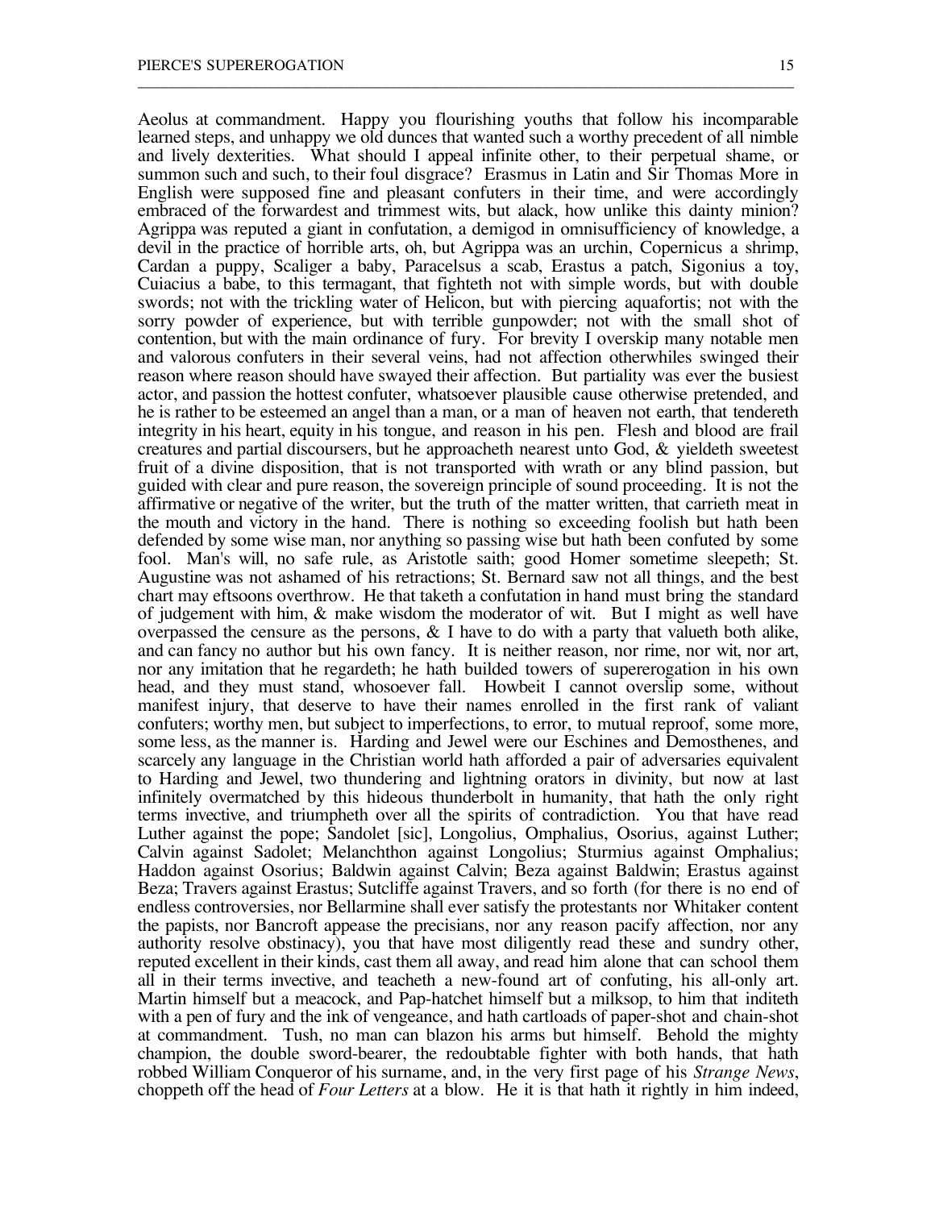Aeolus at commandment. Happy you flourishing youths that follow his incomparable learned steps, and unhappy we old dunces that wanted such a worthy precedent of all nimble and lively dexterities. What should I appeal infinite other, to their perpetual shame, or summon such and such, to their foul disgrace? Erasmus in Latin and Sir Thomas More in English were supposed fine and pleasant confuters in their time, and were accordingly embraced of the forwardest and trimmest wits, but alack, how unlike this dainty minion? Agrippa was reputed a giant in confutation, a demigod in omnisufficiency of knowledge, a devil in the practice of horrible arts, oh, but Agrippa was an urchin, Copernicus a shrimp, Cardan a puppy, Scaliger a baby, Paracelsus a scab, Erastus a patch, Sigonius a toy, Cuiacius a babe, to this termagant, that fighteth not with simple words, but with double swords; not with the trickling water of Helicon, but with piercing aquafortis; not with the sorry powder of experience, but with terrible gunpowder; not with the small shot of contention, but with the main ordinance of fury. For brevity I overskip many notable men and valorous confuters in their several veins, had not affection otherwhiles swinged their reason where reason should have swayed their affection. But partiality was ever the busiest actor, and passion the hottest confuter, whatsoever plausible cause otherwise pretended, and he is rather to be esteemed an angel than a man, or a man of heaven not earth, that tendereth integrity in his heart, equity in his tongue, and reason in his pen. Flesh and blood are frail creatures and partial discoursers, but he approacheth nearest unto God, & yieldeth sweetest fruit of a divine disposition, that is not transported with wrath or any blind passion, but guided with clear and pure reason, the sovereign principle of sound proceeding. It is not the affirmative or negative of the writer, but the truth of the matter written, that carrieth meat in the mouth and victory in the hand. There is nothing so exceeding foolish but hath been defended by some wise man, nor anything so passing wise but hath been confuted by some fool. Man's will, no safe rule, as Aristotle saith; good Homer sometime sleepeth; St. Augustine was not ashamed of his retractions; St. Bernard saw not all things, and the best chart may eftsoons overthrow. He that taketh a confutation in hand must bring the standard of judgement with him, & make wisdom the moderator of wit. But I might as well have overpassed the censure as the persons, & I have to do with a party that valueth both alike, and can fancy no author but his own fancy. It is neither reason, nor rime, nor wit, nor art, nor any imitation that he regardeth; he hath builded towers of supererogation in his own head, and they must stand, whosoever fall. Howbeit I cannot overslip some, without manifest injury, that deserve to have their names enrolled in the first rank of valiant confuters; worthy men, but subject to imperfections, to error, to mutual reproof, some more, some less, as the manner is. Harding and Jewel were our Eschines and Demosthenes, and scarcely any language in the Christian world hath afforded a pair of adversaries equivalent to Harding and Jewel, two thundering and lightning orators in divinity, but now at last infinitely overmatched by this hideous thunderbolt in humanity, that hath the only right terms invective, and triumpheth over all the spirits of contradiction. You that have read Luther against the pope; Sandolet [sic], Longolius, Omphalius, Osorius, against Luther; Calvin against Sadolet; Melanchthon against Longolius; Sturmius against Omphalius; Haddon against Osorius; Baldwin against Calvin; Beza against Baldwin; Erastus against Beza; Travers against Erastus; Sutcliffe against Travers, and so forth (for there is no end of endless controversies, nor Bellarmine shall ever satisfy the protestants nor Whitaker content the papists, nor Bancroft appease the precisians, nor any reason pacify affection, nor any authority resolve obstinacy), you that have most diligently read these and sundry other, reputed excellent in their kinds, cast them all away, and read him alone that can school them all in their terms invective, and teacheth a new-found art of confuting, his all-only art. Martin himself but a meacock, and Pap-hatchet himself but a milksop, to him that inditeth with a pen of fury and the ink of vengeance, and hath cartloads of paper-shot and chain-shot at commandment. Tush, no man can blazon his arms but himself. Behold the mighty champion, the double sword-bearer, the redoubtable fighter with both hands, that hath robbed William Conqueror of his surname, and, in the very first page of his *Strange News*, choppeth off the head of *Four Letters* at a blow. He it is that hath it rightly in him indeed,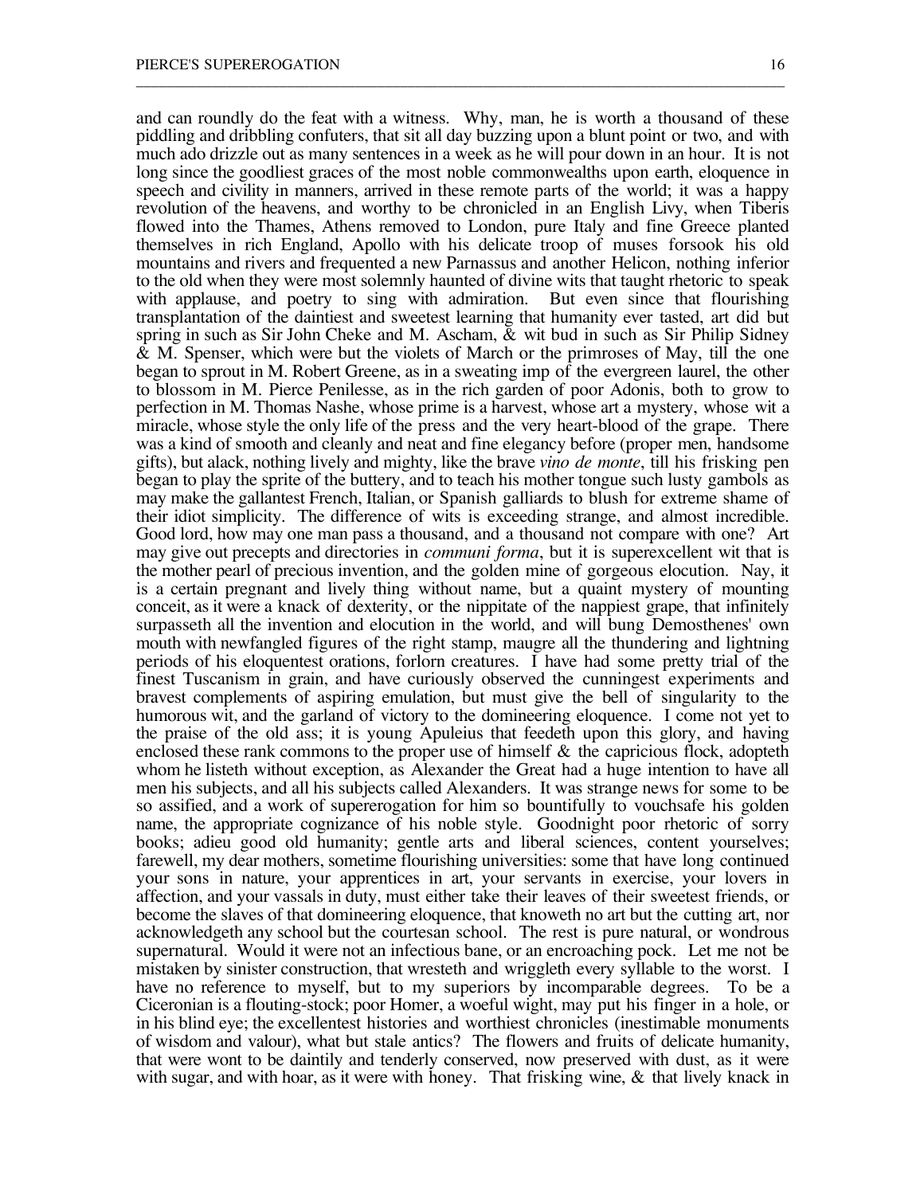and can roundly do the feat with a witness. Why, man, he is worth a thousand of these piddling and dribbling confuters, that sit all day buzzing upon a blunt point or two, and with much ado drizzle out as many sentences in a week as he will pour down in an hour. It is not long since the goodliest graces of the most noble commonwealths upon earth, eloquence in speech and civility in manners, arrived in these remote parts of the world; it was a happy revolution of the heavens, and worthy to be chronicled in an English Livy, when Tiberis flowed into the Thames, Athens removed to London, pure Italy and fine Greece planted themselves in rich England, Apollo with his delicate troop of muses forsook his old mountains and rivers and frequented a new Parnassus and another Helicon, nothing inferior to the old when they were most solemnly haunted of divine wits that taught rhetoric to speak with applause, and poetry to sing with admiration. But even since that flourishing transplantation of the daintiest and sweetest learning that humanity ever tasted, art did but spring in such as Sir John Cheke and M. Ascham, & wit bud in such as Sir Philip Sidney & M. Spenser, which were but the violets of March or the primroses of May, till the one began to sprout in M. Robert Greene, as in a sweating imp of the evergreen laurel, the other to blossom in M. Pierce Penilesse, as in the rich garden of poor Adonis, both to grow to perfection in M. Thomas Nashe, whose prime is a harvest, whose art a mystery, whose wit a miracle, whose style the only life of the press and the very heart-blood of the grape. There was a kind of smooth and cleanly and neat and fine elegancy before (proper men, handsome gifts), but alack, nothing lively and mighty, like the brave *vino de monte*, till his frisking pen began to play the sprite of the buttery, and to teach his mother tongue such lusty gambols as may make the gallantest French, Italian, or Spanish galliards to blush for extreme shame of their idiot simplicity. The difference of wits is exceeding strange, and almost incredible. Good lord, how may one man pass a thousand, and a thousand not compare with one? Art may give out precepts and directories in *communi forma*, but it is superexcellent wit that is the mother pearl of precious invention, and the golden mine of gorgeous elocution. Nay, it is a certain pregnant and lively thing without name, but a quaint mystery of mounting conceit, as it were a knack of dexterity, or the nippitate of the nappiest grape, that infinitely surpasseth all the invention and elocution in the world, and will bung Demosthenes' own mouth with newfangled figures of the right stamp, maugre all the thundering and lightning periods of his eloquentest orations, forlorn creatures. I have had some pretty trial of the finest Tuscanism in grain, and have curiously observed the cunningest experiments and bravest complements of aspiring emulation, but must give the bell of singularity to the humorous wit, and the garland of victory to the domineering eloquence. I come not yet to the praise of the old ass; it is young Apuleius that feedeth upon this glory, and having enclosed these rank commons to the proper use of himself & the capricious flock, adopteth whom he listeth without exception, as Alexander the Great had a huge intention to have all men his subjects, and all his subjects called Alexanders. It was strange news for some to be so assified, and a work of supererogation for him so bountifully to vouchsafe his golden name, the appropriate cognizance of his noble style. Goodnight poor rhetoric of sorry books; adieu good old humanity; gentle arts and liberal sciences, content yourselves; farewell, my dear mothers, sometime flourishing universities: some that have long continued your sons in nature, your apprentices in art, your servants in exercise, your lovers in affection, and your vassals in duty, must either take their leaves of their sweetest friends, or become the slaves of that domineering eloquence, that knoweth no art but the cutting art, nor acknowledgeth any school but the courtesan school. The rest is pure natural, or wondrous supernatural. Would it were not an infectious bane, or an encroaching pock. Let me not be mistaken by sinister construction, that wresteth and wriggleth every syllable to the worst. I have no reference to myself, but to my superiors by incomparable degrees. To be a Ciceronian is a flouting-stock; poor Homer, a woeful wight, may put his finger in a hole, or in his blind eye; the excellentest histories and worthiest chronicles (inestimable monuments of wisdom and valour), what but stale antics? The flowers and fruits of delicate humanity, that were wont to be daintily and tenderly conserved, now preserved with dust, as it were with sugar, and with hoar, as it were with honey. That frisking wine, & that lively knack in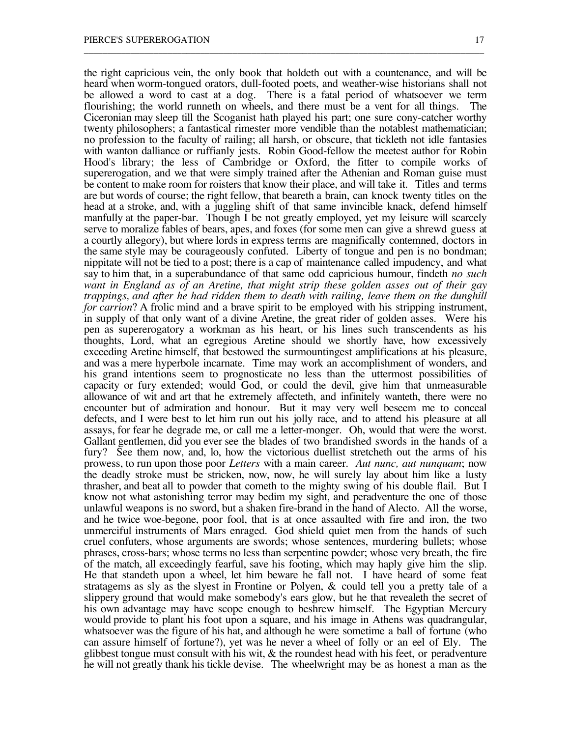the right capricious vein, the only book that holdeth out with a countenance, and will be heard when worm-tongued orators, dull-footed poets, and weather-wise historians shall not be allowed a word to cast at a dog. There is a fatal period of whatsoever we term flourishing; the world runneth on wheels, and there must be a vent for all things. The Ciceronian may sleep till the Scoganist hath played his part; one sure cony-catcher worthy twenty philosophers; a fantastical rimester more vendible than the notablest mathematician; no profession to the faculty of railing; all harsh, or obscure, that tickleth not idle fantasies with wanton dalliance or ruffianly jests. Robin Good-fellow the meetest author for Robin Hood's library; the less of Cambridge or Oxford, the fitter to compile works of supererogation, and we that were simply trained after the Athenian and Roman guise must be content to make room for roisters that know their place, and will take it. Titles and terms are but words of course; the right fellow, that beareth a brain, can knock twenty titles on the head at a stroke, and, with a juggling shift of that same invincible knack, defend himself manfully at the paper-bar. Though I be not greatly employed, yet my leisure will scarcely serve to moralize fables of bears, apes, and foxes (for some men can give a shrewd guess at a courtly allegory), but where lords in express terms are magnifically contemned, doctors in the same style may be courageously confuted. Liberty of tongue and pen is no bondman; nippitate will not be tied to a post; there is a cap of maintenance called impudency, and what say to him that, in a superabundance of that same odd capricious humour, findeth *no such want in England as of an Aretine, that might strip these golden asses out of their gay trappings, and after he had ridden them to death with railing, leave them on the dunghill for carrion*? A frolic mind and a brave spirit to be employed with his stripping instrument, in supply of that only want of a divine Aretine, the great rider of golden asses. Were his pen as supererogatory a workman as his heart, or his lines such transcendents as his thoughts, Lord, what an egregious Aretine should we shortly have, how excessively exceeding Aretine himself, that bestowed the surmountingest amplifications at his pleasure, and was a mere hyperbole incarnate. Time may work an accomplishment of wonders, and his grand intentions seem to prognosticate no less than the uttermost possibilities of capacity or fury extended; would God, or could the devil, give him that unmeasurable allowance of wit and art that he extremely affecteth, and infinitely wanteth, there were no encounter but of admiration and honour. But it may very well beseem me to conceal defects, and I were best to let him run out his jolly race, and to attend his pleasure at all assays, for fear he degrade me, or call me a letter-monger. Oh, would that were the worst. Gallant gentlemen, did you ever see the blades of two brandished swords in the hands of a fury? See them now, and, lo, how the victorious duellist stretcheth out the arms of his prowess, to run upon those poor *Letters* with a main career. *Aut nunc, aut nunquam*; now the deadly stroke must be stricken, now, now, he will surely lay about him like a lusty thrasher, and beat all to powder that cometh to the mighty swing of his double flail. But I know not what astonishing terror may bedim my sight, and peradventure the one of those unlawful weapons is no sword, but a shaken fire-brand in the hand of Alecto. All the worse, and he twice woe-begone, poor fool, that is at once assaulted with fire and iron, the two unmerciful instruments of Mars enraged. God shield quiet men from the hands of such cruel confuters, whose arguments are swords; whose sentences, murdering bullets; whose phrases, cross-bars; whose terms no less than serpentine powder; whose very breath, the fire of the match, all exceedingly fearful, save his footing, which may haply give him the slip. He that standeth upon a wheel, let him beware he fall not. I have heard of some feat stratagems as sly as the slyest in Frontine or Polyen, & could tell you a pretty tale of a slippery ground that would make somebody's ears glow, but he that revealeth the secret of his own advantage may have scope enough to beshrew himself. The Egyptian Mercury would provide to plant his foot upon a square, and his image in Athens was quadrangular, whatsoever was the figure of his hat, and although he were sometime a ball of fortune (who can assure himself of fortune?), yet was he never a wheel of folly or an eel of Ely. The glibbest tongue must consult with his wit, & the roundest head with his feet, or peradventure he will not greatly thank his tickle devise. The wheelwright may be as honest a man as the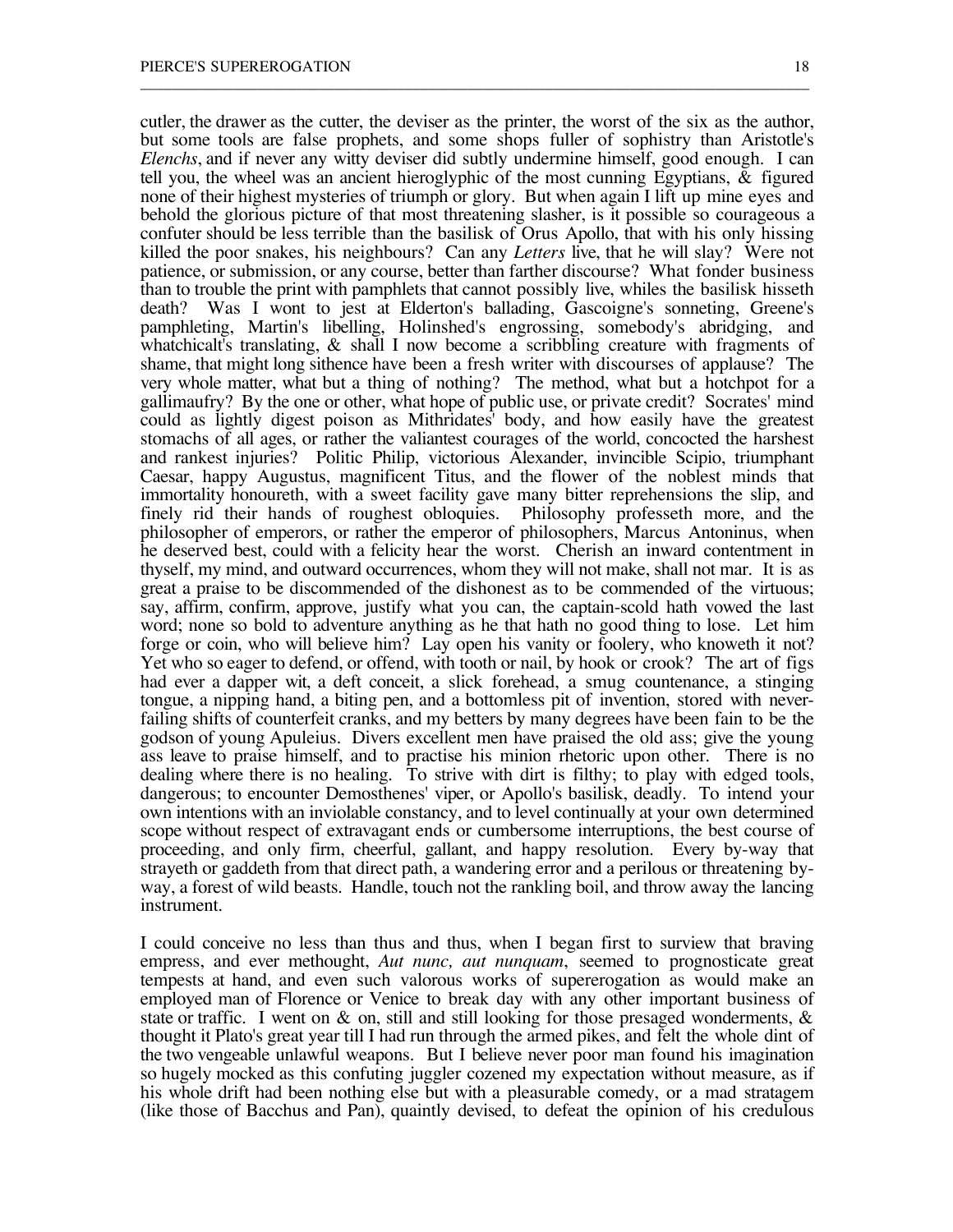cutler, the drawer as the cutter, the deviser as the printer, the worst of the six as the author, but some tools are false prophets, and some shops fuller of sophistry than Aristotle's *Elenchs*, and if never any witty deviser did subtly undermine himself, good enough. I can tell you, the wheel was an ancient hieroglyphic of the most cunning Egyptians, & figured none of their highest mysteries of triumph or glory. But when again I lift up mine eyes and behold the glorious picture of that most threatening slasher, is it possible so courageous a confuter should be less terrible than the basilisk of Orus Apollo, that with his only hissing killed the poor snakes, his neighbours? Can any *Letters* live, that he will slay? Were not patience, or submission, or any course, better than farther discourse? What fonder business than to trouble the print with pamphlets that cannot possibly live, whiles the basilisk hisseth death? Was I wont to jest at Elderton's ballading, Gascoigne's sonneting, Greene's pamphleting, Martin's libelling, Holinshed's engrossing, somebody's abridging, and whatchicalt's translating, & shall I now become a scribbling creature with fragments of shame, that might long sithence have been a fresh writer with discourses of applause? The very whole matter, what but a thing of nothing? The method, what but a hotchpot for a gallimaufry? By the one or other, what hope of public use, or private credit? Socrates' mind could as lightly digest poison as Mithridates' body, and how easily have the greatest stomachs of all ages, or rather the valiantest courages of the world, concocted the harshest and rankest injuries? Politic Philip, victorious Alexander, invincible Scipio, triumphant Caesar, happy Augustus, magnificent Titus, and the flower of the noblest minds that immortality honoureth, with a sweet facility gave many bitter reprehensions the slip, and finely rid their hands of roughest obloquies. Philosophy professeth more, and the philosopher of emperors, or rather the emperor of philosophers, Marcus Antoninus, when he deserved best, could with a felicity hear the worst. Cherish an inward contentment in thyself, my mind, and outward occurrences, whom they will not make, shall not mar. It is as great a praise to be discommended of the dishonest as to be commended of the virtuous; say, affirm, confirm, approve, justify what you can, the captain-scold hath vowed the last word; none so bold to adventure anything as he that hath no good thing to lose. Let him forge or coin, who will believe him? Lay open his vanity or foolery, who knoweth it not? Yet who so eager to defend, or offend, with tooth or nail, by hook or crook? The art of figs had ever a dapper wit, a deft conceit, a slick forehead, a smug countenance, a stinging tongue, a nipping hand, a biting pen, and a bottomless pit of invention, stored with never-failing shifts of counterfeit cranks, and my betters by many degrees have been fain to be the godson of young Apuleius. Divers excellent men have praised the old ass; give the young ass leave to praise himself, and to practise his minion rhetoric upon other. There is no dealing where there is no healing. To strive with dirt is filthy; to play with edged tools, dangerous; to encounter Demosthenes' viper, or Apollo's basilisk, deadly. To intend your own intentions with an inviolable constancy, and to level continually at your own determined scope without respect of extravagant ends or cumbersome interruptions, the best course of proceeding, and only firm, cheerful, gallant, and happy resolution. Every by-way that strayeth or gaddeth from that direct path, a wandering error and a perilous or threatening by-way, a forest of wild beasts. Handle, touch not the rankling boil, and throw away the lancing instrument.

I could conceive no less than thus and thus, when I began first to surview that braving empress, and ever methought, *Aut nunc, aut nunquam*, seemed to prognosticate great tempests at hand, and even such valorous works of supererogation as would make an employed man of Florence or Venice to break day with any other important business of state or traffic. I went on & on, still and still looking for those presaged wonderments, & thought it Plato's great year till I had run through the armed pikes, and felt the whole dint of the two vengeable unlawful weapons. But I believe never poor man found his imagination so hugely mocked as this confuting juggler cozened my expectation without measure, as if his whole drift had been nothing else but with a pleasurable comedy, or a mad stratagem (like those of Bacchus and Pan), quaintly devised, to defeat the opinion of his credulous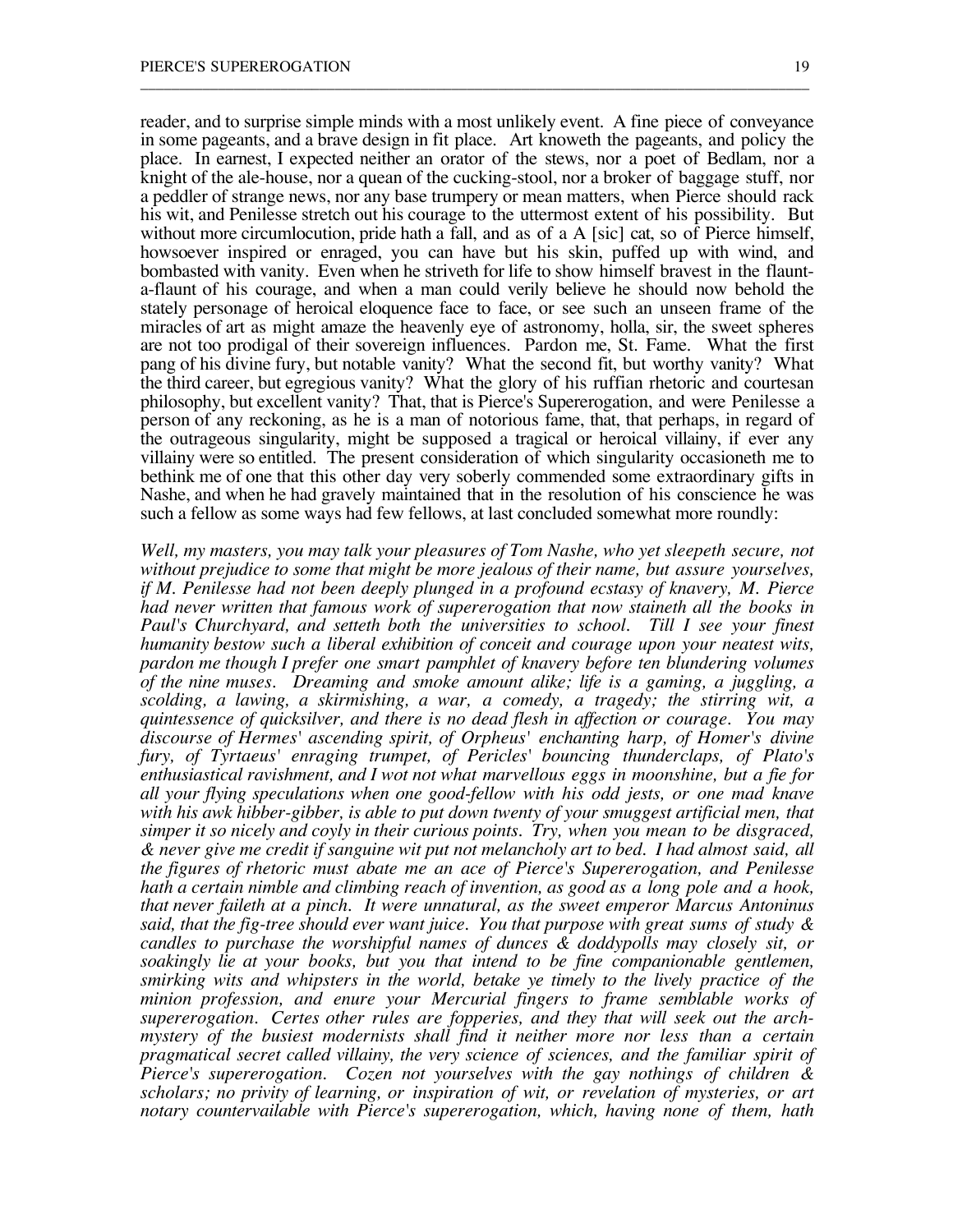reader, and to surprise simple minds with a most unlikely event. A fine piece of conveyance in some pageants, and a brave design in fit place. Art knoweth the pageants, and policy the place. In earnest, I expected neither an orator of the stews, nor a poet of Bedlam, nor a knight of the ale-house, nor a quean of the cucking-stool, nor a broker of baggage stuff, nor a peddler of strange news, nor any base trumpery or mean matters, when Pierce should rack his wit, and Penilesse stretch out his courage to the uttermost extent of his possibility. But without more circumlocution, pride hath a fall, and as of a A [sic] cat, so of Pierce himself, howsoever inspired or enraged, you can have but his skin, puffed up with wind, and bombasted with vanity. Even when he striveth for life to show himself bravest in the flaunt-a-flaunt of his courage, and when a man could verily believe he should now behold the stately personage of heroical eloquence face to face, or see such an unseen frame of the miracles of art as might amaze the heavenly eye of astronomy, holla, sir, the sweet spheres are not too prodigal of their sovereign influences. Pardon me, St. Fame. What the first pang of his divine fury, but notable vanity? What the second fit, but worthy vanity? What the third career, but egregious vanity? What the glory of his ruffian rhetoric and courtesan philosophy, but excellent vanity? That, that is Pierce's Supererogation, and were Penilesse a person of any reckoning, as he is a man of notorious fame, that, that perhaps, in regard of the outrageous singularity, might be supposed a tragical or heroical villainy, if ever any villainy were so entitled. The present consideration of which singularity occasioneth me to bethink me of one that this other day very soberly commended some extraordinary gifts in Nashe, and when he had gravely maintained that in the resolution of his conscience he was such a fellow as some ways had few fellows, at last concluded somewhat more roundly:

*Well, my masters, you may talk your pleasures of Tom Nashe, who yet sleepeth secure, not without prejudice to some that might be more jealous of their name, but assure yourselves, if M. Penilesse had not been deeply plunged in a profound ecstasy of knavery, M. Pierce had never written that famous work of supererogation that now staineth all the books in Paul's Churchyard, and setteth both the universities to school. Till I see your finest humanity bestow such a liberal exhibition of conceit and courage upon your neatest wits, pardon me though I prefer one smart pamphlet of knavery before ten blundering volumes of the nine muses. Dreaming and smoke amount alike; life is a gaming, a juggling, a scolding, a lawing, a skirmishing, a war, a comedy, a tragedy; the stirring wit, a quintessence of quicksilver, and there is no dead flesh in affection or courage. You may discourse of Hermes' ascending spirit, of Orpheus' enchanting harp, of Homer's divine fury, of Tyrtaeus' enraging trumpet, of Pericles' bouncing thunderclaps, of Plato's enthusiastical ravishment, and I wot not what marvellous eggs in moonshine, but a fie for all your flying speculations when one good-fellow with his odd jests, or one mad knave with his awk hibber-gibber, is able to put down twenty of your smuggest artificial men, that simper it so nicely and coyly in their curious points. Try, when you mean to be disgraced, & never give me credit if sanguine wit put not melancholy art to bed. I had almost said, all the figures of rhetoric must abate me an ace of Pierce's Supererogation, and Penilesse hath a certain nimble and climbing reach of invention, as good as a long pole and a hook, that never faileth at a pinch. It were unnatural, as the sweet emperor Marcus Antoninus said, that the fig-tree should ever want juice. You that purpose with great sums of study & candles to purchase the worshipful names of dunces & doddypolls may closely sit, or soakingly lie at your books, but you that intend to be fine companionable gentlemen, smirking wits and whipsters in the world, betake ye timely to the lively practice of the minion profession, and enure your Mercurial fingers to frame semblable works of supererogation. Certes other rules are fopperies, and they that will seek out the arch-mystery of the busiest modernists shall find it neither more nor less than a certain pragmatical secret called villainy, the very science of sciences, and the familiar spirit of Pierce's supererogation. Cozen not yourselves with the gay nothings of children & scholars; no privity of learning, or inspiration of wit, or revelation of mysteries, or art notary countervailable with Pierce's supererogation, which, having none of them, hath*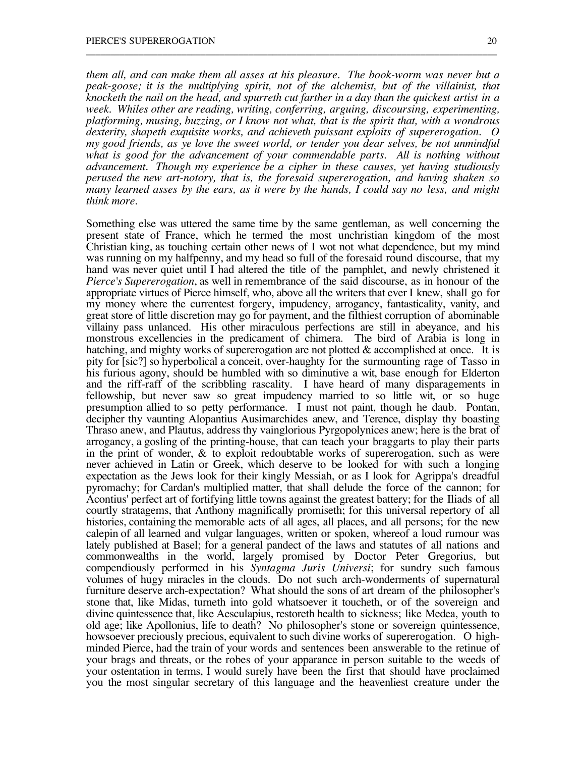*them all, and can make them all asses at his pleasure. The book-worm was never but a peak-goose; it is the multiplying spirit, not of the alchemist, but of the villainist, that knocketh the nail on the head, and spurreth cut farther in a day than the quickest artist in a week. Whiles other are reading, writing, conferring, arguing, discoursing, experimenting, platforming, musing, buzzing, or I know not what, that is the spirit that, with a wondrous dexterity, shapeth exquisite works, and achieveth puissant exploits of supererogation. O my good friends, as ye love the sweet world, or tender you dear selves, be not unmindful what is good for the advancement of your commendable parts. All is nothing without advancement. Though my experience be a cipher in these causes, yet having studiously perused the new art-notory, that is, the foresaid supererogation, and having shaken so many learned asses by the ears, as it were by the hands, I could say no less, and might think more.*

Something else was uttered the same time by the same gentleman, as well concerning the present state of France, which he termed the most unchristian kingdom of the most Christian king, as touching certain other news of I wot not what dependence, but my mind was running on my halfpenny, and my head so full of the foresaid round discourse, that my hand was never quiet until I had altered the title of the pamphlet, and newly christened it *Pierce's Supererogation*, as well in remembrance of the said discourse, as in honour of the appropriate virtues of Pierce himself, who, above all the writers that ever I knew, shall go for my money where the currentest forgery, impudency, arrogancy, fantasticality, vanity, and great store of little discretion may go for payment, and the filthiest corruption of abominable villainy pass unlanced. His other miraculous perfections are still in abeyance, and his monstrous excellencies in the predicament of chimera. The bird of Arabia is long in hatching, and mighty works of supererogation are not plotted & accomplished at once. It is pity for [sic?] so hyperbolical a conceit, over-haughty for the surmounting rage of Tasso in his furious agony, should be humbled with so diminutive a wit, base enough for Elderton and the riff-raff of the scribbling rascality. I have heard of many disparagements in fellowship, but never saw so great impudency married to so little wit, or so huge presumption allied to so petty performance. I must not paint, though he daub. Pontan, decipher thy vaunting Alopantius Ausimarchides anew, and Terence, display thy boasting Thraso anew, and Plautus, address thy vainglorious Pyrgopolynices anew; here is the brat of arrogancy, a gosling of the printing-house, that can teach your braggarts to play their parts in the print of wonder, & to exploit redoubtable works of supererogation, such as were never achieved in Latin or Greek, which deserve to be looked for with such a longing expectation as the Jews look for their kingly Messiah, or as I look for Agrippa's dreadful pyromachy; for Cardan's multiplied matter, that shall delude the force of the cannon; for Acontius' perfect art of fortifying little towns against the greatest battery; for the Iliads of all courtly stratagems, that Anthony magnifically promiseth; for this universal repertory of all histories, containing the memorable acts of all ages, all places, and all persons; for the new calepin of all learned and vulgar languages, written or spoken, whereof a loud rumour was lately published at Basel; for a general pandect of the laws and statutes of all nations and commonwealths in the world, largely promised by Doctor Peter Gregorius, but compendiously performed in his *Syntagma Juris Universi*; for sundry such famous volumes of hugy miracles in the clouds. Do not such arch-wonderments of supernatural furniture deserve arch-expectation? What should the sons of art dream of the philosopher's stone that, like Midas, turneth into gold whatsoever it toucheth, or of the sovereign and divine quintessence that, like Aesculapius, restoreth health to sickness; like Medea, youth to old age; like Apollonius, life to death? No philosopher's stone or sovereign quintessence, howsoever preciously precious, equivalent to such divine works of supererogation. O high-minded Pierce, had the train of your words and sentences been answerable to the retinue of your brags and threats, or the robes of your apparance in person suitable to the weeds of your ostentation in terms, I would surely have been the first that should have proclaimed you the most singular secretary of this language and the heavenliest creature under the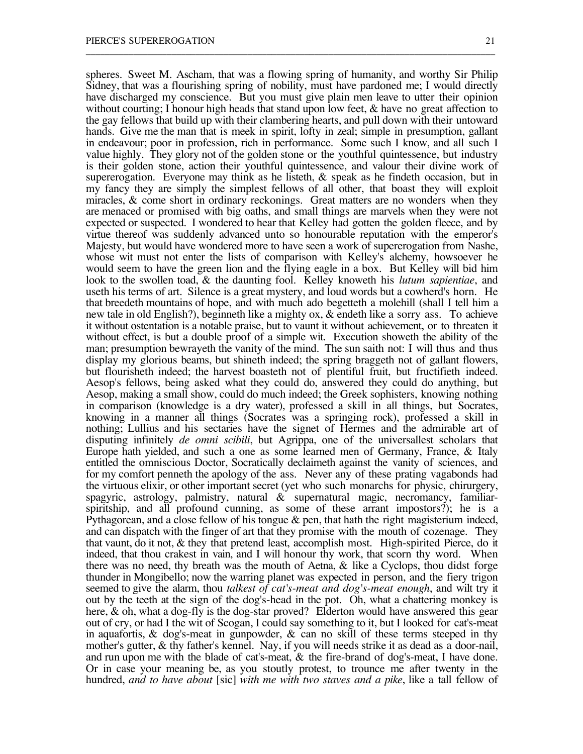spheres. Sweet M. Ascham, that was a flowing spring of humanity, and worthy Sir Philip Sidney, that was a flourishing spring of nobility, must have pardoned me; I would directly have discharged my conscience. But you must give plain men leave to utter their opinion without courting; I honour high heads that stand upon low feet, & have no great affection to the gay fellows that build up with their clambering hearts, and pull down with their untoward hands. Give me the man that is meek in spirit, lofty in zeal; simple in presumption, gallant in endeavour; poor in profession, rich in performance. Some such I know, and all such I value highly. They glory not of the golden stone or the youthful quintessence, but industry is their golden stone, action their youthful quintessence, and valour their divine work of supererogation. Everyone may think as he listeth, & speak as he findeth occasion, but in my fancy they are simply the simplest fellows of all other, that boast they will exploit miracles, & come short in ordinary reckonings. Great matters are no wonders when they are menaced or promised with big oaths, and small things are marvels when they were not expected or suspected. I wondered to hear that Kelley had gotten the golden fleece, and by virtue thereof was suddenly advanced unto so honourable reputation with the emperor's Majesty, but would have wondered more to have seen a work of supererogation from Nashe, whose wit must not enter the lists of comparison with Kelley's alchemy, howsoever he would seem to have the green lion and the flying eagle in a box. But Kelley will bid him look to the swollen toad, & the daunting fool. Kelley knoweth his *lutum sapientiae*, and useth his terms of art. Silence is a great mystery, and loud words but a cowherd's horn. He that breedeth mountains of hope, and with much ado begetteth a molehill (shall I tell him a new tale in old English?), beginneth like a mighty ox, & endeth like a sorry ass. To achieve it without ostentation is a notable praise, but to vaunt it without achievement, or to threaten it without effect, is but a double proof of a simple wit. Execution showeth the ability of the man; presumption bewrayeth the vanity of the mind. The sun saith not: I will thus and thus display my glorious beams, but shineth indeed; the spring braggeth not of gallant flowers, but flourisheth indeed; the harvest boasteth not of plentiful fruit, but fructifieth indeed. Aesop's fellows, being asked what they could do, answered they could do anything, but Aesop, making a small show, could do much indeed; the Greek sophisters, knowing nothing in comparison (knowledge is a dry water), professed a skill in all things, but Socrates, knowing in a manner all things (Socrates was a springing rock), professed a skill in nothing; Lullius and his sectaries have the signet of Hermes and the admirable art of disputing infinitely *de omni scibili*, but Agrippa, one of the universallest scholars that Europe hath yielded, and such a one as some learned men of Germany, France, & Italy entitled the omniscious Doctor, Socratically declaimeth against the vanity of sciences, and for my comfort penneth the apology of the ass. Never any of these prating vagabonds had the virtuous elixir, or other important secret (yet who such monarchs for physic, chirurgery, spagyric, astrology, palmistry, natural & supernatural magic, necromancy, familiar-spiritship, and all profound cunning, as some of these arrant impostors?); he is a Pythagorean, and a close fellow of his tongue & pen, that hath the right magisterium indeed, and can dispatch with the finger of art that they promise with the mouth of cozenage. They that vaunt, do it not, & they that pretend least, accomplish most. High-spirited Pierce, do it indeed, that thou crakest in vain, and I will honour thy work, that scorn thy word. When there was no need, thy breath was the mouth of Aetna, & like a Cyclops, thou didst forge thunder in Mongibello; now the warring planet was expected in person, and the fiery trigon seemed to give the alarm, thou *talkest of cat's-meat and dog's-meat enough*, and wilt try it out by the teeth at the sign of the dog's-head in the pot. Oh, what a chattering monkey is here, & oh, what a dog-fly is the dog-star proved? Elderton would have answered this gear out of cry, or had I the wit of Scogan, I could say something to it, but I looked for cat's-meat in aquafortis, & dog's-meat in gunpowder, & can no skill of these terms steeped in thy mother's gutter, & thy father's kennel. Nay, if you will needs strike it as dead as a door-nail, and run upon me with the blade of cat's-meat, & the fire-brand of dog's-meat, I have done. Or in case your meaning be, as you stoutly protest, to trounce me after twenty in the hundred, *and to have about* [sic] *with me with two staves and a pike*, like a tall fellow of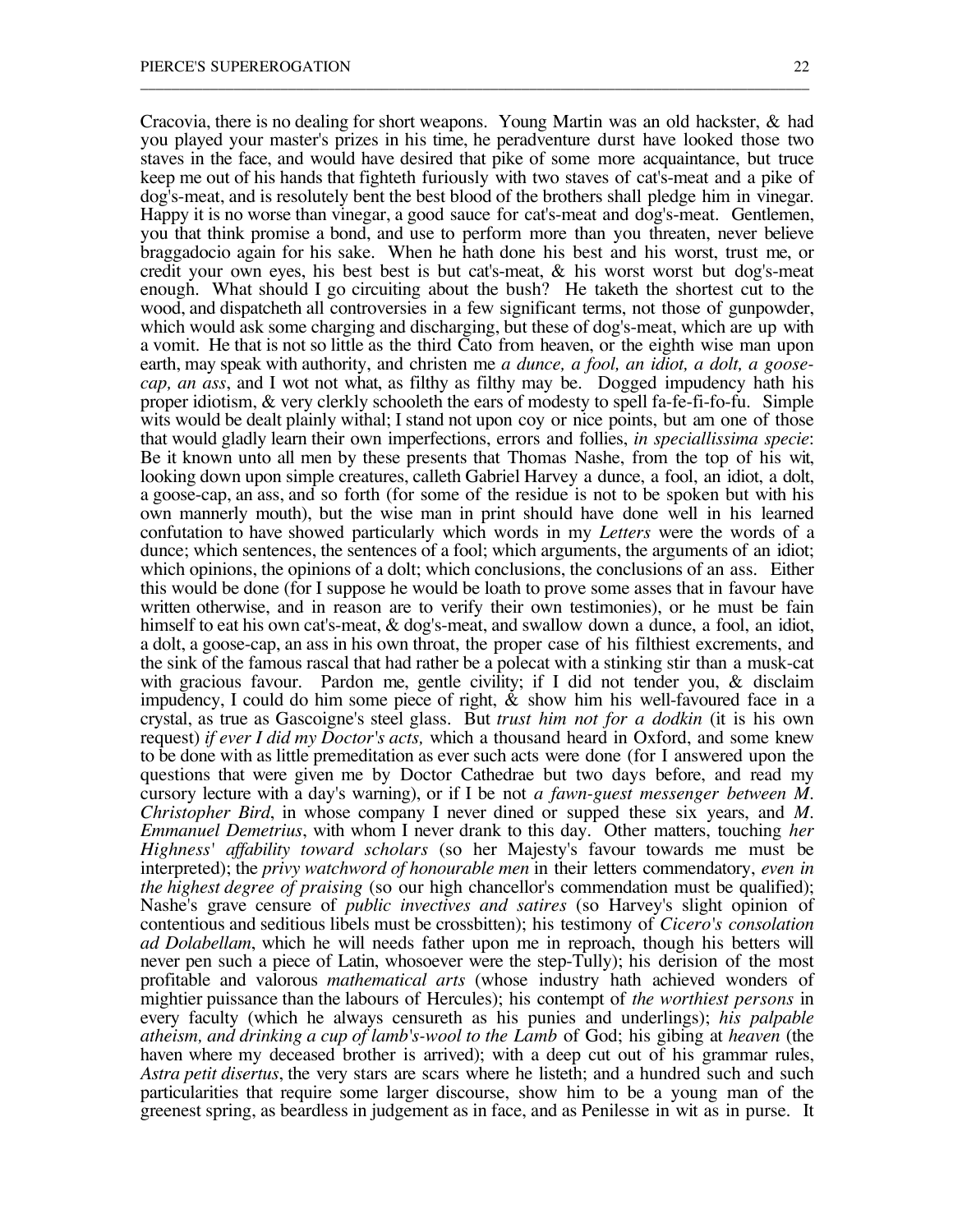Cracovia, there is no dealing for short weapons. Young Martin was an old hackster, & had you played your master's prizes in his time, he peradventure durst have looked those two staves in the face, and would have desired that pike of some more acquaintance, but truce keep me out of his hands that fighteth furiously with two staves of cat's-meat and a pike of dog's-meat, and is resolutely bent the best blood of the brothers shall pledge him in vinegar. Happy it is no worse than vinegar, a good sauce for cat's-meat and dog's-meat. Gentlemen, you that think promise a bond, and use to perform more than you threaten, never believe braggadocio again for his sake. When he hath done his best and his worst, trust me, or credit your own eyes, his best best is but cat's-meat, & his worst worst but dog's-meat enough. What should I go circuiting about the bush? He taketh the shortest cut to the wood, and dispatcheth all controversies in a few significant terms, not those of gunpowder, which would ask some charging and discharging, but these of dog's-meat, which are up with a vomit. He that is not so little as the third Cato from heaven, or the eighth wise man upon earth, may speak with authority, and christen me *a dunce, a fool, an idiot, a dolt, a goose-cap, an ass*, and I wot not what, as filthy as filthy may be. Dogged impudency hath his proper idiotism, & very clerkly schooleth the ears of modesty to spell fa-fe-fi-fo-fu. Simple wits would be dealt plainly withal; I stand not upon coy or nice points, but am one of those that would gladly learn their own imperfections, errors and follies, *in speciallissima specie*: Be it known unto all men by these presents that Thomas Nashe, from the top of his wit, looking down upon simple creatures, calleth Gabriel Harvey a dunce, a fool, an idiot, a dolt, a goose-cap, an ass, and so forth (for some of the residue is not to be spoken but with his own mannerly mouth), but the wise man in print should have done well in his learned confutation to have showed particularly which words in my *Letters* were the words of a dunce; which sentences, the sentences of a fool; which arguments, the arguments of an idiot; which opinions, the opinions of a dolt; which conclusions, the conclusions of an ass. Either this would be done (for I suppose he would be loath to prove some asses that in favour have written otherwise, and in reason are to verify their own testimonies), or he must be fain himself to eat his own cat's-meat, & dog's-meat, and swallow down a dunce, a fool, an idiot, a dolt, a goose-cap, an ass in his own throat, the proper case of his filthiest excrements, and the sink of the famous rascal that had rather be a polecat with a stinking stir than a musk-cat with gracious favour. Pardon me, gentle civility; if I did not tender you, & disclaim impudency, I could do him some piece of right, & show him his well-favoured face in a crystal, as true as Gascoigne's steel glass. But *trust him not for a dodkin* (it is his own request) *if ever I did my Doctor's acts,* which a thousand heard in Oxford, and some knew to be done with as little premeditation as ever such acts were done (for I answered upon the questions that were given me by Doctor Cathedrae but two days before, and read my cursory lecture with a day's warning), or if I be not *a fawn-guest messenger between M. Christopher Bird*, in whose company I never dined or supped these six years, and *M. Emmanuel Demetrius*, with whom I never drank to this day. Other matters, touching *her Highness' affability toward scholars* (so her Majesty's favour towards me must be interpreted); the *privy watchword of honourable men* in their letters commendatory, *even in the highest degree of praising* (so our high chancellor's commendation must be qualified); Nashe's grave censure of *public invectives and satires* (so Harvey's slight opinion of contentious and seditious libels must be crossbitten); his testimony of *Cicero's consolation ad Dolabellam*, which he will needs father upon me in reproach, though his betters will never pen such a piece of Latin, whosoever were the step-Tully); his derision of the most profitable and valorous *mathematical arts* (whose industry hath achieved wonders of mightier puissance than the labours of Hercules); his contempt of *the worthiest persons* in every faculty (which he always censureth as his punies and underlings); *his palpable atheism, and drinking a cup of lamb's-wool to the Lamb* of God; his gibing at *heaven* (the haven where my deceased brother is arrived); with a deep cut out of his grammar rules, *Astra petit disertus*, the very stars are scars where he listeth; and a hundred such and such particularities that require some larger discourse, show him to be a young man of the greenest spring, as beardless in judgement as in face, and as Penilesse in wit as in purse. It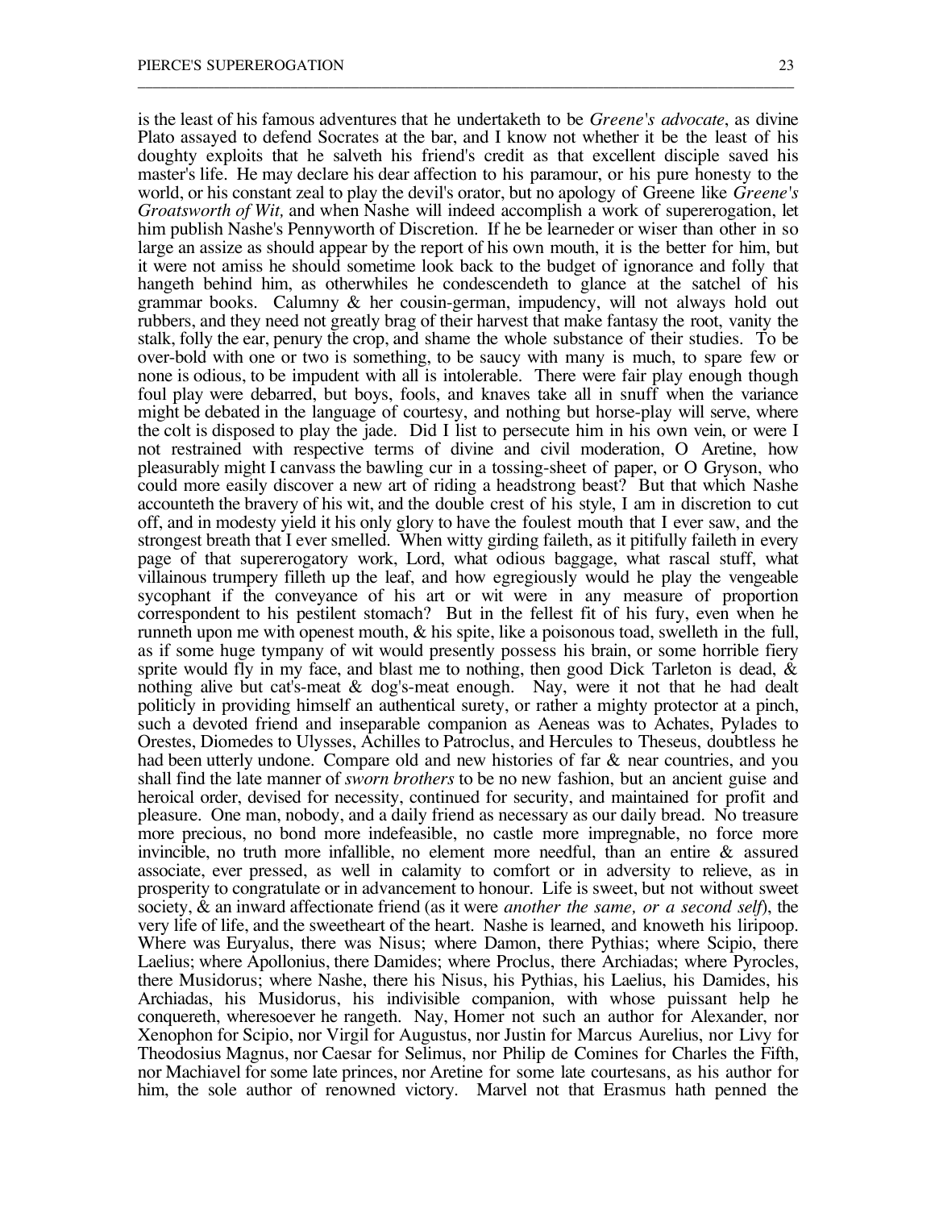is the least of his famous adventures that he undertaketh to be *Greene's advocate*, as divine Plato assayed to defend Socrates at the bar, and I know not whether it be the least of his doughty exploits that he salveth his friend's credit as that excellent disciple saved his master's life. He may declare his dear affection to his paramour, or his pure honesty to the world, or his constant zeal to play the devil's orator, but no apology of Greene like *Greene's Groatsworth of Wit,* and when Nashe will indeed accomplish a work of supererogation, let him publish Nashe's Pennyworth of Discretion. If he be learneder or wiser than other in so large an assize as should appear by the report of his own mouth, it is the better for him, but it were not amiss he should sometime look back to the budget of ignorance and folly that hangeth behind him, as otherwhiles he condescendeth to glance at the satchel of his grammar books. Calumny & her cousin-german, impudency, will not always hold out rubbers, and they need not greatly brag of their harvest that make fantasy the root, vanity the stalk, folly the ear, penury the crop, and shame the whole substance of their studies. To be over-bold with one or two is something, to be saucy with many is much, to spare few or none is odious, to be impudent with all is intolerable. There were fair play enough though foul play were debarred, but boys, fools, and knaves take all in snuff when the variance might be debated in the language of courtesy, and nothing but horse-play will serve, where the colt is disposed to play the jade. Did I list to persecute him in his own vein, or were I not restrained with respective terms of divine and civil moderation, O Aretine, how pleasurably might I canvass the bawling cur in a tossing-sheet of paper, or O Gryson, who could more easily discover a new art of riding a headstrong beast? But that which Nashe accounteth the bravery of his wit, and the double crest of his style, I am in discretion to cut off, and in modesty yield it his only glory to have the foulest mouth that I ever saw, and the strongest breath that I ever smelled. When witty girding faileth, as it pitifully faileth in every page of that supererogatory work, Lord, what odious baggage, what rascal stuff, what villainous trumpery filleth up the leaf, and how egregiously would he play the vengeable sycophant if the conveyance of his art or wit were in any measure of proportion correspondent to his pestilent stomach? But in the fellest fit of his fury, even when he runneth upon me with openest mouth, & his spite, like a poisonous toad, swelleth in the full, as if some huge tympany of wit would presently possess his brain, or some horrible fiery sprite would fly in my face, and blast me to nothing, then good Dick Tarleton is dead, & nothing alive but cat's-meat & dog's-meat enough. Nay, were it not that he had dealt politicly in providing himself an authentical surety, or rather a mighty protector at a pinch, such a devoted friend and inseparable companion as Aeneas was to Achates, Pylades to Orestes, Diomedes to Ulysses, Achilles to Patroclus, and Hercules to Theseus, doubtless he had been utterly undone. Compare old and new histories of far & near countries, and you shall find the late manner of *sworn brothers* to be no new fashion, but an ancient guise and heroical order, devised for necessity, continued for security, and maintained for profit and pleasure. One man, nobody, and a daily friend as necessary as our daily bread. No treasure more precious, no bond more indefeasible, no castle more impregnable, no force more invincible, no truth more infallible, no element more needful, than an entire & assured associate, ever pressed, as well in calamity to comfort or in adversity to relieve, as in prosperity to congratulate or in advancement to honour. Life is sweet, but not without sweet society, & an inward affectionate friend (as it were *another the same, or a second self*), the very life of life, and the sweetheart of the heart. Nashe is learned, and knoweth his liripoop. Where was Euryalus, there was Nisus; where Damon, there Pythias; where Scipio, there Laelius; where Apollonius, there Damides; where Proclus, there Archiadas; where Pyrocles, there Musidorus; where Nashe, there his Nisus, his Pythias, his Laelius, his Damides, his Archiadas, his Musidorus, his indivisible companion, with whose puissant help he conquereth, wheresoever he rangeth. Nay, Homer not such an author for Alexander, nor Xenophon for Scipio, nor Virgil for Augustus, nor Justin for Marcus Aurelius, nor Livy for Theodosius Magnus, nor Caesar for Selimus, nor Philip de Comines for Charles the Fifth, nor Machiavel for some late princes, nor Aretine for some late courtesans, as his author for him, the sole author of renowned victory. Marvel not that Erasmus hath penned the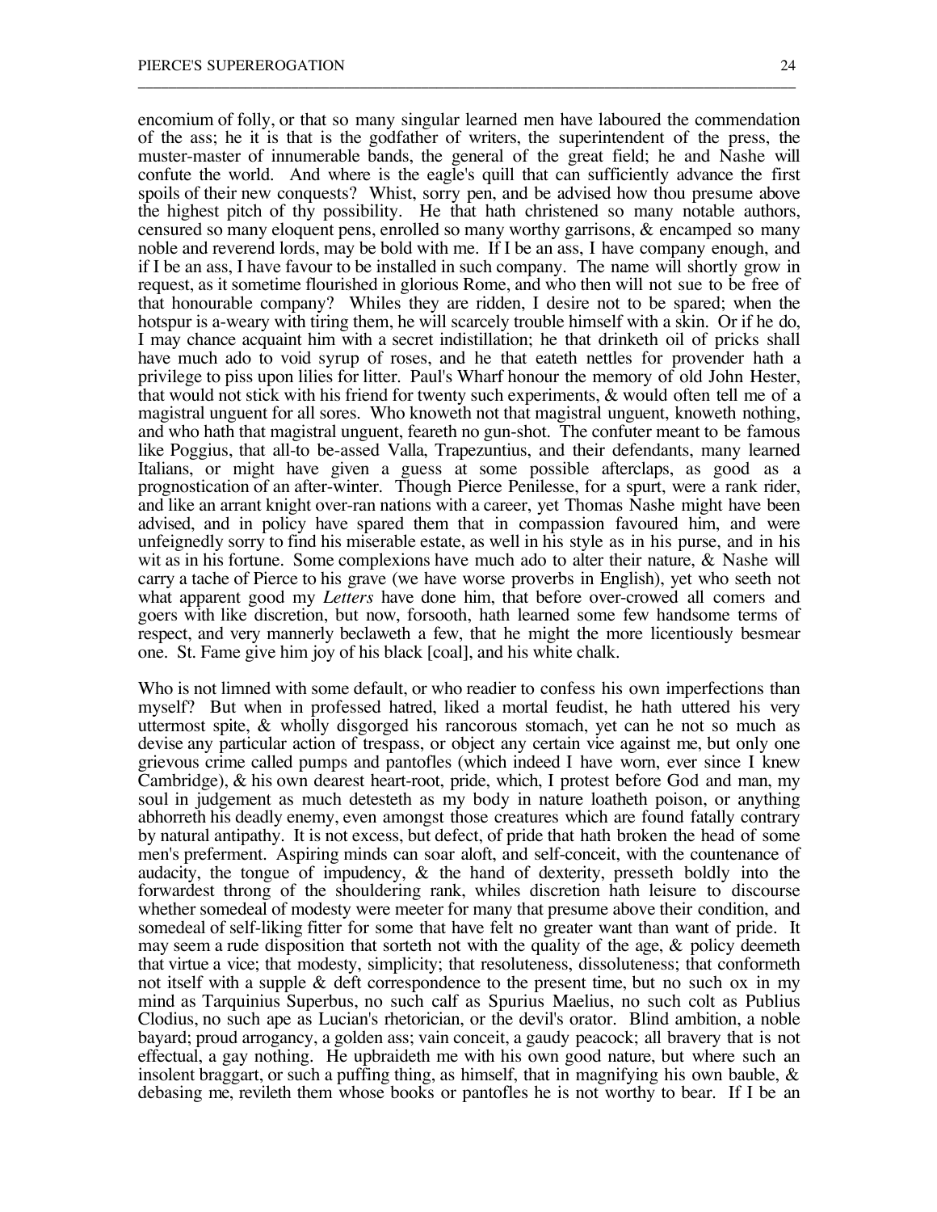encomium of folly, or that so many singular learned men have laboured the commendation of the ass; he it is that is the godfather of writers, the superintendent of the press, the muster-master of innumerable bands, the general of the great field; he and Nashe will confute the world. And where is the eagle's quill that can sufficiently advance the first spoils of their new conquests? Whist, sorry pen, and be advised how thou presume above the highest pitch of thy possibility. He that hath christened so many notable authors, censured so many eloquent pens, enrolled so many worthy garrisons, & encamped so many noble and reverend lords, may be bold with me. If I be an ass, I have company enough, and if I be an ass, I have favour to be installed in such company. The name will shortly grow in request, as it sometime flourished in glorious Rome, and who then will not sue to be free of that honourable company? Whiles they are ridden, I desire not to be spared; when the hotspur is a-weary with tiring them, he will scarcely trouble himself with a skin. Or if he do, I may chance acquaint him with a secret indistillation; he that drinketh oil of pricks shall have much ado to void syrup of roses, and he that eateth nettles for provender hath a privilege to piss upon lilies for litter. Paul's Wharf honour the memory of old John Hester, that would not stick with his friend for twenty such experiments, & would often tell me of a magistral unguent for all sores. Who knoweth not that magistral unguent, knoweth nothing, and who hath that magistral unguent, feareth no gun-shot. The confuter meant to be famous like Poggius, that all-to be-assed Valla, Trapezuntius, and their defendants, many learned Italians, or might have given a guess at some possible afterclaps, as good as a prognostication of an after-winter. Though Pierce Penilesse, for a spurt, were a rank rider, and like an arrant knight over-ran nations with a career, yet Thomas Nashe might have been advised, and in policy have spared them that in compassion favoured him, and were unfeignedly sorry to find his miserable estate, as well in his style as in his purse, and in his wit as in his fortune. Some complexions have much ado to alter their nature, & Nashe will carry a tache of Pierce to his grave (we have worse proverbs in English), yet who seeth not what apparent good my *Letters* have done him, that before over-crowed all comers and goers with like discretion, but now, forsooth, hath learned some few handsome terms of respect, and very mannerly beclaweth a few, that he might the more licentiously besmear one. St. Fame give him joy of his black [coal], and his white chalk.

Who is not limned with some default, or who readier to confess his own imperfections than myself? But when in professed hatred, liked a mortal feudist, he hath uttered his very uttermost spite, & wholly disgorged his rancorous stomach, yet can he not so much as devise any particular action of trespass, or object any certain vice against me, but only one grievous crime called pumps and pantofles (which indeed I have worn, ever since I knew Cambridge), & his own dearest heart-root, pride, which, I protest before God and man, my soul in judgement as much detesteth as my body in nature loatheth poison, or anything abhorreth his deadly enemy, even amongst those creatures which are found fatally contrary by natural antipathy. It is not excess, but defect, of pride that hath broken the head of some men's preferment. Aspiring minds can soar aloft, and self-conceit, with the countenance of audacity, the tongue of impudency, & the hand of dexterity, presseth boldly into the forwardest throng of the shouldering rank, whiles discretion hath leisure to discourse whether somedeal of modesty were meeter for many that presume above their condition, and somedeal of self-liking fitter for some that have felt no greater want than want of pride. It may seem a rude disposition that sorteth not with the quality of the age, & policy deemeth that virtue a vice; that modesty, simplicity; that resoluteness, dissoluteness; that conformeth not itself with a supple & deft correspondence to the present time, but no such ox in my mind as Tarquinius Superbus, no such calf as Spurius Maelius, no such colt as Publius Clodius, no such ape as Lucian's rhetorician, or the devil's orator. Blind ambition, a noble bayard; proud arrogancy, a golden ass; vain conceit, a gaudy peacock; all bravery that is not effectual, a gay nothing. He upbraideth me with his own good nature, but where such an insolent braggart, or such a puffing thing, as himself, that in magnifying his own bauble, & debasing me, reviletth them whose books or pantofles he is not worthy to bear. If I be an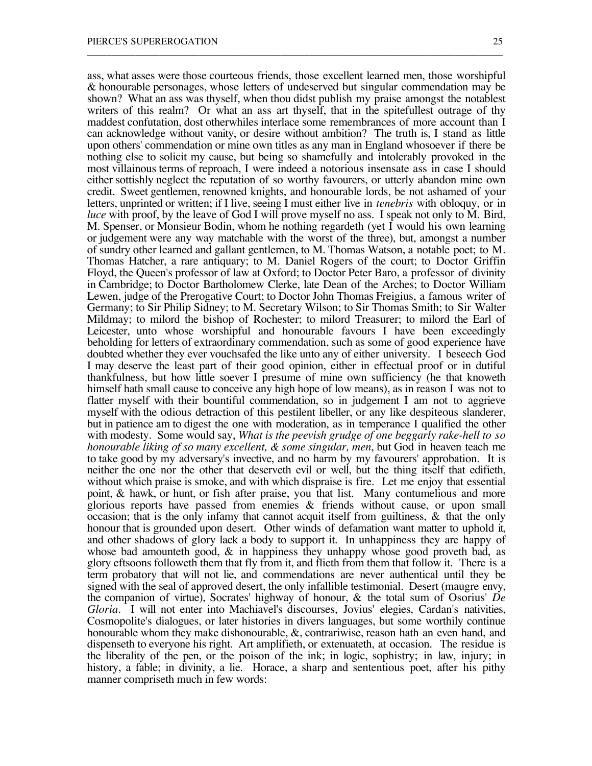ass, what asses were those courteous friends, those excellent learned men, those worshipful & honourable personages, whose letters of undeserved but singular commendation may be shown? What an ass was thyself, when thou didst publish my praise amongst the notablest writers of this realm? Or what an ass art thyself, that in the spitefullest outrage of thy maddest confutation, dost otherwhiles interlace some remembrances of more account than I can acknowledge without vanity, or desire without ambition? The truth is, I stand as little upon others' commendation or mine own titles as any man in England whosoever if there be nothing else to solicit my cause, but being so shamefully and intolerably provoked in the most villainous terms of reproach, I were indeed a notorious insensate ass in case I should either sottishly neglect the reputation of so worthy favourers, or utterly abandon mine own credit. Sweet gentlemen, renowned knights, and honourable lords, be not ashamed of your letters, unprinted or written; if I live, seeing I must either live in *tenebris* with obloquy, or in *luce* with proof, by the leave of God I will prove myself no ass. I speak not only to M. Bird, M. Spenser, or Monsieur Bodin, whom he nothing regardeth (yet I would his own learning or judgement were any way matchable with the worst of the three), but, amongst a number of sundry other learned and gallant gentlemen, to M. Thomas Watson, a notable poet; to M. Thomas Hatcher, a rare antiquary; to M. Daniel Rogers of the court; to Doctor Griffin Floyd, the Queen's professor of law at Oxford; to Doctor Peter Baro, a professor of divinity in Cambridge; to Doctor Bartholomew Clerke, late Dean of the Arches; to Doctor William Lewen, judge of the Prerogative Court; to Doctor John Thomas Freigius, a famous writer of Germany; to Sir Philip Sidney; to M. Secretary Wilson; to Sir Thomas Smith; to Sir Walter Mildmay; to milord the bishop of Rochester; to milord Treasurer; to milord the Earl of Leicester, unto whose worshipful and honourable favours I have been exceedingly beholding for letters of extraordinary commendation, such as some of good experience have doubted whether they ever vouchsafed the like unto any of either university. I beseech God I may deserve the least part of their good opinion, either in effectual proof or in dutiful thankfulness, but how little soever I presume of mine own sufficiency (he that knoweth himself hath small cause to conceive any high hope of low means), as in reason I was not to flatter myself with their bountiful commendation, so in judgement I am not to aggrieve myself with the odious detraction of this pestilent libeller, or any like despiteous slanderer, but in patience am to digest the one with moderation, as in temperance I qualified the other with modesty. Some would say, *What is the peevish grudge of one beggarly rake-hell to so honourable liking of so many excellent, & some singular, men*, but God in heaven teach me to take good by my adversary's invective, and no harm by my favourers' approbation. It is neither the one nor the other that deserveth evil or well, but the thing itself that edifieth, without which praise is smoke, and with which dispraise is fire. Let me enjoy that essential point, & hawk, or hunt, or fish after praise, you that list. Many contumelious and more glorious reports have passed from enemies & friends without cause, or upon small occasion; that is the only infamy that cannot acquit itself from guiltiness, & that the only honour that is grounded upon desert. Other winds of defamation want matter to uphold it, and other shadows of glory lack a body to support it. In unhappiness they are happy of whose bad amounteth good, & in happiness they unhappy whose good proveth bad, as glory eftsoons followeth them that fly from it, and flieth from them that follow it. There is a term probatory that will not lie, and commendations are never authentical until they be signed with the seal of approved desert, the only infallible testimonial. Desert (maugre envy, the companion of virtue), Socrates' highway of honour, & the total sum of Osorius' *De Gloria*. I will not enter into Machiavel's discourses, Jovius' elegies, Cardan's nativities, Cosmopolite's dialogues, or later histories in divers languages, but some worthily continue honourable whom they make dishonourable, &, contrariwise, reason hath an even hand, and dispenseth to everyone his right. Art amplifieth, or extenuateth, at occasion. The residue is the liberality of the pen, or the poison of the ink; in logic, sophistry; in law, injury; in history, a fable; in divinity, a lie. Horace, a sharp and sententious poet, after his pithy manner compriseth much in few words: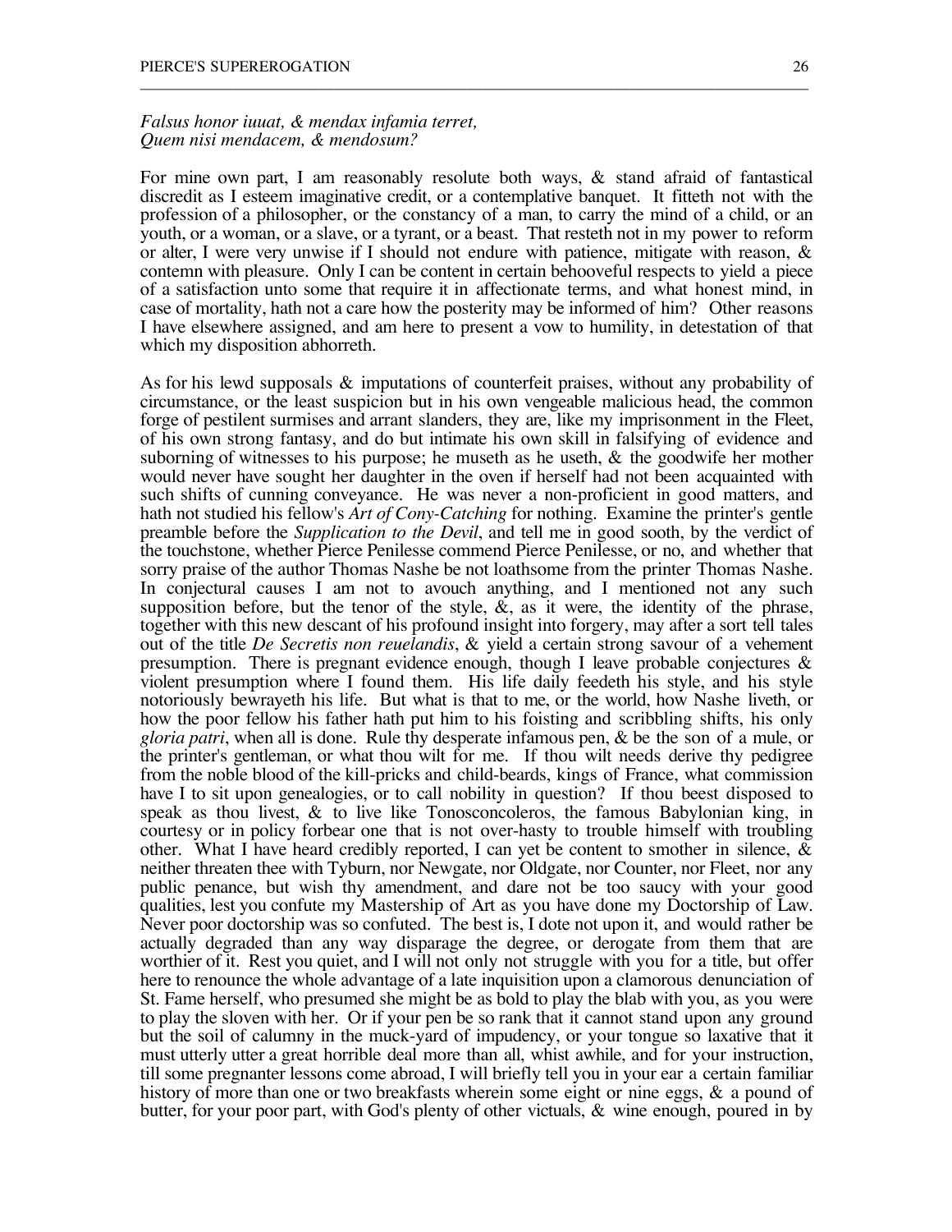*Falsus honor iuuat, & mendax infamia terret,*
*Quem nisi mendacem, & mendosum?*

For mine own part, I am reasonably resolute both ways, & stand afraid of fantastical discredit as I esteem imaginative credit, or a contemplative banquet. It fitteth not with the profession of a philosopher, or the constancy of a man, to carry the mind of a child, or an youth, or a woman, or a slave, or a tyrant, or a beast. That resteth not in my power to reform or alter, I were very unwise if I should not endure with patience, mitigate with reason, & contemn with pleasure. Only I can be content in certain behooveful respects to yield a piece of a satisfaction unto some that require it in affectionate terms, and what honest mind, in case of mortality, hath not a care how the posterity may be informed of him? Other reasons I have elsewhere assigned, and am here to present a vow to humility, in detestation of that which my disposition abhorreth.

As for his lewd supposals & imputations of counterfeit praises, without any probability of circumstance, or the least suspicion but in his own vengeable malicious head, the common forge of pestilent surmises and arrant slanders, they are, like my imprisonment in the Fleet, of his own strong fantasy, and do but intimate his own skill in falsifying of evidence and suborning of witnesses to his purpose; he museth as he useth, & the goodwife her mother would never have sought her daughter in the oven if herself had not been acquainted with such shifts of cunning conveyance. He was never a non-proficient in good matters, and hath not studied his fellow's *Art of Cony-Catching* for nothing. Examine the printer's gentle preamble before the *Supplication to the Devil*, and tell me in good sooth, by the verdict of the touchstone, whether Pierce Penilesse commend Pierce Penilesse, or no, and whether that sorry praise of the author Thomas Nashe be not loathsome from the printer Thomas Nashe. In conjectural causes I am not to avouch anything, and I mentioned not any such supposition before, but the tenor of the style, &, as it were, the identity of the phrase, together with this new descant of his profound insight into forgery, may after a sort tell tales out of the title *De Secretis non reuelandis*, & yield a certain strong savour of a vehement presumption. There is pregnant evidence enough, though I leave probable conjectures & violent presumption where I found them. His life daily feedeth his style, and his style notoriously bewrayeth his life. But what is that to me, or the world, how Nashe liveth, or how the poor fellow his father hath put him to his foisting and scribbling shifts, his only *gloria patri*, when all is done. Rule thy desperate infamous pen, & be the son of a mule, or the printer's gentleman, or what thou wilt for me. If thou wilt needs derive thy pedigree from the noble blood of the kill-pricks and child-beards, kings of France, what commission have I to sit upon genealogies, or to call nobility in question? If thou beest disposed to speak as thou livest, & to live like Tonosconcoleros, the famous Babylonian king, in courtesy or in policy forbear one that is not over-hasty to trouble himself with troubling other. What I have heard credibly reported, I can yet be content to smother in silence, & neither threaten thee with Tyburn, nor Newgate, nor Oldgate, nor Counter, nor Fleet, nor any public penance, but wish thy amendment, and dare not be too saucy with your good qualities, lest you confute my Mastership of Art as you have done my Doctorship of Law. Never poor doctorship was so confuted. The best is, I dote not upon it, and would rather be actually degraded than any way disparage the degree, or derogate from them that are worthier of it. Rest you quiet, and I will not only not struggle with you for a title, but offer here to renounce the whole advantage of a late inquisition upon a clamorous denunciation of St. Fame herself, who presumed she might be as bold to play the blab with you, as you were to play the sloven with her. Or if your pen be so rank that it cannot stand upon any ground but the soil of calumny in the muck-yard of impudency, or your tongue so laxative that it must utterly utter a great horrible deal more than all, whist awhile, and for your instruction, till some pregnanter lessons come abroad, I will briefly tell you in your ear a certain familiar history of more than one or two breakfasts wherein some eight or nine eggs, & a pound of butter, for your poor part, with God's plenty of other victuals, & wine enough, poured in by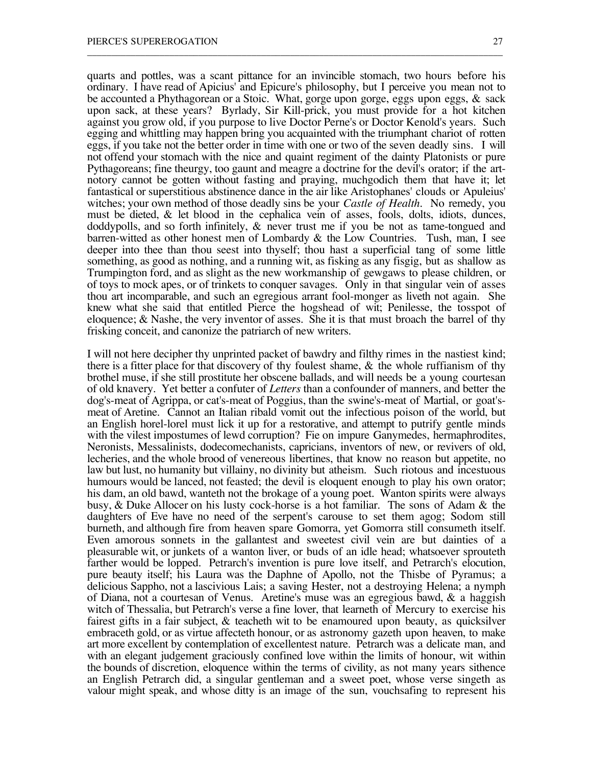quarts and pottles, was a scant pittance for an invincible stomach, two hours before his ordinary. I have read of Apicius' and Epicure's philosophy, but I perceive you mean not to be accounted a Phythagorean or a Stoic. What, gorge upon gorge, eggs upon eggs, & sack upon sack, at these years? Byrlady, Sir Kill-prick, you must provide for a hot kitchen against you grow old, if you purpose to live Doctor Perne's or Doctor Kenold's years. Such egging and whittling may happen bring you acquainted with the triumphant chariot of rotten eggs, if you take not the better order in time with one or two of the seven deadly sins. I will not offend your stomach with the nice and quaint regiment of the dainty Platonists or pure Pythagoreans; fine theurgy, too gaunt and meagre a doctrine for the devil's orator; if the art-notory cannot be gotten without fasting and praying, muchgodich them that have it; let fantastical or superstitious abstinence dance in the air like Aristophanes' clouds or Apuleius' witches; your own method of those deadly sins be your *Castle of Health*. No remedy, you must be dieted, & let blood in the cephalica vein of asses, fools, dolts, idiots, dunces, doddypolls, and so forth infinitely, & never trust me if you be not as tame-tongued and barren-witted as other honest men of Lombardy & the Low Countries. Tush, man, I see deeper into thee than thou seest into thyself; thou hast a superficial tang of some little something, as good as nothing, and a running wit, as fisking as any fisgig, but as shallow as Trumpington ford, and as slight as the new workmanship of gewgaws to please children, or of toys to mock apes, or of trinkets to conquer savages. Only in that singular vein of asses thou art incomparable, and such an egregious arrant fool-monger as liveth not again. She knew what she said that entitled Pierce the hogshead of wit; Penilesse, the tosspot of eloquence; & Nashe, the very inventor of asses. She it is that must broach the barrel of thy frisking conceit, and canonize the patriarch of new writers.

I will not here decipher thy unprinted packet of bawdry and filthy rimes in the nastiest kind; there is a fitter place for that discovery of thy foulest shame, & the whole ruffianism of thy brothel muse, if she still prostitute her obscene ballads, and will needs be a young courtesan of old knavery. Yet better a confuter of *Letters* than a confounder of manners, and better the dog's-meat of Agrippa, or cat's-meat of Poggius, than the swine's-meat of Martial, or goat's-meat of Aretine. Cannot an Italian ribald vomit out the infectious poison of the world, but an English horel-lorel must lick it up for a restorative, and attempt to putrify gentle minds with the vilest impostumes of lewd corruption? Fie on impure Ganymedes, hermaphrodites, Neronists, Messalinists, dodecomechanists, capricians, inventors of new, or revivers of old, lecheries, and the whole brood of venereous libertines, that know no reason but appetite, no law but lust, no humanity but villainy, no divinity but atheism. Such riotous and incestuous humours would be lanced, not feasted; the devil is eloquent enough to play his own orator; his dam, an old bawd, wanteth not the brokage of a young poet. Wanton spirits were always busy, & Duke Allocer on his lusty cock-horse is a hot familiar. The sons of Adam & the daughters of Eve have no need of the serpent's carouse to set them agog; Sodom still burneth, and although fire from heaven spare Gomorra, yet Gomorra still consumeth itself. Even amorous sonnets in the gallantest and sweetest civil vein are but dainties of a pleasurable wit, or junkets of a wanton liver, or buds of an idle head; whatsoever sprouteth farther would be lopped. Petrarch's invention is pure love itself, and Petrarch's elocution, pure beauty itself; his Laura was the Daphne of Apollo, not the Thisbe of Pyramus; a delicious Sappho, not a lascivious Lais; a saving Hester, not a destroying Helena; a nymph of Diana, not a courtesan of Venus. Aretine's muse was an egregious bawd, & a haggish witch of Thessalia, but Petrarch's verse a fine lover, that learneth of Mercury to exercise his fairest gifts in a fair subject, & teacheth wit to be enamoured upon beauty, as quicksilver embraceth gold, or as virtue affecteth honour, or as astronomy gazeth upon heaven, to make art more excellent by contemplation of excellentest nature. Petrarch was a delicate man, and with an elegant judgement graciously confined love within the limits of honour, wit within the bounds of discretion, eloquence within the terms of civility, as not many years sithence an English Petrarch did, a singular gentleman and a sweet poet, whose verse singeth as valour might speak, and whose ditty is an image of the sun, vouchsafing to represent his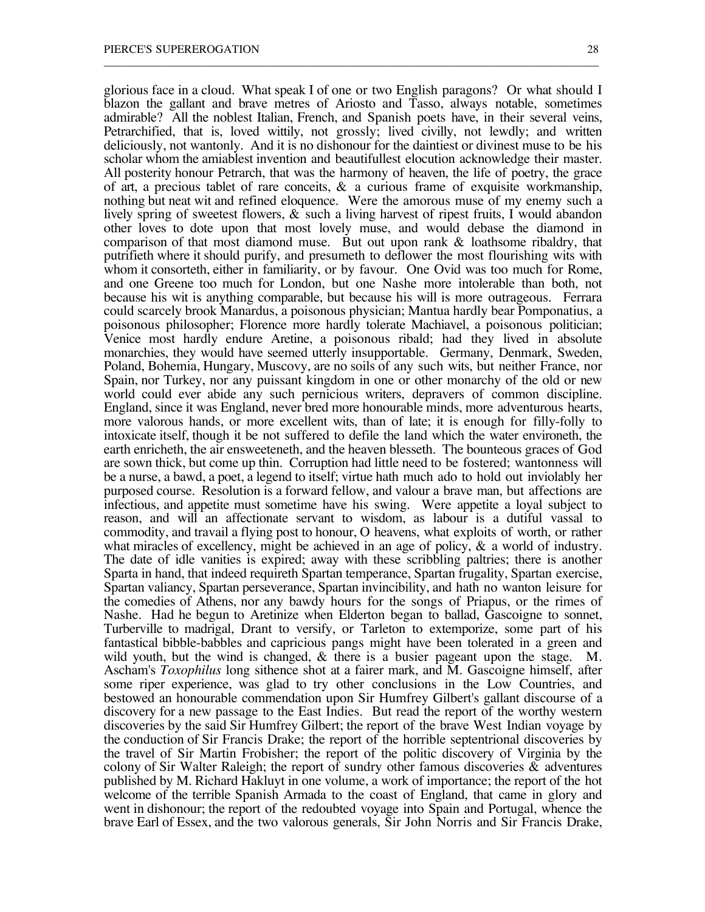glorious face in a cloud. What speak I of one or two English paragons? Or what should I blazon the gallant and brave metres of Ariosto and Tasso, always notable, sometimes admirable? All the noblest Italian, French, and Spanish poets have, in their several veins, Petrarchified, that is, loved wittily, not grossly; lived civilly, not lewdly; and written deliciously, not wantonly. And it is no dishonour for the daintiest or divinest muse to be his scholar whom the amiablest invention and beautifullest elocution acknowledge their master. All posterity honour Petrarch, that was the harmony of heaven, the life of poetry, the grace of art, a precious tablet of rare conceits, & a curious frame of exquisite workmanship, nothing but neat wit and refined eloquence. Were the amorous muse of my enemy such a lively spring of sweetest flowers, & such a living harvest of ripest fruits, I would abandon other loves to dote upon that most lovely muse, and would debase the diamond in comparison of that most diamond muse. But out upon rank & loathsome ribaldry, that putrifieth where it should purify, and presumeth to deflower the most flourishing wits with whom it consorteth, either in familiarity, or by favour. One Ovid was too much for Rome, and one Greene too much for London, but one Nashe more intolerable than both, not because his wit is anything comparable, but because his will is more outrageous. Ferrara could scarcely brook Manardus, a poisonous physician; Mantua hardly bear Pomponatius, a poisonous philosopher; Florence more hardly tolerate Machiavel, a poisonous politician; Venice most hardly endure Aretine, a poisonous ribald; had they lived in absolute monarchies, they would have seemed utterly insupportable. Germany, Denmark, Sweden, Poland, Bohemia, Hungary, Muscovy, are no soils of any such wits, but neither France, nor Spain, nor Turkey, nor any puissant kingdom in one or other monarchy of the old or new world could ever abide any such pernicious writers, depravers of common discipline. England, since it was England, never bred more honourable minds, more adventurous hearts, more valorous hands, or more excellent wits, than of late; it is enough for filly-folly to intoxicate itself, though it be not suffered to defile the land which the water environeth, the earth enricheth, the air ensweeteneth, and the heaven blesseth. The bounteous graces of God are sown thick, but come up thin. Corruption had little need to be fostered; wantonness will be a nurse, a bawd, a poet, a legend to itself; virtue hath much ado to hold out inviolably her purposed course. Resolution is a forward fellow, and valour a brave man, but affections are infectious, and appetite must sometime have his swing. Were appetite a loyal subject to reason, and will an affectionate servant to wisdom, as labour is a dutiful vassal to commodity, and travail a flying post to honour, O heavens, what exploits of worth, or rather what miracles of excellency, might be achieved in an age of policy, & a world of industry. The date of idle vanities is expired; away with these scribbling paltries; there is another Sparta in hand, that indeed requireth Spartan temperance, Spartan frugality, Spartan exercise, Spartan valiancy, Spartan perseverance, Spartan invincibility, and hath no wanton leisure for the comedies of Athens, nor any bawdy hours for the songs of Priapus, or the rimes of Nashe. Had he begun to Aretinize when Elderton began to ballad, Gascoigne to sonnet, Turberville to madrigal, Drant to versify, or Tarleton to extemporize, some part of his fantastical bibble-babbles and capricious pangs might have been tolerated in a green and wild youth, but the wind is changed, & there is a busier pageant upon the stage. M. Ascham's *Toxophilus* long sithence shot at a fairer mark, and M. Gascoigne himself, after some riper experience, was glad to try other conclusions in the Low Countries, and bestowed an honourable commendation upon Sir Humfrey Gilbert's gallant discourse of a discovery for a new passage to the East Indies. But read the report of the worthy western discoveries by the said Sir Humfrey Gilbert; the report of the brave West Indian voyage by the conduction of Sir Francis Drake; the report of the horrible septentrional discoveries by the travel of Sir Martin Frobisher; the report of the politic discovery of Virginia by the colony of Sir Walter Raleigh; the report of sundry other famous discoveries & adventures published by M. Richard Hakluyt in one volume, a work of importance; the report of the hot welcome of the terrible Spanish Armada to the coast of England, that came in glory and went in dishonour; the report of the redoubted voyage into Spain and Portugal, whence the brave Earl of Essex, and the two valorous generals, Sir John Norris and Sir Francis Drake,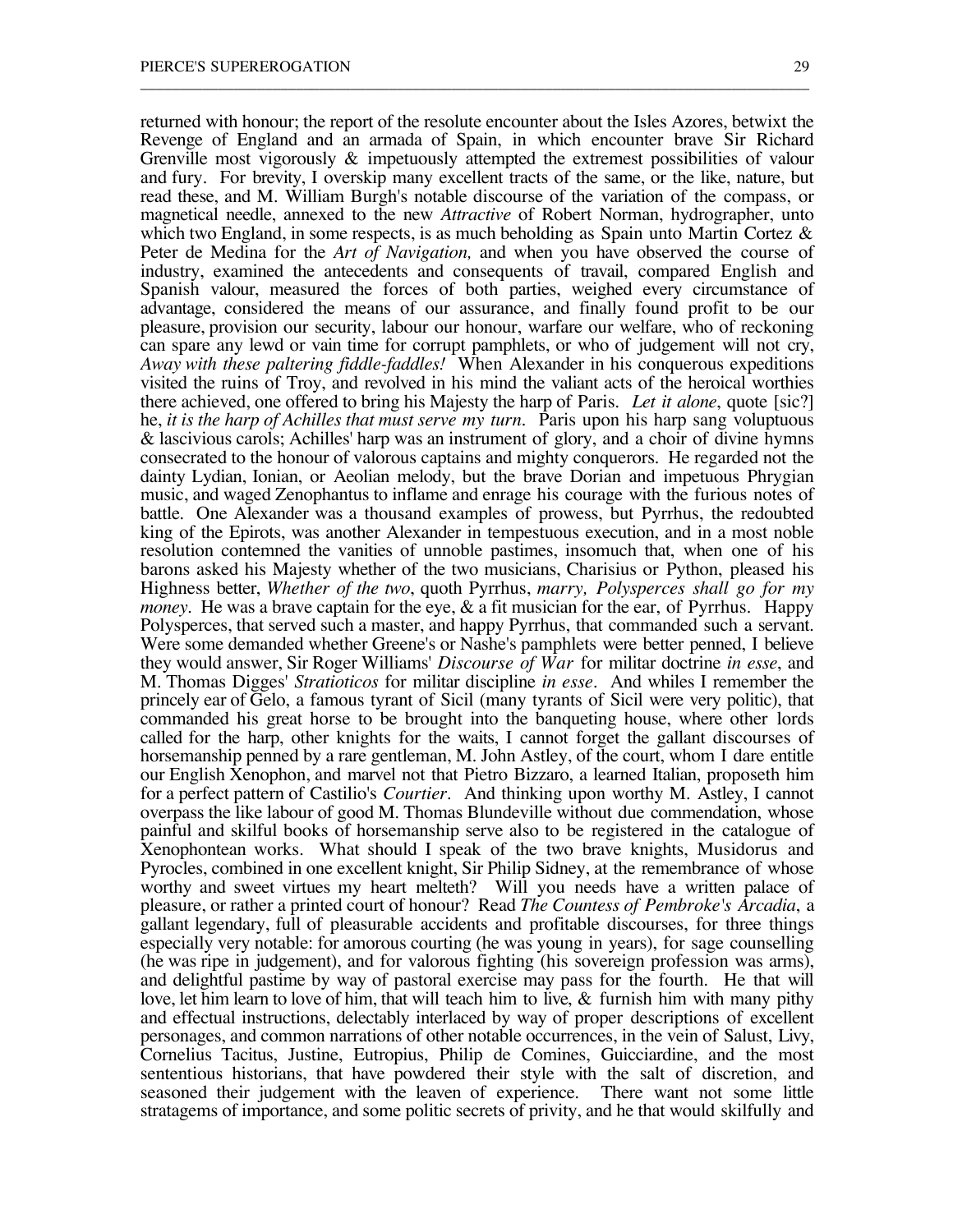returned with honour; the report of the resolute encounter about the Isles Azores, betwixt the Revenge of England and an armada of Spain, in which encounter brave Sir Richard Grenville most vigorously & impetuously attempted the extremest possibilities of valour and fury. For brevity, I overskip many excellent tracts of the same, or the like, nature, but read these, and M. William Burgh's notable discourse of the variation of the compass, or magnetical needle, annexed to the new *Attractive* of Robert Norman, hydrographer, unto which two England, in some respects, is as much beholding as Spain unto Martin Cortez & Peter de Medina for the *Art of Navigation,* and when you have observed the course of industry, examined the antecedents and consequents of travail, compared English and Spanish valour, measured the forces of both parties, weighed every circumstance of advantage, considered the means of our assurance, and finally found profit to be our pleasure, provision our security, labour our honour, warfare our welfare, who of reckoning can spare any lewd or vain time for corrupt pamphlets, or who of judgement will not cry, *Away with these paltering fiddle-faddles!* When Alexander in his conquerous expeditions visited the ruins of Troy, and revolved in his mind the valiant acts of the heroical worthies there achieved, one offered to bring his Majesty the harp of Paris. *Let it alone*, quote [sic?] he, *it is the harp of Achilles that must serve my turn*. Paris upon his harp sang voluptuous & lascivious carols; Achilles' harp was an instrument of glory, and a choir of divine hymns consecrated to the honour of valorous captains and mighty conquerors. He regarded not the dainty Lydian, Ionian, or Aeolian melody, but the brave Dorian and impetuous Phrygian music, and waged Zenophantus to inflame and enrage his courage with the furious notes of battle. One Alexander was a thousand examples of prowess, but Pyrrhus, the redoubted king of the Epirots, was another Alexander in tempestuous execution, and in a most noble resolution contemned the vanities of unnoble pastimes, insomuch that, when one of his barons asked his Majesty whether of the two musicians, Charisius or Python, pleased his Highness better, *Whether of the two*, quoth Pyrrhus, *marry, Polysperces shall go for my money*. He was a brave captain for the eye, & a fit musician for the ear, of Pyrrhus. Happy Polysperces, that served such a master, and happy Pyrrhus, that commanded such a servant. Were some demanded whether Greene's or Nashe's pamphlets were better penned, I believe they would answer, Sir Roger Williams' *Discourse of War* for militar doctrine *in esse*, and M. Thomas Digges' *Stratioticos* for militar discipline *in esse*. And whiles I remember the princely ear of Gelo, a famous tyrant of Sicil (many tyrants of Sicil were very politic), that commanded his great horse to be brought into the banqueting house, where other lords called for the harp, other knights for the waits, I cannot forget the gallant discourses of horsemanship penned by a rare gentleman, M. John Astley, of the court, whom I dare entitle our English Xenophon, and marvel not that Pietro Bizzaro, a learned Italian, proposeth him for a perfect pattern of Castilio's *Courtier*. And thinking upon worthy M. Astley, I cannot overpass the like labour of good M. Thomas Blundeville without due commendation, whose painful and skilful books of horsemanship serve also to be registered in the catalogue of Xenophontean works. What should I speak of the two brave knights, Musidorus and Pyrocles, combined in one excellent knight, Sir Philip Sidney, at the remembrance of whose worthy and sweet virtues my heart melteth? Will you needs have a written palace of pleasure, or rather a printed court of honour? Read *The Countess of Pembroke's Arcadia*, a gallant legendary, full of pleasurable accidents and profitable discourses, for three things especially very notable: for amorous courting (he was young in years), for sage counselling (he was ripe in judgement), and for valorous fighting (his sovereign profession was arms), and delightful pastime by way of pastoral exercise may pass for the fourth. He that will love, let him learn to love of him, that will teach him to live, & furnish him with many pithy and effectual instructions, delectably interlaced by way of proper descriptions of excellent personages, and common narrations of other notable occurrences, in the vein of Salust, Livy, Cornelius Tacitus, Justine, Eutropius, Philip de Comines, Guicciardine, and the most sententious historians, that have powdered their style with the salt of discretion, and seasoned their judgement with the leaven of experience. There want not some little stratagems of importance, and some politic secrets of privity, and he that would skilfully and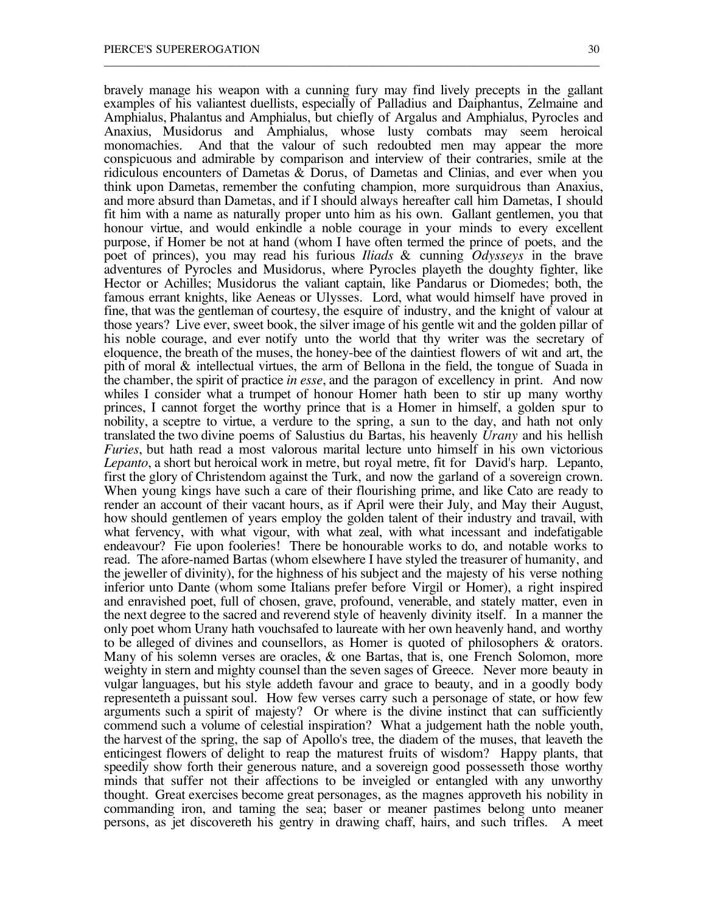bravely manage his weapon with a cunning fury may find lively precepts in the gallant examples of his valiantest duellists, especially of Palladius and Daiphantus, Zelmaine and Amphialus, Phalantus and Amphialus, but chiefly of Argalus and Amphialus, Pyrocles and Anaxius, Musidorus and Amphialus, whose lusty combats may seem heroical monomachies. And that the valour of such redoubted men may appear the more conspicuous and admirable by comparison and interview of their contraries, smile at the ridiculous encounters of Dametas & Dorus, of Dametas and Clinias, and ever when you think upon Dametas, remember the confuting champion, more surquidrous than Anaxius, and more absurd than Dametas, and if I should always hereafter call him Dametas, I should fit him with a name as naturally proper unto him as his own. Gallant gentlemen, you that honour virtue, and would enkindle a noble courage in your minds to every excellent purpose, if Homer be not at hand (whom I have often termed the prince of poets, and the poet of princes), you may read his furious *Iliads* & cunning *Odysseys* in the brave adventures of Pyrocles and Musidorus, where Pyrocles playeth the doughty fighter, like Hector or Achilles; Musidorus the valiant captain, like Pandarus or Diomedes; both, the famous errant knights, like Aeneas or Ulysses. Lord, what would himself have proved in fine, that was the gentleman of courtesy, the esquire of industry, and the knight of valour at those years? Live ever, sweet book, the silver image of his gentle wit and the golden pillar of his noble courage, and ever notify unto the world that thy writer was the secretary of eloquence, the breath of the muses, the honey-bee of the daintiest flowers of wit and art, the pith of moral & intellectual virtues, the arm of Bellona in the field, the tongue of Suada in the chamber, the spirit of practice *in esse*, and the paragon of excellency in print. And now whiles I consider what a trumpet of honour Homer hath been to stir up many worthy princes, I cannot forget the worthy prince that is a Homer in himself, a golden spur to nobility, a sceptre to virtue, a verdure to the spring, a sun to the day, and hath not only translated the two divine poems of Salustius du Bartas, his heavenly *Urany* and his hellish *Furies*, but hath read a most valorous marital lecture unto himself in his own victorious *Lepanto*, a short but heroical work in metre, but royal metre, fit for David's harp. Lepanto, first the glory of Christendom against the Turk, and now the garland of a sovereign crown. When young kings have such a care of their flourishing prime, and like Cato are ready to render an account of their vacant hours, as if April were their July, and May their August, how should gentlemen of years employ the golden talent of their industry and travail, with what fervency, with what vigour, with what zeal, with what incessant and indefatigable endeavour? Fie upon fooleries! There be honourable works to do, and notable works to read. The afore-named Bartas (whom elsewhere I have styled the treasurer of humanity, and the jeweller of divinity), for the highness of his subject and the majesty of his verse nothing inferior unto Dante (whom some Italians prefer before Virgil or Homer), a right inspired and enravished poet, full of chosen, grave, profound, venerable, and stately matter, even in the next degree to the sacred and reverend style of heavenly divinity itself. In a manner the only poet whom Urany hath vouchsafed to laureate with her own heavenly hand, and worthy to be alleged of divines and counsellors, as Homer is quoted of philosophers & orators. Many of his solemn verses are oracles, & one Bartas, that is, one French Solomon, more weighty in stern and mighty counsel than the seven sages of Greece. Never more beauty in vulgar languages, but his style addeth favour and grace to beauty, and in a goodly body representeth a puissant soul. How few verses carry such a personage of state, or how few arguments such a spirit of majesty? Or where is the divine instinct that can sufficiently commend such a volume of celestial inspiration? What a judgement hath the noble youth, the harvest of the spring, the sap of Apollo's tree, the diadem of the muses, that leaveth the enticingest flowers of delight to reap the maturest fruits of wisdom? Happy plants, that speedily show forth their generous nature, and a sovereign good possesseth those worthy minds that suffer not their affections to be inveigled or entangled with any unworthy thought. Great exercises become great personages, as the magnes approveth his nobility in commanding iron, and taming the sea; baser or meaner pastimes belong unto meaner persons, as jet discovereth his gentry in drawing chaff, hairs, and such trifles. A meet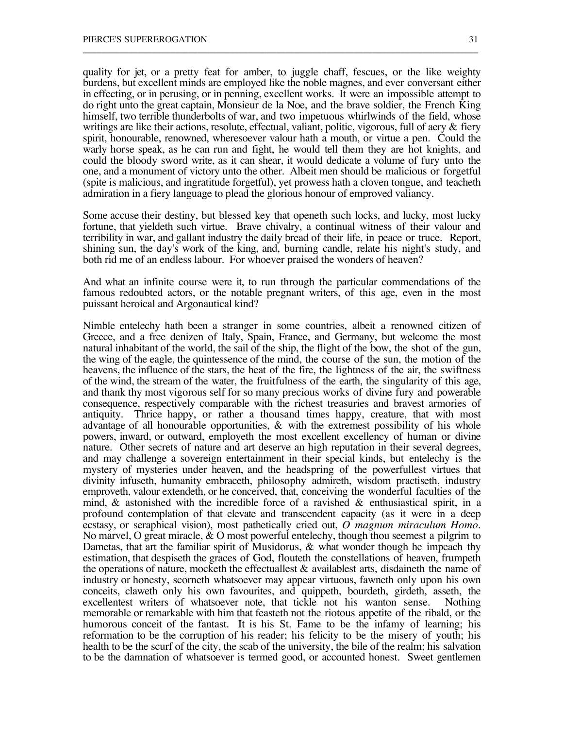quality for jet, or a pretty feat for amber, to juggle chaff, fescues, or the like weighty burdens, but excellent minds are employed like the noble magnes, and ever conversant either in effecting, or in perusing, or in penning, excellent works. It were an impossible attempt to do right unto the great captain, Monsieur de la Noe, and the brave soldier, the French King himself, two terrible thunderbolts of war, and two impetuous whirlwinds of the field, whose writings are like their actions, resolute, effectual, valiant, politic, vigorous, full of aery & fiery spirit, honourable, renowned, wheresoever valour hath a mouth, or virtue a pen. Could the warly horse speak, as he can run and fight, he would tell them they are hot knights, and could the bloody sword write, as it can shear, it would dedicate a volume of fury unto the one, and a monument of victory unto the other. Albeit men should be malicious or forgetful (spite is malicious, and ingratitude forgetful), yet prowess hath a cloven tongue, and teacheth admiration in a fiery language to plead the glorious honour of emproved valiancy.

Some accuse their destiny, but blessed key that openeth such locks, and lucky, most lucky fortune, that yieldeth such virtue. Brave chivalry, a continual witness of their valour and terribility in war, and gallant industry the daily bread of their life, in peace or truce. Report, shining sun, the day's work of the king, and, burning candle, relate his night's study, and both rid me of an endless labour. For whoever praised the wonders of heaven?

And what an infinite course were it, to run through the particular commendations of the famous redoubted actors, or the notable pregnant writers, of this age, even in the most puissant heroical and Argonautical kind?

Nimble entelechy hath been a stranger in some countries, albeit a renowned citizen of Greece, and a free denizen of Italy, Spain, France, and Germany, but welcome the most natural inhabitant of the world, the sail of the ship, the flight of the bow, the shot of the gun, the wing of the eagle, the quintessence of the mind, the course of the sun, the motion of the heavens, the influence of the stars, the heat of the fire, the lightness of the air, the swiftness of the wind, the stream of the water, the fruitfulness of the earth, the singularity of this age, and thank thy most vigorous self for so many precious works of divine fury and powerable consequence, respectively comparable with the richest treasuries and bravest armories of antiquity. Thrice happy, or rather a thousand times happy, creature, that with most advantage of all honourable opportunities, & with the extremest possibility of his whole powers, inward, or outward, employeth the most excellent excellency of human or divine nature. Other secrets of nature and art deserve an high reputation in their several degrees, and may challenge a sovereign entertainment in their special kinds, but entelechy is the mystery of mysteries under heaven, and the headspring of the powerfullest virtues that divinity infuseth, humanity embraceth, philosophy admireth, wisdom practiseth, industry emproveth, valour extendeth, or he conceived, that, conceiving the wonderful faculties of the mind, & astonished with the incredible force of a ravished & enthusiastical spirit, in a profound contemplation of that elevate and transcendent capacity (as it were in a deep ecstasy, or seraphical vision), most pathetically cried out, *O magnum miraculum Homo*. No marvel, O great miracle, & O most powerful entelechy, though thou seemest a pilgrim to Dametas, that art the familiar spirit of Musidorus, & what wonder though he impeach thy estimation, that despiseth the graces of God, flouteth the constellations of heaven, frumpeth the operations of nature, mocketh the effectuallest & availablest arts, disdaineth the name of industry or honesty, scorneth whatsoever may appear virtuous, fawneth only upon his own conceits, claweth only his own favourites, and quippeth, bourdeth, girdeth, asseth, the excellentest writers of whatsoever note, that tickle not his wanton sense. Nothing memorable or remarkable with him that feasteth not the riotous appetite of the ribald, or the humorous conceit of the fantast. It is his St. Fame to be the infamy of learning; his reformation to be the corruption of his reader; his felicity to be the misery of youth; his health to be the scurf of the city, the scab of the university, the bile of the realm; his salvation to be the damnation of whatsoever is termed good, or accounted honest. Sweet gentlemen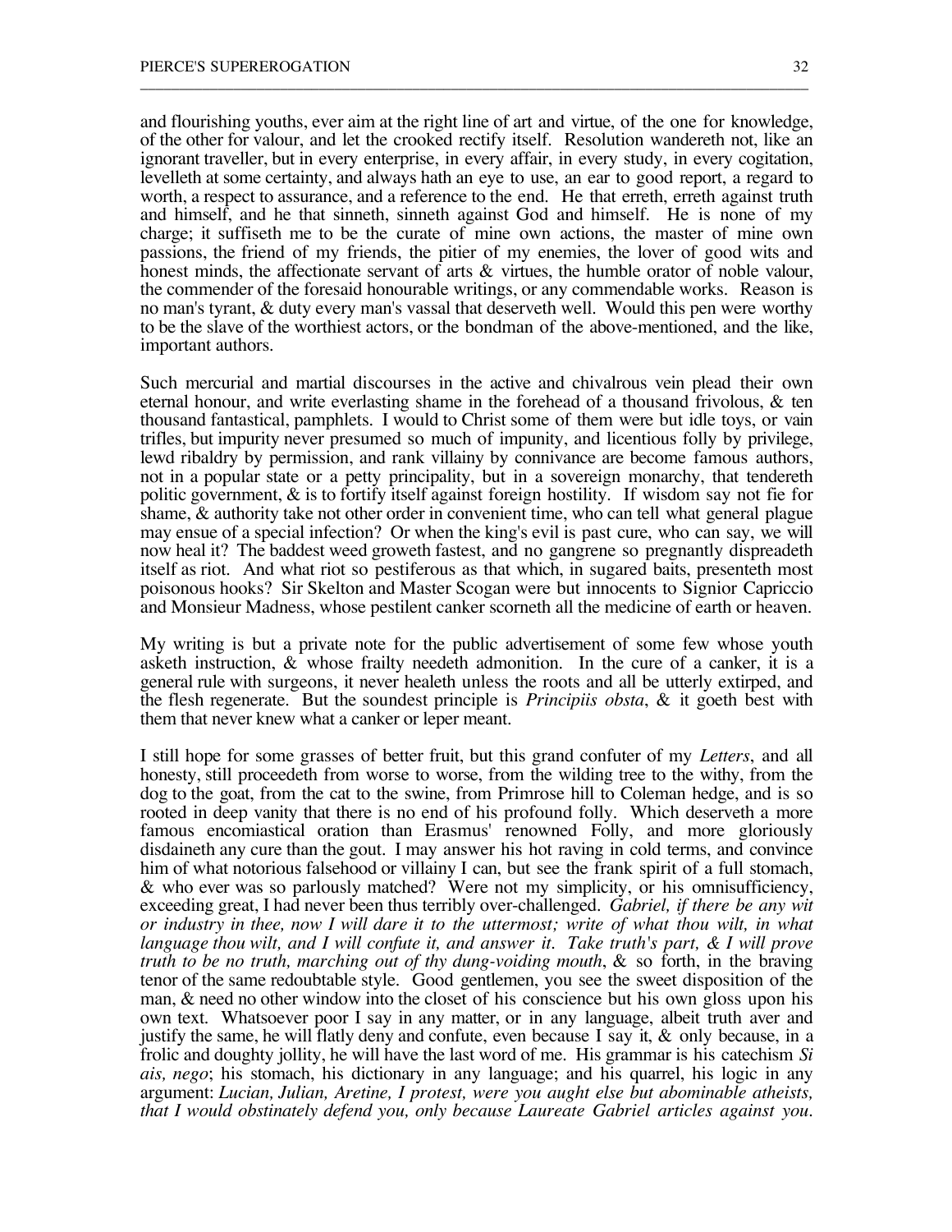and flourishing youths, ever aim at the right line of art and virtue, of the one for knowledge, of the other for valour, and let the crooked rectify itself. Resolution wandereth not, like an ignorant traveller, but in every enterprise, in every affair, in every study, in every cogitation, levelleth at some certainty, and always hath an eye to use, an ear to good report, a regard to worth, a respect to assurance, and a reference to the end. He that erreth, erreth against truth and himself, and he that sinneth, sinneth against God and himself. He is none of my charge; it suffiseth me to be the curate of mine own actions, the master of mine own passions, the friend of my friends, the pitier of my enemies, the lover of good wits and honest minds, the affectionate servant of arts & virtues, the humble orator of noble valour, the commender of the foresaid honourable writings, or any commendable works. Reason is no man's tyrant, & duty every man's vassal that deserveth well. Would this pen were worthy to be the slave of the worthiest actors, or the bondman of the above-mentioned, and the like, important authors.

Such mercurial and martial discourses in the active and chivalrous vein plead their own eternal honour, and write everlasting shame in the forehead of a thousand frivolous, & ten thousand fantastical, pamphlets. I would to Christ some of them were but idle toys, or vain trifles, but impurity never presumed so much of impunity, and licentious folly by privilege, lewd ribaldry by permission, and rank villainy by connivance are become famous authors, not in a popular state or a petty principality, but in a sovereign monarchy, that tendereth politic government, & is to fortify itself against foreign hostility. If wisdom say not fie for shame, & authority take not other order in convenient time, who can tell what general plague may ensue of a special infection? Or when the king's evil is past cure, who can say, we will now heal it? The baddest weed groweth fastest, and no gangrene so pregnantly dispreadeth itself as riot. And what riot so pestiferous as that which, in sugared baits, presenteth most poisonous hooks? Sir Skelton and Master Scogan were but innocents to Signior Capriccio and Monsieur Madness, whose pestilent canker scorneth all the medicine of earth or heaven.

My writing is but a private note for the public advertisement of some few whose youth asketh instruction, & whose frailty needeth admonition. In the cure of a canker, it is a general rule with surgeons, it never healeth unless the roots and all be utterly extirped, and the flesh regenerate. But the soundest principle is *Principiis obsta*, & it goeth best with them that never knew what a canker or leper meant.

I still hope for some grasses of better fruit, but this grand confuter of my *Letters*, and all honesty, still proceedeth from worse to worse, from the wilding tree to the withy, from the dog to the goat, from the cat to the swine, from Primrose hill to Coleman hedge, and is so rooted in deep vanity that there is no end of his profound folly. Which deserveth a more famous encomiastical oration than Erasmus' renowned Folly, and more gloriously disdaineth any cure than the gout. I may answer his hot raving in cold terms, and convince him of what notorious falsehood or villainy I can, but see the frank spirit of a full stomach, & who ever was so parlously matched? Were not my simplicity, or his omnisufficiency, exceeding great, I had never been thus terribly over-challenged. *Gabriel, if there be any wit or industry in thee, now I will dare it to the uttermost; write of what thou wilt, in what language thou wilt, and I will confute it, and answer it. Take truth's part, & I will prove truth to be no truth, marching out of thy dung-voiding mouth*, & so forth, in the braving tenor of the same redoubtable style. Good gentlemen, you see the sweet disposition of the man, & need no other window into the closet of his conscience but his own gloss upon his own text. Whatsoever poor I say in any matter, or in any language, albeit truth aver and justify the same, he will flatly deny and confute, even because I say it, & only because, in a frolic and doughty jollity, he will have the last word of me. His grammar is his catechism *Si ais, nego*; his stomach, his dictionary in any language; and his quarrel, his logic in any argument: *Lucian, Julian, Aretine, I protest, were you aught else but abominable atheists, that I would obstinately defend you, only because Laureate Gabriel articles against you.*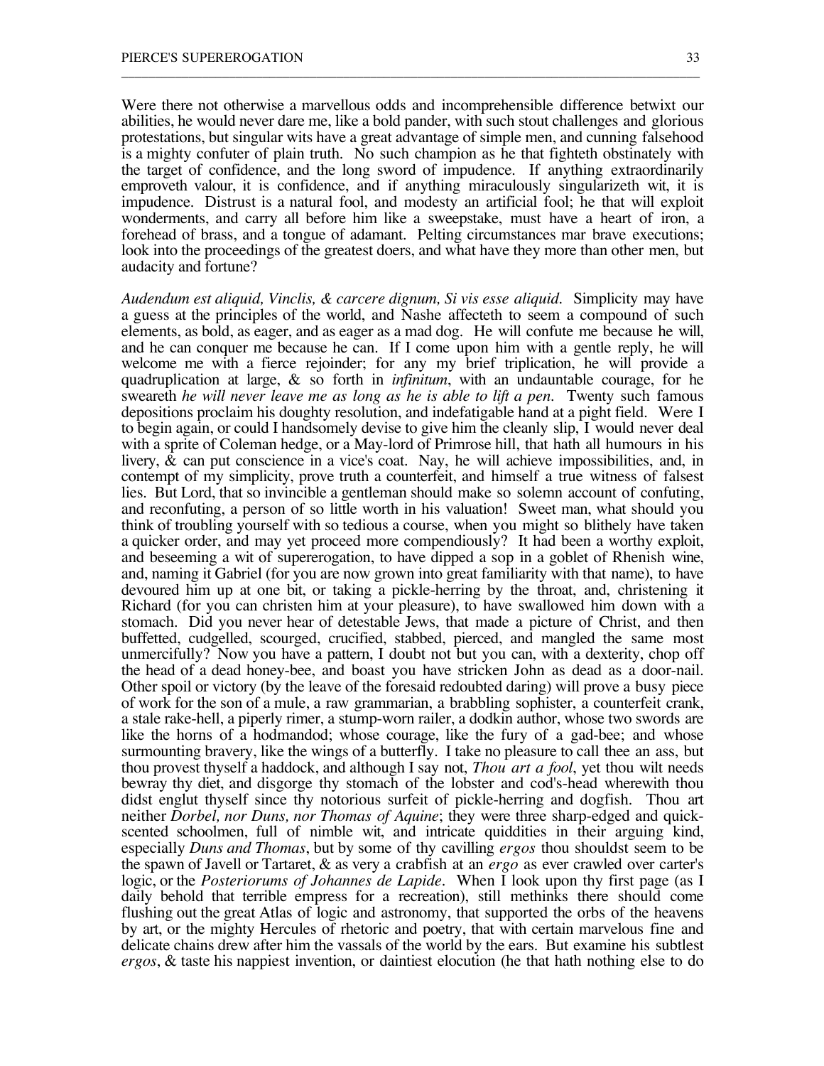Were there not otherwise a marvellous odds and incomprehensible difference betwixt our abilities, he would never dare me, like a bold pander, with such stout challenges and glorious protestations, but singular wits have a great advantage of simple men, and cunning falsehood is a mighty confuter of plain truth. No such champion as he that fighteth obstinately with the target of confidence, and the long sword of impudence. If anything extraordinarily emproveth valour, it is confidence, and if anything miraculously singularizeth wit, it is impudence. Distrust is a natural fool, and modesty an artificial fool; he that will exploit wonderments, and carry all before him like a sweepstake, must have a heart of iron, a forehead of brass, and a tongue of adamant. Pelting circumstances mar brave executions; look into the proceedings of the greatest doers, and what have they more than other men, but audacity and fortune?

*Audendum est aliquid, Vinclis, & carcere dignum, Si vis esse aliquid.* Simplicity may have a guess at the principles of the world, and Nashe affecteth to seem a compound of such elements, as bold, as eager, and as eager as a mad dog. He will confute me because he will, and he can conquer me because he can. If I come upon him with a gentle reply, he will welcome me with a fierce rejoinder; for any my brief triplication, he will provide a quadruplication at large, & so forth in *infinitum*, with an undauntable courage, for he sweareth *he will never leave me as long as he is able to lift a pen*. Twenty such famous depositions proclaim his doughty resolution, and indefatigable hand at a pight field. Were I to begin again, or could I handsomely devise to give him the cleanly slip, I would never deal with a sprite of Coleman hedge, or a May-lord of Primrose hill, that hath all humours in his livery, & can put conscience in a vice's coat. Nay, he will achieve impossibilities, and, in contempt of my simplicity, prove truth a counterfeit, and himself a true witness of falsest lies. But Lord, that so invincible a gentleman should make so solemn account of confuting, and reconfuting, a person of so little worth in his valuation! Sweet man, what should you think of troubling yourself with so tedious a course, when you might so blithely have taken a quicker order, and may yet proceed more compendiously? It had been a worthy exploit, and beseeming a wit of supererogation, to have dipped a sop in a goblet of Rhenish wine, and, naming it Gabriel (for you are now grown into great familiarity with that name), to have devoured him up at one bit, or taking a pickle-herring by the throat, and, christening it Richard (for you can christen him at your pleasure), to have swallowed him down with a stomach. Did you never hear of detestable Jews, that made a picture of Christ, and then buffetted, cudgelled, scourged, crucified, stabbed, pierced, and mangled the same most unmercifully? Now you have a pattern, I doubt not but you can, with a dexterity, chop off the head of a dead honey-bee, and boast you have stricken John as dead as a door-nail. Other spoil or victory (by the leave of the foresaid redoubted daring) will prove a busy piece of work for the son of a mule, a raw grammarian, a brabbling sophister, a counterfeit crank, a stale rake-hell, a piperly rimer, a stump-worn railer, a dodkin author, whose two swords are like the horns of a hodmandod; whose courage, like the fury of a gad-bee; and whose surmounting bravery, like the wings of a butterfly. I take no pleasure to call thee an ass, but thou provest thyself a haddock, and although I say not, *Thou art a fool*, yet thou wilt needs bewray thy diet, and disgorge thy stomach of the lobster and cod's-head wherewith thou didst englut thyself since thy notorious surfeit of pickle-herring and dogfish. Thou art neither *Dorbel, nor Duns, nor Thomas of Aquine*; they were three sharp-edged and quick-scented schoolmen, full of nimble wit, and intricate quiddities in their arguing kind, especially *Duns and Thomas*, but by some of thy cavilling *ergos* thou shouldst seem to be the spawn of Javell or Tartaret, & as very a crabfish at an *ergo* as ever crawled over carter's logic, or the *Posteriorums of Johannes de Lapide*. When I look upon thy first page (as I daily behold that terrible empress for a recreation), still methinks there should come flushing out the great Atlas of logic and astronomy, that supported the orbs of the heavens by art, or the mighty Hercules of rhetoric and poetry, that with certain marvelous fine and delicate chains drew after him the vassals of the world by the ears. But examine his subtlest *ergos*, & taste his nappiest invention, or daintiest elocution (he that hath nothing else to do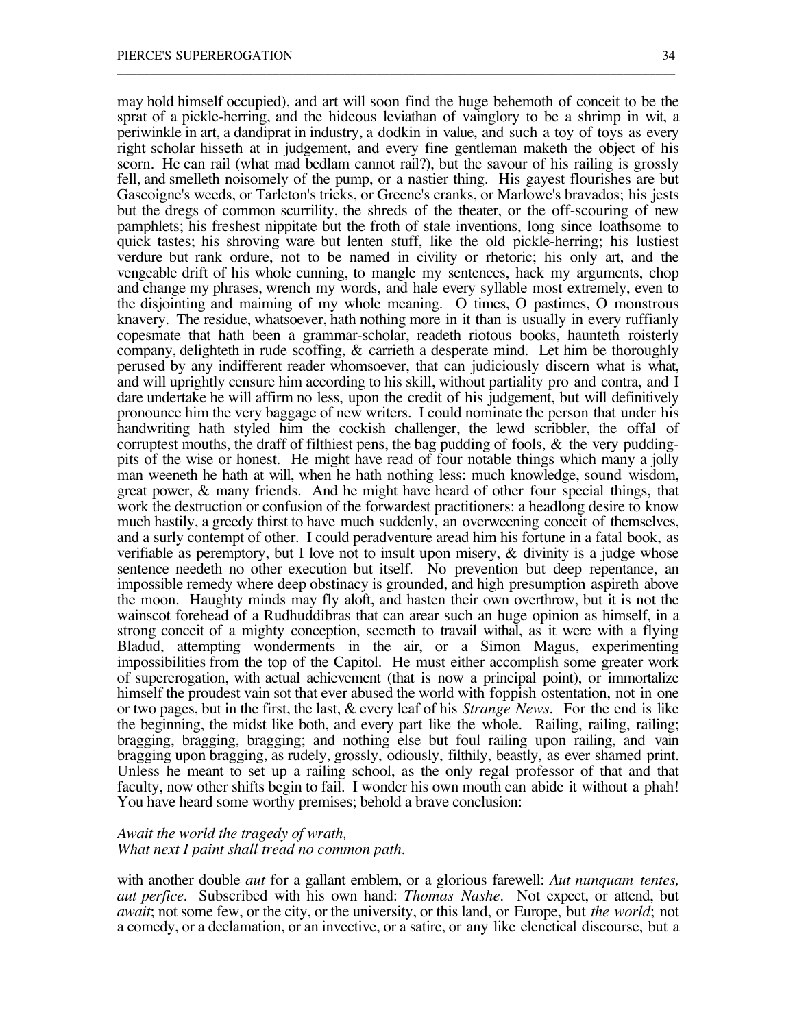may hold himself occupied), and art will soon find the huge behemoth of conceit to be the sprat of a pickle-herring, and the hideous leviathan of vainglory to be a shrimp in wit, a periwinkle in art, a dandiprat in industry, a dodkin in value, and such a toy of toys as every right scholar hisseth at in judgement, and every fine gentleman maketh the object of his scorn. He can rail (what mad bedlam cannot rail?), but the savour of his railing is grossly fell, and smelleth noisomely of the pump, or a nastier thing. His gayest flourishes are but Gascoigne's weeds, or Tarleton's tricks, or Greene's cranks, or Marlowe's bravados; his jests but the dregs of common scurrility, the shreds of the theater, or the off-scouring of new pamphlets; his freshest nippitate but the froth of stale inventions, long since loathsome to quick tastes; his shroving ware but lenten stuff, like the old pickle-herring; his lustiest verdure but rank ordure, not to be named in civility or rhetoric; his only art, and the vengeable drift of his whole cunning, to mangle my sentences, hack my arguments, chop and change my phrases, wrench my words, and hale every syllable most extremely, even to the disjointing and maiming of my whole meaning. O times, O pastimes, O monstrous knavery. The residue, whatsoever, hath nothing more in it than is usually in every ruffianly copesmate that hath been a grammar-scholar, readeth riotous books, haunteth roisterly company, delighteth in rude scoffing, & carrieth a desperate mind. Let him be thoroughly perused by any indifferent reader whomsoever, that can judiciously discern what is what, and will uprightly censure him according to his skill, without partiality pro and contra, and I dare undertake he will affirm no less, upon the credit of his judgement, but will definitively pronounce him the very baggage of new writers. I could nominate the person that under his handwriting hath styled him the cockish challenger, the lewd scribbler, the offal of corruptest mouths, the draff of filthiest pens, the bag pudding of fools, & the very pudding-pits of the wise or honest. He might have read of four notable things which many a jolly man weeneth he hath at will, when he hath nothing less: much knowledge, sound wisdom, great power, & many friends. And he might have heard of other four special things, that work the destruction or confusion of the forwardest practitioners: a headlong desire to know much hastily, a greedy thirst to have much suddenly, an overweening conceit of themselves, and a surly contempt of other. I could peradventure aread him his fortune in a fatal book, as verifiable as peremptory, but I love not to insult upon misery, & divinity is a judge whose sentence needeth no other execution but itself. No prevention but deep repentance, an impossible remedy where deep obstinacy is grounded, and high presumption aspireth above the moon. Haughty minds may fly aloft, and hasten their own overthrow, but it is not the wainscot forehead of a Rudhuddibras that can arear such an huge opinion as himself, in a strong conceit of a mighty conception, seemeth to travail withal, as it were with a flying Bladud, attempting wonderments in the air, or a Simon Magus, experimenting impossibilities from the top of the Capitol. He must either accomplish some greater work of supererogation, with actual achievement (that is now a principal point), or immortalize himself the proudest vain sot that ever abused the world with foppish ostentation, not in one or two pages, but in the first, the last, & every leaf of his *Strange News*. For the end is like the beginning, the midst like both, and every part like the whole. Railing, railing, railing; bragging, bragging, bragging; and nothing else but foul railing upon railing, and vain bragging upon bragging, as rudely, grossly, odiously, filthily, beastly, as ever shamed print. Unless he meant to set up a railing school, as the only regal professor of that and that faculty, now other shifts begin to fail. I wonder his own mouth can abide it without a phah! You have heard some worthy premises; behold a brave conclusion:

*Await the world the tragedy of wrath,*
*What next I paint shall tread no common path.*

with another double *aut* for a gallant emblem, or a glorious farewell: *Aut nunquam tentes, aut perfice*. Subscribed with his own hand: *Thomas Nashe*. Not expect, or attend, but *await*; not some few, or the city, or the university, or this land, or Europe, but *the world*; not a comedy, or a declamation, or an invective, or a satire, or any like elenctical discourse, but a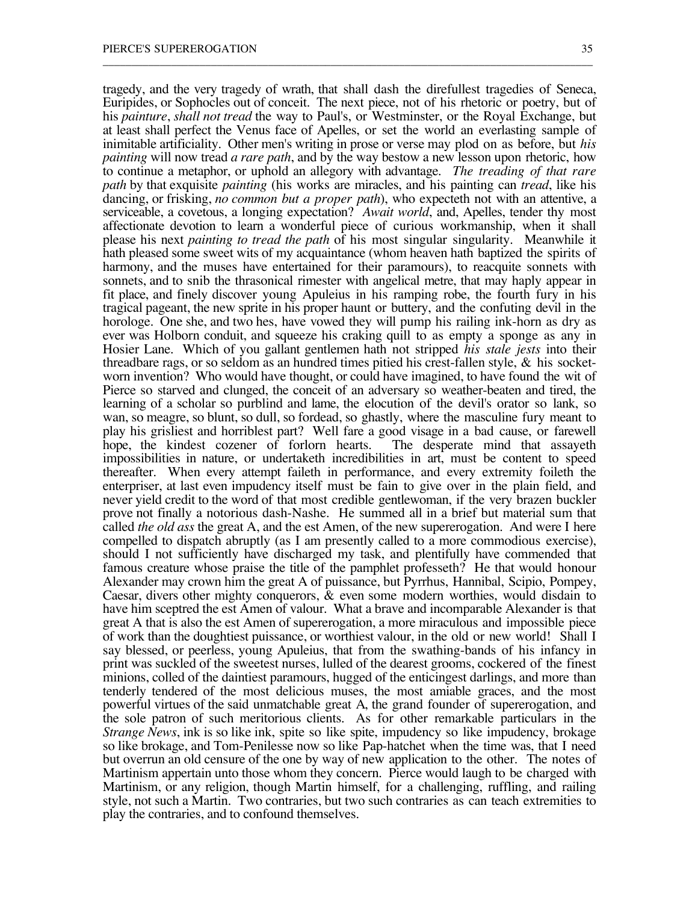tragedy, and the very tragedy of wrath, that shall dash the direfullest tragedies of Seneca, Euripides, or Sophocles out of conceit. The next piece, not of his rhetoric or poetry, but of his *painture*, *shall not tread* the way to Paul's, or Westminster, or the Royal Exchange, but at least shall perfect the Venus face of Apelles, or set the world an everlasting sample of inimitable artificiality. Other men's writing in prose or verse may plod on as before, but *his painting* will now tread *a rare path*, and by the way bestow a new lesson upon rhetoric, how to continue a metaphor, or uphold an allegory with advantage. *The treading of that rare path* by that exquisite *painting* (his works are miracles, and his painting can *tread*, like his dancing, or frisking, *no common but a proper path*), who expecteth not with an attentive, a serviceable, a covetous, a longing expectation? *Await world*, and, Apelles, tender thy most affectionate devotion to learn a wonderful piece of curious workmanship, when it shall please his next *painting to tread the path* of his most singular singularity. Meanwhile it hath pleased some sweet wits of my acquaintance (whom heaven hath baptized the spirits of harmony, and the muses have entertained for their paramours), to reacquite sonnets with sonnets, and to snib the thrasonical rimester with angelical metre, that may haply appear in fit place, and finely discover young Apuleius in his ramping robe, the fourth fury in his tragical pageant, the new sprite in his proper haunt or buttery, and the confuting devil in the horologe. One she, and two hes, have vowed they will pump his railing ink-horn as dry as ever was Holborn conduit, and squeeze his craking quill to as empty a sponge as any in Hosier Lane. Which of you gallant gentlemen hath not stripped *his stale jests* into their threadbare rags, or so seldom as an hundred times pitied his crest-fallen style, & his socket-worn invention? Who would have thought, or could have imagined, to have found the wit of Pierce so starved and clunged, the conceit of an adversary so weather-beaten and tired, the learning of a scholar so purblind and lame, the elocution of the devil's orator so lank, so wan, so meagre, so blunt, so dull, so fordead, so ghastly, where the masculine fury meant to play his grisliest and horriblest part? Well fare a good visage in a bad cause, or farewell hope, the kindest cozener of forlorn hearts. The desperate mind that assayeth impossibilities in nature, or undertaketh incredibilities in art, must be content to speed thereafter. When every attempt faileth in performance, and every extremity foileth the enterpriser, at last even impudency itself must be fain to give over in the plain field, and never yield credit to the word of that most credible gentlewoman, if the very brazen buckler prove not finally a notorious dash-Nashe. He summed all in a brief but material sum that called *the old ass* the great A, and the est Amen, of the new supererogation. And were I here compelled to dispatch abruptly (as I am presently called to a more commodious exercise), should I not sufficiently have discharged my task, and plentifully have commended that famous creature whose praise the title of the pamphlet professeth? He that would honour Alexander may crown him the great A of puissance, but Pyrrhus, Hannibal, Scipio, Pompey, Caesar, divers other mighty conquerors, & even some modern worthies, would disdain to have him sceptred the est Amen of valour. What a brave and incomparable Alexander is that great A that is also the est Amen of supererogation, a more miraculous and impossible piece of work than the doughtiest puissance, or worthiest valour, in the old or new world! Shall I say blessed, or peerless, young Apuleius, that from the swathing-bands of his infancy in print was suckled of the sweetest nurses, lulled of the dearest grooms, cockered of the finest minions, colled of the daintiest paramours, hugged of the enticingest darlings, and more than tenderly tendered of the most delicious muses, the most amiable graces, and the most powerful virtues of the said unmatchable great A, the grand founder of supererogation, and the sole patron of such meritorious clients. As for other remarkable particulars in the *Strange News*, ink is so like ink, spite so like spite, impudency so like impudency, brokage so like brokage, and Tom-Penilesse now so like Pap-hatchet when the time was, that I need but overrun an old censure of the one by way of new application to the other. The notes of Martinism appertain unto those whom they concern. Pierce would laugh to be charged with Martinism, or any religion, though Martin himself, for a challenging, ruffling, and railing style, not such a Martin. Two contraries, but two such contraries as can teach extremities to play the contraries, and to confound themselves.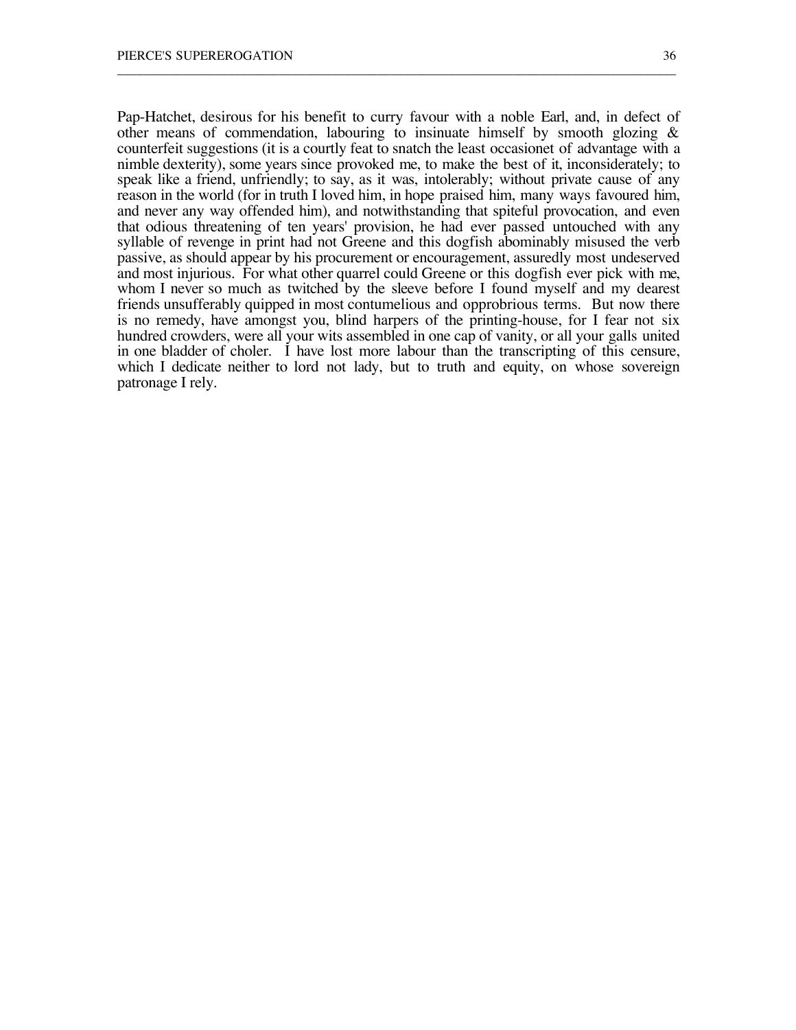Pap-Hatchet, desirous for his benefit to curry favour with a noble Earl, and, in defect of other means of commendation, labouring to insinuate himself by smooth glozing & counterfeit suggestions (it is a courtly feat to snatch the least occasionet of advantage with a nimble dexterity), some years since provoked me, to make the best of it, inconsiderately; to speak like a friend, unfriendly; to say, as it was, intolerably; without private cause of any reason in the world (for in truth I loved him, in hope praised him, many ways favoured him, and never any way offended him), and notwithstanding that spiteful provocation, and even that odious threatening of ten years' provision, he had ever passed untouched with any syllable of revenge in print had not Greene and this dogfish abominably misused the verb passive, as should appear by his procurement or encouragement, assuredly most undeserved and most injurious. For what other quarrel could Greene or this dogfish ever pick with me, whom I never so much as twitched by the sleeve before I found myself and my dearest friends unsufferably quipped in most contumelious and opprobrious terms. But now there is no remedy, have amongst you, blind harpers of the printing-house, for I fear not six hundred crowders, were all your wits assembled in one cap of vanity, or all your galls united in one bladder of choler. I have lost more labour than the transcripting of this censure, which I dedicate neither to lord not lady, but to truth and equity, on whose sovereign patronage I rely.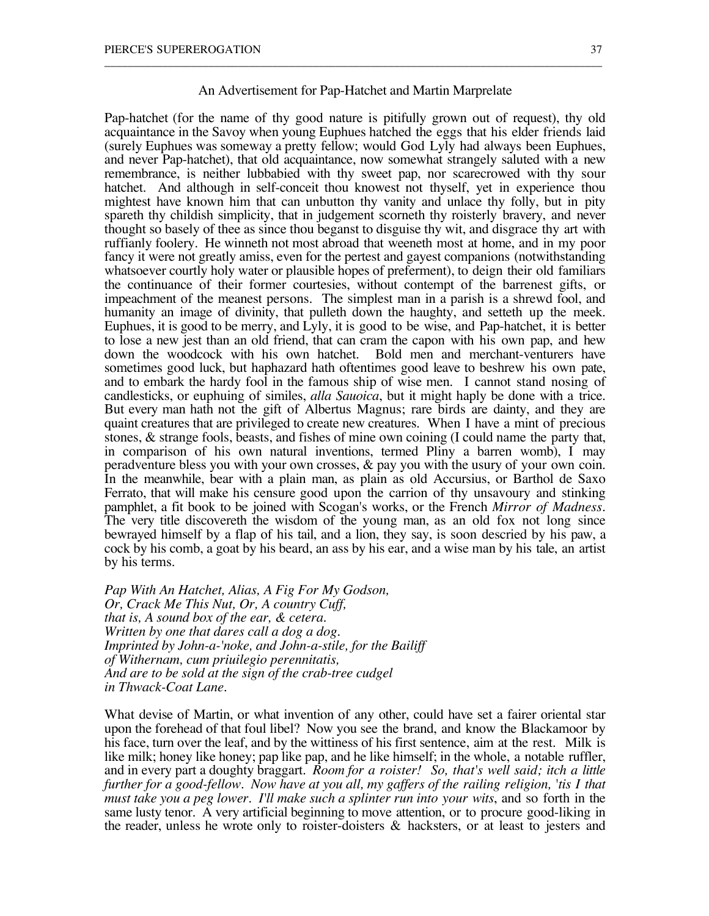## An Advertisement for Pap-Hatchet and Martin Marprelate

Pap-hatchet (for the name of thy good nature is pitifully grown out of request), thy old acquaintance in the Savoy when young Euphues hatched the eggs that his elder friends laid (surely Euphues was someway a pretty fellow; would God Lyly had always been Euphues, and never Pap-hatchet), that old acquaintance, now somewhat strangely saluted with a new remembrance, is neither lubbabied with thy sweet pap, nor scarecrowed with thy sour hatchet. And although in self-conceit thou knowest not thyself, yet in experience thou mightest have known him that can unbutton thy vanity and unlace thy folly, but in pity spareth thy childish simplicity, that in judgement scorneth thy roisterly bravery, and never thought so basely of thee as since thou beganst to disguise thy wit, and disgrace thy art with ruffianly foolery. He winneth not most abroad that weeneth most at home, and in my poor fancy it were not greatly amiss, even for the pertest and gayest companions (notwithstanding whatsoever courtly holy water or plausible hopes of preferment), to deign their old familiars the continuance of their former courtesies, without contempt of the barrenest gifts, or impeachment of the meanest persons. The simplest man in a parish is a shrewd fool, and humanity an image of divinity, that pulleth down the haughty, and setteth up the meek. Euphues, it is good to be merry, and Lyly, it is good to be wise, and Pap-hatchet, it is better to lose a new jest than an old friend, that can cram the capon with his own pap, and hew down the woodcock with his own hatchet. Bold men and merchant-venturers have sometimes good luck, but haphazard hath oftentimes good leave to beshrew his own pate, and to embark the hardy fool in the famous ship of wise men. I cannot stand nosing of candlesticks, or euphuing of similes, *alla Sauoica*, but it might haply be done with a trice. But every man hath not the gift of Albertus Magnus; rare birds are dainty, and they are quaint creatures that are privileged to create new creatures. When I have a mint of precious stones, & strange fools, beasts, and fishes of mine own coining (I could name the party that, in comparison of his own natural inventions, termed Pliny a barren womb), I may peradventure bless you with your own crosses, & pay you with the usury of your own coin. In the meanwhile, bear with a plain man, as plain as old Accursius, or Barthol de Saxo Ferrato, that will make his censure good upon the carrion of thy unsavoury and stinking pamphlet, a fit book to be joined with Scogan's works, or the French *Mirror of Madness*. The very title discovereth the wisdom of the young man, as an old fox not long since bewrayed himself by a flap of his tail, and a lion, they say, is soon descried by his paw, a cock by his comb, a goat by his beard, an ass by his ear, and a wise man by his tale, an artist by his terms.

*Pap With An Hatchet, Alias, A Fig For My Godson,*
*Or, Crack Me This Nut, Or, A country Cuff,*
*that is, A sound box of the ear, & cetera.*
*Written by one that dares call a dog a dog.*
*Imprinted by John-a-'noke, and John-a-stile, for the Bailiff*
*of Withernam, cum priuilegio perennitatis,*
*And are to be sold at the sign of the crab-tree cudgel*
*in Thwack-Coat Lane.*

What devise of Martin, or what invention of any other, could have set a fairer oriental star upon the forehead of that foul libel? Now you see the brand, and know the Blackamoor by his face, turn over the leaf, and by the wittiness of his first sentence, aim at the rest. Milk is like milk; honey like honey; pap like pap, and he like himself; in the whole, a notable ruffler, and in every part a doughty braggart. *Room for a roister! So, that's well said; itch a little further for a good-fellow. Now have at you all, my gaffers of the railing religion, 'tis I that must take you a peg lower. I'll make such a splinter run into your wits*, and so forth in the same lusty tenor. A very artificial beginning to move attention, or to procure good-liking in the reader, unless he wrote only to roister-doisters & hacksters, or at least to jesters and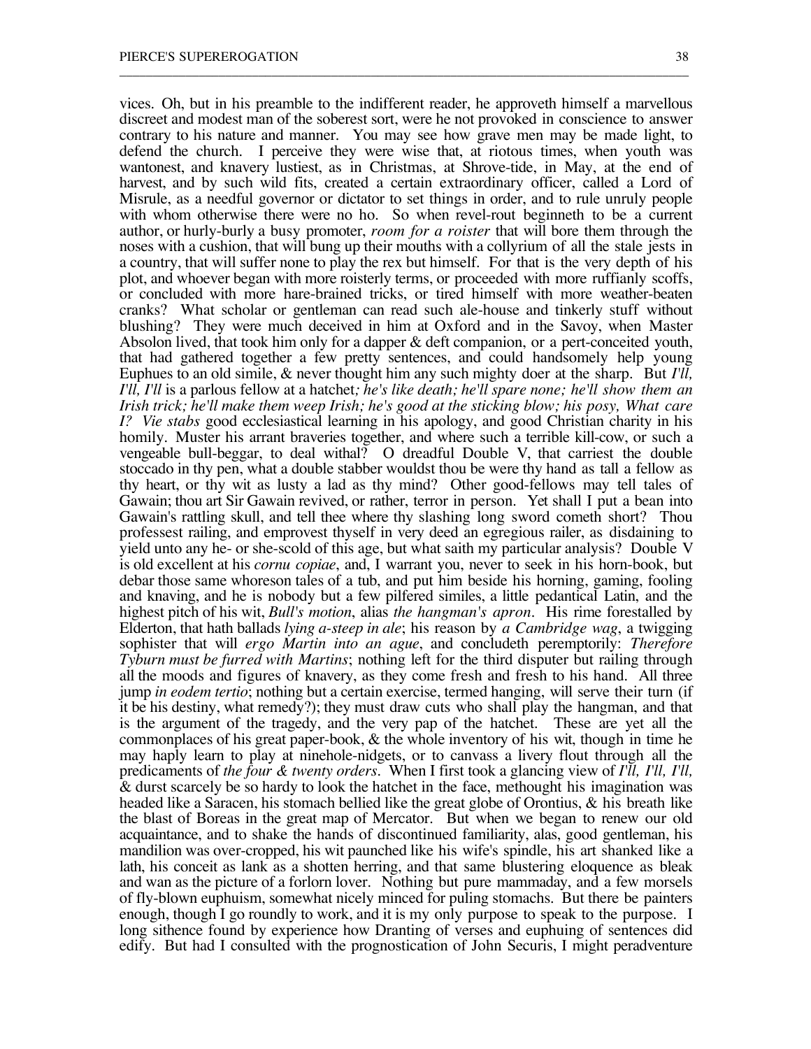vices. Oh, but in his preamble to the indifferent reader, he approveth himself a marvellous discreet and modest man of the soberest sort, were he not provoked in conscience to answer contrary to his nature and manner. You may see how grave men may be made light, to defend the church. I perceive they were wise that, at riotous times, when youth was wantonest, and knavery lustiest, as in Christmas, at Shrove-tide, in May, at the end of harvest, and by such wild fits, created a certain extraordinary officer, called a Lord of Misrule, as a needful governor or dictator to set things in order, and to rule unruly people with whom otherwise there were no ho. So when revel-rout beginneth to be a current author, or hurly-burly a busy promoter, *room for a roister* that will bore them through the noses with a cushion, that will bung up their mouths with a collyrium of all the stale jests in a country, that will suffer none to play the rex but himself. For that is the very depth of his plot, and whoever began with more roisterly terms, or proceeded with more ruffianly scoffs, or concluded with more hare-brained tricks, or tired himself with more weather-beaten cranks? What scholar or gentleman can read such ale-house and tinkerly stuff without blushing? They were much deceived in him at Oxford and in the Savoy, when Master Absolon lived, that took him only for a dapper & deft companion, or a pert-conceited youth, that had gathered together a few pretty sentences, and could handsomely help young Euphues to an old simile, & never thought him any such mighty doer at the sharp. But *I'll, I'll, I'll* is a parlous fellow at a hatchet*; he's like death; he'll spare none; he'll show them an Irish trick; he'll make them weep Irish; he's good at the sticking blow; his posy, What care I? Vie stabs* good ecclesiastical learning in his apology, and good Christian charity in his homily. Muster his arrant braveries together, and where such a terrible kill-cow, or such a vengeable bull-beggar, to deal withal? O dreadful Double V, that carriest the double stoccado in thy pen, what a double stabber wouldst thou be were thy hand as tall a fellow as thy heart, or thy wit as lusty a lad as thy mind? Other good-fellows may tell tales of Gawain; thou art Sir Gawain revived, or rather, terror in person. Yet shall I put a bean into Gawain's rattling skull, and tell thee where thy slashing long sword cometh short? Thou professest railing, and emprovest thyself in very deed an egregious railer, as disdaining to yield unto any he- or she-scold of this age, but what saith my particular analysis? Double V is old excellent at his *cornu copiae*, and, I warrant you, never to seek in his horn-book, but debar those same whoreson tales of a tub, and put him beside his horning, gaming, fooling and knaving, and he is nobody but a few pilfered similes, a little pedantical Latin, and the highest pitch of his wit, *Bull's motion*, alias *the hangman's apron*. His rime forestalled by Elderton, that hath ballads *lying a-steep in ale*; his reason by *a Cambridge wag*, a twigging sophister that will *ergo Martin into an ague*, and concludeth peremptorily: *Therefore Tyburn must be furred with Martins*; nothing left for the third disputer but railing through all the moods and figures of knavery, as they come fresh and fresh to his hand. All three jump *in eodem tertio*; nothing but a certain exercise, termed hanging, will serve their turn (if it be his destiny, what remedy?); they must draw cuts who shall play the hangman, and that is the argument of the tragedy, and the very pap of the hatchet. These are yet all the commonplaces of his great paper-book, & the whole inventory of his wit, though in time he may haply learn to play at ninehole-nidgets, or to canvass a livery flout through all the predicaments of *the four & twenty orders*. When I first took a glancing view of *I'll, I'll, I'll,* & durst scarcely be so hardy to look the hatchet in the face, methought his imagination was headed like a Saracen, his stomach bellied like the great globe of Orontius, & his breath like the blast of Boreas in the great map of Mercator. But when we began to renew our old acquaintance, and to shake the hands of discontinued familiarity, alas, good gentleman, his mandilion was over-cropped, his wit paunched like his wife's spindle, his art shanked like a lath, his conceit as lank as a shotten herring, and that same blustering eloquence as bleak and wan as the picture of a forlorn lover. Nothing but pure mammaday, and a few morsels of fly-blown euphuism, somewhat nicely minced for puling stomachs. But there be painters enough, though I go roundly to work, and it is my only purpose to speak to the purpose. I long sithence found by experience how Dranting of verses and euphuing of sentences did edify. But had I consulted with the prognostication of John Securis, I might peradventure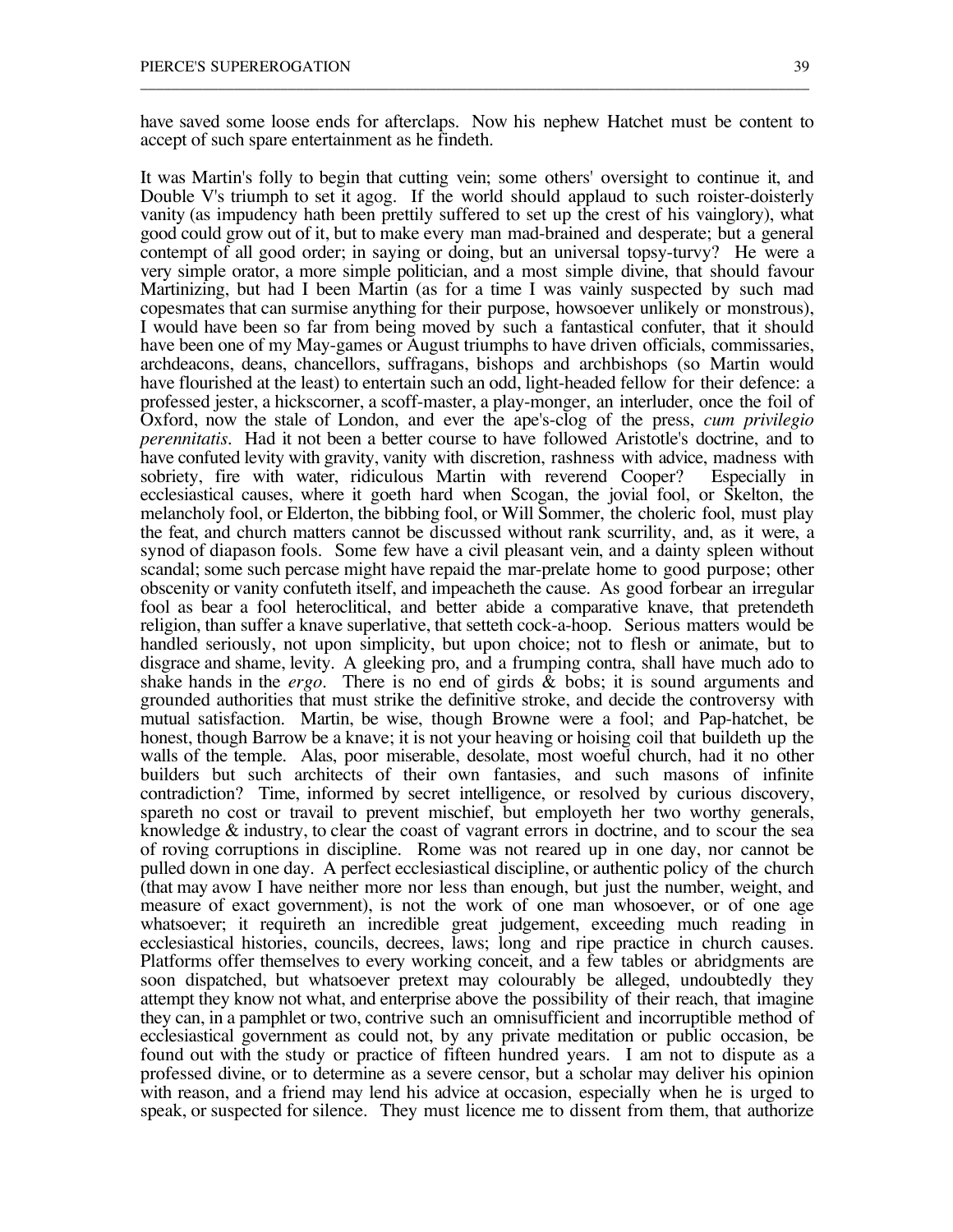have saved some loose ends for afterclaps. Now his nephew Hatchet must be content to accept of such spare entertainment as he findeth.

It was Martin's folly to begin that cutting vein; some others' oversight to continue it, and Double V's triumph to set it agog. If the world should applaud to such roister-doisterly vanity (as impudency hath been prettily suffered to set up the crest of his vainglory), what good could grow out of it, but to make every man mad-brained and desperate; but a general contempt of all good order; in saying or doing, but an universal topsy-turvy? He were a very simple orator, a more simple politician, and a most simple divine, that should favour Martinizing, but had I been Martin (as for a time I was vainly suspected by such mad copesmates that can surmise anything for their purpose, howsoever unlikely or monstrous), I would have been so far from being moved by such a fantastical confuter, that it should have been one of my May-games or August triumphs to have driven officials, commissaries, archdeacons, deans, chancellors, suffragans, bishops and archbishops (so Martin would have flourished at the least) to entertain such an odd, light-headed fellow for their defence: a professed jester, a hickscorner, a scoff-master, a play-monger, an interluder, once the foil of Oxford, now the stale of London, and ever the ape's-clog of the press, *cum privilegio perennitatis*. Had it not been a better course to have followed Aristotle's doctrine, and to have confuted levity with gravity, vanity with discretion, rashness with advice, madness with sobriety, fire with water, ridiculous Martin with reverend Cooper? Especially in ecclesiastical causes, where it goeth hard when Scogan, the jovial fool, or Skelton, the melancholy fool, or Elderton, the bibbing fool, or Will Sommer, the choleric fool, must play the feat, and church matters cannot be discussed without rank scurrility, and, as it were, a synod of diapason fools. Some few have a civil pleasant vein, and a dainty spleen without scandal; some such percase might have repaid the mar-prelate home to good purpose; other obscenity or vanity confuteth itself, and impeacheth the cause. As good forbear an irregular fool as bear a fool heteroclitical, and better abide a comparative knave, that pretendeth religion, than suffer a knave superlative, that setteth cock-a-hoop. Serious matters would be handled seriously, not upon simplicity, but upon choice; not to flesh or animate, but to disgrace and shame, levity. A gleeking pro, and a frumping contra, shall have much ado to shake hands in the *ergo*. There is no end of girds & bobs; it is sound arguments and grounded authorities that must strike the definitive stroke, and decide the controversy with mutual satisfaction. Martin, be wise, though Browne were a fool; and Pap-hatchet, be honest, though Barrow be a knave; it is not your heaving or hoising coil that buildeth up the walls of the temple. Alas, poor miserable, desolate, most woeful church, had it no other builders but such architects of their own fantasies, and such masons of infinite contradiction? Time, informed by secret intelligence, or resolved by curious discovery, spareth no cost or travail to prevent mischief, but employeth her two worthy generals, knowledge & industry, to clear the coast of vagrant errors in doctrine, and to scour the sea of roving corruptions in discipline. Rome was not reared up in one day, nor cannot be pulled down in one day. A perfect ecclesiastical discipline, or authentic policy of the church (that may avow I have neither more nor less than enough, but just the number, weight, and measure of exact government), is not the work of one man whosoever, or of one age whatsoever; it requireth an incredible great judgement, exceeding much reading in ecclesiastical histories, councils, decrees, laws; long and ripe practice in church causes. Platforms offer themselves to every working conceit, and a few tables or abridgments are soon dispatched, but whatsoever pretext may colourably be alleged, undoubtedly they attempt they know not what, and enterprise above the possibility of their reach, that imagine they can, in a pamphlet or two, contrive such an omnisufficient and incorruptible method of ecclesiastical government as could not, by any private meditation or public occasion, be found out with the study or practice of fifteen hundred years. I am not to dispute as a professed divine, or to determine as a severe censor, but a scholar may deliver his opinion with reason, and a friend may lend his advice at occasion, especially when he is urged to speak, or suspected for silence. They must licence me to dissent from them, that authorize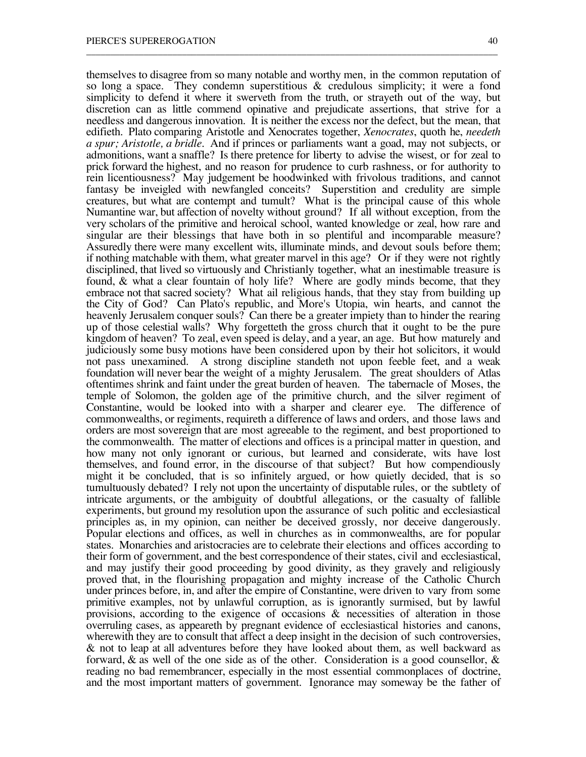themselves to disagree from so many notable and worthy men, in the common reputation of so long a space. They condemn superstitious & credulous simplicity; it were a fond simplicity to defend it where it swerveth from the truth, or strayeth out of the way, but discretion can as little commend opinative and prejudicate assertions, that strive for a needless and dangerous innovation. It is neither the excess nor the defect, but the mean, that edifieth. Plato comparing Aristotle and Xenocrates together, *Xenocrates*, quoth he, *needeth a spur; Aristotle, a bridle*. And if princes or parliaments want a goad, may not subjects, or admonitions, want a snaffle? Is there pretence for liberty to advise the wisest, or for zeal to prick forward the highest, and no reason for prudence to curb rashness, or for authority to rein licentiousness? May judgement be hoodwinked with frivolous traditions, and cannot fantasy be inveigled with newfangled conceits? Superstition and credulity are simple creatures, but what are contempt and tumult? What is the principal cause of this whole Numantine war, but affection of novelty without ground? If all without exception, from the very scholars of the primitive and heroical school, wanted knowledge or zeal, how rare and singular are their blessings that have both in so plentiful and incomparable measure? Assuredly there were many excellent wits, illuminate minds, and devout souls before them; if nothing matchable with them, what greater marvel in this age? Or if they were not rightly disciplined, that lived so virtuously and Christianly together, what an inestimable treasure is found, & what a clear fountain of holy life? Where are godly minds become, that they embrace not that sacred society? What ail religious hands, that they stay from building up the City of God? Can Plato's republic, and More's Utopia, win hearts, and cannot the heavenly Jerusalem conquer souls? Can there be a greater impiety than to hinder the rearing up of those celestial walls? Why forgetteth the gross church that it ought to be the pure kingdom of heaven? To zeal, even speed is delay, and a year, an age. But how maturely and judiciously some busy motions have been considered upon by their hot solicitors, it would not pass unexamined. A strong discipline standeth not upon feeble feet, and a weak foundation will never bear the weight of a mighty Jerusalem. The great shoulders of Atlas oftentimes shrink and faint under the great burden of heaven. The tabernacle of Moses, the temple of Solomon, the golden age of the primitive church, and the silver regiment of Constantine, would be looked into with a sharper and clearer eye. The difference of commonwealths, or regiments, requireth a difference of laws and orders, and those laws and orders are most sovereign that are most agreeable to the regiment, and best proportioned to the commonwealth. The matter of elections and offices is a principal matter in question, and how many not only ignorant or curious, but learned and considerate, wits have lost themselves, and found error, in the discourse of that subject? But how compendiously might it be concluded, that is so infinitely argued, or how quietly decided, that is so tumultuously debated? I rely not upon the uncertainty of disputable rules, or the subtlety of intricate arguments, or the ambiguity of doubtful allegations, or the casualty of fallible experiments, but ground my resolution upon the assurance of such politic and ecclesiastical principles as, in my opinion, can neither be deceived grossly, nor deceive dangerously. Popular elections and offices, as well in churches as in commonwealths, are for popular states. Monarchies and aristocracies are to celebrate their elections and offices according to their form of government, and the best correspondence of their states, civil and ecclesiastical, and may justify their good proceeding by good divinity, as they gravely and religiously proved that, in the flourishing propagation and mighty increase of the Catholic Church under princes before, in, and after the empire of Constantine, were driven to vary from some primitive examples, not by unlawful corruption, as is ignorantly surmised, but by lawful provisions, according to the exigence of occasions & necessities of alteration in those overruling cases, as appeareth by pregnant evidence of ecclesiastical histories and canons, wherewith they are to consult that affect a deep insight in the decision of such controversies, & not to leap at all adventures before they have looked about them, as well backward as forward, & as well of the one side as of the other. Consideration is a good counsellor, & reading no bad remembrancer, especially in the most essential commonplaces of doctrine, and the most important matters of government. Ignorance may someway be the father of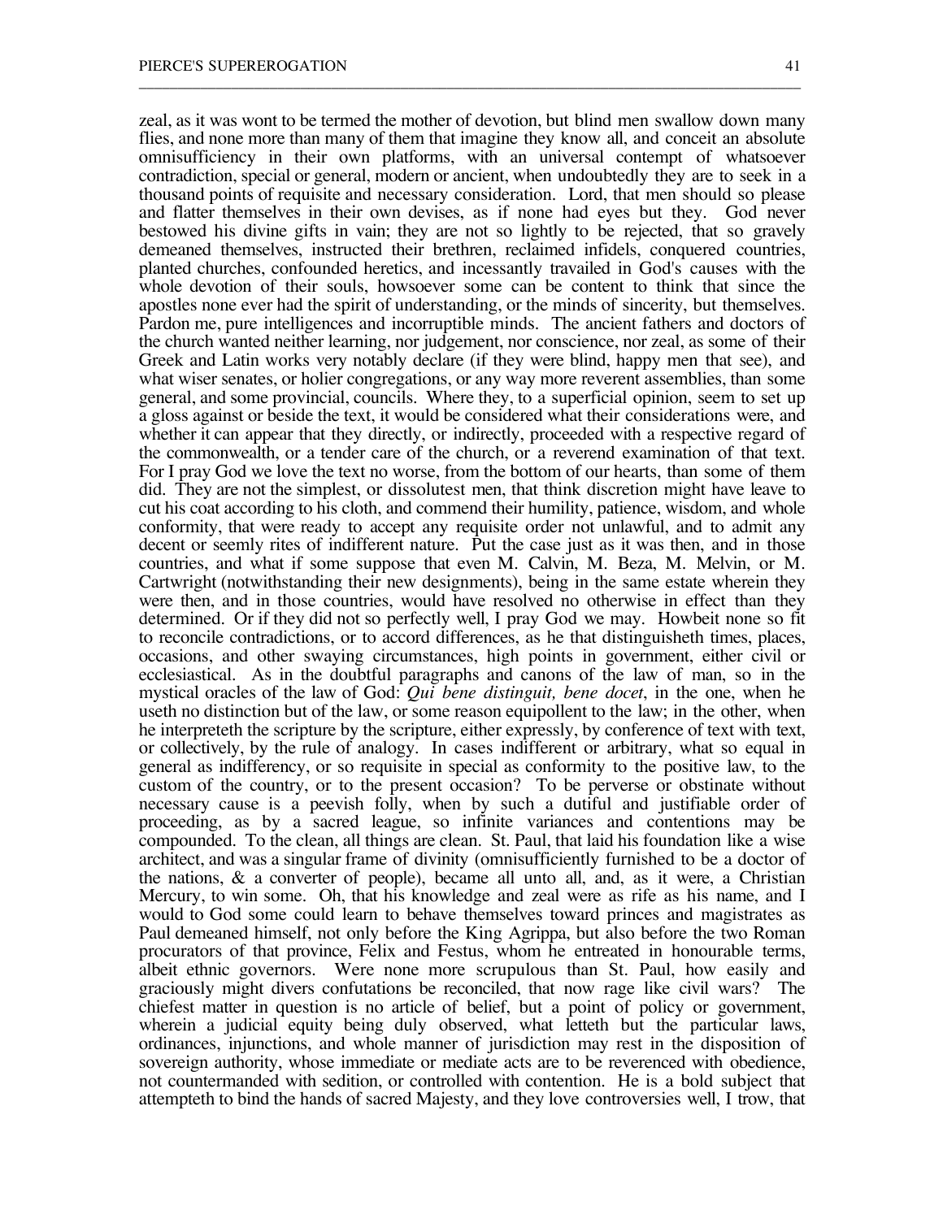zeal, as it was wont to be termed the mother of devotion, but blind men swallow down many flies, and none more than many of them that imagine they know all, and conceit an absolute omnisufficiency in their own platforms, with an universal contempt of whatsoever contradiction, special or general, modern or ancient, when undoubtedly they are to seek in a thousand points of requisite and necessary consideration. Lord, that men should so please and flatter themselves in their own devises, as if none had eyes but they. God never bestowed his divine gifts in vain; they are not so lightly to be rejected, that so gravely demeaned themselves, instructed their brethren, reclaimed infidels, conquered countries, planted churches, confounded heretics, and incessantly travailed in God's causes with the whole devotion of their souls, howsoever some can be content to think that since the apostles none ever had the spirit of understanding, or the minds of sincerity, but themselves. Pardon me, pure intelligences and incorruptible minds. The ancient fathers and doctors of the church wanted neither learning, nor judgement, nor conscience, nor zeal, as some of their Greek and Latin works very notably declare (if they were blind, happy men that see), and what wiser senates, or holier congregations, or any way more reverent assemblies, than some general, and some provincial, councils. Where they, to a superficial opinion, seem to set up a gloss against or beside the text, it would be considered what their considerations were, and whether it can appear that they directly, or indirectly, proceeded with a respective regard of the commonwealth, or a tender care of the church, or a reverend examination of that text. For I pray God we love the text no worse, from the bottom of our hearts, than some of them did. They are not the simplest, or dissolutest men, that think discretion might have leave to cut his coat according to his cloth, and commend their humility, patience, wisdom, and whole conformity, that were ready to accept any requisite order not unlawful, and to admit any decent or seemly rites of indifferent nature. Put the case just as it was then, and in those countries, and what if some suppose that even M. Calvin, M. Beza, M. Melvin, or M. Cartwright (notwithstanding their new designments), being in the same estate wherein they were then, and in those countries, would have resolved no otherwise in effect than they determined. Or if they did not so perfectly well, I pray God we may. Howbeit none so fit to reconcile contradictions, or to accord differences, as he that distinguisheth times, places, occasions, and other swaying circumstances, high points in government, either civil or ecclesiastical. As in the doubtful paragraphs and canons of the law of man, so in the mystical oracles of the law of God: *Qui bene distinguit, bene docet*, in the one, when he useth no distinction but of the law, or some reason equipollent to the law; in the other, when he interpreteth the scripture by the scripture, either expressly, by conference of text with text, or collectively, by the rule of analogy. In cases indifferent or arbitrary, what so equal in general as indifferency, or so requisite in special as conformity to the positive law, to the custom of the country, or to the present occasion? To be perverse or obstinate without necessary cause is a peevish folly, when by such a dutiful and justifiable order of proceeding, as by a sacred league, so infinite variances and contentions may be compounded. To the clean, all things are clean. St. Paul, that laid his foundation like a wise architect, and was a singular frame of divinity (omnisufficiently furnished to be a doctor of the nations, & a converter of people), became all unto all, and, as it were, a Christian Mercury, to win some. Oh, that his knowledge and zeal were as rife as his name, and I would to God some could learn to behave themselves toward princes and magistrates as Paul demeaned himself, not only before the King Agrippa, but also before the two Roman procurators of that province, Felix and Festus, whom he entreated in honourable terms, albeit ethnic governors. Were none more scrupulous than St. Paul, how easily and graciously might divers confutations be reconciled, that now rage like civil wars? The chiefest matter in question is no article of belief, but a point of policy or government, wherein a judicial equity being duly observed, what letteth but the particular laws, ordinances, injunctions, and whole manner of jurisdiction may rest in the disposition of sovereign authority, whose immediate or mediate acts are to be reverenced with obedience, not countermanded with sedition, or controlled with contention. He is a bold subject that attempteth to bind the hands of sacred Majesty, and they love controversies well, I trow, that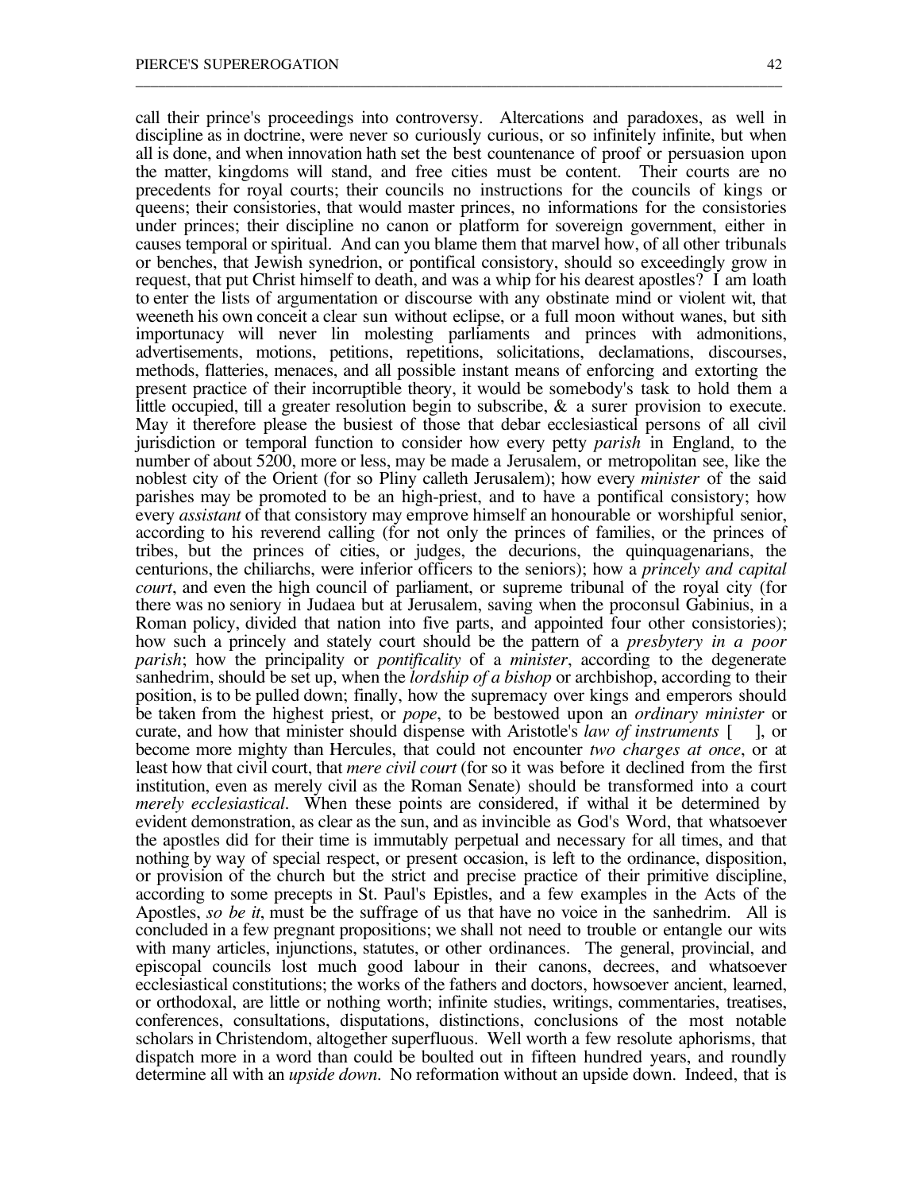call their prince's proceedings into controversy. Altercations and paradoxes, as well in discipline as in doctrine, were never so curiously curious, or so infinitely infinite, but when all is done, and when innovation hath set the best countenance of proof or persuasion upon the matter, kingdoms will stand, and free cities must be content. Their courts are no precedents for royal courts; their councils no instructions for the councils of kings or queens; their consistories, that would master princes, no informations for the consistories under princes; their discipline no canon or platform for sovereign government, either in causes temporal or spiritual. And can you blame them that marvel how, of all other tribunals or benches, that Jewish synedrion, or pontifical consistory, should so exceedingly grow in request, that put Christ himself to death, and was a whip for his dearest apostles? I am loath to enter the lists of argumentation or discourse with any obstinate mind or violent wit, that weeneth his own conceit a clear sun without eclipse, or a full moon without wanes, but sith importunacy will never lin molesting parliaments and princes with admonitions, advertisements, motions, petitions, repetitions, solicitations, declamations, discourses, methods, flatteries, menaces, and all possible instant means of enforcing and extorting the present practice of their incorruptible theory, it would be somebody's task to hold them a little occupied, till a greater resolution begin to subscribe, & a surer provision to execute. May it therefore please the busiest of those that debar ecclesiastical persons of all civil jurisdiction or temporal function to consider how every petty *parish* in England, to the number of about 5200, more or less, may be made a Jerusalem, or metropolitan see, like the noblest city of the Orient (for so Pliny calleth Jerusalem); how every *minister* of the said parishes may be promoted to be an high-priest, and to have a pontifical consistory; how every *assistant* of that consistory may emprove himself an honourable or worshipful senior, according to his reverend calling (for not only the princes of families, or the princes of tribes, but the princes of cities, or judges, the decurions, the quinquagenarians, the centurions, the chiliarchs, were inferior officers to the seniors); how a *princely and capital court*, and even the high council of parliament, or supreme tribunal of the royal city (for there was no seniory in Judaea but at Jerusalem, saving when the proconsul Gabinius, in a Roman policy, divided that nation into five parts, and appointed four other consistories); how such a princely and stately court should be the pattern of a *presbytery in a poor parish*; how the principality or *pontificality* of a *minister*, according to the degenerate sanhedrim, should be set up, when the *lordship of a bishop* or archbishop, according to their position, is to be pulled down; finally, how the supremacy over kings and emperors should be taken from the highest priest, or *pope*, to be bestowed upon an *ordinary minister* or curate, and how that minister should dispense with Aristotle's *law of instruments* [ ], or become more mighty than Hercules, that could not encounter *two charges at once*, or at least how that civil court, that *mere civil court* (for so it was before it declined from the first institution, even as merely civil as the Roman Senate) should be transformed into a court *merely ecclesiastical*. When these points are considered, if withal it be determined by evident demonstration, as clear as the sun, and as invincible as God's Word, that whatsoever the apostles did for their time is immutably perpetual and necessary for all times, and that nothing by way of special respect, or present occasion, is left to the ordinance, disposition, or provision of the church but the strict and precise practice of their primitive discipline, according to some precepts in St. Paul's Epistles, and a few examples in the Acts of the Apostles, *so be it*, must be the suffrage of us that have no voice in the sanhedrim. All is concluded in a few pregnant propositions; we shall not need to trouble or entangle our wits with many articles, injunctions, statutes, or other ordinances. The general, provincial, and episcopal councils lost much good labour in their canons, decrees, and whatsoever ecclesiastical constitutions; the works of the fathers and doctors, howsoever ancient, learned, or orthodoxal, are little or nothing worth; infinite studies, writings, commentaries, treatises, conferences, consultations, disputations, distinctions, conclusions of the most notable scholars in Christendom, altogether superfluous. Well worth a few resolute aphorisms, that dispatch more in a word than could be boulted out in fifteen hundred years, and roundly determine all with an *upside down*. No reformation without an upside down. Indeed, that is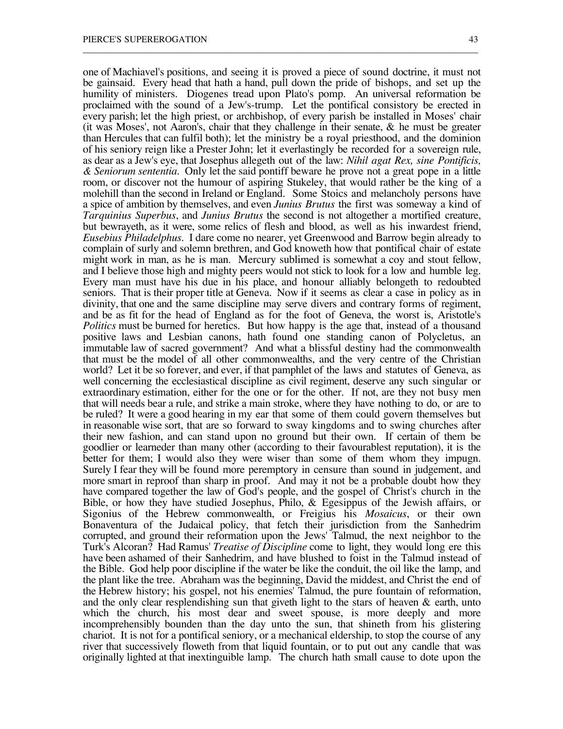one of Machiavel's positions, and seeing it is proved a piece of sound doctrine, it must not be gainsaid. Every head that hath a hand, pull down the pride of bishops, and set up the humility of ministers. Diogenes tread upon Plato's pomp. An universal reformation be proclaimed with the sound of a Jew's-trump. Let the pontifical consistory be erected in every parish; let the high priest, or archbishop, of every parish be installed in Moses' chair (it was Moses', not Aaron's, chair that they challenge in their senate, & he must be greater than Hercules that can fulfil both); let the ministry be a royal priesthood, and the dominion of his seniory reign like a Prester John; let it everlastingly be recorded for a sovereign rule, as dear as a Jew's eye, that Josephus allegeth out of the law: *Nihil agat Rex, sine Pontificis, & Seniorum sententia*. Only let the said pontiff beware he prove not a great pope in a little room, or discover not the humour of aspiring Stukeley, that would rather be the king of a molehill than the second in Ireland or England. Some Stoics and melancholy persons have a spice of ambition by themselves, and even *Junius Brutus* the first was someway a kind of *Tarquinius Superbus*, and *Junius Brutus* the second is not altogether a mortified creature, but bewrayeth, as it were, some relics of flesh and blood, as well as his inwardest friend, *Eusebius Philadelphus*. I dare come no nearer, yet Greenwood and Barrow begin already to complain of surly and solemn brethren, and God knoweth how that pontifical chair of estate might work in man, as he is man. Mercury sublimed is somewhat a coy and stout fellow, and I believe those high and mighty peers would not stick to look for a low and humble leg. Every man must have his due in his place, and honour alliably belongeth to redoubted seniors. That is their proper title at Geneva. Now if it seems as clear a case in policy as in divinity, that one and the same discipline may serve divers and contrary forms of regiment, and be as fit for the head of England as for the foot of Geneva, the worst is, Aristotle's *Politics* must be burned for heretics. But how happy is the age that, instead of a thousand positive laws and Lesbian canons, hath found one standing canon of Polycletus, an immutable law of sacred government? And what a blissful destiny had the commonwealth that must be the model of all other commonwealths, and the very centre of the Christian world? Let it be so forever, and ever, if that pamphlet of the laws and statutes of Geneva, as well concerning the ecclesiastical discipline as civil regiment, deserve any such singular or extraordinary estimation, either for the one or for the other. If not, are they not busy men that will needs bear a rule, and strike a main stroke, where they have nothing to do, or are to be ruled? It were a good hearing in my ear that some of them could govern themselves but in reasonable wise sort, that are so forward to sway kingdoms and to swing churches after their new fashion, and can stand upon no ground but their own. If certain of them be goodlier or learneder than many other (according to their favourablest reputation), it is the better for them; I would also they were wiser than some of them whom they impugn. Surely I fear they will be found more peremptory in censure than sound in judgement, and more smart in reproof than sharp in proof. And may it not be a probable doubt how they have compared together the law of God's people, and the gospel of Christ's church in the Bible, or how they have studied Josephus, Philo, & Egesippus of the Jewish affairs, or Sigonius of the Hebrew commonwealth, or Freigius his *Mosaicus*, or their own Bonaventura of the Judaical policy, that fetch their jurisdiction from the Sanhedrim corrupted, and ground their reformation upon the Jews' Talmud, the next neighbor to the Turk's Alcoran? Had Ramus' *Treatise of Discipline* come to light, they would long ere this have been ashamed of their Sanhedrim, and have blushed to foist in the Talmud instead of the Bible. God help poor discipline if the water be like the conduit, the oil like the lamp, and the plant like the tree. Abraham was the beginning, David the middest, and Christ the end of the Hebrew history; his gospel, not his enemies' Talmud, the pure fountain of reformation, and the only clear resplendishing sun that giveth light to the stars of heaven & earth, unto which the church, his most dear and sweet spouse, is more deeply and more incomprehensibly bounden than the day unto the sun, that shineth from his glistering chariot. It is not for a pontifical seniory, or a mechanical eldership, to stop the course of any river that successively floweth from that liquid fountain, or to put out any candle that was originally lighted at that inextinguible lamp. The church hath small cause to dote upon the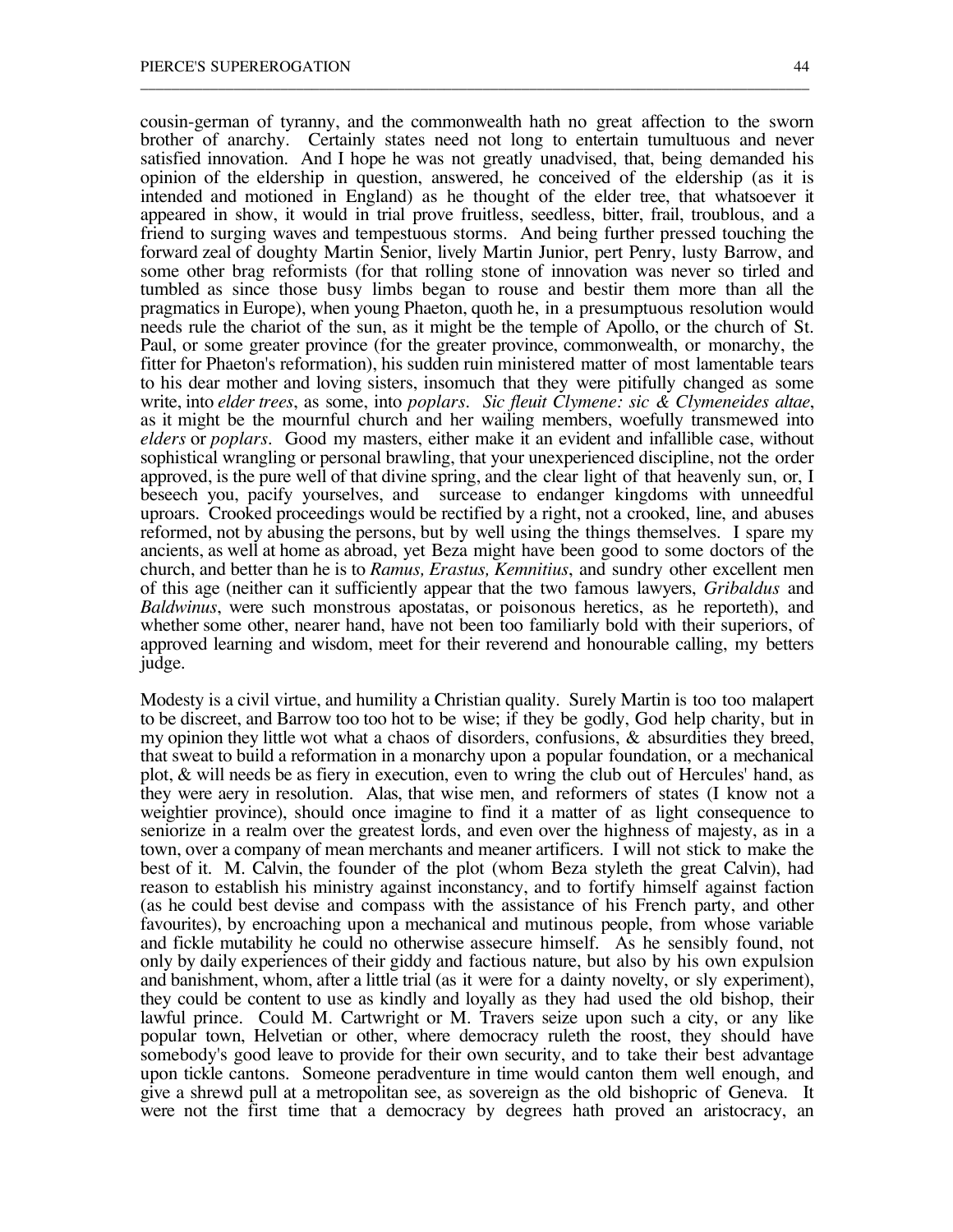cousin-german of tyranny, and the commonwealth hath no great affection to the sworn brother of anarchy. Certainly states need not long to entertain tumultuous and never satisfied innovation. And I hope he was not greatly unadvised, that, being demanded his opinion of the eldership in question, answered, he conceived of the eldership (as it is intended and motioned in England) as he thought of the elder tree, that whatsoever it appeared in show, it would in trial prove fruitless, seedless, bitter, frail, troublous, and a friend to surging waves and tempestuous storms. And being further pressed touching the forward zeal of doughty Martin Senior, lively Martin Junior, pert Penry, lusty Barrow, and some other brag reformists (for that rolling stone of innovation was never so tirled and tumbled as since those busy limbs began to rouse and bestir them more than all the pragmatics in Europe), when young Phaeton, quoth he, in a presumptuous resolution would needs rule the chariot of the sun, as it might be the temple of Apollo, or the church of St. Paul, or some greater province (for the greater province, commonwealth, or monarchy, the fitter for Phaeton's reformation), his sudden ruin ministered matter of most lamentable tears to his dear mother and loving sisters, insomuch that they were pitifully changed as some write, into *elder trees*, as some, into *poplars*. *Sic fleuit Clymene: sic & Clymeneides altae*, as it might be the mournful church and her wailing members, woefully transmewed into *elders* or *poplars*. Good my masters, either make it an evident and infallible case, without sophistical wrangling or personal brawling, that your unexperienced discipline, not the order approved, is the pure well of that divine spring, and the clear light of that heavenly sun, or, I beseech you, pacify yourselves, and surcease to endanger kingdoms with unneedful uproars. Crooked proceedings would be rectified by a right, not a crooked, line, and abuses reformed, not by abusing the persons, but by well using the things themselves. I spare my ancients, as well at home as abroad, yet Beza might have been good to some doctors of the church, and better than he is to *Ramus, Erastus, Kemnitius*, and sundry other excellent men of this age (neither can it sufficiently appear that the two famous lawyers, *Gribaldus* and *Baldwinus*, were such monstrous apostatas, or poisonous heretics, as he reporteth), and whether some other, nearer hand, have not been too familiarly bold with their superiors, of approved learning and wisdom, meet for their reverend and honourable calling, my betters judge.

Modesty is a civil virtue, and humility a Christian quality. Surely Martin is too too malapert to be discreet, and Barrow too too hot to be wise; if they be godly, God help charity, but in my opinion they little wot what a chaos of disorders, confusions, & absurdities they breed, that sweat to build a reformation in a monarchy upon a popular foundation, or a mechanical plot, & will needs be as fiery in execution, even to wring the club out of Hercules' hand, as they were aery in resolution. Alas, that wise men, and reformers of states (I know not a weightier province), should once imagine to find it a matter of as light consequence to seniorize in a realm over the greatest lords, and even over the highness of majesty, as in a town, over a company of mean merchants and meaner artificers. I will not stick to make the best of it. M. Calvin, the founder of the plot (whom Beza styleth the great Calvin), had reason to establish his ministry against inconstancy, and to fortify himself against faction (as he could best devise and compass with the assistance of his French party, and other favourites), by encroaching upon a mechanical and mutinous people, from whose variable and fickle mutability he could no otherwise assecure himself. As he sensibly found, not only by daily experiences of their giddy and factious nature, but also by his own expulsion and banishment, whom, after a little trial (as it were for a dainty novelty, or sly experiment), they could be content to use as kindly and loyally as they had used the old bishop, their lawful prince. Could M. Cartwright or M. Travers seize upon such a city, or any like popular town, Helvetian or other, where democracy ruleth the roost, they should have somebody's good leave to provide for their own security, and to take their best advantage upon tickle cantons. Someone peradventure in time would canton them well enough, and give a shrewd pull at a metropolitan see, as sovereign as the old bishopric of Geneva. It were not the first time that a democracy by degrees hath proved an aristocracy, an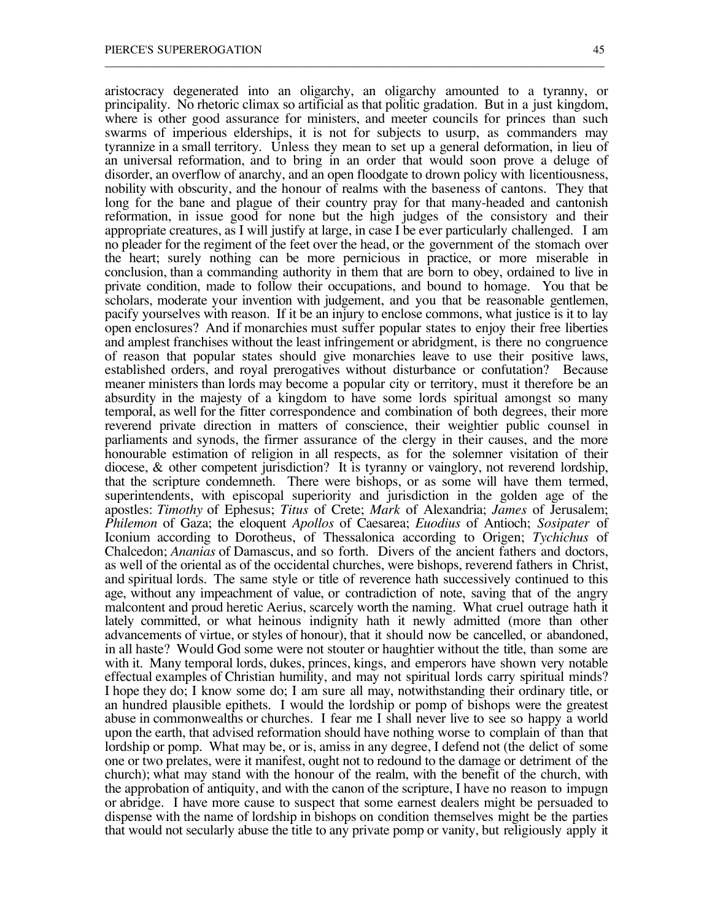aristocracy degenerated into an oligarchy, an oligarchy amounted to a tyranny, or principality. No rhetoric climax so artificial as that politic gradation. But in a just kingdom, where is other good assurance for ministers, and meeter councils for princes than such swarms of imperious elderships, it is not for subjects to usurp, as commanders may tyrannize in a small territory. Unless they mean to set up a general deformation, in lieu of an universal reformation, and to bring in an order that would soon prove a deluge of disorder, an overflow of anarchy, and an open floodgate to drown policy with licentiousness, nobility with obscurity, and the honour of realms with the baseness of cantons. They that long for the bane and plague of their country pray for that many-headed and cantonish reformation, in issue good for none but the high judges of the consistory and their appropriate creatures, as I will justify at large, in case I be ever particularly challenged. I am no pleader for the regiment of the feet over the head, or the government of the stomach over the heart; surely nothing can be more pernicious in practice, or more miserable in conclusion, than a commanding authority in them that are born to obey, ordained to live in private condition, made to follow their occupations, and bound to homage. You that be scholars, moderate your invention with judgement, and you that be reasonable gentlemen, pacify yourselves with reason. If it be an injury to enclose commons, what justice is it to lay open enclosures? And if monarchies must suffer popular states to enjoy their free liberties and amplest franchises without the least infringement or abridgment, is there no congruence of reason that popular states should give monarchies leave to use their positive laws, established orders, and royal prerogatives without disturbance or confutation? Because meaner ministers than lords may become a popular city or territory, must it therefore be an absurdity in the majesty of a kingdom to have some lords spiritual amongst so many temporal, as well for the fitter correspondence and combination of both degrees, their more reverend private direction in matters of conscience, their weightier public counsel in parliaments and synods, the firmer assurance of the clergy in their causes, and the more honourable estimation of religion in all respects, as for the solemner visitation of their diocese, & other competent jurisdiction? It is tyranny or vainglory, not reverend lordship, that the scripture condemneth. There were bishops, or as some will have them termed, superintendents, with episcopal superiority and jurisdiction in the golden age of the apostles: *Timothy* of Ephesus; *Titus* of Crete; *Mark* of Alexandria; *James* of Jerusalem; *Philemon* of Gaza; the eloquent *Apollos* of Caesarea; *Euodius* of Antioch; *Sosipater* of Iconium according to Dorotheus, of Thessalonica according to Origen; *Tychichus* of Chalcedon; *Ananias* of Damascus, and so forth. Divers of the ancient fathers and doctors, as well of the oriental as of the occidental churches, were bishops, reverend fathers in Christ, and spiritual lords. The same style or title of reverence hath successively continued to this age, without any impeachment of value, or contradiction of note, saving that of the angry malcontent and proud heretic Aerius, scarcely worth the naming. What cruel outrage hath it lately committed, or what heinous indignity hath it newly admitted (more than other advancements of virtue, or styles of honour), that it should now be cancelled, or abandoned, in all haste? Would God some were not stouter or haughtier without the title, than some are with it. Many temporal lords, dukes, princes, kings, and emperors have shown very notable effectual examples of Christian humility, and may not spiritual lords carry spiritual minds? I hope they do; I know some do; I am sure all may, notwithstanding their ordinary title, or an hundred plausible epithets. I would the lordship or pomp of bishops were the greatest abuse in commonwealths or churches. I fear me I shall never live to see so happy a world upon the earth, that advised reformation should have nothing worse to complain of than that lordship or pomp. What may be, or is, amiss in any degree, I defend not (the delict of some one or two prelates, were it manifest, ought not to redound to the damage or detriment of the church); what may stand with the honour of the realm, with the benefit of the church, with the approbation of antiquity, and with the canon of the scripture, I have no reason to impugn or abridge. I have more cause to suspect that some earnest dealers might be persuaded to dispense with the name of lordship in bishops on condition themselves might be the parties that would not secularly abuse the title to any private pomp or vanity, but religiously apply it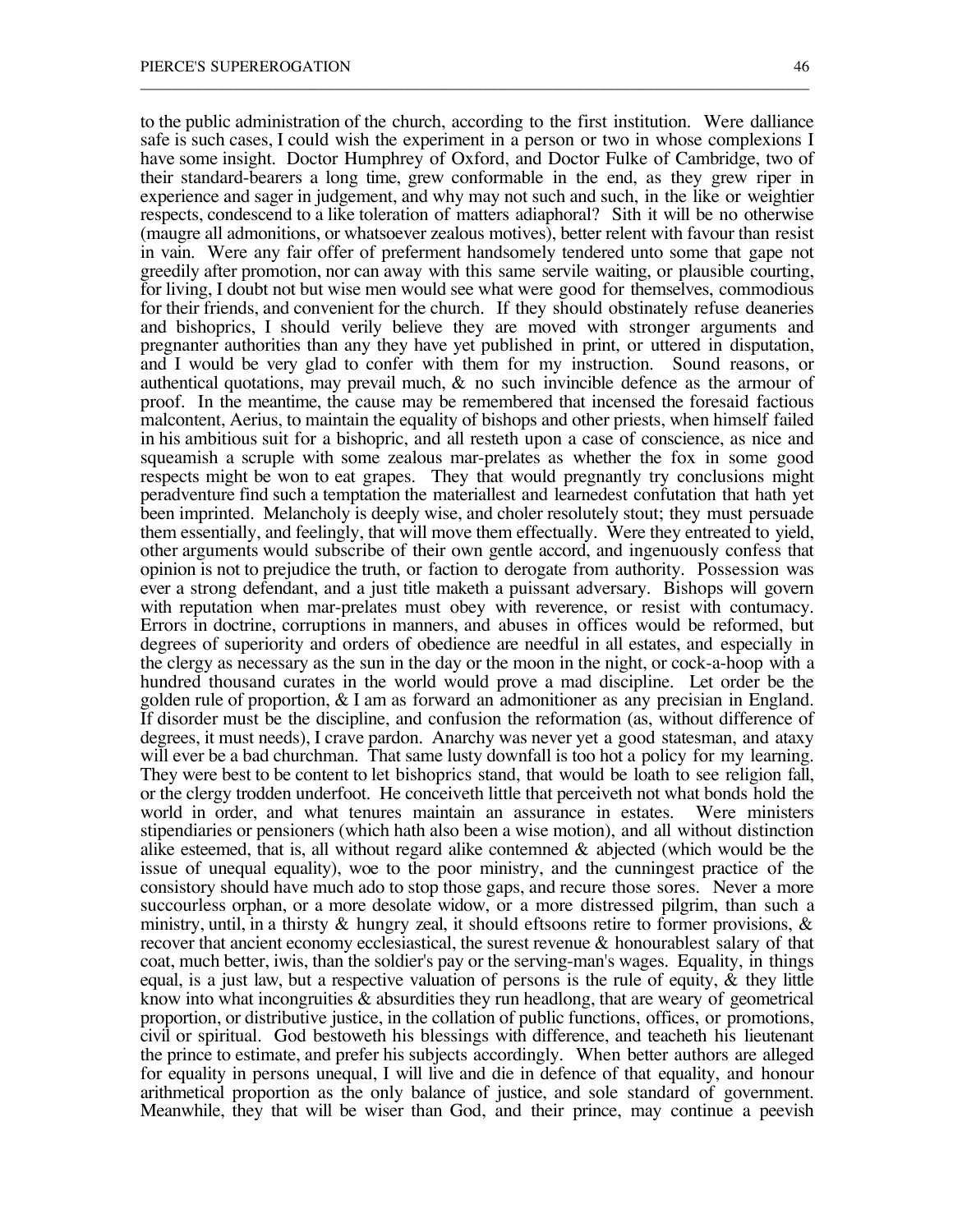to the public administration of the church, according to the first institution. Were dalliance safe is such cases, I could wish the experiment in a person or two in whose complexions I have some insight. Doctor Humphrey of Oxford, and Doctor Fulke of Cambridge, two of their standard-bearers a long time, grew conformable in the end, as they grew riper in experience and sager in judgement, and why may not such and such, in the like or weightier respects, condescend to a like toleration of matters adiaphoral? Sith it will be no otherwise (maugre all admonitions, or whatsoever zealous motives), better relent with favour than resist in vain. Were any fair offer of preferment handsomely tendered unto some that gape not greedily after promotion, nor can away with this same servile waiting, or plausible courting, for living, I doubt not but wise men would see what were good for themselves, commodious for their friends, and convenient for the church. If they should obstinately refuse deaneries and bishoprics, I should verily believe they are moved with stronger arguments and pregnanter authorities than any they have yet published in print, or uttered in disputation, and I would be very glad to confer with them for my instruction. Sound reasons, or authentical quotations, may prevail much, & no such invincible defence as the armour of proof. In the meantime, the cause may be remembered that incensed the foresaid factious malcontent, Aerius, to maintain the equality of bishops and other priests, when himself failed in his ambitious suit for a bishopric, and all resteth upon a case of conscience, as nice and squeamish a scruple with some zealous mar-prelates as whether the fox in some good respects might be won to eat grapes. They that would pregnantly try conclusions might peradventure find such a temptation the materiallest and learnedest confutation that hath yet been imprinted. Melancholy is deeply wise, and choler resolutely stout; they must persuade them essentially, and feelingly, that will move them effectually. Were they entreated to yield, other arguments would subscribe of their own gentle accord, and ingenuously confess that opinion is not to prejudice the truth, or faction to derogate from authority. Possession was ever a strong defendant, and a just title maketh a puissant adversary. Bishops will govern with reputation when mar-prelates must obey with reverence, or resist with contumacy. Errors in doctrine, corruptions in manners, and abuses in offices would be reformed, but degrees of superiority and orders of obedience are needful in all estates, and especially in the clergy as necessary as the sun in the day or the moon in the night, or cock-a-hoop with a hundred thousand curates in the world would prove a mad discipline. Let order be the golden rule of proportion, & I am as forward an admonitioner as any precisian in England. If disorder must be the discipline, and confusion the reformation (as, without difference of degrees, it must needs), I crave pardon. Anarchy was never yet a good statesman, and ataxy will ever be a bad churchman. That same lusty downfall is too hot a policy for my learning. They were best to be content to let bishoprics stand, that would be loath to see religion fall, or the clergy trodden underfoot. He conceiveth little that perceiveth not what bonds hold the world in order, and what tenures maintain an assurance in estates. Were ministers stipendiaries or pensioners (which hath also been a wise motion), and all without distinction alike esteemed, that is, all without regard alike contemned & abjected (which would be the issue of unequal equality), woe to the poor ministry, and the cunningest practice of the consistory should have much ado to stop those gaps, and recure those sores. Never a more succourless orphan, or a more desolate widow, or a more distressed pilgrim, than such a ministry, until, in a thirsty & hungry zeal, it should eftsoons retire to former provisions, & recover that ancient economy ecclesiastical, the surest revenue & honourablest salary of that coat, much better, iwis, than the soldier's pay or the serving-man's wages. Equality, in things equal, is a just law, but a respective valuation of persons is the rule of equity, & they little know into what incongruities & absurdities they run headlong, that are weary of geometrical proportion, or distributive justice, in the collation of public functions, offices, or promotions, civil or spiritual. God bestoweth his blessings with difference, and teacheth his lieutenant the prince to estimate, and prefer his subjects accordingly. When better authors are alleged for equality in persons unequal, I will live and die in defence of that equality, and honour arithmetical proportion as the only balance of justice, and sole standard of government. Meanwhile, they that will be wiser than God, and their prince, may continue a peevish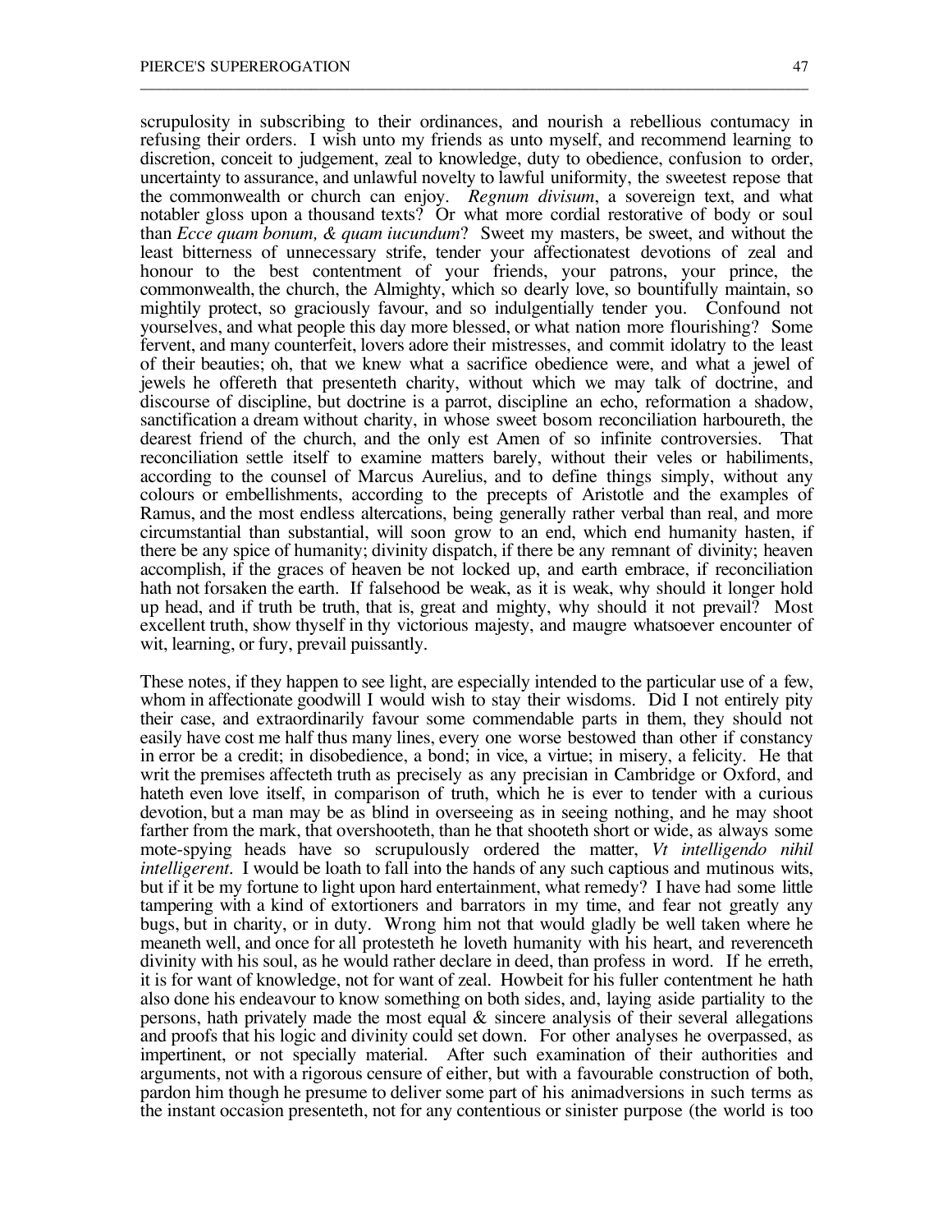scrupulosity in subscribing to their ordinances, and nourish a rebellious contumacy in refusing their orders. I wish unto my friends as unto myself, and recommend learning to discretion, conceit to judgement, zeal to knowledge, duty to obedience, confusion to order, uncertainty to assurance, and unlawful novelty to lawful uniformity, the sweetest repose that the commonwealth or church can enjoy. *Regnum divisum*, a sovereign text, and what notabler gloss upon a thousand texts? Or what more cordial restorative of body or soul than *Ecce quam bonum, & quam iucundum*? Sweet my masters, be sweet, and without the least bitterness of unnecessary strife, tender your affectionatest devotions of zeal and honour to the best contentment of your friends, your patrons, your prince, the commonwealth, the church, the Almighty, which so dearly love, so bountifully maintain, so mightily protect, so graciously favour, and so indulgentially tender you. Confound not yourselves, and what people this day more blessed, or what nation more flourishing? Some fervent, and many counterfeit, lovers adore their mistresses, and commit idolatry to the least of their beauties; oh, that we knew what a sacrifice obedience were, and what a jewel of jewels he offereth that presenteth charity, without which we may talk of doctrine, and discourse of discipline, but doctrine is a parrot, discipline an echo, reformation a shadow, sanctification a dream without charity, in whose sweet bosom reconciliation harboureth, the dearest friend of the church, and the only est Amen of so infinite controversies. That reconciliation settle itself to examine matters barely, without their veles or habiliments, according to the counsel of Marcus Aurelius, and to define things simply, without any colours or embellishments, according to the precepts of Aristotle and the examples of Ramus, and the most endless altercations, being generally rather verbal than real, and more circumstantial than substantial, will soon grow to an end, which end humanity hasten, if there be any spice of humanity; divinity dispatch, if there be any remnant of divinity; heaven accomplish, if the graces of heaven be not locked up, and earth embrace, if reconciliation hath not forsaken the earth. If falsehood be weak, as it is weak, why should it longer hold up head, and if truth be truth, that is, great and mighty, why should it not prevail? Most excellent truth, show thyself in thy victorious majesty, and maugre whatsoever encounter of wit, learning, or fury, prevail puissantly.

These notes, if they happen to see light, are especially intended to the particular use of a few, whom in affectionate goodwill I would wish to stay their wisdoms. Did I not entirely pity their case, and extraordinarily favour some commendable parts in them, they should not easily have cost me half thus many lines, every one worse bestowed than other if constancy in error be a credit; in disobedience, a bond; in vice, a virtue; in misery, a felicity. He that writ the premises affecteth truth as precisely as any precisian in Cambridge or Oxford, and hateth even love itself, in comparison of truth, which he is ever to tender with a curious devotion, but a man may be as blind in overseeing as in seeing nothing, and he may shoot farther from the mark, that overshooteth, than he that shooteth short or wide, as always some mote-spying heads have so scrupulously ordered the matter, *Vt intelligendo nihil intelligerent*. I would be loath to fall into the hands of any such captious and mutinous wits, but if it be my fortune to light upon hard entertainment, what remedy? I have had some little tampering with a kind of extortioners and barrators in my time, and fear not greatly any bugs, but in charity, or in duty. Wrong him not that would gladly be well taken where he meaneth well, and once for all protesteth he loveth humanity with his heart, and reverenceth divinity with his soul, as he would rather declare in deed, than profess in word. If he erreth, it is for want of knowledge, not for want of zeal. Howbeit for his fuller contentment he hath also done his endeavour to know something on both sides, and, laying aside partiality to the persons, hath privately made the most equal & sincere analysis of their several allegations and proofs that his logic and divinity could set down. For other analyses he overpassed, as impertinent, or not specially material. After such examination of their authorities and arguments, not with a rigorous censure of either, but with a favourable construction of both, pardon him though he presume to deliver some part of his animadversions in such terms as the instant occasion presenteth, not for any contentious or sinister purpose (the world is too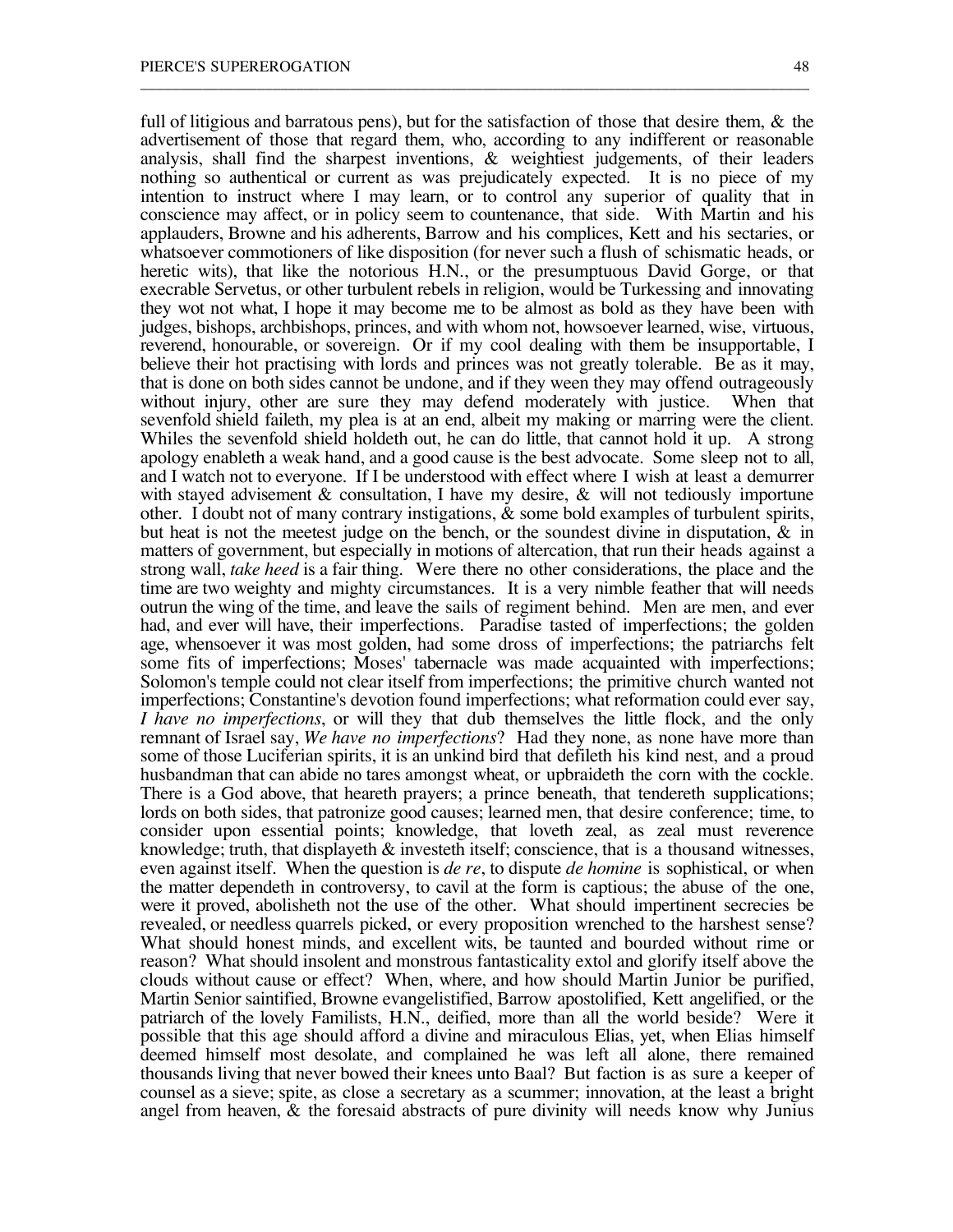full of litigious and barratous pens), but for the satisfaction of those that desire them, & the advertisement of those that regard them, who, according to any indifferent or reasonable analysis, shall find the sharpest inventions, & weightiest judgements, of their leaders nothing so authentical or current as was prejudicately expected. It is no piece of my intention to instruct where I may learn, or to control any superior of quality that in conscience may affect, or in policy seem to countenance, that side. With Martin and his applauders, Browne and his adherents, Barrow and his complices, Kett and his sectaries, or whatsoever commotioners of like disposition (for never such a flush of schismatic heads, or heretic wits), that like the notorious H.N., or the presumptuous David Gorge, or that execrable Servetus, or other turbulent rebels in religion, would be Turkessing and innovating they wot not what, I hope it may become me to be almost as bold as they have been with judges, bishops, archbishops, princes, and with whom not, howsoever learned, wise, virtuous, reverend, honourable, or sovereign. Or if my cool dealing with them be insupportable, I believe their hot practising with lords and princes was not greatly tolerable. Be as it may, that is done on both sides cannot be undone, and if they ween they may offend outrageously without injury, other are sure they may defend moderately with justice. When that sevenfold shield faileth, my plea is at an end, albeit my making or marring were the client. Whiles the sevenfold shield holdeth out, he can do little, that cannot hold it up. A strong apology enableth a weak hand, and a good cause is the best advocate. Some sleep not to all, and I watch not to everyone. If I be understood with effect where I wish at least a demurrer with stayed advisement & consultation, I have my desire, & will not tediously importune other. I doubt not of many contrary instigations, & some bold examples of turbulent spirits, but heat is not the meetest judge on the bench, or the soundest divine in disputation, & in matters of government, but especially in motions of altercation, that run their heads against a strong wall, *take heed* is a fair thing. Were there no other considerations, the place and the time are two weighty and mighty circumstances. It is a very nimble feather that will needs outrun the wing of the time, and leave the sails of regiment behind. Men are men, and ever had, and ever will have, their imperfections. Paradise tasted of imperfections; the golden age, whensoever it was most golden, had some dross of imperfections; the patriarchs felt some fits of imperfections; Moses' tabernacle was made acquainted with imperfections; Solomon's temple could not clear itself from imperfections; the primitive church wanted not imperfections; Constantine's devotion found imperfections; what reformation could ever say, *I have no imperfections*, or will they that dub themselves the little flock, and the only remnant of Israel say, *We have no imperfections*? Had they none, as none have more than some of those Luciferian spirits, it is an unkind bird that defileth his kind nest, and a proud husbandman that can abide no tares amongst wheat, or upbraideth the corn with the cockle. There is a God above, that heareth prayers; a prince beneath, that tendereth supplications; lords on both sides, that patronize good causes; learned men, that desire conference; time, to consider upon essential points; knowledge, that loveth zeal, as zeal must reverence knowledge; truth, that displayeth & investeth itself; conscience, that is a thousand witnesses, even against itself. When the question is *de re*, to dispute *de homine* is sophistical, or when the matter dependeth in controversy, to cavil at the form is captious; the abuse of the one, were it proved, abolisheth not the use of the other. What should impertinent secrecies be revealed, or needless quarrels picked, or every proposition wrenched to the harshest sense? What should honest minds, and excellent wits, be taunted and bourded without rime or reason? What should insolent and monstrous fantasticality extol and glorify itself above the clouds without cause or effect? When, where, and how should Martin Junior be purified, Martin Senior saintified, Browne evangelistified, Barrow apostolified, Kett angelified, or the patriarch of the lovely Familists, H.N., deified, more than all the world beside? Were it possible that this age should afford a divine and miraculous Elias, yet, when Elias himself deemed himself most desolate, and complained he was left all alone, there remained thousands living that never bowed their knees unto Baal? But faction is as sure a keeper of counsel as a sieve; spite, as close a secretary as a scummer; innovation, at the least a bright angel from heaven, & the foresaid abstracts of pure divinity will needs know why Junius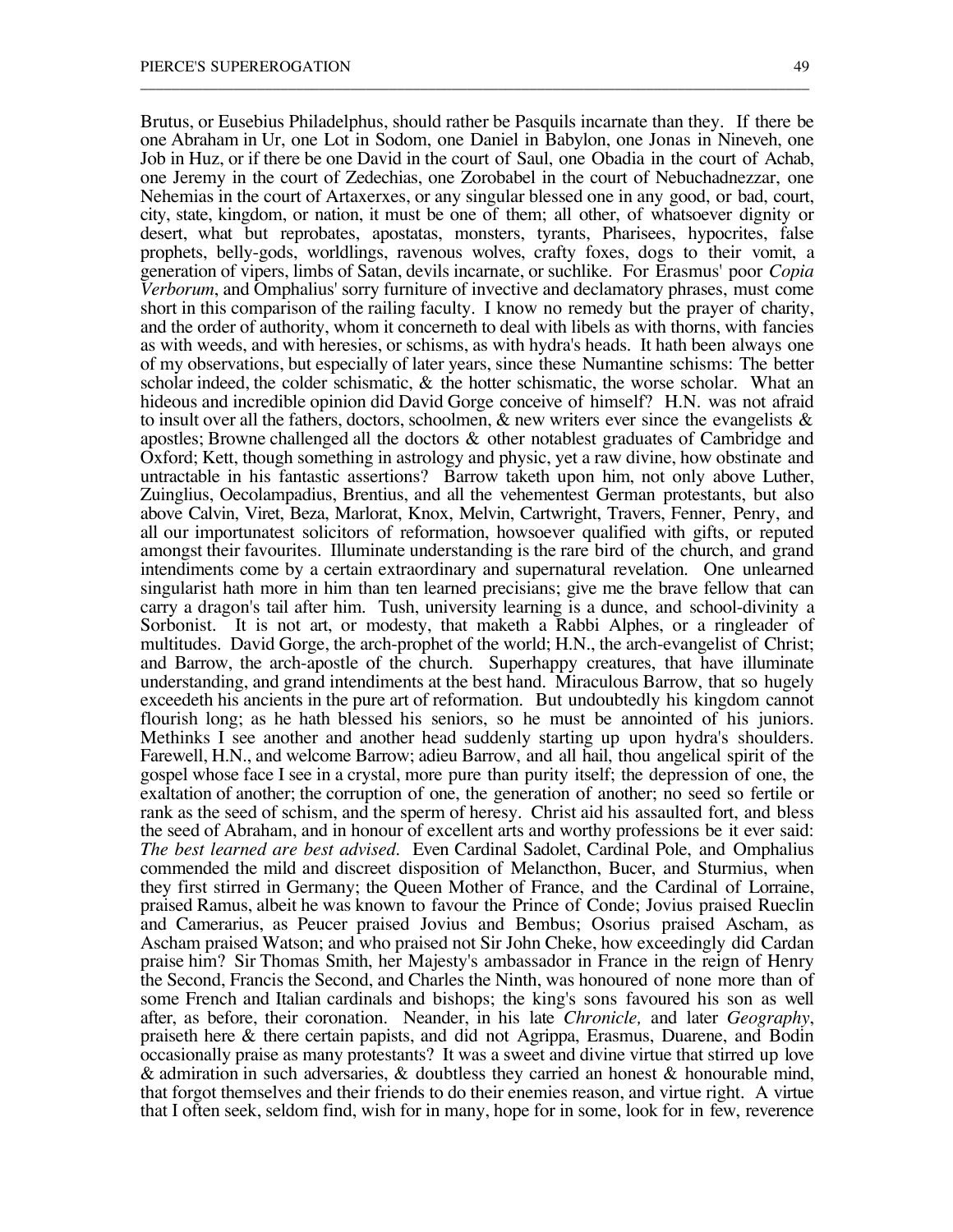Brutus, or Eusebius Philadelphus, should rather be Pasquils incarnate than they. If there be one Abraham in Ur, one Lot in Sodom, one Daniel in Babylon, one Jonas in Nineveh, one Job in Huz, or if there be one David in the court of Saul, one Obadia in the court of Achab, one Jeremy in the court of Zedechias, one Zorobabel in the court of Nebuchadnezzar, one Nehemias in the court of Artaxerxes, or any singular blessed one in any good, or bad, court, city, state, kingdom, or nation, it must be one of them; all other, of whatsoever dignity or desert, what but reprobates, apostatas, monsters, tyrants, Pharisees, hypocrites, false prophets, belly-gods, worldlings, ravenous wolves, crafty foxes, dogs to their vomit, a generation of vipers, limbs of Satan, devils incarnate, or suchlike. For Erasmus' poor *Copia Verborum*, and Omphalius' sorry furniture of invective and declamatory phrases, must come short in this comparison of the railing faculty. I know no remedy but the prayer of charity, and the order of authority, whom it concerneth to deal with libels as with thorns, with fancies as with weeds, and with heresies, or schisms, as with hydra's heads. It hath been always one of my observations, but especially of later years, since these Numantine schisms: The better scholar indeed, the colder schismatic, & the hotter schismatic, the worse scholar. What an hideous and incredible opinion did David Gorge conceive of himself? H.N. was not afraid to insult over all the fathers, doctors, schoolmen, & new writers ever since the evangelists & apostles; Browne challenged all the doctors & other notablest graduates of Cambridge and Oxford; Kett, though something in astrology and physic, yet a raw divine, how obstinate and untractable in his fantastic assertions? Barrow taketh upon him, not only above Luther, Zuinglius, Oecolampadius, Brentius, and all the vehementest German protestants, but also above Calvin, Viret, Beza, Marlorat, Knox, Melvin, Cartwright, Travers, Fenner, Penry, and all our importunatest solicitors of reformation, howsoever qualified with gifts, or reputed amongst their favourites. Illuminate understanding is the rare bird of the church, and grand intendiments come by a certain extraordinary and supernatural revelation. One unlearned singularist hath more in him than ten learned precisians; give me the brave fellow that can carry a dragon's tail after him. Tush, university learning is a dunce, and school-divinity a Sorbonist. It is not art, or modesty, that maketh a Rabbi Alphes, or a ringleader of multitudes. David Gorge, the arch-prophet of the world; H.N., the arch-evangelist of Christ; and Barrow, the arch-apostle of the church. Superhappy creatures, that have illuminate understanding, and grand intendiments at the best hand. Miraculous Barrow, that so hugely exceedeth his ancients in the pure art of reformation. But undoubtedly his kingdom cannot flourish long; as he hath blessed his seniors, so he must be annointed of his juniors. Methinks I see another and another head suddenly starting up upon hydra's shoulders. Farewell, H.N., and welcome Barrow; adieu Barrow, and all hail, thou angelical spirit of the gospel whose face I see in a crystal, more pure than purity itself; the depression of one, the exaltation of another; the corruption of one, the generation of another; no seed so fertile or rank as the seed of schism, and the sperm of heresy. Christ aid his assaulted fort, and bless the seed of Abraham, and in honour of excellent arts and worthy professions be it ever said: *The best learned are best advised*. Even Cardinal Sadolet, Cardinal Pole, and Omphalius commended the mild and discreet disposition of Melancthon, Bucer, and Sturmius, when they first stirred in Germany; the Queen Mother of France, and the Cardinal of Lorraine, praised Ramus, albeit he was known to favour the Prince of Conde; Jovius praised Rueclin and Camerarius, as Peucer praised Jovius and Bembus; Osorius praised Ascham, as Ascham praised Watson; and who praised not Sir John Cheke, how exceedingly did Cardan praise him? Sir Thomas Smith, her Majesty's ambassador in France in the reign of Henry the Second, Francis the Second, and Charles the Ninth, was honoured of none more than of some French and Italian cardinals and bishops; the king's sons favoured his son as well after, as before, their coronation. Neander, in his late *Chronicle,* and later *Geography*, praiseth here & there certain papists, and did not Agrippa, Erasmus, Duarene, and Bodin occasionally praise as many protestants? It was a sweet and divine virtue that stirred up love & admiration in such adversaries, & doubtless they carried an honest & honourable mind, that forgot themselves and their friends to do their enemies reason, and virtue right. A virtue that I often seek, seldom find, wish for in many, hope for in some, look for in few, reverence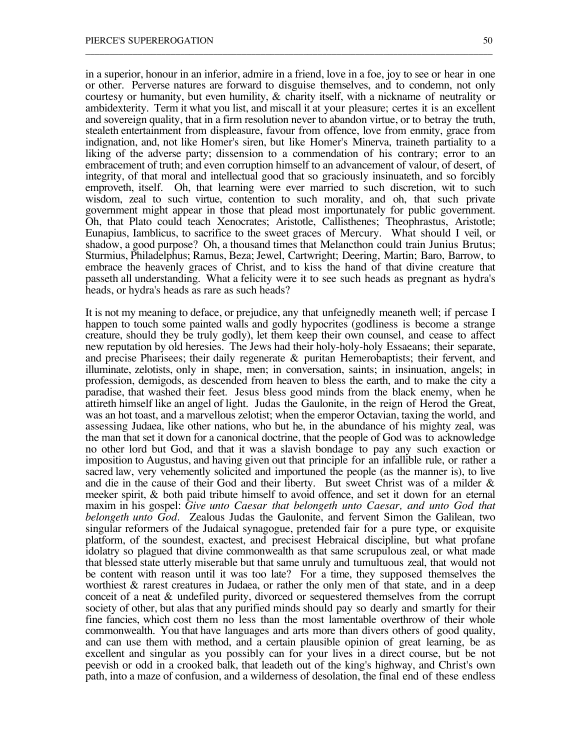in a superior, honour in an inferior, admire in a friend, love in a foe, joy to see or hear in one or other. Perverse natures are forward to disguise themselves, and to condemn, not only courtesy or humanity, but even humility, & charity itself, with a nickname of neutrality or ambidexterity. Term it what you list, and miscall it at your pleasure; certes it is an excellent and sovereign quality, that in a firm resolution never to abandon virtue, or to betray the truth, stealeth entertainment from displeasure, favour from offence, love from enmity, grace from indignation, and, not like Homer's siren, but like Homer's Minerva, traineth partiality to a liking of the adverse party; dissension to a commendation of his contrary; error to an embracement of truth; and even corruption himself to an advancement of valour, of desert, of integrity, of that moral and intellectual good that so graciously insinuateth, and so forcibly emproveth, itself. Oh, that learning were ever married to such discretion, wit to such wisdom, zeal to such virtue, contention to such morality, and oh, that such private government might appear in those that plead most importunately for public government. Oh, that Plato could teach Xenocrates; Aristotle, Callisthenes; Theophrastus, Aristotle; Eunapius, Iamblicus, to sacrifice to the sweet graces of Mercury. What should I veil, or shadow, a good purpose? Oh, a thousand times that Melancthon could train Junius Brutus; Sturmius, Philadelphus; Ramus, Beza; Jewel, Cartwright; Deering, Martin; Baro, Barrow, to embrace the heavenly graces of Christ, and to kiss the hand of that divine creature that passeth all understanding. What a felicity were it to see such heads as pregnant as hydra's heads, or hydra's heads as rare as such heads?

It is not my meaning to deface, or prejudice, any that unfeignedly meaneth well; if percase I happen to touch some painted walls and godly hypocrites (godliness is become a strange creature, should they be truly godly), let them keep their own counsel, and cease to affect new reputation by old heresies. The Jews had their holy-holy-holy Essaeans; their separate, and precise Pharisees; their daily regenerate & puritan Hemerobaptists; their fervent, and illuminate, zelotists, only in shape, men; in conversation, saints; in insinuation, angels; in profession, demigods, as descended from heaven to bless the earth, and to make the city a paradise, that washed their feet. Jesus bless good minds from the black enemy, when he attireth himself like an angel of light. Judas the Gaulonite, in the reign of Herod the Great, was an hot toast, and a marvellous zelotist; when the emperor Octavian, taxing the world, and assessing Judaea, like other nations, who but he, in the abundance of his mighty zeal, was the man that set it down for a canonical doctrine, that the people of God was to acknowledge no other lord but God, and that it was a slavish bondage to pay any such exaction or imposition to Augustus, and having given out that principle for an infallible rule, or rather a sacred law, very vehemently solicited and importuned the people (as the manner is), to live and die in the cause of their God and their liberty. But sweet Christ was of a milder & meeker spirit, & both paid tribute himself to avoid offence, and set it down for an eternal maxim in his gospel: *Give unto Caesar that belongeth unto Caesar, and unto God that belongeth unto God*. Zealous Judas the Gaulonite, and fervent Simon the Galilean, two singular reformers of the Judaical synagogue, pretended fair for a pure type, or exquisite platform, of the soundest, exactest, and precisest Hebraical discipline, but what profane idolatry so plagued that divine commonwealth as that same scrupulous zeal, or what made that blessed state utterly miserable but that same unruly and tumultuous zeal, that would not be content with reason until it was too late? For a time, they supposed themselves the worthiest & rarest creatures in Judaea, or rather the only men of that state, and in a deep conceit of a neat & undefiled purity, divorced or sequestered themselves from the corrupt society of other, but alas that any purified minds should pay so dearly and smartly for their fine fancies, which cost them no less than the most lamentable overthrow of their whole commonwealth. You that have languages and arts more than divers others of good quality, and can use them with method, and a certain plausible opinion of great learning, be as excellent and singular as you possibly can for your lives in a direct course, but be not peevish or odd in a crooked balk, that leadeth out of the king's highway, and Christ's own path, into a maze of confusion, and a wilderness of desolation, the final end of these endless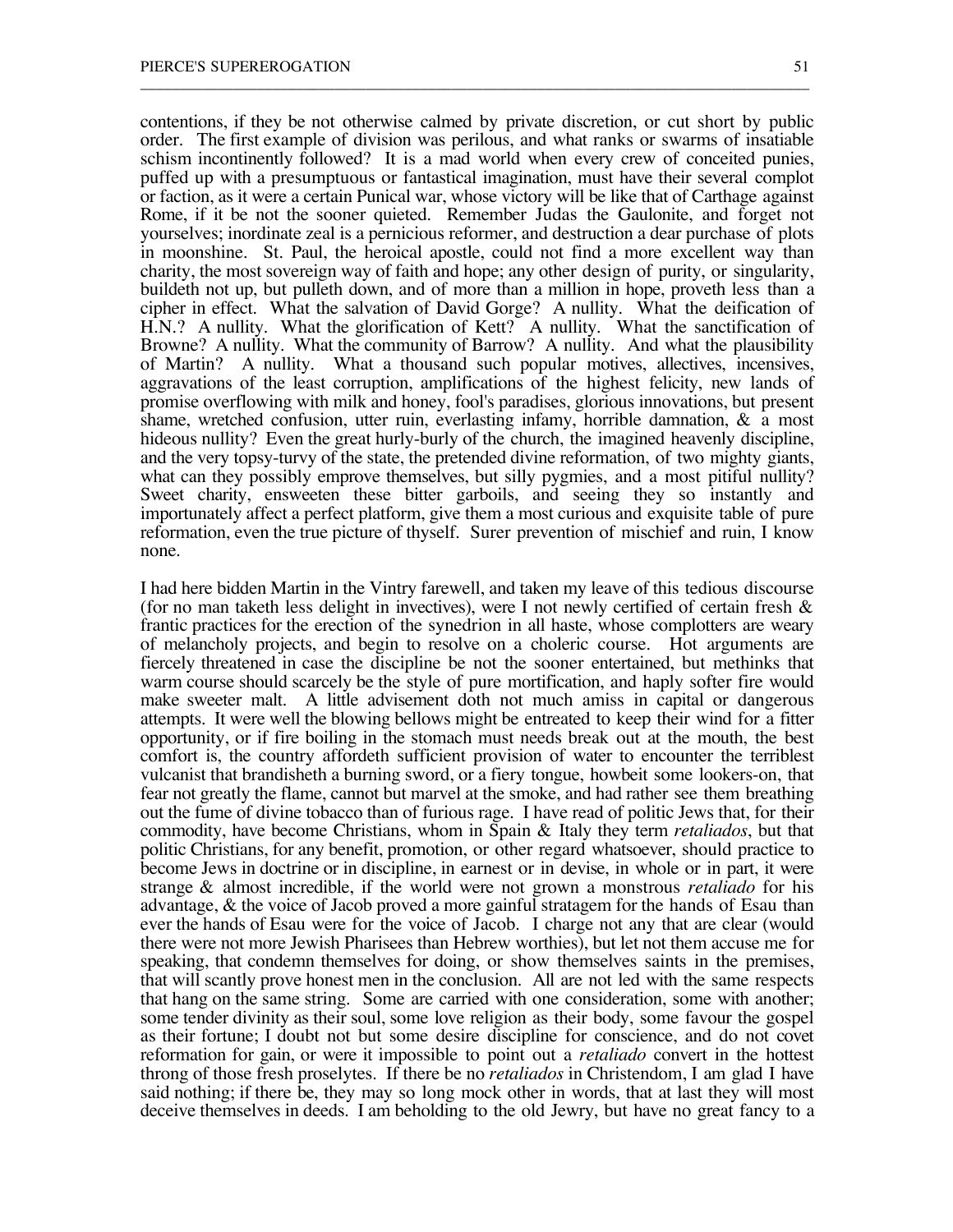contentions, if they be not otherwise calmed by private discretion, or cut short by public order. The first example of division was perilous, and what ranks or swarms of insatiable schism incontinently followed? It is a mad world when every crew of conceited punies, puffed up with a presumptuous or fantastical imagination, must have their several complot or faction, as it were a certain Punical war, whose victory will be like that of Carthage against Rome, if it be not the sooner quieted. Remember Judas the Gaulonite, and forget not yourselves; inordinate zeal is a pernicious reformer, and destruction a dear purchase of plots in moonshine. St. Paul, the heroical apostle, could not find a more excellent way than charity, the most sovereign way of faith and hope; any other design of purity, or singularity, buildeth not up, but pulleth down, and of more than a million in hope, proveth less than a cipher in effect. What the salvation of David Gorge? A nullity. What the deification of H.N.? A nullity. What the glorification of Kett? A nullity. What the sanctification of Browne? A nullity. What the community of Barrow? A nullity. And what the plausibility of Martin? A nullity. What a thousand such popular motives, allectives, incensives, aggravations of the least corruption, amplifications of the highest felicity, new lands of promise overflowing with milk and honey, fool's paradises, glorious innovations, but present shame, wretched confusion, utter ruin, everlasting infamy, horrible damnation, & a most hideous nullity? Even the great hurly-burly of the church, the imagined heavenly discipline, and the very topsy-turvy of the state, the pretended divine reformation, of two mighty giants, what can they possibly emprove themselves, but silly pygmies, and a most pitiful nullity? Sweet charity, ensweeten these bitter garboils, and seeing they so instantly and importunately affect a perfect platform, give them a most curious and exquisite table of pure reformation, even the true picture of thyself. Surer prevention of mischief and ruin, I know none.

I had here bidden Martin in the Vintry farewell, and taken my leave of this tedious discourse (for no man taketh less delight in invectives), were I not newly certified of certain fresh & frantic practices for the erection of the synedrion in all haste, whose complotters are weary of melancholy projects, and begin to resolve on a choleric course. Hot arguments are fiercely threatened in case the discipline be not the sooner entertained, but methinks that warm course should scarcely be the style of pure mortification, and haply softer fire would make sweeter malt. A little advisement doth not much amiss in capital or dangerous attempts. It were well the blowing bellows might be entreated to keep their wind for a fitter opportunity, or if fire boiling in the stomach must needs break out at the mouth, the best comfort is, the country affordeth sufficient provision of water to encounter the terriblest vulcanist that brandisheth a burning sword, or a fiery tongue, howbeit some lookers-on, that fear not greatly the flame, cannot but marvel at the smoke, and had rather see them breathing out the fume of divine tobacco than of furious rage. I have read of politic Jews that, for their commodity, have become Christians, whom in Spain & Italy they term *retaliados*, but that politic Christians, for any benefit, promotion, or other regard whatsoever, should practice to become Jews in doctrine or in discipline, in earnest or in devise, in whole or in part, it were strange & almost incredible, if the world were not grown a monstrous *retaliado* for his advantage, & the voice of Jacob proved a more gainful stratagem for the hands of Esau than ever the hands of Esau were for the voice of Jacob. I charge not any that are clear (would there were not more Jewish Pharisees than Hebrew worthies), but let not them accuse me for speaking, that condemn themselves for doing, or show themselves saints in the premises, that will scantly prove honest men in the conclusion. All are not led with the same respects that hang on the same string. Some are carried with one consideration, some with another; some tender divinity as their soul, some love religion as their body, some favour the gospel as their fortune; I doubt not but some desire discipline for conscience, and do not covet reformation for gain, or were it impossible to point out a *retaliado* convert in the hottest throng of those fresh proselytes. If there be no *retaliados* in Christendom, I am glad I have said nothing; if there be, they may so long mock other in words, that at last they will most deceive themselves in deeds. I am beholding to the old Jewry, but have no great fancy to a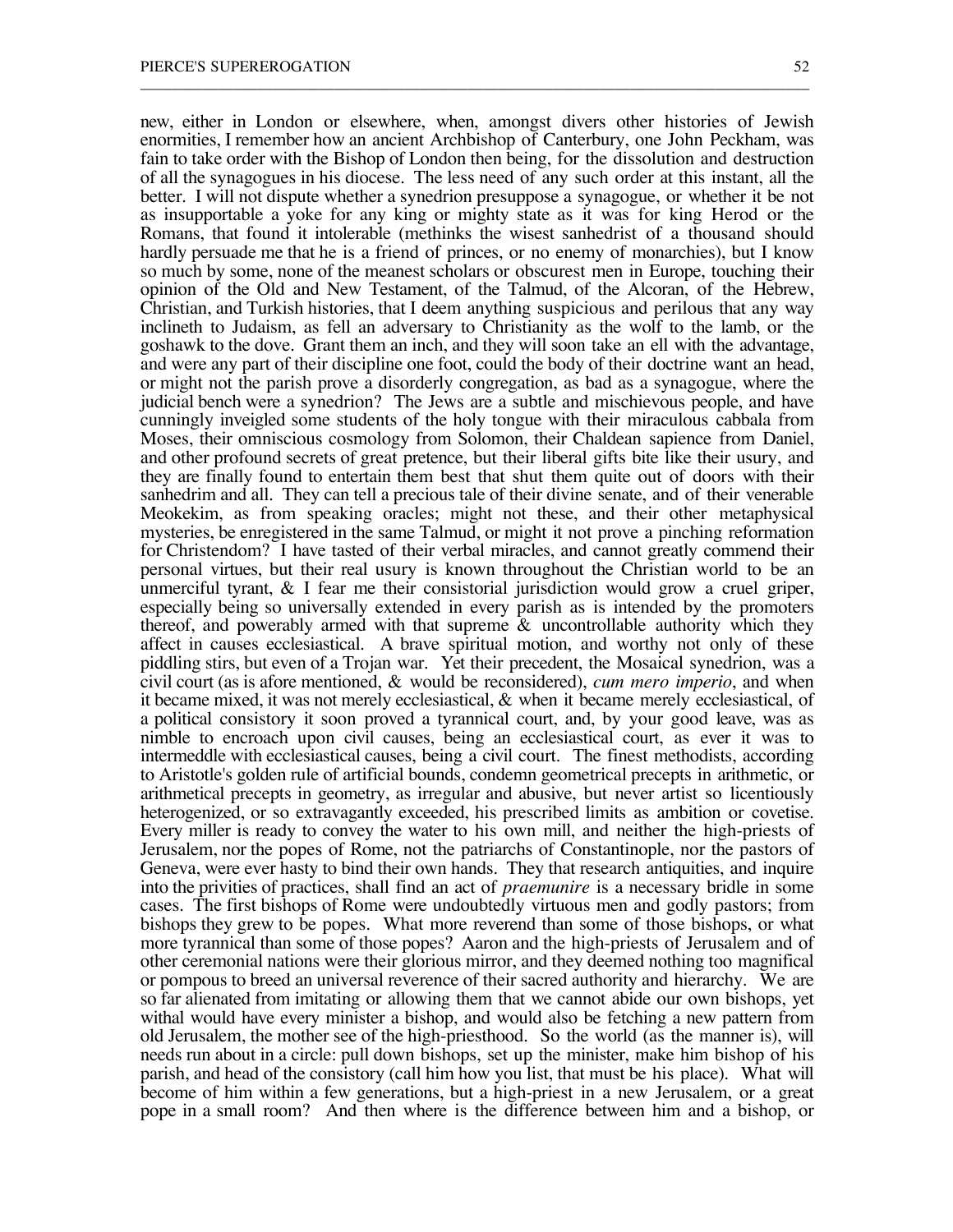new, either in London or elsewhere, when, amongst divers other histories of Jewish enormities, I remember how an ancient Archbishop of Canterbury, one John Peckham, was fain to take order with the Bishop of London then being, for the dissolution and destruction of all the synagogues in his diocese. The less need of any such order at this instant, all the better. I will not dispute whether a synedrion presuppose a synagogue, or whether it be not as insupportable a yoke for any king or mighty state as it was for king Herod or the Romans, that found it intolerable (methinks the wisest sanhedrist of a thousand should hardly persuade me that he is a friend of princes, or no enemy of monarchies), but I know so much by some, none of the meanest scholars or obscurest men in Europe, touching their opinion of the Old and New Testament, of the Talmud, of the Alcoran, of the Hebrew, Christian, and Turkish histories, that I deem anything suspicious and perilous that any way inclineth to Judaism, as fell an adversary to Christianity as the wolf to the lamb, or the goshawk to the dove. Grant them an inch, and they will soon take an ell with the advantage, and were any part of their discipline one foot, could the body of their doctrine want an head, or might not the parish prove a disorderly congregation, as bad as a synagogue, where the judicial bench were a synedrion? The Jews are a subtle and mischievous people, and have cunningly inveigled some students of the holy tongue with their miraculous cabbala from Moses, their omniscious cosmology from Solomon, their Chaldean sapience from Daniel, and other profound secrets of great pretence, but their liberal gifts bite like their usury, and they are finally found to entertain them best that shut them quite out of doors with their sanhedrim and all. They can tell a precious tale of their divine senate, and of their venerable Meokekim, as from speaking oracles; might not these, and their other metaphysical mysteries, be enregistered in the same Talmud, or might it not prove a pinching reformation for Christendom? I have tasted of their verbal miracles, and cannot greatly commend their personal virtues, but their real usury is known throughout the Christian world to be an unmerciful tyrant, & I fear me their consistorial jurisdiction would grow a cruel griper, especially being so universally extended in every parish as is intended by the promoters thereof, and powerably armed with that supreme & uncontrollable authority which they affect in causes ecclesiastical. A brave spiritual motion, and worthy not only of these piddling stirs, but even of a Trojan war. Yet their precedent, the Mosaical synedrion, was a civil court (as is afore mentioned, & would be reconsidered), *cum mero imperio*, and when it became mixed, it was not merely ecclesiastical, & when it became merely ecclesiastical, of a political consistory it soon proved a tyrannical court, and, by your good leave, was as nimble to encroach upon civil causes, being an ecclesiastical court, as ever it was to intermeddle with ecclesiastical causes, being a civil court. The finest methodists, according to Aristotle's golden rule of artificial bounds, condemn geometrical precepts in arithmetic, or arithmetical precepts in geometry, as irregular and abusive, but never artist so licentiously heterogenized, or so extravagantly exceeded, his prescribed limits as ambition or covetise. Every miller is ready to convey the water to his own mill, and neither the high-priests of Jerusalem, nor the popes of Rome, not the patriarchs of Constantinople, nor the pastors of Geneva, were ever hasty to bind their own hands. They that research antiquities, and inquire into the privities of practices, shall find an act of *praemunire* is a necessary bridle in some cases. The first bishops of Rome were undoubtedly virtuous men and godly pastors; from bishops they grew to be popes. What more reverend than some of those bishops, or what more tyrannical than some of those popes? Aaron and the high-priests of Jerusalem and of other ceremonial nations were their glorious mirror, and they deemed nothing too magnifical or pompous to breed an universal reverence of their sacred authority and hierarchy. We are so far alienated from imitating or allowing them that we cannot abide our own bishops, yet withal would have every minister a bishop, and would also be fetching a new pattern from old Jerusalem, the mother see of the high-priesthood. So the world (as the manner is), will needs run about in a circle: pull down bishops, set up the minister, make him bishop of his parish, and head of the consistory (call him how you list, that must be his place). What will become of him within a few generations, but a high-priest in a new Jerusalem, or a great pope in a small room? And then where is the difference between him and a bishop, or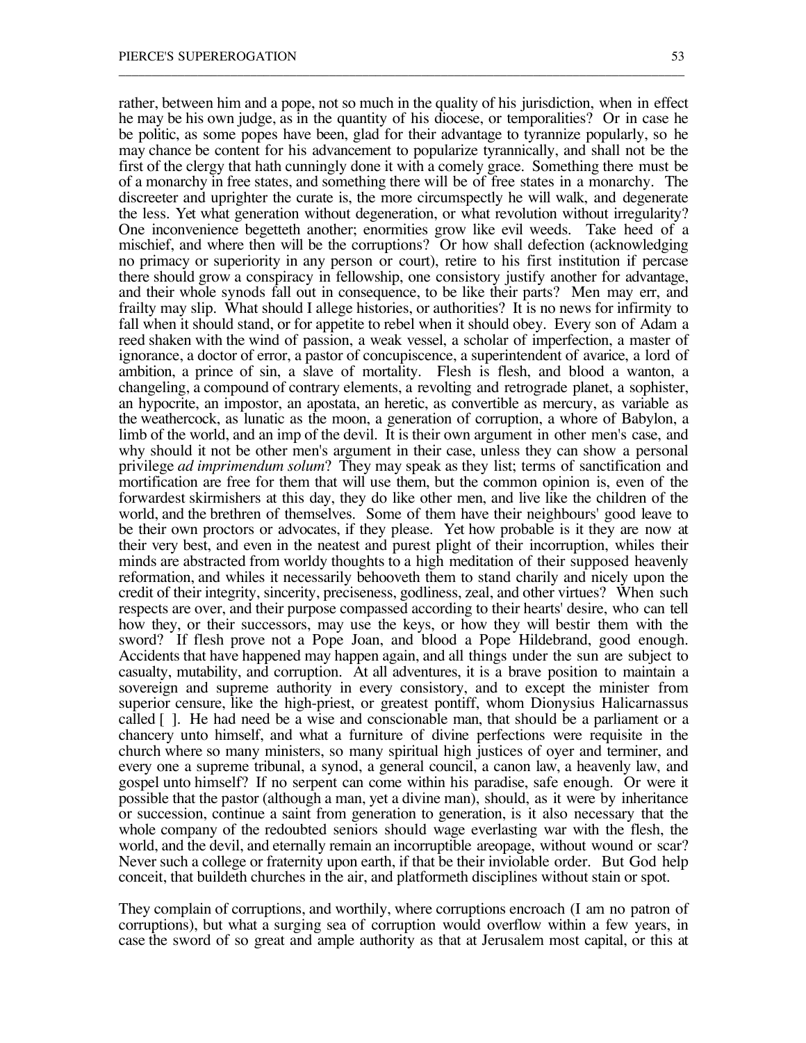rather, between him and a pope, not so much in the quality of his jurisdiction, when in effect he may be his own judge, as in the quantity of his diocese, or temporalities? Or in case he be politic, as some popes have been, glad for their advantage to tyrannize popularly, so he may chance be content for his advancement to popularize tyrannically, and shall not be the first of the clergy that hath cunningly done it with a comely grace. Something there must be of a monarchy in free states, and something there will be of free states in a monarchy. The discreeter and uprighter the curate is, the more circumspectly he will walk, and degenerate the less. Yet what generation without degeneration, or what revolution without irregularity? One inconvenience begetteth another; enormities grow like evil weeds. Take heed of a mischief, and where then will be the corruptions? Or how shall defection (acknowledging no primacy or superiority in any person or court), retire to his first institution if percase there should grow a conspiracy in fellowship, one consistory justify another for advantage, and their whole synods fall out in consequence, to be like their parts? Men may err, and frailty may slip. What should I allege histories, or authorities? It is no news for infirmity to fall when it should stand, or for appetite to rebel when it should obey. Every son of Adam a reed shaken with the wind of passion, a weak vessel, a scholar of imperfection, a master of ignorance, a doctor of error, a pastor of concupiscence, a superintendent of avarice, a lord of ambition, a prince of sin, a slave of mortality. Flesh is flesh, and blood a wanton, a changeling, a compound of contrary elements, a revolting and retrograde planet, a sophister, an hypocrite, an impostor, an apostata, an heretic, as convertible as mercury, as variable as the weathercock, as lunatic as the moon, a generation of corruption, a whore of Babylon, a limb of the world, and an imp of the devil. It is their own argument in other men's case, and why should it not be other men's argument in their case, unless they can show a personal privilege *ad imprimendum solum*? They may speak as they list; terms of sanctification and mortification are free for them that will use them, but the common opinion is, even of the forwardest skirmishers at this day, they do like other men, and live like the children of the world, and the brethren of themselves. Some of them have their neighbours' good leave to be their own proctors or advocates, if they please. Yet how probable is it they are now at their very best, and even in the neatest and purest plight of their incorruption, whiles their minds are abstracted from worldy thoughts to a high meditation of their supposed heavenly reformation, and whiles it necessarily behooveth them to stand charily and nicely upon the credit of their integrity, sincerity, preciseness, godliness, zeal, and other virtues? When such respects are over, and their purpose compassed according to their hearts' desire, who can tell how they, or their successors, may use the keys, or how they will bestir them with the sword? If flesh prove not a Pope Joan, and blood a Pope Hildebrand, good enough. Accidents that have happened may happen again, and all things under the sun are subject to casualty, mutability, and corruption. At all adventures, it is a brave position to maintain a sovereign and supreme authority in every consistory, and to except the minister from superior censure, like the high-priest, or greatest pontiff, whom Dionysius Halicarnassus called [ ]. He had need be a wise and conscionable man, that should be a parliament or a chancery unto himself, and what a furniture of divine perfections were requisite in the church where so many ministers, so many spiritual high justices of oyer and terminer, and every one a supreme tribunal, a synod, a general council, a canon law, a heavenly law, and gospel unto himself? If no serpent can come within his paradise, safe enough. Or were it possible that the pastor (although a man, yet a divine man), should, as it were by inheritance or succession, continue a saint from generation to generation, is it also necessary that the whole company of the redoubted seniors should wage everlasting war with the flesh, the world, and the devil, and eternally remain an incorruptible areopage, without wound or scar? Never such a college or fraternity upon earth, if that be their inviolable order. But God help conceit, that buildeth churches in the air, and platformeth disciplines without stain or spot.

They complain of corruptions, and worthily, where corruptions encroach (I am no patron of corruptions), but what a surging sea of corruption would overflow within a few years, in case the sword of so great and ample authority as that at Jerusalem most capital, or this at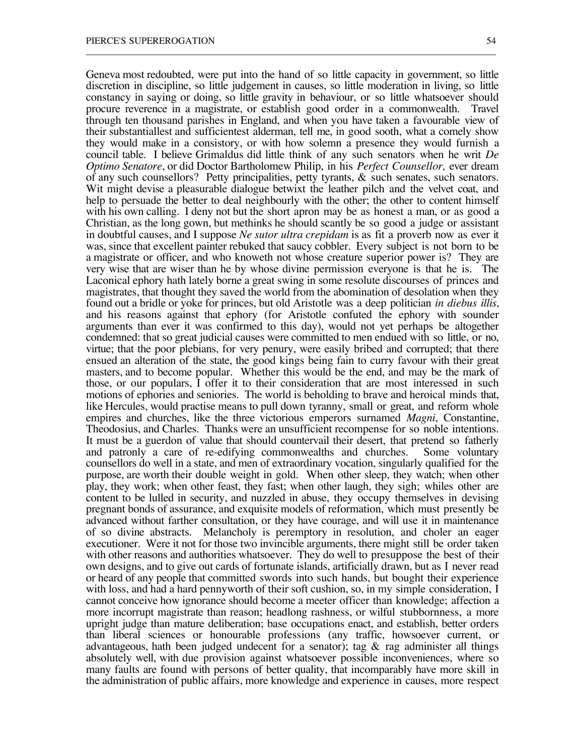Geneva most redoubted, were put into the hand of so little capacity in government, so little discretion in discipline, so little judgement in causes, so little moderation in living, so little constancy in saying or doing, so little gravity in behaviour, or so little whatsoever should procure reverence in a magistrate, or establish good order in a commonwealth. Travel through ten thousand parishes in England, and when you have taken a favourable view of their substantiallest and sufficientest alderman, tell me, in good sooth, what a comely show they would make in a consistory, or with how solemn a presence they would furnish a council table. I believe Grimaldus did little think of any such senators when he writ *De Optimo Senatore*, or did Doctor Bartholomew Philip, in his *Perfect Counsellor,* ever dream of any such counsellors? Petty principalities, petty tyrants, & such senates, such senators. Wit might devise a pleasurable dialogue betwixt the leather pilch and the velvet coat, and help to persuade the better to deal neighbourly with the other; the other to content himself with his own calling. I deny not but the short apron may be as honest a man, or as good a Christian, as the long gown, but methinks he should scantly be so good a judge or assistant in doubtful causes, and I suppose *Ne sutor ultra crepidam* is as fit a proverb now as ever it was, since that excellent painter rebuked that saucy cobbler. Every subject is not born to be a magistrate or officer, and who knoweth not whose creature superior power is? They are very wise that are wiser than he by whose divine permission everyone is that he is. The Laconical ephory hath lately borne a great swing in some resolute discourses of princes and magistrates, that thought they saved the world from the abomination of desolation when they found out a bridle or yoke for princes, but old Aristotle was a deep politician *in diebus illis*, and his reasons against that ephory (for Aristotle confuted the ephory with sounder arguments than ever it was confirmed to this day), would not yet perhaps be altogether condemned: that so great judicial causes were committed to men endued with so little, or no, virtue; that the poor plebians, for very penury, were easily bribed and corrupted; that there ensued an alteration of the state, the good kings being fain to curry favour with their great masters, and to become popular. Whether this would be the end, and may be the mark of those, or our populars, I offer it to their consideration that are most interessed in such motions of ephories and seniories. The world is beholding to brave and heroical minds that, like Hercules, would practise means to pull down tyranny, small or great, and reform whole empires and churches, like the three victorious emperors surnamed *Magni*, Constantine, Theodosius, and Charles. Thanks were an unsufficient recompense for so noble intentions. It must be a guerdon of value that should countervail their desert, that pretend so fatherly and patronly a care of re-edifying commonwealths and churches. Some voluntary counsellors do well in a state, and men of extraordinary vocation, singularly qualified for the purpose, are worth their double weight in gold. When other sleep, they watch; when other play, they work; when other feast, they fast; when other laugh, they sigh; whiles other are content to be lulled in security, and nuzzled in abuse, they occupy themselves in devising pregnant bonds of assurance, and exquisite models of reformation, which must presently be advanced without farther consultation, or they have courage, and will use it in maintenance of so divine abstracts. Melancholy is peremptory in resolution, and choler an eager executioner. Were it not for those two invincible arguments, there might still be order taken with other reasons and authorities whatsoever. They do well to presuppose the best of their own designs, and to give out cards of fortunate islands, artificially drawn, but as I never read or heard of any people that committed swords into such hands, but bought their experience with loss, and had a hard pennyworth of their soft cushion, so, in my simple consideration, I cannot conceive how ignorance should become a meeter officer than knowledge; affection a more incorrupt magistrate than reason; headlong rashness, or wilful stubbornness, a more upright judge than mature deliberation; base occupations enact, and establish, better orders than liberal sciences or honourable professions (any traffic, howsoever current, or advantageous, hath been judged undecent for a senator); tag & rag administer all things absolutely well, with due provision against whatsoever possible inconveniences, where so many faults are found with persons of better quality, that incomparably have more skill in the administration of public affairs, more knowledge and experience in causes, more respect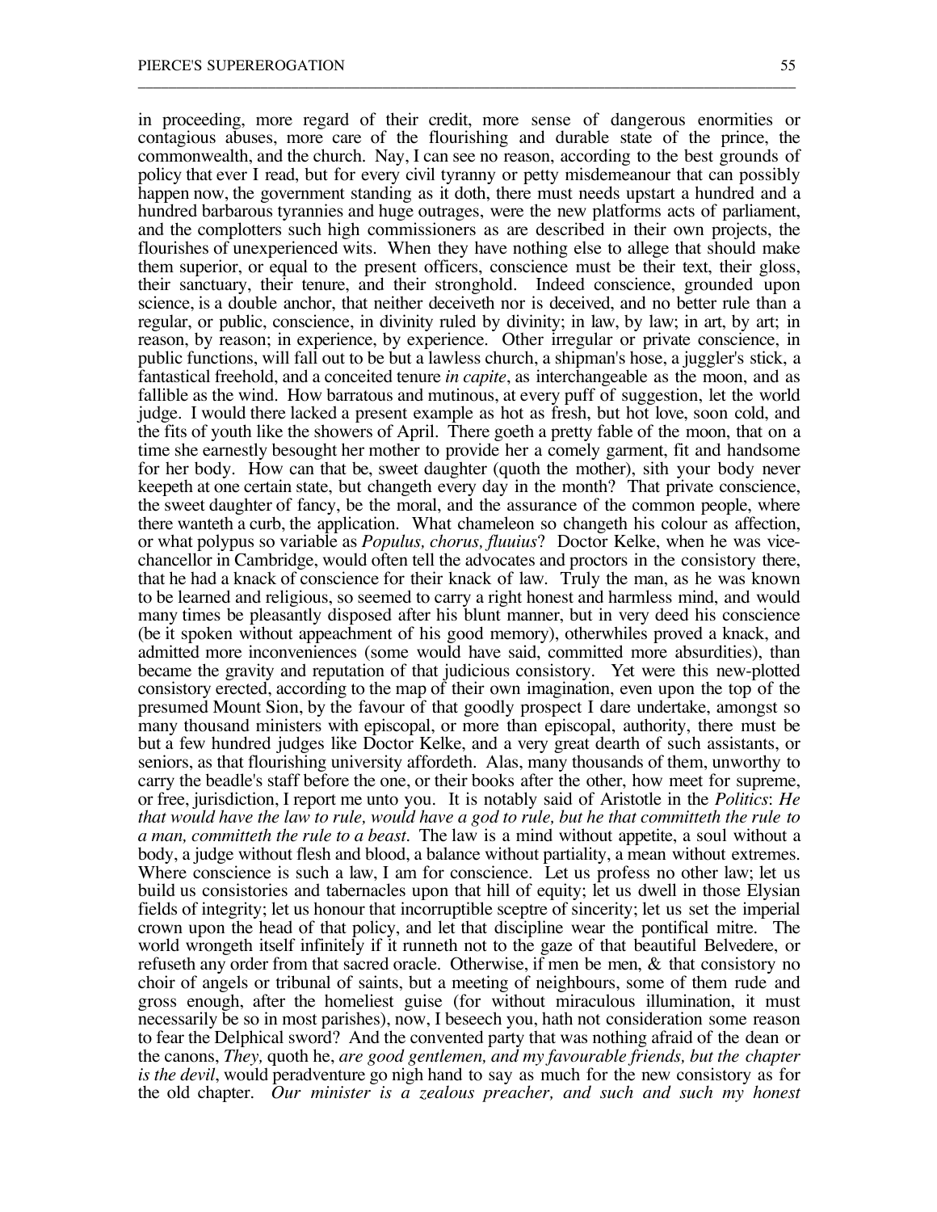in proceeding, more regard of their credit, more sense of dangerous enormities or contagious abuses, more care of the flourishing and durable state of the prince, the commonwealth, and the church. Nay, I can see no reason, according to the best grounds of policy that ever I read, but for every civil tyranny or petty misdemeanour that can possibly happen now, the government standing as it doth, there must needs upstart a hundred and a hundred barbarous tyrannies and huge outrages, were the new platforms acts of parliament, and the complotters such high commissioners as are described in their own projects, the flourishes of unexperienced wits. When they have nothing else to allege that should make them superior, or equal to the present officers, conscience must be their text, their gloss, their sanctuary, their tenure, and their stronghold. Indeed conscience, grounded upon science, is a double anchor, that neither deceiveth nor is deceived, and no better rule than a regular, or public, conscience, in divinity ruled by divinity; in law, by law; in art, by art; in reason, by reason; in experience, by experience. Other irregular or private conscience, in public functions, will fall out to be but a lawless church, a shipman's hose, a juggler's stick, a fantastical freehold, and a conceited tenure *in capite*, as interchangeable as the moon, and as fallible as the wind. How barratous and mutinous, at every puff of suggestion, let the world judge. I would there lacked a present example as hot as fresh, but hot love, soon cold, and the fits of youth like the showers of April. There goeth a pretty fable of the moon, that on a time she earnestly besought her mother to provide her a comely garment, fit and handsome for her body. How can that be, sweet daughter (quoth the mother), sith your body never keepeth at one certain state, but changeth every day in the month? That private conscience, the sweet daughter of fancy, be the moral, and the assurance of the common people, where there wanteth a curb, the application. What chameleon so changeth his colour as affection, or what polypus so variable as *Populus, chorus, fluuius*? Doctor Kelke, when he was vice-chancellor in Cambridge, would often tell the advocates and proctors in the consistory there, that he had a knack of conscience for their knack of law. Truly the man, as he was known to be learned and religious, so seemed to carry a right honest and harmless mind, and would many times be pleasantly disposed after his blunt manner, but in very deed his conscience (be it spoken without appeachment of his good memory), otherwhiles proved a knack, and admitted more inconveniences (some would have said, committed more absurdities), than became the gravity and reputation of that judicious consistory. Yet were this new-plotted consistory erected, according to the map of their own imagination, even upon the top of the presumed Mount Sion, by the favour of that goodly prospect I dare undertake, amongst so many thousand ministers with episcopal, or more than episcopal, authority, there must be but a few hundred judges like Doctor Kelke, and a very great dearth of such assistants, or seniors, as that flourishing university affordeth. Alas, many thousands of them, unworthy to carry the beadle's staff before the one, or their books after the other, how meet for supreme, or free, jurisdiction, I report me unto you. It is notably said of Aristotle in the *Politics*: *He that would have the law to rule, would have a god to rule, but he that committeth the rule to a man, committeth the rule to a beast.* The law is a mind without appetite, a soul without a body, a judge without flesh and blood, a balance without partiality, a mean without extremes. Where conscience is such a law, I am for conscience. Let us profess no other law; let us build us consistories and tabernacles upon that hill of equity; let us dwell in those Elysian fields of integrity; let us honour that incorruptible sceptre of sincerity; let us set the imperial crown upon the head of that policy, and let that discipline wear the pontifical mitre. The world wrongeth itself infinitely if it runneth not to the gaze of that beautiful Belvedere, or refuseth any order from that sacred oracle. Otherwise, if men be men, & that consistory no choir of angels or tribunal of saints, but a meeting of neighbours, some of them rude and gross enough, after the homeliest guise (for without miraculous illumination, it must necessarily be so in most parishes), now, I beseech you, hath not consideration some reason to fear the Delphical sword? And the convented party that was nothing afraid of the dean or the canons, *They,* quoth he, *are good gentlemen, and my favourable friends, but the chapter is the devil*, would peradventure go nigh hand to say as much for the new consistory as for the old chapter. *Our minister is a zealous preacher, and such and such my honest*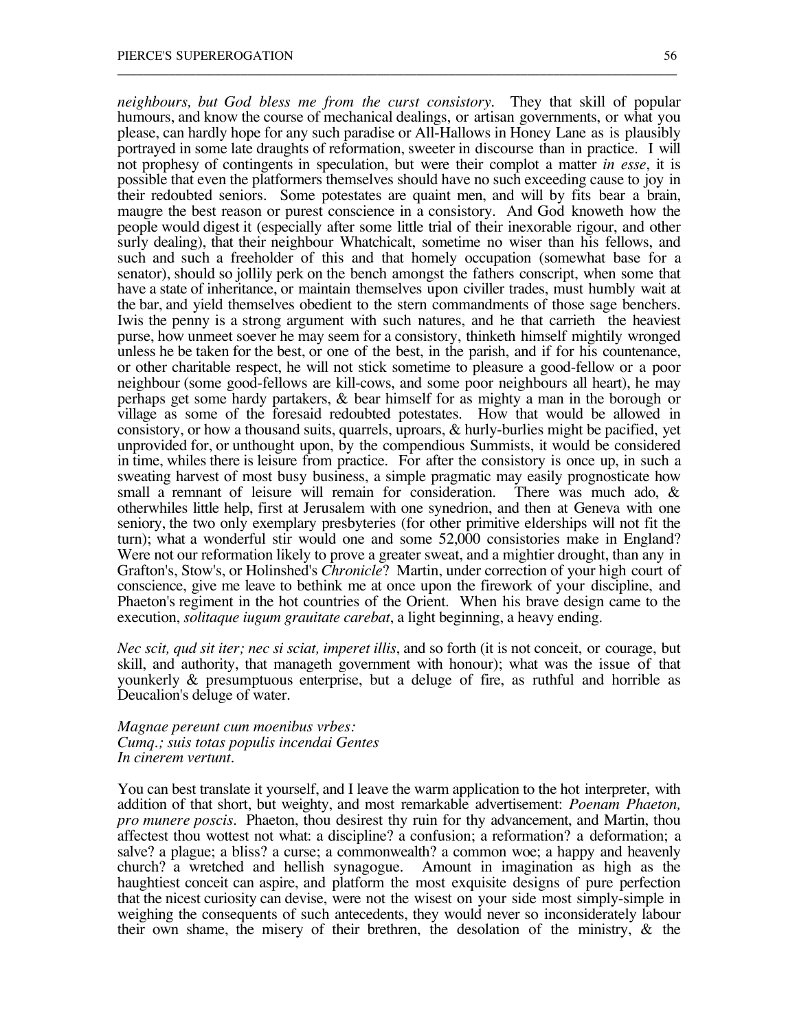*neighbours, but God bless me from the curst consistory*. They that skill of popular humours, and know the course of mechanical dealings, or artisan governments, or what you please, can hardly hope for any such paradise or All-Hallows in Honey Lane as is plausibly portrayed in some late draughts of reformation, sweeter in discourse than in practice. I will not prophesy of contingents in speculation, but were their complot a matter *in esse*, it is possible that even the platformers themselves should have no such exceeding cause to joy in their redoubted seniors. Some potestates are quaint men, and will by fits bear a brain, maugre the best reason or purest conscience in a consistory. And God knoweth how the people would digest it (especially after some little trial of their inexorable rigour, and other surly dealing), that their neighbour Whatchicalt, sometime no wiser than his fellows, and such and such a freeholder of this and that homely occupation (somewhat base for a senator), should so jollily perk on the bench amongst the fathers conscript, when some that have a state of inheritance, or maintain themselves upon civiller trades, must humbly wait at the bar, and yield themselves obedient to the stern commandments of those sage benchers. Iwis the penny is a strong argument with such natures, and he that carrieth the heaviest purse, how unmeet soever he may seem for a consistory, thinketh himself mightily wronged unless he be taken for the best, or one of the best, in the parish, and if for his countenance, or other charitable respect, he will not stick sometime to pleasure a good-fellow or a poor neighbour (some good-fellows are kill-cows, and some poor neighbours all heart), he may perhaps get some hardy partakers, & bear himself for as mighty a man in the borough or village as some of the foresaid redoubted potestates. How that would be allowed in consistory, or how a thousand suits, quarrels, uproars, & hurly-burlies might be pacified, yet unprovided for, or unthought upon, by the compendious Summists, it would be considered in time, whiles there is leisure from practice. For after the consistory is once up, in such a sweating harvest of most busy business, a simple pragmatic may easily prognosticate how small a remnant of leisure will remain for consideration. There was much ado, & otherwhiles little help, first at Jerusalem with one synedrion, and then at Geneva with one seniory, the two only exemplary presbyteries (for other primitive elderships will not fit the turn); what a wonderful stir would one and some 52,000 consistories make in England? Were not our reformation likely to prove a greater sweat, and a mightier drought, than any in Grafton's, Stow's, or Holinshed's *Chronicle*? Martin, under correction of your high court of conscience, give me leave to bethink me at once upon the firework of your discipline, and Phaeton's regiment in the hot countries of the Orient. When his brave design came to the execution, *solitaque iugum grauitate carebat*, a light beginning, a heavy ending.

*Nec scit, qud sit iter; nec si sciat, imperet illis*, and so forth (it is not conceit, or courage, but skill, and authority, that manageth government with honour); what was the issue of that younkerly & presumptuous enterprise, but a deluge of fire, as ruthful and horrible as Deucalion's deluge of water.

*Magnae pereunt cum moenibus vrbes:*
*Cumq.; suis totas populis incendai Gentes*
*In cinerem vertunt*.

You can best translate it yourself, and I leave the warm application to the hot interpreter, with addition of that short, but weighty, and most remarkable advertisement: *Poenam Phaeton, pro munere poscis*. Phaeton, thou desirest thy ruin for thy advancement, and Martin, thou affectest thou wottest not what: a discipline? a confusion; a reformation? a deformation; a salve? a plague; a bliss? a curse; a commonwealth? a common woe; a happy and heavenly church? a wretched and hellish synagogue. Amount in imagination as high as the haughtiest conceit can aspire, and platform the most exquisite designs of pure perfection that the nicest curiosity can devise, were not the wisest on your side most simply-simple in weighing the consequents of such antecedents, they would never so inconsiderately labour their own shame, the misery of their brethren, the desolation of the ministry, & the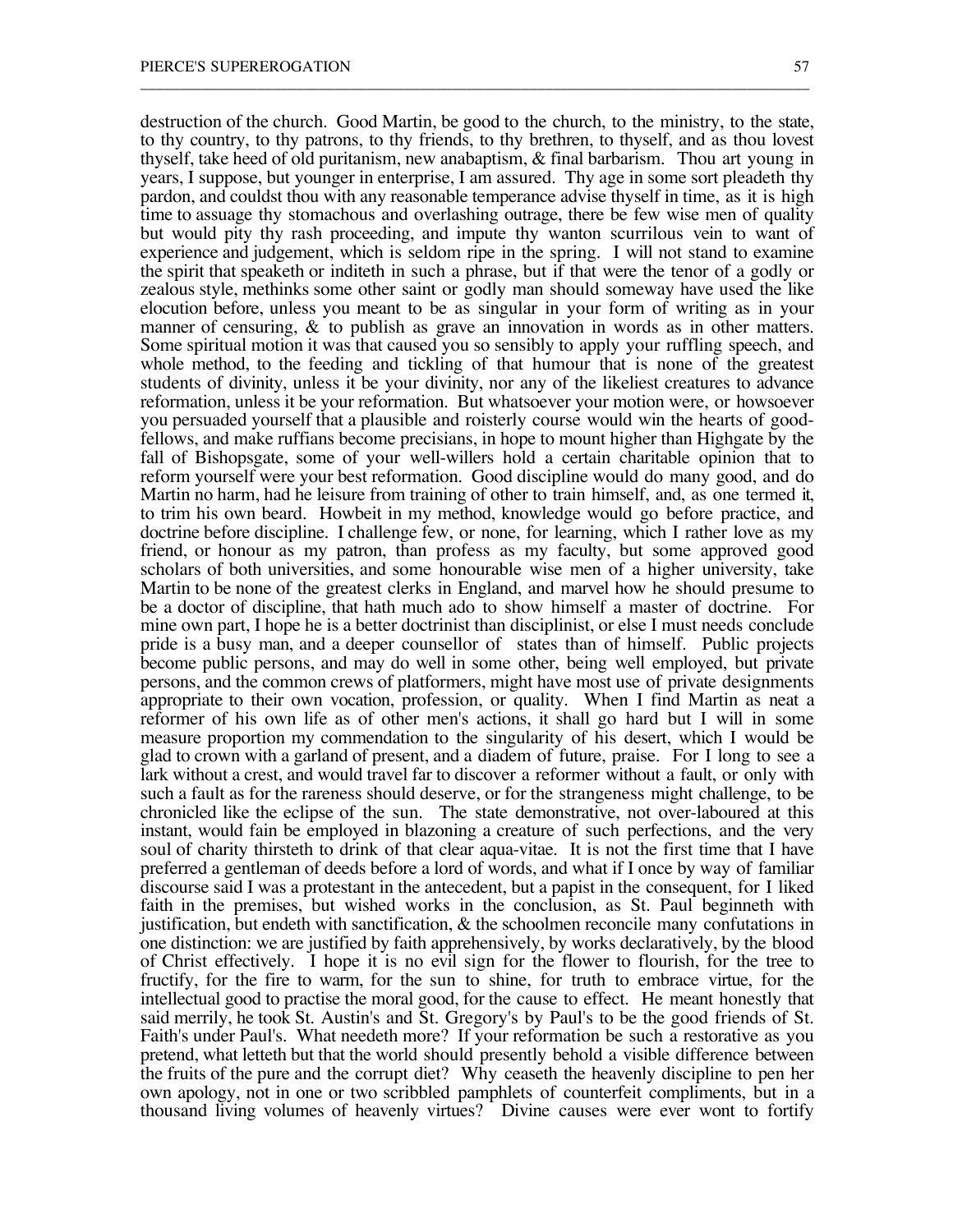destruction of the church. Good Martin, be good to the church, to the ministry, to the state, to thy country, to thy patrons, to thy friends, to thy brethren, to thyself, and as thou lovest thyself, take heed of old puritanism, new anabaptism, & final barbarism. Thou art young in years, I suppose, but younger in enterprise, I am assured. Thy age in some sort pleadeth thy pardon, and couldst thou with any reasonable temperance advise thyself in time, as it is high time to assuage thy stomachous and overlashing outrage, there be few wise men of quality but would pity thy rash proceeding, and impute thy wanton scurrilous vein to want of experience and judgement, which is seldom ripe in the spring. I will not stand to examine the spirit that speaketh or inditeth in such a phrase, but if that were the tenor of a godly or zealous style, methinks some other saint or godly man should someway have used the like elocution before, unless you meant to be as singular in your form of writing as in your manner of censuring, & to publish as grave an innovation in words as in other matters. Some spiritual motion it was that caused you so sensibly to apply your ruffling speech, and whole method, to the feeding and tickling of that humour that is none of the greatest students of divinity, unless it be your divinity, nor any of the likeliest creatures to advance reformation, unless it be your reformation. But whatsoever your motion were, or howsoever you persuaded yourself that a plausible and roisterly course would win the hearts of good-fellows, and make ruffians become precisians, in hope to mount higher than Highgate by the fall of Bishopsgate, some of your well-willers hold a certain charitable opinion that to reform yourself were your best reformation. Good discipline would do many good, and do Martin no harm, had he leisure from training of other to train himself, and, as one termed it, to trim his own beard. Howbeit in my method, knowledge would go before practice, and doctrine before discipline. I challenge few, or none, for learning, which I rather love as my friend, or honour as my patron, than profess as my faculty, but some approved good scholars of both universities, and some honourable wise men of a higher university, take Martin to be none of the greatest clerks in England, and marvel how he should presume to be a doctor of discipline, that hath much ado to show himself a master of doctrine. For mine own part, I hope he is a better doctrinist than disciplinist, or else I must needs conclude pride is a busy man, and a deeper counsellor of states than of himself. Public projects become public persons, and may do well in some other, being well employed, but private persons, and the common crews of platformers, might have most use of private designments appropriate to their own vocation, profession, or quality. When I find Martin as neat a reformer of his own life as of other men's actions, it shall go hard but I will in some measure proportion my commendation to the singularity of his desert, which I would be glad to crown with a garland of present, and a diadem of future, praise. For I long to see a lark without a crest, and would travel far to discover a reformer without a fault, or only with such a fault as for the rareness should deserve, or for the strangeness might challenge, to be chronicled like the eclipse of the sun. The state demonstrative, not over-laboured at this instant, would fain be employed in blazoning a creature of such perfections, and the very soul of charity thirsteth to drink of that clear aqua-vitae. It is not the first time that I have preferred a gentleman of deeds before a lord of words, and what if I once by way of familiar discourse said I was a protestant in the antecedent, but a papist in the consequent, for I liked faith in the premises, but wished works in the conclusion, as St. Paul beginneth with justification, but endeth with sanctification, & the schoolmen reconcile many confutations in one distinction: we are justified by faith apprehensively, by works declaratively, by the blood of Christ effectively. I hope it is no evil sign for the flower to flourish, for the tree to fructify, for the fire to warm, for the sun to shine, for truth to embrace virtue, for the intellectual good to practise the moral good, for the cause to effect. He meant honestly that said merrily, he took St. Austin's and St. Gregory's by Paul's to be the good friends of St. Faith's under Paul's. What needeth more? If your reformation be such a restorative as you pretend, what letteth but that the world should presently behold a visible difference between the fruits of the pure and the corrupt diet? Why ceaseth the heavenly discipline to pen her own apology, not in one or two scribbled pamphlets of counterfeit compliments, but in a thousand living volumes of heavenly virtues? Divine causes were ever wont to fortify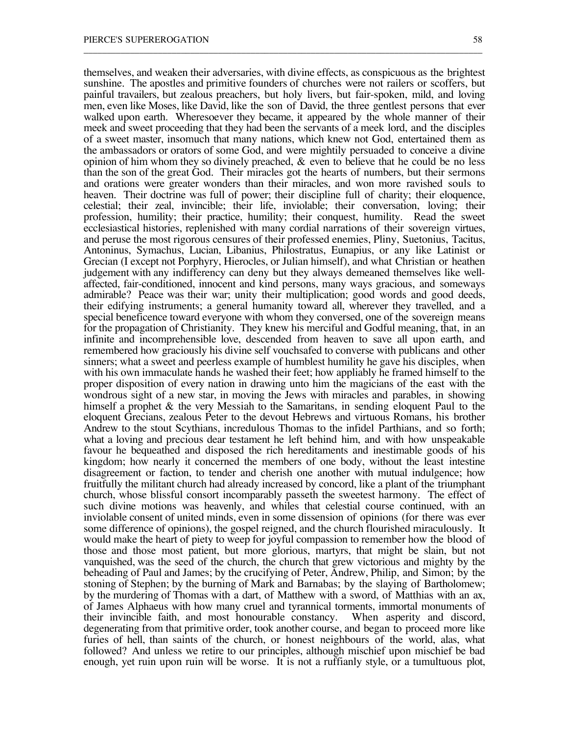themselves, and weaken their adversaries, with divine effects, as conspicuous as the brightest sunshine. The apostles and primitive founders of churches were not railers or scoffers, but painful travailers, but zealous preachers, but holy livers, but fair-spoken, mild, and loving men, even like Moses, like David, like the son of David, the three gentlest persons that ever walked upon earth. Wheresoever they became, it appeared by the whole manner of their meek and sweet proceeding that they had been the servants of a meek lord, and the disciples of a sweet master, insomuch that many nations, which knew not God, entertained them as the ambassadors or orators of some God, and were mightily persuaded to conceive a divine opinion of him whom they so divinely preached, & even to believe that he could be no less than the son of the great God. Their miracles got the hearts of numbers, but their sermons and orations were greater wonders than their miracles, and won more ravished souls to heaven. Their doctrine was full of power; their discipline full of charity; their eloquence, celestial; their zeal, invincible; their life, inviolable; their conversation, loving; their profession, humility; their practice, humility; their conquest, humility. Read the sweet ecclesiastical histories, replenished with many cordial narrations of their sovereign virtues, and peruse the most rigorous censures of their professed enemies, Pliny, Suetonius, Tacitus, Antoninus, Symachus, Lucian, Libanius, Philostratus, Eunapius, or any like Latinist or Grecian (I except not Porphyry, Hierocles, or Julian himself), and what Christian or heathen judgement with any indifferency can deny but they always demeaned themselves like well-affected, fair-conditioned, innocent and kind persons, many ways gracious, and someways admirable? Peace was their war; unity their multiplication; good words and good deeds, their edifying instruments; a general humanity toward all, wherever they travelled, and a special beneficence toward everyone with whom they conversed, one of the sovereign means for the propagation of Christianity. They knew his merciful and Godful meaning, that, in an infinite and incomprehensible love, descended from heaven to save all upon earth, and remembered how graciously his divine self vouchsafed to converse with publicans and other sinners; what a sweet and peerless example of humblest humility he gave his disciples, when with his own immaculate hands he washed their feet; how appliably he framed himself to the proper disposition of every nation in drawing unto him the magicians of the east with the wondrous sight of a new star, in moving the Jews with miracles and parables, in showing himself a prophet & the very Messiah to the Samaritans, in sending eloquent Paul to the eloquent Grecians, zealous Peter to the devout Hebrews and virtuous Romans, his brother Andrew to the stout Scythians, incredulous Thomas to the infidel Parthians, and so forth; what a loving and precious dear testament he left behind him, and with how unspeakable favour he bequeathed and disposed the rich hereditaments and inestimable goods of his kingdom; how nearly it concerned the members of one body, without the least intestine disagreement or faction, to tender and cherish one another with mutual indulgence; how fruitfully the militant church had already increased by concord, like a plant of the triumphant church, whose blissful consort incomparably passeth the sweetest harmony. The effect of such divine motions was heavenly, and whiles that celestial course continued, with an inviolable consent of united minds, even in some dissension of opinions (for there was ever some difference of opinions), the gospel reigned, and the church flourished miraculously. It would make the heart of piety to weep for joyful compassion to remember how the blood of those and those most patient, but more glorious, martyrs, that might be slain, but not vanquished, was the seed of the church, the church that grew victorious and mighty by the beheading of Paul and James; by the crucifying of Peter, Andrew, Philip, and Simon; by the stoning of Stephen; by the burning of Mark and Barnabas; by the slaying of Bartholomew; by the murdering of Thomas with a dart, of Matthew with a sword, of Matthias with an ax, of James Alphaeus with how many cruel and tyrannical torments, immortal monuments of their invincible faith, and most honourable constancy. When asperity and discord, degenerating from that primitive order, took another course, and began to proceed more like furies of hell, than saints of the church, or honest neighbours of the world, alas, what followed? And unless we retire to our principles, although mischief upon mischief be bad enough, yet ruin upon ruin will be worse. It is not a ruffianly style, or a tumultuous plot,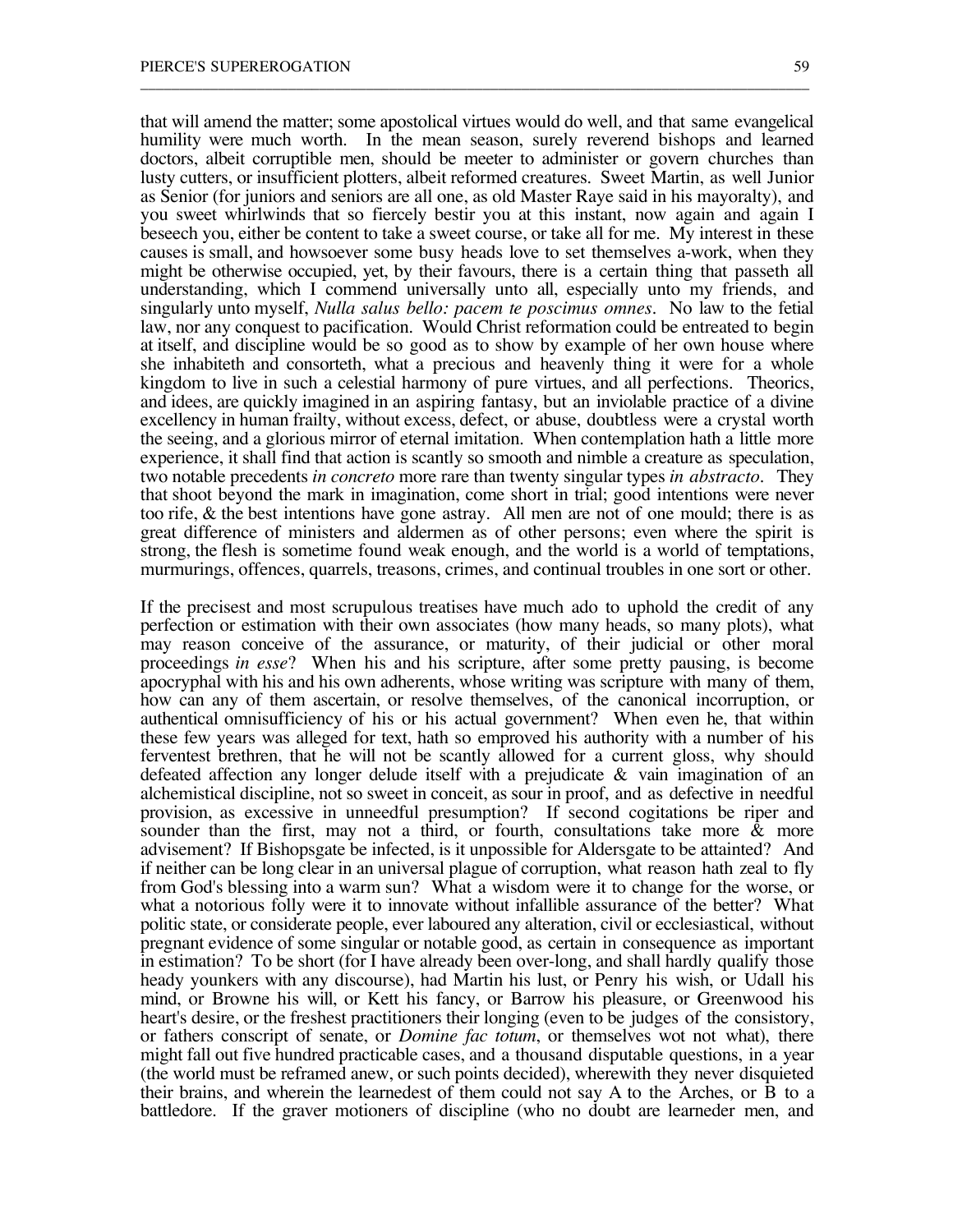that will amend the matter; some apostolical virtues would do well, and that same evangelical humility were much worth. In the mean season, surely reverend bishops and learned doctors, albeit corruptible men, should be meeter to administer or govern churches than lusty cutters, or insufficient plotters, albeit reformed creatures. Sweet Martin, as well Junior as Senior (for juniors and seniors are all one, as old Master Raye said in his mayoralty), and you sweet whirlwinds that so fiercely bestir you at this instant, now again and again I beseech you, either be content to take a sweet course, or take all for me. My interest in these causes is small, and howsoever some busy heads love to set themselves a-work, when they might be otherwise occupied, yet, by their favours, there is a certain thing that passeth all understanding, which I commend universally unto all, especially unto my friends, and singularly unto myself, *Nulla salus bello: pacem te poscimus omnes*. No law to the fetial law, nor any conquest to pacification. Would Christ reformation could be entreated to begin at itself, and discipline would be so good as to show by example of her own house where she inhabiteth and consorteth, what a precious and heavenly thing it were for a whole kingdom to live in such a celestial harmony of pure virtues, and all perfections. Theorics, and idees, are quickly imagined in an aspiring fantasy, but an inviolable practice of a divine excellency in human frailty, without excess, defect, or abuse, doubtless were a crystal worth the seeing, and a glorious mirror of eternal imitation. When contemplation hath a little more experience, it shall find that action is scantly so smooth and nimble a creature as speculation, two notable precedents *in concreto* more rare than twenty singular types *in abstracto*. They that shoot beyond the mark in imagination, come short in trial; good intentions were never too rife, & the best intentions have gone astray. All men are not of one mould; there is as great difference of ministers and aldermen as of other persons; even where the spirit is strong, the flesh is sometime found weak enough, and the world is a world of temptations, murmurings, offences, quarrels, treasons, crimes, and continual troubles in one sort or other.

If the precisest and most scrupulous treatises have much ado to uphold the credit of any perfection or estimation with their own associates (how many heads, so many plots), what may reason conceive of the assurance, or maturity, of their judicial or other moral proceedings *in esse*? When his and his scripture, after some pretty pausing, is become apocryphal with his and his own adherents, whose writing was scripture with many of them, how can any of them ascertain, or resolve themselves, of the canonical incorruption, or authentical omnisufficiency of his or his actual government? When even he, that within these few years was alleged for text, hath so emproved his authority with a number of his ferventest brethren, that he will not be scantly allowed for a current gloss, why should defeated affection any longer delude itself with a prejudicate & vain imagination of an alchemistical discipline, not so sweet in conceit, as sour in proof, and as defective in needful provision, as excessive in unneedful presumption? If second cogitations be riper and sounder than the first, may not a third, or fourth, consultations take more & more advisement? If Bishopsgate be infected, is it unpossible for Aldersgate to be attainted? And if neither can be long clear in an universal plague of corruption, what reason hath zeal to fly from God's blessing into a warm sun? What a wisdom were it to change for the worse, or what a notorious folly were it to innovate without infallible assurance of the better? What politic state, or considerate people, ever laboured any alteration, civil or ecclesiastical, without pregnant evidence of some singular or notable good, as certain in consequence as important in estimation? To be short (for I have already been over-long, and shall hardly qualify those heady younkers with any discourse), had Martin his lust, or Penry his wish, or Udall his mind, or Browne his will, or Kett his fancy, or Barrow his pleasure, or Greenwood his heart's desire, or the freshest practitioners their longing (even to be judges of the consistory, or fathers conscript of senate, or *Domine fac totum*, or themselves wot not what), there might fall out five hundred practicable cases, and a thousand disputable questions, in a year (the world must be reframed anew, or such points decided), wherewith they never disquieted their brains, and wherein the learnedest of them could not say A to the Arches, or B to a battledore. If the graver motioners of discipline (who no doubt are learneder men, and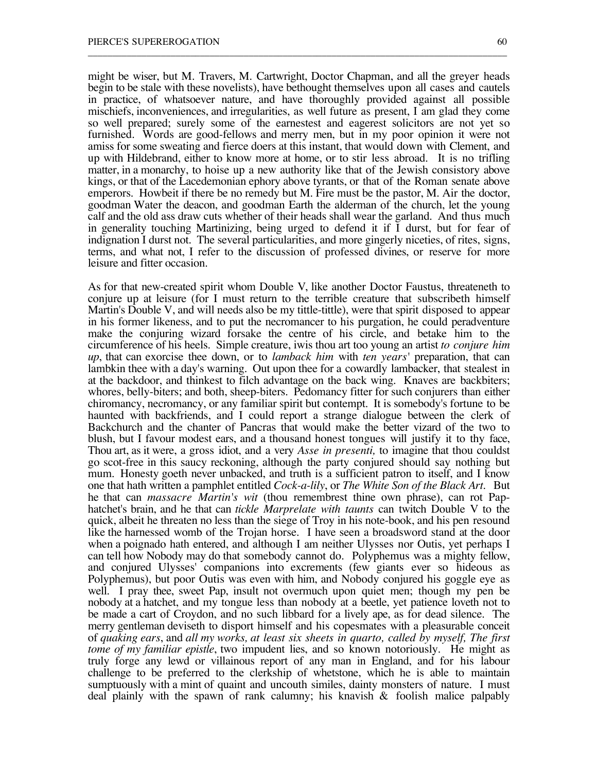might be wiser, but M. Travers, M. Cartwright, Doctor Chapman, and all the greyer heads begin to be stale with these novelists), have bethought themselves upon all cases and cautels in practice, of whatsoever nature, and have thoroughly provided against all possible mischiefs, inconveniences, and irregularities, as well future as present, I am glad they come so well prepared; surely some of the earnestest and eagerest solicitors are not yet so furnished. Words are good-fellows and merry men, but in my poor opinion it were not amiss for some sweating and fierce doers at this instant, that would down with Clement, and up with Hildebrand, either to know more at home, or to stir less abroad. It is no trifling matter, in a monarchy, to hoise up a new authority like that of the Jewish consistory above kings, or that of the Lacedemonian ephory above tyrants, or that of the Roman senate above emperors. Howbeit if there be no remedy but M. Fire must be the pastor, M. Air the doctor, goodman Water the deacon, and goodman Earth the alderman of the church, let the young calf and the old ass draw cuts whether of their heads shall wear the garland. And thus much in generality touching Martinizing, being urged to defend it if I durst, but for fear of indignation I durst not. The several particularities, and more gingerly niceties, of rites, signs, terms, and what not, I refer to the discussion of professed divines, or reserve for more leisure and fitter occasion.

As for that new-created spirit whom Double V, like another Doctor Faustus, threateneth to conjure up at leisure (for I must return to the terrible creature that subscribeth himself Martin's Double V, and will needs also be my tittle-tittle), were that spirit disposed to appear in his former likeness, and to put the necromancer to his purgation, he could peradventure make the conjuring wizard forsake the centre of his circle, and betake him to the circumference of his heels. Simple creature, iwis thou art too young an artist *to conjure him up*, that can exorcise thee down, or to *lamback him* with *ten years'* preparation, that can lambkin thee with a day's warning. Out upon thee for a cowardly lambacker, that stealest in at the backdoor, and thinkest to filch advantage on the back wing. Knaves are backbiters; whores, belly-biters; and both, sheep-biters. Pedomancy fitter for such conjurers than either chiromancy, necromancy, or any familiar spirit but contempt. It is somebody's fortune to be haunted with backfriends, and I could report a strange dialogue between the clerk of Backchurch and the chanter of Pancras that would make the better vizard of the two to blush, but I favour modest ears, and a thousand honest tongues will justify it to thy face, Thou art, as it were, a gross idiot, and a very *Asse in presenti,* to imagine that thou couldst go scot-free in this saucy reckoning, although the party conjured should say nothing but mum. Honesty goeth never unbacked, and truth is a sufficient patron to itself, and I know one that hath written a pamphlet entitled *Cock-a-lily*, or *The White Son of the Black Art*. But he that can *massacre Martin's wit* (thou remembrest thine own phrase), can rot Pap-hatchet's brain, and he that can *tickle Marprelate with taunts* can twitch Double V to the quick, albeit he threaten no less than the siege of Troy in his note-book, and his pen resound like the harnessed womb of the Trojan horse. I have seen a broadsword stand at the door when a poignado hath entered, and although I am neither Ulysses nor Outis, yet perhaps I can tell how Nobody may do that somebody cannot do. Polyphemus was a mighty fellow, and conjured Ulysses' companions into excrements (few giants ever so hideous as Polyphemus), but poor Outis was even with him, and Nobody conjured his goggle eye as well. I pray thee, sweet Pap, insult not overmuch upon quiet men; though my pen be nobody at a hatchet, and my tongue less than nobody at a beetle, yet patience loveth not to be made a cart of Croydon, and no such libbard for a lively ape, as for dead silence. The merry gentleman deviseth to disport himself and his copesmates with a pleasurable conceit of *quaking ears*, and *all my works, at least six sheets in quarto, called by myself, The first tome of my familiar epistle*, two impudent lies, and so known notoriously. He might as truly forge any lewd or villainous report of any man in England, and for his labour challenge to be preferred to the clerkship of whetstone, which he is able to maintain sumptuously with a mint of quaint and uncouth similes, dainty monsters of nature. I must deal plainly with the spawn of rank calumny; his knavish & foolish malice palpably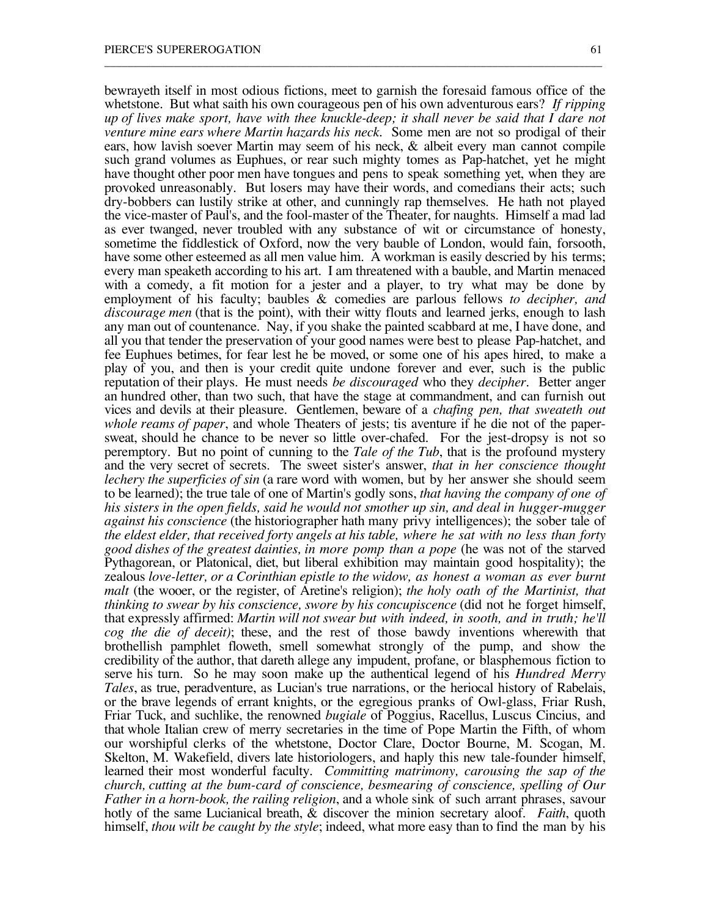bewrayeth itself in most odious fictions, meet to garnish the foresaid famous office of the whetstone. But what saith his own courageous pen of his own adventurous ears? *If ripping up of lives make sport, have with thee knuckle-deep; it shall never be said that I dare not venture mine ears where Martin hazards his neck*. Some men are not so prodigal of their ears, how lavish soever Martin may seem of his neck, & albeit every man cannot compile such grand volumes as Euphues, or rear such mighty tomes as Pap-hatchet, yet he might have thought other poor men have tongues and pens to speak something yet, when they are provoked unreasonably. But losers may have their words, and comedians their acts; such dry-bobbers can lustily strike at other, and cunningly rap themselves. He hath not played the vice-master of Paul's, and the fool-master of the Theater, for naughts. Himself a mad lad as ever twanged, never troubled with any substance of wit or circumstance of honesty, sometime the fiddlestick of Oxford, now the very bauble of London, would fain, forsooth, have some other esteemed as all men value him. A workman is easily descried by his terms; every man speaketh according to his art. I am threatened with a bauble, and Martin menaced with a comedy, a fit motion for a jester and a player, to try what may be done by employment of his faculty; baubles & comedies are parlous fellows *to decipher, and discourage men* (that is the point), with their witty flouts and learned jerks, enough to lash any man out of countenance. Nay, if you shake the painted scabbard at me, I have done, and all you that tender the preservation of your good names were best to please Pap-hatchet, and fee Euphues betimes, for fear lest he be moved, or some one of his apes hired, to make a play of you, and then is your credit quite undone forever and ever, such is the public reputation of their plays. He must needs *be discouraged* who they *decipher*. Better anger an hundred other, than two such, that have the stage at commandment, and can furnish out vices and devils at their pleasure. Gentlemen, beware of a *chafing pen, that sweateth out whole reams of paper*, and whole Theaters of jests; tis aventure if he die not of the paper-sweat, should he chance to be never so little over-chafed. For the jest-dropsy is not so peremptory. But no point of cunning to the *Tale of the Tub*, that is the profound mystery and the very secret of secrets. The sweet sister's answer, *that in her conscience thought lechery the superficies of sin* (a rare word with women, but by her answer she should seem to be learned); the true tale of one of Martin's godly sons, *that having the company of one of his sisters in the open fields, said he would not smother up sin, and deal in hugger-mugger against his conscience* (the historiographer hath many privy intelligences); the sober tale of *the eldest elder, that received forty angels at his table, where he sat with no less than forty good dishes of the greatest dainties, in more pomp than a pope* (he was not of the starved Pythagorean, or Platonical, diet, but liberal exhibition may maintain good hospitality); the zealous *love-letter, or a Corinthian epistle to the widow, as honest a woman as ever burnt malt* (the wooer, or the register, of Aretine's religion); *the holy oath of the Martinist, that thinking to swear by his conscience, swore by his concupiscence* (did not he forget himself, that expressly affirmed: *Martin will not swear but with indeed, in sooth, and in truth; he'll cog the die of deceit)*; these, and the rest of those bawdy inventions wherewith that brothellish pamphlet floweth, smell somewhat strongly of the pump, and show the credibility of the author, that dareth allege any impudent, profane, or blasphemous fiction to serve his turn. So he may soon make up the authentical legend of his *Hundred Merry Tales*, as true, peradventure, as Lucian's true narrations, or the heriocal history of Rabelais, or the brave legends of errant knights, or the egregious pranks of Owl-glass, Friar Rush, Friar Tuck, and suchlike, the renowned *bugiale* of Poggius, Racellus, Luscus Cincius, and that whole Italian crew of merry secretaries in the time of Pope Martin the Fifth, of whom our worshipful clerks of the whetstone, Doctor Clare, Doctor Bourne, M. Scogan, M. Skelton, M. Wakefield, divers late historiologers, and haply this new tale-founder himself, learned their most wonderful faculty. *Committing matrimony, carousing the sap of the church, cutting at the bum-card of conscience, besmearing of conscience, spelling of Our Father in a horn-book, the railing religion*, and a whole sink of such arrant phrases, savour hotly of the same Lucianical breath, & discover the minion secretary aloof. *Faith*, quoth himself, *thou wilt be caught by the style*; indeed, what more easy than to find the man by his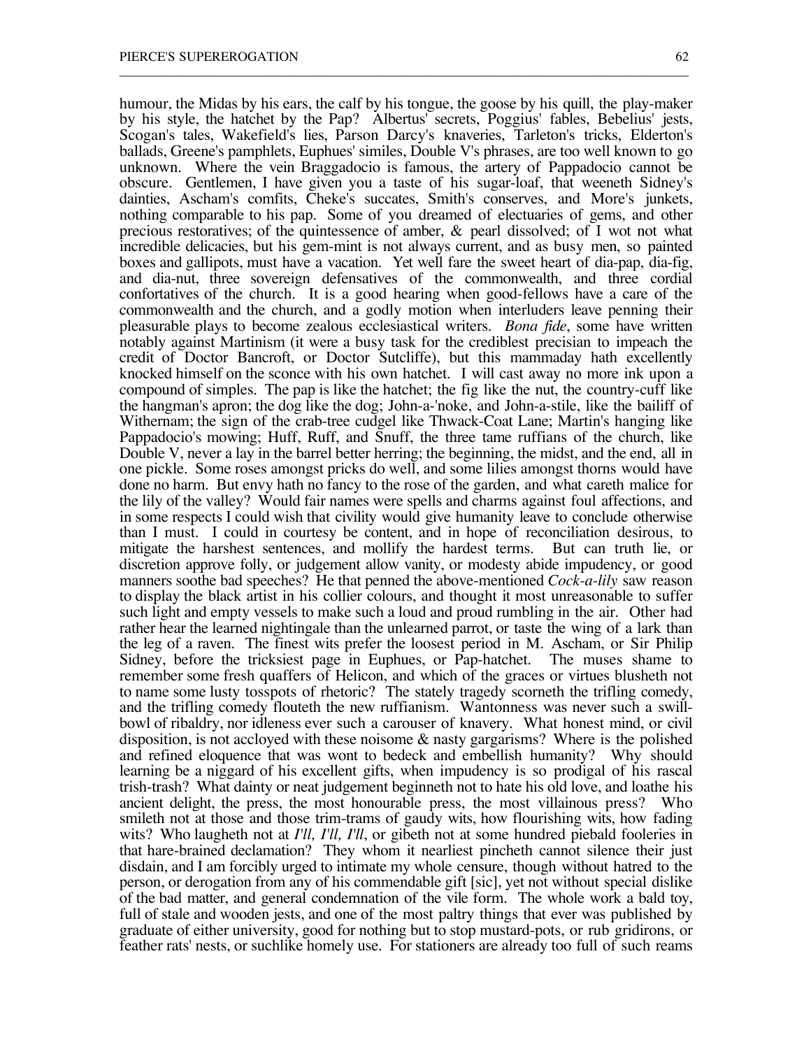humour, the Midas by his ears, the calf by his tongue, the goose by his quill, the play-maker by his style, the hatchet by the Pap? Albertus' secrets, Poggius' fables, Bebelius' jests, Scogan's tales, Wakefield's lies, Parson Darcy's knaveries, Tarleton's tricks, Elderton's ballads, Greene's pamphlets, Euphues' similes, Double V's phrases, are too well known to go unknown. Where the vein Braggadocio is famous, the artery of Pappadocio cannot be obscure. Gentlemen, I have given you a taste of his sugar-loaf, that weeneth Sidney's dainties, Ascham's comfits, Cheke's succates, Smith's conserves, and More's junkets, nothing comparable to his pap. Some of you dreamed of electuaries of gems, and other precious restoratives; of the quintessence of amber, & pearl dissolved; of I wot not what incredible delicacies, but his gem-mint is not always current, and as busy men, so painted boxes and gallipots, must have a vacation. Yet well fare the sweet heart of dia-pap, dia-fig, and dia-nut, three sovereign defensatives of the commonwealth, and three cordial confortatives of the church. It is a good hearing when good-fellows have a care of the commonwealth and the church, and a godly motion when interluders leave penning their pleasurable plays to become zealous ecclesiastical writers. *Bona fide*, some have written notably against Martinism (it were a busy task for the crediblest precisian to impeach the credit of Doctor Bancroft, or Doctor Sutcliffe), but this mammaday hath excellently knocked himself on the sconce with his own hatchet. I will cast away no more ink upon a compound of simples. The pap is like the hatchet; the fig like the nut, the country-cuff like the hangman's apron; the dog like the dog; John-a-'noke, and John-a-stile, like the bailiff of Withernam; the sign of the crab-tree cudgel like Thwack-Coat Lane; Martin's hanging like Pappadocio's mowing; Huff, Ruff, and Snuff, the three tame ruffians of the church, like Double V, never a lay in the barrel better herring; the beginning, the midst, and the end, all in one pickle. Some roses amongst pricks do well, and some lilies amongst thorns would have done no harm. But envy hath no fancy to the rose of the garden, and what careth malice for the lily of the valley? Would fair names were spells and charms against foul affections, and in some respects I could wish that civility would give humanity leave to conclude otherwise than I must. I could in courtesy be content, and in hope of reconciliation desirous, to mitigate the harshest sentences, and mollify the hardest terms. But can truth lie, or discretion approve folly, or judgement allow vanity, or modesty abide impudency, or good manners soothe bad speeches? He that penned the above-mentioned *Cock-a-lily* saw reason to display the black artist in his collier colours, and thought it most unreasonable to suffer such light and empty vessels to make such a loud and proud rumbling in the air. Other had rather hear the learned nightingale than the unlearned parrot, or taste the wing of a lark than the leg of a raven. The finest wits prefer the loosest period in M. Ascham, or Sir Philip Sidney, before the tricksiest page in Euphues, or Pap-hatchet. The muses shame to remember some fresh quaffers of Helicon, and which of the graces or virtues blusheth not to name some lusty tosspots of rhetoric? The stately tragedy scorneth the trifling comedy, and the trifling comedy flouteth the new ruffianism. Wantonness was never such a swill-bowl of ribaldry, nor idleness ever such a carouser of knavery. What honest mind, or civil disposition, is not accloyed with these noisome & nasty gargarisms? Where is the polished and refined eloquence that was wont to bedeck and embellish humanity? Why should learning be a niggard of his excellent gifts, when impudency is so prodigal of his rascal trish-trash? What dainty or neat judgement beginneth not to hate his old love, and loathe his ancient delight, the press, the most honourable press, the most villainous press? Who smileth not at those and those trim-trams of gaudy wits, how flourishing wits, how fading wits? Who laugheth not at *I'll, I'll, I'll*, or gibeth not at some hundred piebald fooleries in that hare-brained declamation? They whom it nearliest pincheth cannot silence their just disdain, and I am forcibly urged to intimate my whole censure, though without hatred to the person, or derogation from any of his commendable gift [sic], yet not without special dislike of the bad matter, and general condemnation of the vile form. The whole work a bald toy, full of stale and wooden jests, and one of the most paltry things that ever was published by graduate of either university, good for nothing but to stop mustard-pots, or rub gridirons, or feather rats' nests, or suchlike homely use. For stationers are already too full of such reams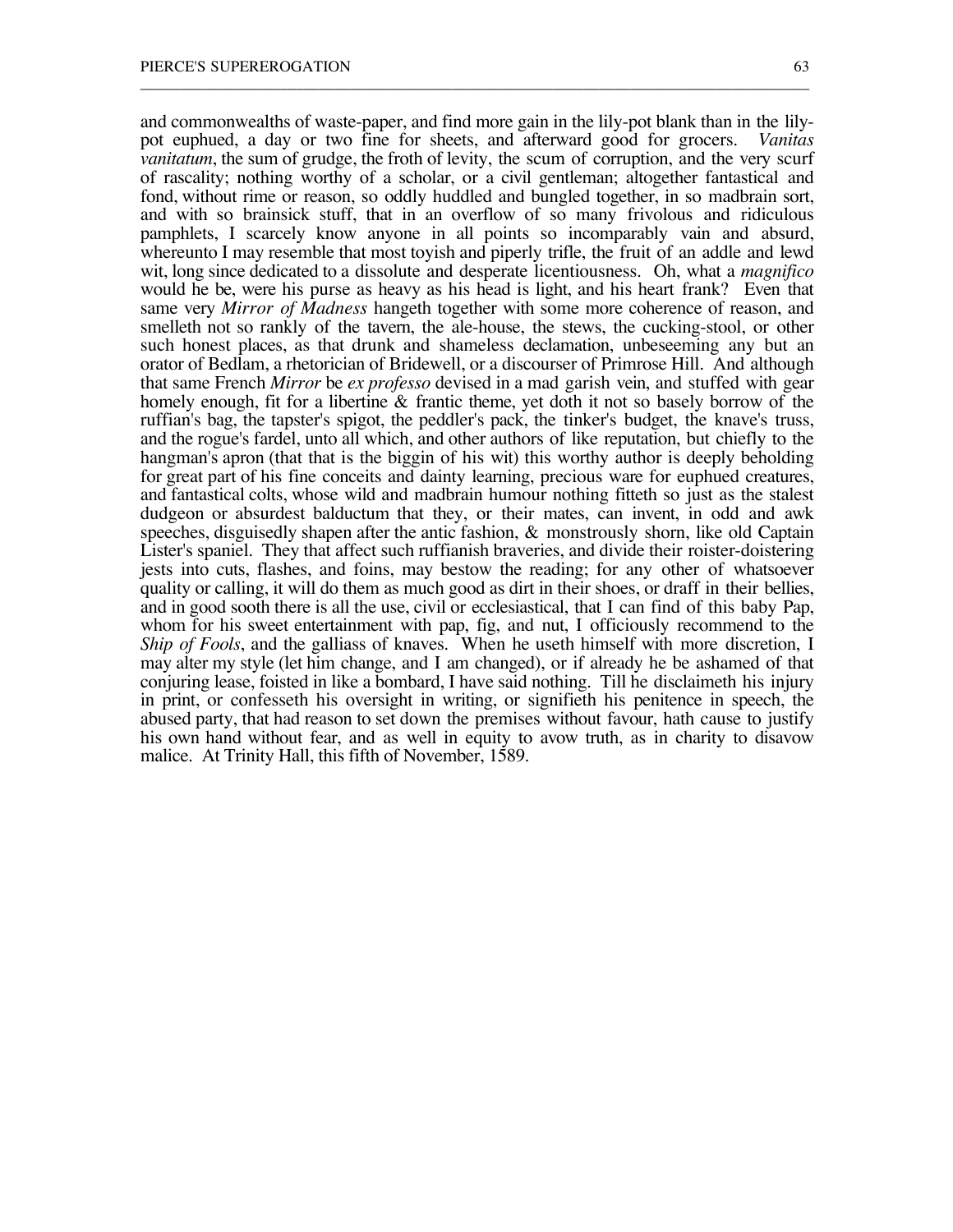and commonwealths of waste-paper, and find more gain in the lily-pot blank than in the lily-pot euphued, a day or two fine for sheets, and afterward good for grocers. *Vanitas vanitatum*, the sum of grudge, the froth of levity, the scum of corruption, and the very scurf of rascality; nothing worthy of a scholar, or a civil gentleman; altogether fantastical and fond, without rime or reason, so oddly huddled and bungled together, in so madbrain sort, and with so brainsick stuff, that in an overflow of so many frivolous and ridiculous pamphlets, I scarcely know anyone in all points so incomparably vain and absurd, whereunto I may resemble that most toyish and piperly trifle, the fruit of an addle and lewd wit, long since dedicated to a dissolute and desperate licentiousness. Oh, what a *magnifico* would he be, were his purse as heavy as his head is light, and his heart frank? Even that same very *Mirror of Madness* hangeth together with some more coherence of reason, and smelleth not so rankly of the tavern, the ale-house, the stews, the cucking-stool, or other such honest places, as that drunk and shameless declamation, unbeseeming any but an orator of Bedlam, a rhetorician of Bridewell, or a discourser of Primrose Hill. And although that same French *Mirror* be *ex professo* devised in a mad garish vein, and stuffed with gear homely enough, fit for a libertine & frantic theme, yet doth it not so basely borrow of the ruffian's bag, the tapster's spigot, the peddler's pack, the tinker's budget, the knave's truss, and the rogue's fardel, unto all which, and other authors of like reputation, but chiefly to the hangman's apron (that that is the biggin of his wit) this worthy author is deeply beholding for great part of his fine conceits and dainty learning, precious ware for euphued creatures, and fantastical colts, whose wild and madbrain humour nothing fitteth so just as the stalest dudgeon or absurdest balductum that they, or their mates, can invent, in odd and awk speeches, disguisedly shapen after the antic fashion, & monstrously shorn, like old Captain Lister's spaniel. They that affect such ruffianish braveries, and divide their roister-doistering jests into cuts, flashes, and foins, may bestow the reading; for any other of whatsoever quality or calling, it will do them as much good as dirt in their shoes, or draff in their bellies, and in good sooth there is all the use, civil or ecclesiastical, that I can find of this baby Pap, whom for his sweet entertainment with pap, fig, and nut, I officiously recommend to the *Ship of Fools*, and the galliass of knaves. When he useth himself with more discretion, I may alter my style (let him change, and I am changed), or if already he be ashamed of that conjuring lease, foisted in like a bombard, I have said nothing. Till he disclaimeth his injury in print, or confesseth his oversight in writing, or signifieth his penitence in speech, the abused party, that had reason to set down the premises without favour, hath cause to justify his own hand without fear, and as well in equity to avow truth, as in charity to disavow malice. At Trinity Hall, this fifth of November, 1589.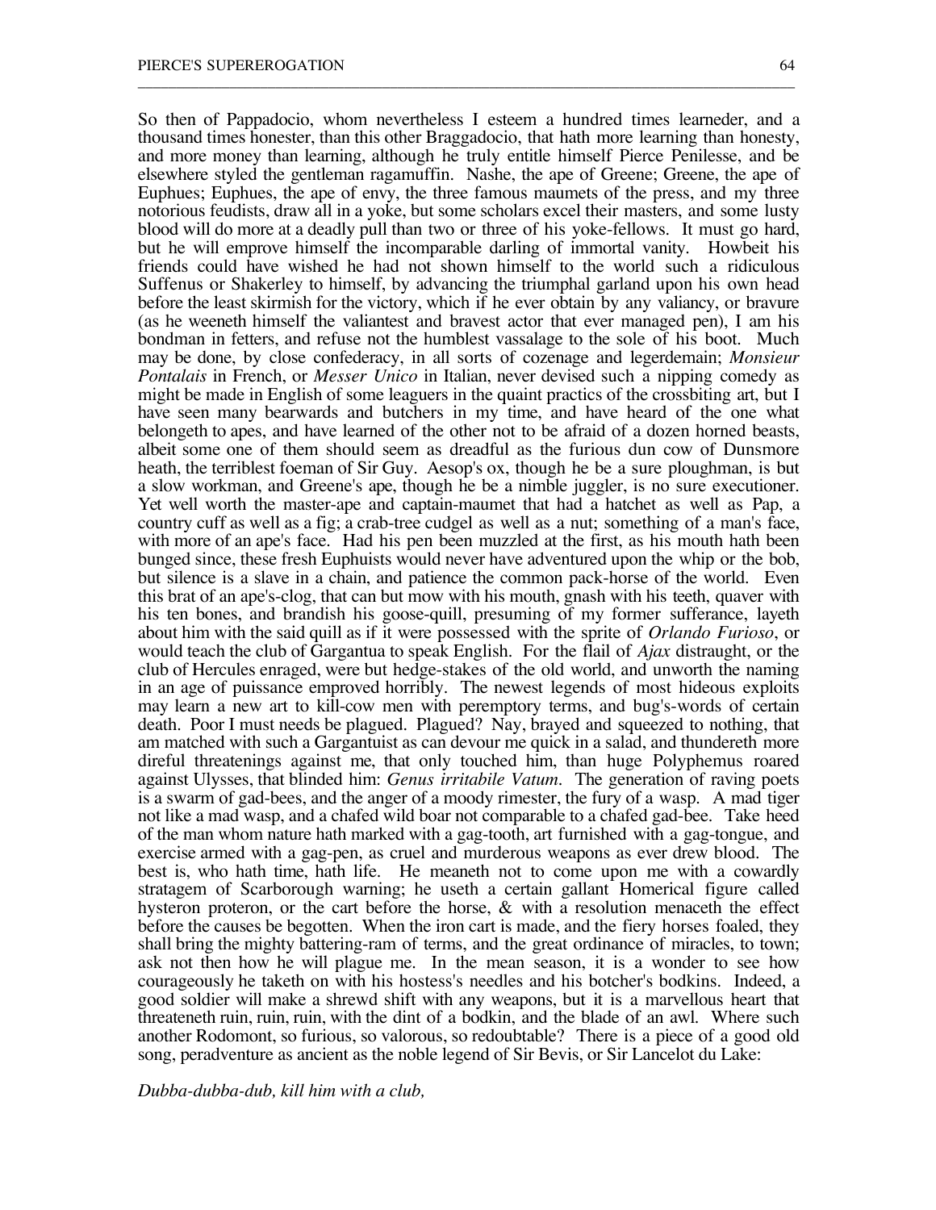So then of Pappadocio, whom nevertheless I esteem a hundred times learneder, and a thousand times honester, than this other Braggadocio, that hath more learning than honesty, and more money than learning, although he truly entitle himself Pierce Penilesse, and be elsewhere styled the gentleman ragamuffin. Nashe, the ape of Greene; Greene, the ape of Euphues; Euphues, the ape of envy, the three famous maumets of the press, and my three notorious feudists, draw all in a yoke, but some scholars excel their masters, and some lusty blood will do more at a deadly pull than two or three of his yoke-fellows. It must go hard, but he will emprove himself the incomparable darling of immortal vanity. Howbeit his friends could have wished he had not shown himself to the world such a ridiculous Suffenus or Shakerley to himself, by advancing the triumphal garland upon his own head before the least skirmish for the victory, which if he ever obtain by any valiancy, or bravure (as he weeneth himself the valiantest and bravest actor that ever managed pen), I am his bondman in fetters, and refuse not the humblest vassalage to the sole of his boot. Much may be done, by close confederacy, in all sorts of cozenage and legerdemain; *Monsieur Pontalais* in French, or *Messer Unico* in Italian, never devised such a nipping comedy as might be made in English of some leaguers in the quaint practics of the crossbiting art, but I have seen many bearwards and butchers in my time, and have heard of the one what belongeth to apes, and have learned of the other not to be afraid of a dozen horned beasts, albeit some one of them should seem as dreadful as the furious dun cow of Dunsmore heath, the terriblest foeman of Sir Guy. Aesop's ox, though he be a sure ploughman, is but a slow workman, and Greene's ape, though he be a nimble juggler, is no sure executioner. Yet well worth the master-ape and captain-maumet that had a hatchet as well as Pap, a country cuff as well as a fig; a crab-tree cudgel as well as a nut; something of a man's face, with more of an ape's face. Had his pen been muzzled at the first, as his mouth hath been bunged since, these fresh Euphuists would never have adventured upon the whip or the bob, but silence is a slave in a chain, and patience the common pack-horse of the world. Even this brat of an ape's-clog, that can but mow with his mouth, gnash with his teeth, quaver with his ten bones, and brandish his goose-quill, presuming of my former sufferance, layeth about him with the said quill as if it were possessed with the sprite of *Orlando Furioso*, or would teach the club of Gargantua to speak English. For the flail of *Ajax* distraught, or the club of Hercules enraged, were but hedge-stakes of the old world, and unworth the naming in an age of puissance emproved horribly. The newest legends of most hideous exploits may learn a new art to kill-cow men with peremptory terms, and bug's-words of certain death. Poor I must needs be plagued. Plagued? Nay, brayed and squeezed to nothing, that am matched with such a Gargantuist as can devour me quick in a salad, and thundereth more direful threatenings against me, that only touched him, than huge Polyphemus roared against Ulysses, that blinded him: *Genus irritabile Vatum*. The generation of raving poets is a swarm of gad-bees, and the anger of a moody rimester, the fury of a wasp. A mad tiger not like a mad wasp, and a chafed wild boar not comparable to a chafed gad-bee. Take heed of the man whom nature hath marked with a gag-tooth, art furnished with a gag-tongue, and exercise armed with a gag-pen, as cruel and murderous weapons as ever drew blood. The best is, who hath time, hath life. He meaneth not to come upon me with a cowardly stratagem of Scarborough warning; he useth a certain gallant Homerical figure called hysteron proteron, or the cart before the horse, & with a resolution menaceth the effect before the causes be begotten. When the iron cart is made, and the fiery horses foaled, they shall bring the mighty battering-ram of terms, and the great ordinance of miracles, to town; ask not then how he will plague me. In the mean season, it is a wonder to see how courageously he taketh on with his hostess's needles and his botcher's bodkins. Indeed, a good soldier will make a shrewd shift with any weapons, but it is a marvellous heart that threateneth ruin, ruin, ruin, with the dint of a bodkin, and the blade of an awl. Where such another Rodomont, so furious, so valorous, so redoubtable? There is a piece of a good old song, peradventure as ancient as the noble legend of Sir Bevis, or Sir Lancelot du Lake:

*Dubba-dubba-dub, kill him with a club,*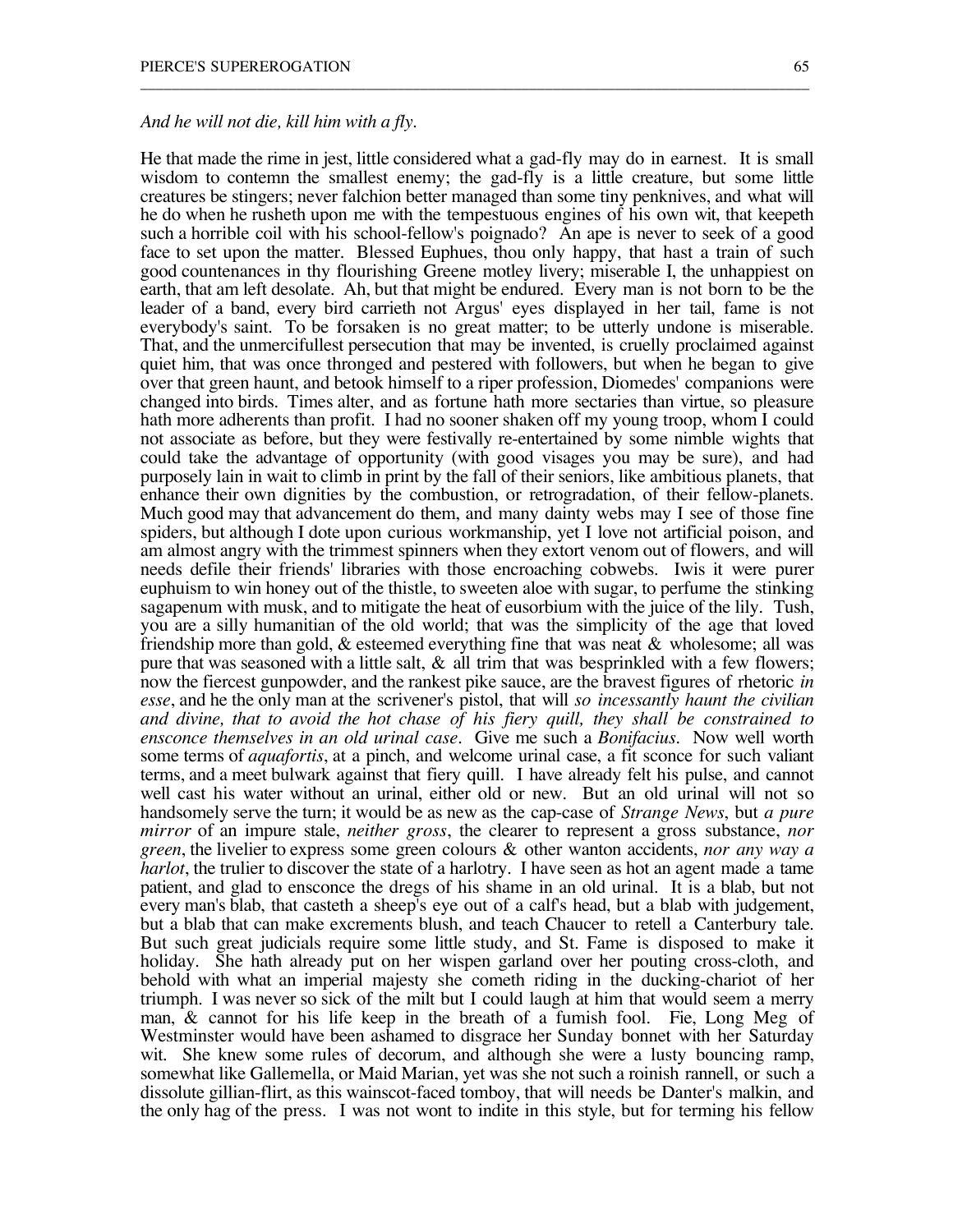*And he will not die, kill him with a fly.*

He that made the rime in jest, little considered what a gad-fly may do in earnest. It is small wisdom to contemn the smallest enemy; the gad-fly is a little creature, but some little creatures be stingers; never falchion better managed than some tiny penknives, and what will he do when he rusheth upon me with the tempestuous engines of his own wit, that keepeth such a horrible coil with his school-fellow's poignado? An ape is never to seek of a good face to set upon the matter. Blessed Euphues, thou only happy, that hast a train of such good countenances in thy flourishing Greene motley livery; miserable I, the unhappiest on earth, that am left desolate. Ah, but that might be endured. Every man is not born to be the leader of a band, every bird carrieth not Argus' eyes displayed in her tail, fame is not everybody's saint. To be forsaken is no great matter; to be utterly undone is miserable. That, and the unmercifullest persecution that may be invented, is cruelly proclaimed against quiet him, that was once thronged and pestered with followers, but when he began to give over that green haunt, and betook himself to a riper profession, Diomedes' companions were changed into birds. Times alter, and as fortune hath more sectaries than virtue, so pleasure hath more adherents than profit. I had no sooner shaken off my young troop, whom I could not associate as before, but they were festivally re-entertained by some nimble wights that could take the advantage of opportunity (with good visages you may be sure), and had purposely lain in wait to climb in print by the fall of their seniors, like ambitious planets, that enhance their own dignities by the combustion, or retrogradation, of their fellow-planets. Much good may that advancement do them, and many dainty webs may I see of those fine spiders, but although I dote upon curious workmanship, yet I love not artificial poison, and am almost angry with the trimmest spinners when they extort venom out of flowers, and will needs defile their friends' libraries with those encroaching cobwebs. Iwis it were purer euphuism to win honey out of the thistle, to sweeten aloe with sugar, to perfume the stinking sagapenum with musk, and to mitigate the heat of eusorbium with the juice of the lily. Tush, you are a silly humanitian of the old world; that was the simplicity of the age that loved friendship more than gold, & esteemed everything fine that was neat & wholesome; all was pure that was seasoned with a little salt, & all trim that was besprinkled with a few flowers; now the fiercest gunpowder, and the rankest pike sauce, are the bravest figures of rhetoric *in esse*, and he the only man at the scrivener's pistol, that will *so incessantly haunt the civilian and divine, that to avoid the hot chase of his fiery quill, they shall be constrained to ensconce themselves in an old urinal case*. Give me such a *Bonifacius*. Now well worth some terms of *aquafortis*, at a pinch, and welcome urinal case, a fit sconce for such valiant terms, and a meet bulwark against that fiery quill. I have already felt his pulse, and cannot well cast his water without an urinal, either old or new. But an old urinal will not so handsomely serve the turn; it would be as new as the cap-case of *Strange News*, but *a pure mirror* of an impure stale, *neither gross*, the clearer to represent a gross substance, *nor green*, the livelier to express some green colours & other wanton accidents, *nor any way a harlot*, the trulier to discover the state of a harlotry. I have seen as hot an agent made a tame patient, and glad to ensconce the dregs of his shame in an old urinal. It is a blab, but not every man's blab, that casteth a sheep's eye out of a calf's head, but a blab with judgement, but a blab that can make excrements blush, and teach Chaucer to retell a Canterbury tale. But such great judicials require some little study, and St. Fame is disposed to make it holiday. She hath already put on her wispen garland over her pouting cross-cloth, and behold with what an imperial majesty she cometh riding in the ducking-chariot of her triumph. I was never so sick of the milt but I could laugh at him that would seem a merry man, & cannot for his life keep in the breath of a fumish fool. Fie, Long Meg of Westminster would have been ashamed to disgrace her Sunday bonnet with her Saturday wit. She knew some rules of decorum, and although she were a lusty bouncing ramp, somewhat like Gallemella, or Maid Marian, yet was she not such a roinish rannell, or such a dissolute gillian-flirt, as this wainscot-faced tomboy, that will needs be Danter's malkin, and the only hag of the press. I was not wont to indite in this style, but for terming his fellow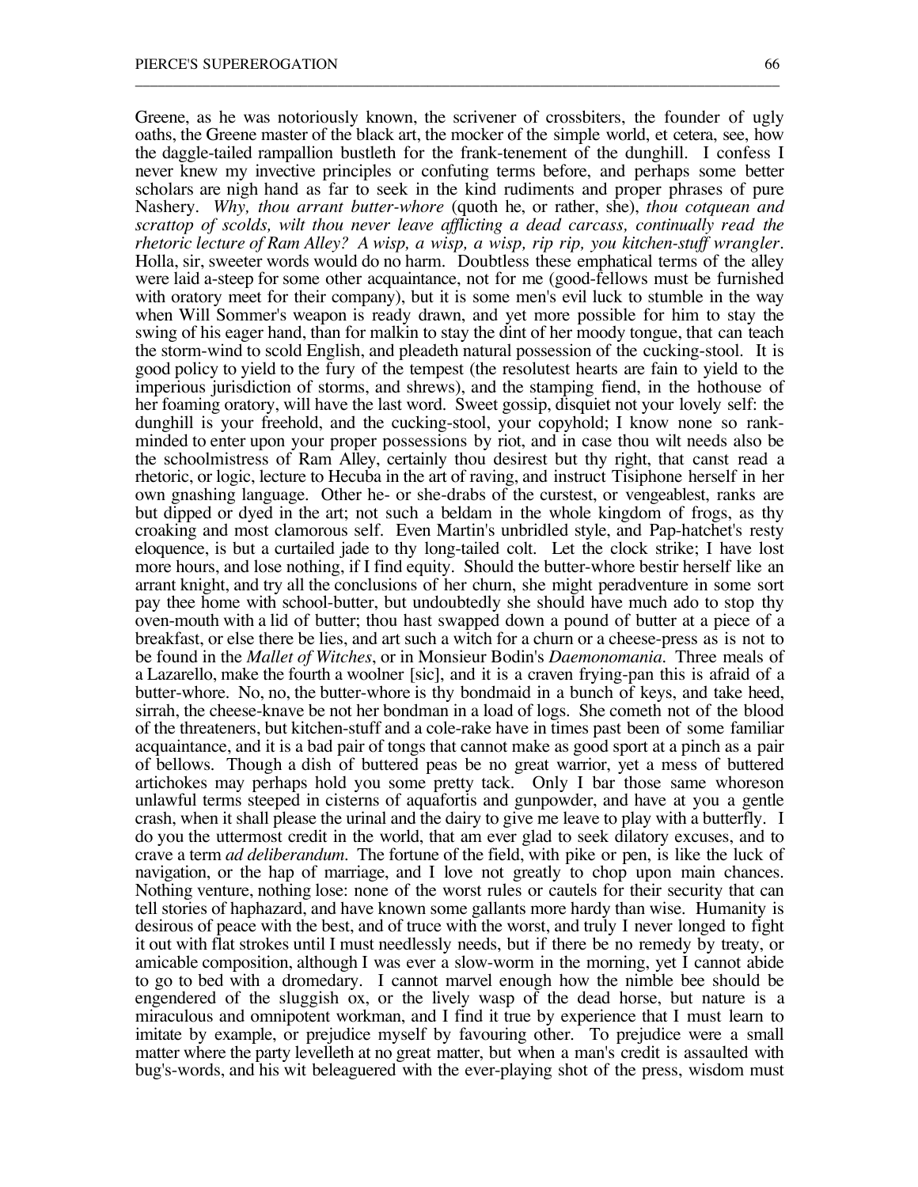Greene, as he was notoriously known, the scrivener of crossbiters, the founder of ugly oaths, the Greene master of the black art, the mocker of the simple world, et cetera, see, how the daggle-tailed rampallion bustleth for the frank-tenement of the dunghill. I confess I never knew my invective principles or confuting terms before, and perhaps some better scholars are nigh hand as far to seek in the kind rudiments and proper phrases of pure Nashery. *Why, thou arrant butter-whore* (quoth he, or rather, she), *thou cotquean and scrattop of scolds, wilt thou never leave afflicting a dead carcass, continually read the rhetoric lecture of Ram Alley? A wisp, a wisp, a wisp, rip rip, you kitchen-stuff wrangler*. Holla, sir, sweeter words would do no harm. Doubtless these emphatical terms of the alley were laid a-steep for some other acquaintance, not for me (good-fellows must be furnished with oratory meet for their company), but it is some men's evil luck to stumble in the way when Will Sommer's weapon is ready drawn, and yet more possible for him to stay the swing of his eager hand, than for malkin to stay the dint of her moody tongue, that can teach the storm-wind to scold English, and pleadeth natural possession of the cucking-stool. It is good policy to yield to the fury of the tempest (the resolutest hearts are fain to yield to the imperious jurisdiction of storms, and shrews), and the stamping fiend, in the hothouse of her foaming oratory, will have the last word. Sweet gossip, disquiet not your lovely self: the dunghill is your freehold, and the cucking-stool, your copyhold; I know none so rank-minded to enter upon your proper possessions by riot, and in case thou wilt needs also be the schoolmistress of Ram Alley, certainly thou desirest but thy right, that canst read a rhetoric, or logic, lecture to Hecuba in the art of raving, and instruct Tisiphone herself in her own gnashing language. Other he- or she-drabs of the curstest, or vengeablest, ranks are but dipped or dyed in the art; not such a beldam in the whole kingdom of frogs, as thy croaking and most clamorous self. Even Martin's unbridled style, and Pap-hatchet's resty eloquence, is but a curtailed jade to thy long-tailed colt. Let the clock strike; I have lost more hours, and lose nothing, if I find equity. Should the butter-whore bestir herself like an arrant knight, and try all the conclusions of her churn, she might peradventure in some sort pay thee home with school-butter, but undoubtedly she should have much ado to stop thy oven-mouth with a lid of butter; thou hast swapped down a pound of butter at a piece of a breakfast, or else there be lies, and art such a witch for a churn or a cheese-press as is not to be found in the *Mallet of Witches*, or in Monsieur Bodin's *Daemonomania*. Three meals of a Lazarello, make the fourth a woolner [sic], and it is a craven frying-pan this is afraid of a butter-whore. No, no, the butter-whore is thy bondmaid in a bunch of keys, and take heed, sirrah, the cheese-knave be not her bondman in a load of logs. She cometh not of the blood of the threateners, but kitchen-stuff and a cole-rake have in times past been of some familiar acquaintance, and it is a bad pair of tongs that cannot make as good sport at a pinch as a pair of bellows. Though a dish of buttered peas be no great warrior, yet a mess of buttered artichokes may perhaps hold you some pretty tack. Only I bar those same whoreson unlawful terms steeped in cisterns of aquafortis and gunpowder, and have at you a gentle crash, when it shall please the urinal and the dairy to give me leave to play with a butterfly. I do you the uttermost credit in the world, that am ever glad to seek dilatory excuses, and to crave a term *ad deliberandum*. The fortune of the field, with pike or pen, is like the luck of navigation, or the hap of marriage, and I love not greatly to chop upon main chances. Nothing venture, nothing lose: none of the worst rules or cautels for their security that can tell stories of haphazard, and have known some gallants more hardy than wise. Humanity is desirous of peace with the best, and of truce with the worst, and truly I never longed to fight it out with flat strokes until I must needlessly needs, but if there be no remedy by treaty, or amicable composition, although I was ever a slow-worm in the morning, yet I cannot abide to go to bed with a dromedary. I cannot marvel enough how the nimble bee should be engendered of the sluggish ox, or the lively wasp of the dead horse, but nature is a miraculous and omnipotent workman, and I find it true by experience that I must learn to imitate by example, or prejudice myself by favouring other. To prejudice were a small matter where the party levelleth at no great matter, but when a man's credit is assaulted with bug's-words, and his wit beleaguered with the ever-playing shot of the press, wisdom must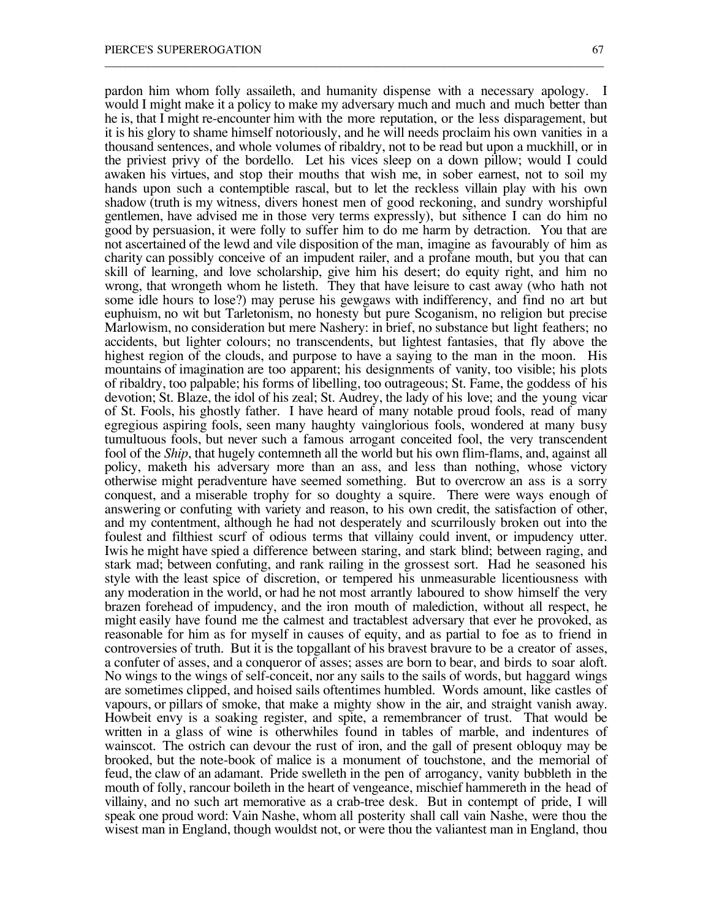pardon him whom folly assaileth, and humanity dispense with a necessary apology. I would I might make it a policy to make my adversary much and much and much better than he is, that I might re-encounter him with the more reputation, or the less disparagement, but it is his glory to shame himself notoriously, and he will needs proclaim his own vanities in a thousand sentences, and whole volumes of ribaldry, not to be read but upon a muckhill, or in the priviest privy of the bordello. Let his vices sleep on a down pillow; would I could awaken his virtues, and stop their mouths that wish me, in sober earnest, not to soil my hands upon such a contemptible rascal, but to let the reckless villain play with his own shadow (truth is my witness, divers honest men of good reckoning, and sundry worshipful gentlemen, have advised me in those very terms expressly), but sithence I can do him no good by persuasion, it were folly to suffer him to do me harm by detraction. You that are not ascertained of the lewd and vile disposition of the man, imagine as favourably of him as charity can possibly conceive of an impudent railer, and a profane mouth, but you that can skill of learning, and love scholarship, give him his desert; do equity right, and him no wrong, that wrongeth whom he listeth. They that have leisure to cast away (who hath not some idle hours to lose?) may peruse his gewgaws with indifferency, and find no art but euphuism, no wit but Tarletonism, no honesty but pure Scoganism, no religion but precise Marlowism, no consideration but mere Nashery: in brief, no substance but light feathers; no accidents, but lighter colours; no transcendents, but lightest fantasies, that fly above the highest region of the clouds, and purpose to have a saying to the man in the moon. His mountains of imagination are too apparent; his designments of vanity, too visible; his plots of ribaldry, too palpable; his forms of libelling, too outrageous; St. Fame, the goddess of his devotion; St. Blaze, the idol of his zeal; St. Audrey, the lady of his love; and the young vicar of St. Fools, his ghostly father. I have heard of many notable proud fools, read of many egregious aspiring fools, seen many haughty vainglorious fools, wondered at many busy tumultuous fools, but never such a famous arrogant conceited fool, the very transcendent fool of the *Ship*, that hugely contemneth all the world but his own flim-flams, and, against all policy, maketh his adversary more than an ass, and less than nothing, whose victory otherwise might peradventure have seemed something. But to overcrow an ass is a sorry conquest, and a miserable trophy for so doughty a squire. There were ways enough of answering or confuting with variety and reason, to his own credit, the satisfaction of other, and my contentment, although he had not desperately and scurrilously broken out into the foulest and filthiest scurf of odious terms that villainy could invent, or impudency utter. Iwis he might have spied a difference between staring, and stark blind; between raging, and stark mad; between confuting, and rank railing in the grossest sort. Had he seasoned his style with the least spice of discretion, or tempered his unmeasurable licentiousness with any moderation in the world, or had he not most arrantly laboured to show himself the very brazen forehead of impudency, and the iron mouth of malediction, without all respect, he might easily have found me the calmest and tractablest adversary that ever he provoked, as reasonable for him as for myself in causes of equity, and as partial to foe as to friend in controversies of truth. But it is the topgallant of his bravest bravure to be a creator of asses, a confuter of asses, and a conqueror of asses; asses are born to bear, and birds to soar aloft. No wings to the wings of self-conceit, nor any sails to the sails of words, but haggard wings are sometimes clipped, and hoised sails oftentimes humbled. Words amount, like castles of vapours, or pillars of smoke, that make a mighty show in the air, and straight vanish away. Howbeit envy is a soaking register, and spite, a remembrancer of trust. That would be written in a glass of wine is otherwhiles found in tables of marble, and indentures of wainscot. The ostrich can devour the rust of iron, and the gall of present obloquy may be brooked, but the note-book of malice is a monument of touchstone, and the memorial of feud, the claw of an adamant. Pride swelleth in the pen of arrogancy, vanity bubbleth in the mouth of folly, rancour boileth in the heart of vengeance, mischief hammereth in the head of villainy, and no such art memorative as a crab-tree desk. But in contempt of pride, I will speak one proud word: Vain Nashe, whom all posterity shall call vain Nashe, were thou the wisest man in England, though wouldst not, or were thou the valiantest man in England, thou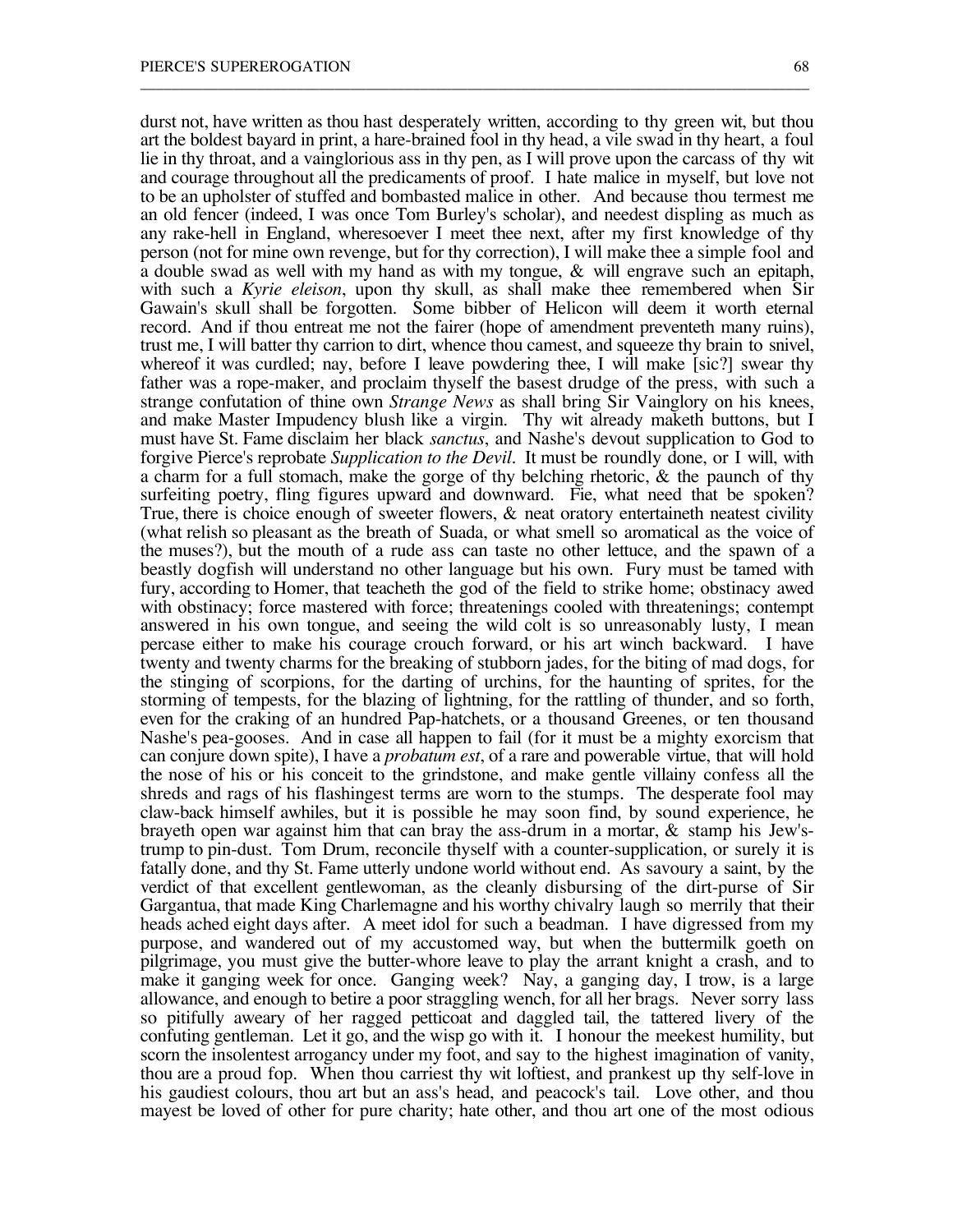durst not, have written as thou hast desperately written, according to thy green wit, but thou art the boldest bayard in print, a hare-brained fool in thy head, a vile swad in thy heart, a foul lie in thy throat, and a vainglorious ass in thy pen, as I will prove upon the carcass of thy wit and courage throughout all the predicaments of proof. I hate malice in myself, but love not to be an upholster of stuffed and bombasted malice in other. And because thou termest me an old fencer (indeed, I was once Tom Burley's scholar), and needest displing as much as any rake-hell in England, wheresoever I meet thee next, after my first knowledge of thy person (not for mine own revenge, but for thy correction), I will make thee a simple fool and a double swad as well with my hand as with my tongue, & will engrave such an epitaph, with such a *Kyrie eleison*, upon thy skull, as shall make thee remembered when Sir Gawain's skull shall be forgotten. Some bibber of Helicon will deem it worth eternal record. And if thou entreat me not the fairer (hope of amendment preventeth many ruins), trust me, I will batter thy carrion to dirt, whence thou camest, and squeeze thy brain to snivel, whereof it was curdled; nay, before I leave powdering thee, I will make [sic?] swear thy father was a rope-maker, and proclaim thyself the basest drudge of the press, with such a strange confutation of thine own *Strange News* as shall bring Sir Vainglory on his knees, and make Master Impudency blush like a virgin. Thy wit already maketh buttons, but I must have St. Fame disclaim her black *sanctus*, and Nashe's devout supplication to God to forgive Pierce's reprobate *Supplication to the Devil*. It must be roundly done, or I will, with a charm for a full stomach, make the gorge of thy belching rhetoric, & the paunch of thy surfeiting poetry, fling figures upward and downward. Fie, what need that be spoken? True, there is choice enough of sweeter flowers, & neat oratory entertaineth neatest civility (what relish so pleasant as the breath of Suada, or what smell so aromatical as the voice of the muses?), but the mouth of a rude ass can taste no other lettuce, and the spawn of a beastly dogfish will understand no other language but his own. Fury must be tamed with fury, according to Homer, that teacheth the god of the field to strike home; obstinacy awed with obstinacy; force mastered with force; threatenings cooled with threatenings; contempt answered in his own tongue, and seeing the wild colt is so unreasonably lusty, I mean percase either to make his courage crouch forward, or his art winch backward. I have twenty and twenty charms for the breaking of stubborn jades, for the biting of mad dogs, for the stinging of scorpions, for the darting of urchins, for the haunting of sprites, for the storming of tempests, for the blazing of lightning, for the rattling of thunder, and so forth, even for the craking of an hundred Pap-hatchets, or a thousand Greenes, or ten thousand Nashe's pea-gooses. And in case all happen to fail (for it must be a mighty exorcism that can conjure down spite), I have a *probatum est*, of a rare and powerable virtue, that will hold the nose of his or his conceit to the grindstone, and make gentle villainy confess all the shreds and rags of his flashingest terms are worn to the stumps. The desperate fool may claw-back himself awhiles, but it is possible he may soon find, by sound experience, he brayeth open war against him that can bray the ass-drum in a mortar, & stamp his Jew's-trump to pin-dust. Tom Drum, reconcile thyself with a counter-supplication, or surely it is fatally done, and thy St. Fame utterly undone world without end. As savoury a saint, by the verdict of that excellent gentlewoman, as the cleanly disbursing of the dirt-purse of Sir Gargantua, that made King Charlemagne and his worthy chivalry laugh so merrily that their heads ached eight days after. A meet idol for such a beadman. I have digressed from my purpose, and wandered out of my accustomed way, but when the buttermilk goeth on pilgrimage, you must give the butter-whore leave to play the arrant knight a crash, and to make it ganging week for once. Ganging week? Nay, a ganging day, I trow, is a large allowance, and enough to betire a poor straggling wench, for all her brags. Never sorry lass so pitifully aweary of her ragged petticoat and daggled tail, the tattered livery of the confuting gentleman. Let it go, and the wisp go with it. I honour the meekest humility, but scorn the insolentest arrogancy under my foot, and say to the highest imagination of vanity, thou are a proud fop. When thou carriest thy wit loftiest, and prankest up thy self-love in his gaudiest colours, thou art but an ass's head, and peacock's tail. Love other, and thou mayest be loved of other for pure charity; hate other, and thou art one of the most odious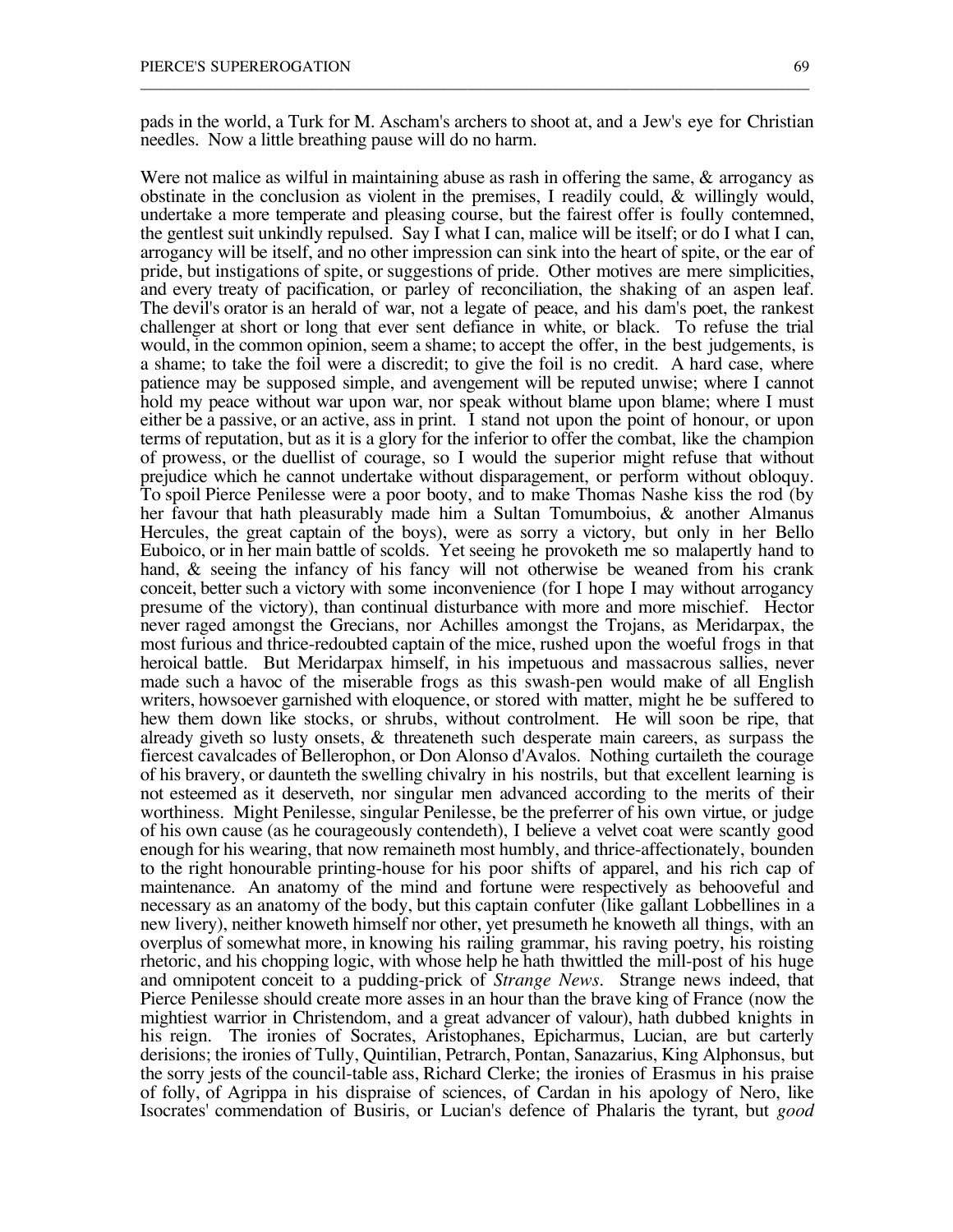pads in the world, a Turk for M. Ascham's archers to shoot at, and a Jew's eye for Christian needles. Now a little breathing pause will do no harm.

Were not malice as wilful in maintaining abuse as rash in offering the same, & arrogancy as obstinate in the conclusion as violent in the premises, I readily could, & willingly would, undertake a more temperate and pleasing course, but the fairest offer is foully contemned, the gentlest suit unkindly repulsed. Say I what I can, malice will be itself; or do I what I can, arrogancy will be itself, and no other impression can sink into the heart of spite, or the ear of pride, but instigations of spite, or suggestions of pride. Other motives are mere simplicities, and every treaty of pacification, or parley of reconciliation, the shaking of an aspen leaf. The devil's orator is an herald of war, not a legate of peace, and his dam's poet, the rankest challenger at short or long that ever sent defiance in white, or black. To refuse the trial would, in the common opinion, seem a shame; to accept the offer, in the best judgements, is a shame; to take the foil were a discredit; to give the foil is no credit. A hard case, where patience may be supposed simple, and avengement will be reputed unwise; where I cannot hold my peace without war upon war, nor speak without blame upon blame; where I must either be a passive, or an active, ass in print. I stand not upon the point of honour, or upon terms of reputation, but as it is a glory for the inferior to offer the combat, like the champion of prowess, or the duellist of courage, so I would the superior might refuse that without prejudice which he cannot undertake without disparagement, or perform without obloquy. To spoil Pierce Penilesse were a poor booty, and to make Thomas Nashe kiss the rod (by her favour that hath pleasurably made him a Sultan Tomumboius, & another Almanus Hercules, the great captain of the boys), were as sorry a victory, but only in her Bello Euboico, or in her main battle of scolds. Yet seeing he provoketh me so malapertly hand to hand, & seeing the infancy of his fancy will not otherwise be weaned from his crank conceit, better such a victory with some inconvenience (for I hope I may without arrogancy presume of the victory), than continual disturbance with more and more mischief. Hector never raged amongst the Grecians, nor Achilles amongst the Trojans, as Meridarpax, the most furious and thrice-redoubted captain of the mice, rushed upon the woeful frogs in that heroical battle. But Meridarpax himself, in his impetuous and massacrous sallies, never made such a havoc of the miserable frogs as this swash-pen would make of all English writers, howsoever garnished with eloquence, or stored with matter, might he be suffered to hew them down like stocks, or shrubs, without controlment. He will soon be ripe, that already giveth so lusty onsets, & threateneth such desperate main careers, as surpass the fiercest cavalcades of Bellerophon, or Don Alonso d'Avalos. Nothing curtaileth the courage of his bravery, or daunteth the swelling chivalry in his nostrils, but that excellent learning is not esteemed as it deserveth, nor singular men advanced according to the merits of their worthiness. Might Penilesse, singular Penilesse, be the preferrer of his own virtue, or judge of his own cause (as he courageously contendeth), I believe a velvet coat were scantly good enough for his wearing, that now remaineth most humbly, and thrice-affectionately, bounden to the right honourable printing-house for his poor shifts of apparel, and his rich cap of maintenance. An anatomy of the mind and fortune were respectively as behooveful and necessary as an anatomy of the body, but this captain confuter (like gallant Lobbellines in a new livery), neither knoweth himself nor other, yet presumeth he knoweth all things, with an overplus of somewhat more, in knowing his railing grammar, his raving poetry, his roisting rhetoric, and his chopping logic, with whose help he hath thwittled the mill-post of his huge and omnipotent conceit to a pudding-prick of *Strange News*. Strange news indeed, that Pierce Penilesse should create more asses in an hour than the brave king of France (now the mightiest warrior in Christendom, and a great advancer of valour), hath dubbed knights in his reign. The ironies of Socrates, Aristophanes, Epicharmus, Lucian, are but carterly derisions; the ironies of Tully, Quintilian, Petrarch, Pontan, Sanazarius, King Alphonsus, but the sorry jests of the council-table ass, Richard Clerke; the ironies of Erasmus in his praise of folly, of Agrippa in his dispraise of sciences, of Cardan in his apology of Nero, like Isocrates' commendation of Busiris, or Lucian's defence of Phalaris the tyrant, but *good*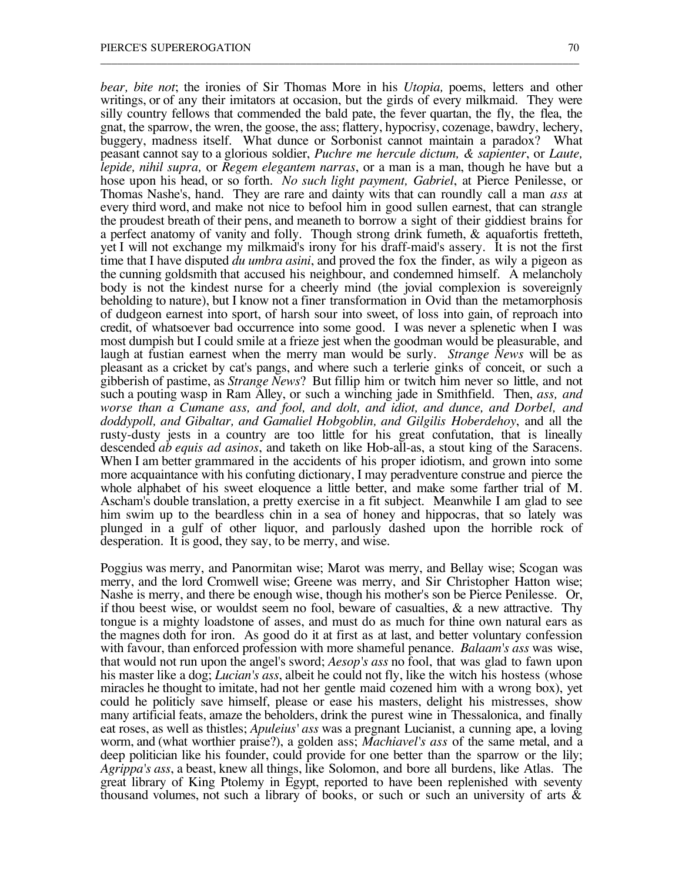*bear, bite not*; the ironies of Sir Thomas More in his *Utopia,* poems, letters and other writings, or of any their imitators at occasion, but the girds of every milkmaid. They were silly country fellows that commended the bald pate, the fever quartan, the fly, the flea, the gnat, the sparrow, the wren, the goose, the ass; flattery, hypocrisy, cozenage, bawdry, lechery, buggery, madness itself. What dunce or Sorbonist cannot maintain a paradox? What peasant cannot say to a glorious soldier, *Puchre me hercule dictum, & sapienter*, or *Laute, lepide, nihil supra,* or *Regem elegantem narras*, or a man is a man, though he have but a hose upon his head, or so forth. *No such light payment, Gabriel*, at Pierce Penilesse, or Thomas Nashe's, hand. They are rare and dainty wits that can roundly call a man *ass* at every third word, and make not nice to befool him in good sullen earnest, that can strangle the proudest breath of their pens, and meaneth to borrow a sight of their giddiest brains for a perfect anatomy of vanity and folly. Though strong drink fumeth, & aquafortis fretteth, yet I will not exchange my milkmaid's irony for his draff-maid's assery. It is not the first time that I have disputed *du umbra asini*, and proved the fox the finder, as wily a pigeon as the cunning goldsmith that accused his neighbour, and condemned himself. A melancholy body is not the kindest nurse for a cheerly mind (the jovial complexion is sovereignly beholding to nature), but I know not a finer transformation in Ovid than the metamorphosis of dudgeon earnest into sport, of harsh sour into sweet, of loss into gain, of reproach into credit, of whatsoever bad occurrence into some good. I was never a splenetic when I was most dumpish but I could smile at a frieze jest when the goodman would be pleasurable, and laugh at fustian earnest when the merry man would be surly. *Strange News* will be as pleasant as a cricket by cat's pangs, and where such a terlerie ginks of conceit, or such a gibberish of pastime, as *Strange News*? But fillip him or twitch him never so little, and not such a pouting wasp in Ram Alley, or such a winching jade in Smithfield. Then, *ass, and worse than a Cumane ass, and fool, and dolt, and idiot, and dunce, and Dorbel, and doddypoll, and Gibaltar, and Gamaliel Hobgoblin, and Gilgilis Hoberdehoy*, and all the rusty-dusty jests in a country are too little for his great confutation, that is lineally descended *ab equis ad asinos*, and taketh on like Hob-all-as, a stout king of the Saracens. When I am better grammared in the accidents of his proper idiotism, and grown into some more acquaintance with his confuting dictionary, I may peradventure construe and pierce the whole alphabet of his sweet eloquence a little better, and make some farther trial of M. Ascham's double translation, a pretty exercise in a fit subject. Meanwhile I am glad to see him swim up to the beardless chin in a sea of honey and hippocras, that so lately was plunged in a gulf of other liquor, and parlously dashed upon the horrible rock of desperation. It is good, they say, to be merry, and wise.

Poggius was merry, and Panormitan wise; Marot was merry, and Bellay wise; Scogan was merry, and the lord Cromwell wise; Greene was merry, and Sir Christopher Hatton wise; Nashe is merry, and there be enough wise, though his mother's son be Pierce Penilesse. Or, if thou beest wise, or wouldst seem no fool, beware of casualties, & a new attractive. Thy tongue is a mighty loadstone of asses, and must do as much for thine own natural ears as the magnes doth for iron. As good do it at first as at last, and better voluntary confession with favour, than enforced profession with more shameful penance. *Balaam's ass* was wise, that would not run upon the angel's sword; *Aesop's ass* no fool, that was glad to fawn upon his master like a dog; *Lucian's ass*, albeit he could not fly, like the witch his hostess (whose miracles he thought to imitate, had not her gentle maid cozened him with a wrong box), yet could he politicly save himself, please or ease his masters, delight his mistresses, show many artificial feats, amaze the beholders, drink the purest wine in Thessalonica, and finally eat roses, as well as thistles; *Apuleius' ass* was a pregnant Lucianist, a cunning ape, a loving worm, and (what worthier praise?), a golden ass; *Machiavel's ass* of the same metal, and a deep politician like his founder, could provide for one better than the sparrow or the lily; *Agrippa's ass*, a beast, knew all things, like Solomon, and bore all burdens, like Atlas. The great library of King Ptolemy in Egypt, reported to have been replenished with seventy thousand volumes, not such a library of books, or such or such an university of arts &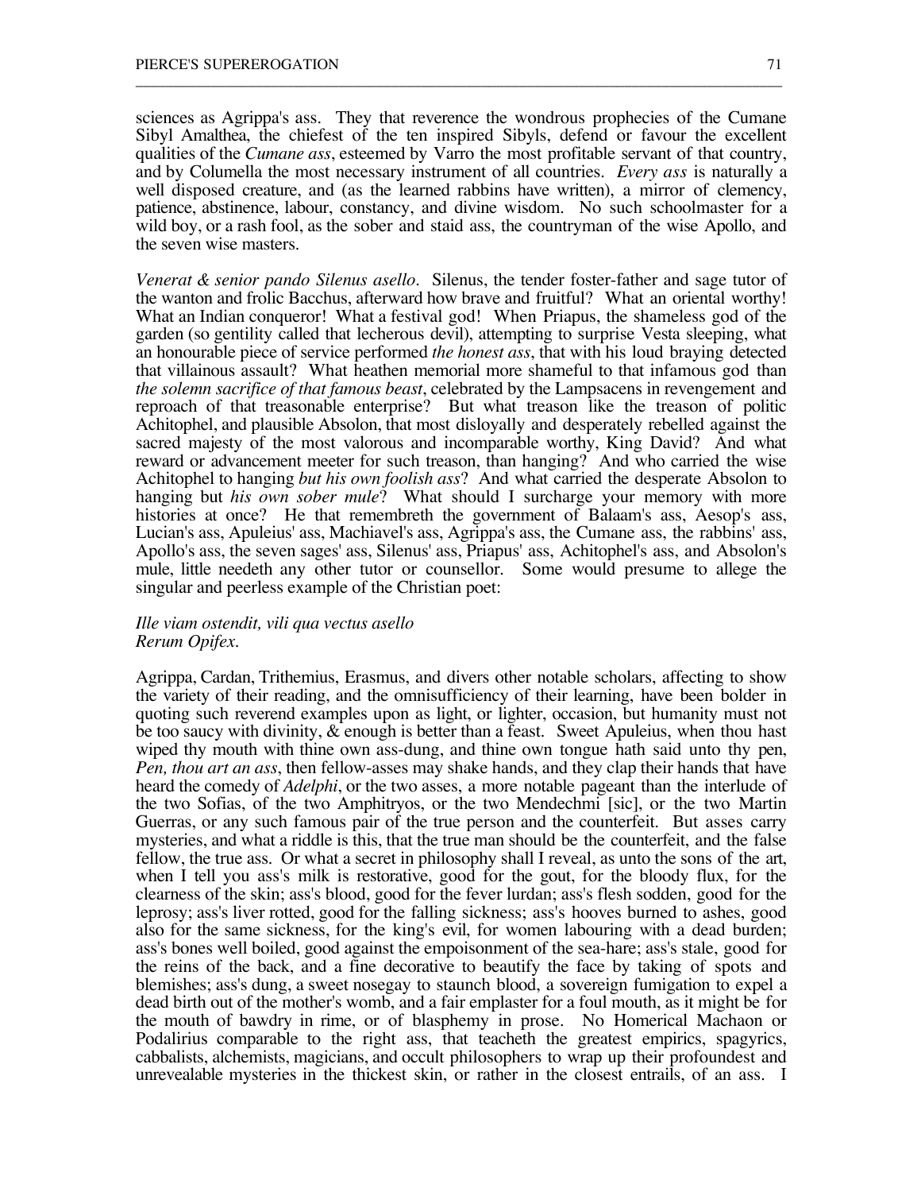sciences as Agrippa's ass. They that reverence the wondrous prophecies of the Cumane Sibyl Amalthea, the chiefest of the ten inspired Sibyls, defend or favour the excellent qualities of the *Cumane ass*, esteemed by Varro the most profitable servant of that country, and by Columella the most necessary instrument of all countries. *Every ass* is naturally a well disposed creature, and (as the learned rabbins have written), a mirror of clemency, patience, abstinence, labour, constancy, and divine wisdom. No such schoolmaster for a wild boy, or a rash fool, as the sober and staid ass, the countryman of the wise Apollo, and the seven wise masters.

*Venerat & senior pando Silenus asello*. Silenus, the tender foster-father and sage tutor of the wanton and frolic Bacchus, afterward how brave and fruitful? What an oriental worthy! What an Indian conqueror! What a festival god! When Priapus, the shameless god of the garden (so gentility called that lecherous devil), attempting to surprise Vesta sleeping, what an honourable piece of service performed *the honest ass*, that with his loud braying detected that villainous assault? What heathen memorial more shameful to that infamous god than *the solemn sacrifice of that famous beast*, celebrated by the Lampsacens in revengement and reproach of that treasonable enterprise? But what treason like the treason of politic Achitophel, and plausible Absolon, that most disloyally and desperately rebelled against the sacred majesty of the most valorous and incomparable worthy, King David? And what reward or advancement meeter for such treason, than hanging? And who carried the wise Achitophel to hanging *but his own foolish ass*? And what carried the desperate Absolon to hanging but *his own sober mule*? What should I surcharge your memory with more histories at once? He that remembreth the government of Balaam's ass, Aesop's ass, Lucian's ass, Apuleius' ass, Machiavel's ass, Agrippa's ass, the Cumane ass, the rabbins' ass, Apollo's ass, the seven sages' ass, Silenus' ass, Priapus' ass, Achitophel's ass, and Absolon's mule, little needeth any other tutor or counsellor. Some would presume to allege the singular and peerless example of the Christian poet:

*Ille viam ostendit, vili qua vectus asello*
*Rerum Opifex.*

Agrippa, Cardan, Trithemius, Erasmus, and divers other notable scholars, affecting to show the variety of their reading, and the omnisufficiency of their learning, have been bolder in quoting such reverend examples upon as light, or lighter, occasion, but humanity must not be too saucy with divinity, & enough is better than a feast. Sweet Apuleius, when thou hast wiped thy mouth with thine own ass-dung, and thine own tongue hath said unto thy pen, *Pen, thou art an ass*, then fellow-asses may shake hands, and they clap their hands that have heard the comedy of *Adelphi*, or the two asses, a more notable pageant than the interlude of the two Sofias, of the two Amphitryos, or the two Mendechmi [sic], or the two Martin Guerras, or any such famous pair of the true person and the counterfeit. But asses carry mysteries, and what a riddle is this, that the true man should be the counterfeit, and the false fellow, the true ass. Or what a secret in philosophy shall I reveal, as unto the sons of the art, when I tell you ass's milk is restorative, good for the gout, for the bloody flux, for the clearness of the skin; ass's blood, good for the fever lurdan; ass's flesh sodden, good for the leprosy; ass's liver rotted, good for the falling sickness; ass's hooves burned to ashes, good also for the same sickness, for the king's evil, for women labouring with a dead burden; ass's bones well boiled, good against the empoisonment of the sea-hare; ass's stale, good for the reins of the back, and a fine decorative to beautify the face by taking of spots and blemishes; ass's dung, a sweet nosegay to staunch blood, a sovereign fumigation to expel a dead birth out of the mother's womb, and a fair emplaster for a foul mouth, as it might be for the mouth of bawdry in rime, or of blasphemy in prose. No Homerical Machaon or Podalirius comparable to the right ass, that teacheth the greatest empirics, spagyrics, cabbalists, alchemists, magicians, and occult philosophers to wrap up their profoundest and unrevealable mysteries in the thickest skin, or rather in the closest entrails, of an ass. I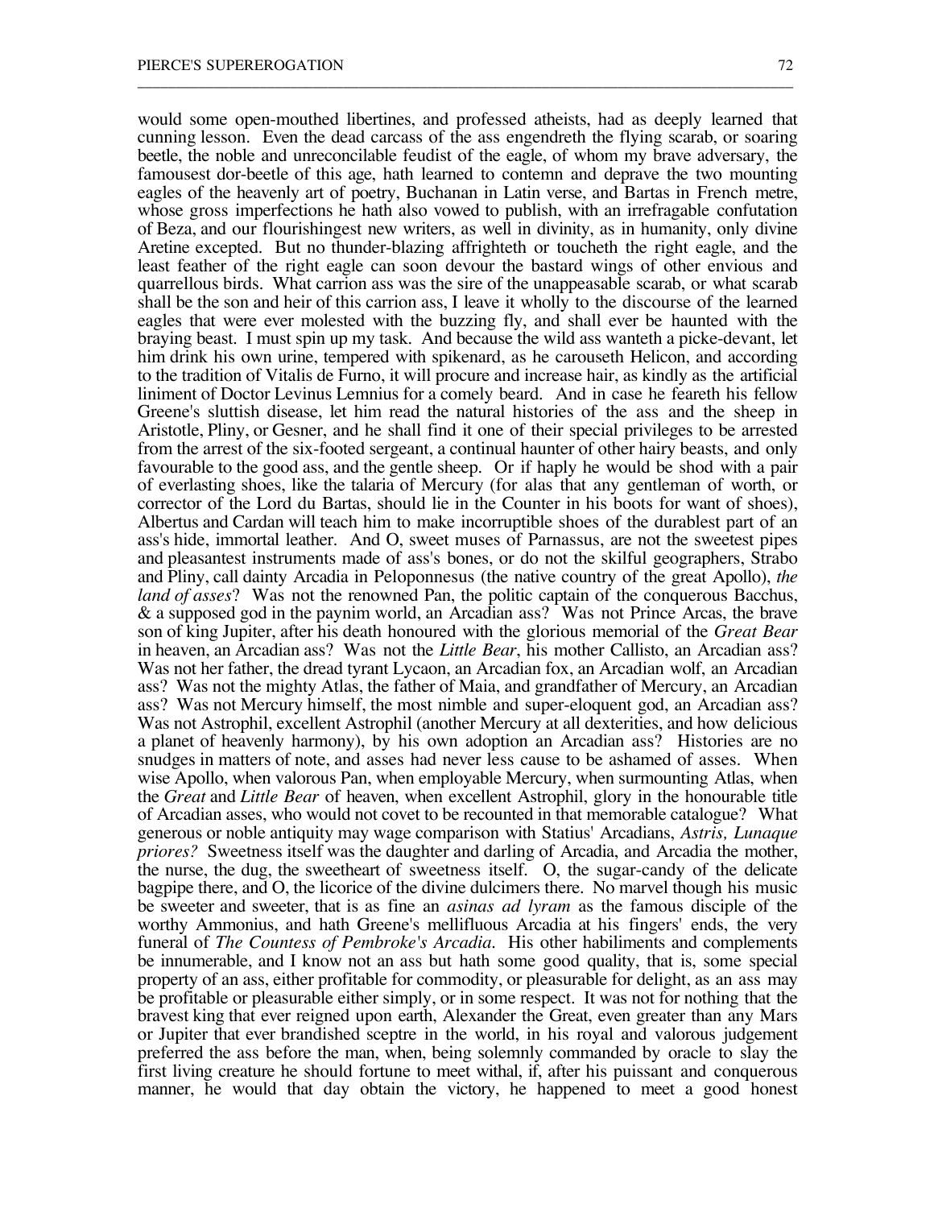would some open-mouthed libertines, and professed atheists, had as deeply learned that cunning lesson. Even the dead carcass of the ass engendreth the flying scarab, or soaring beetle, the noble and unreconcilable feudist of the eagle, of whom my brave adversary, the famousest dor-beetle of this age, hath learned to contemn and deprave the two mounting eagles of the heavenly art of poetry, Buchanan in Latin verse, and Bartas in French metre, whose gross imperfections he hath also vowed to publish, with an irrefragable confutation of Beza, and our flourishingest new writers, as well in divinity, as in humanity, only divine Aretine excepted. But no thunder-blazing affrighteth or toucheth the right eagle, and the least feather of the right eagle can soon devour the bastard wings of other envious and quarrellous birds. What carrion ass was the sire of the unappeasable scarab, or what scarab shall be the son and heir of this carrion ass, I leave it wholly to the discourse of the learned eagles that were ever molested with the buzzing fly, and shall ever be haunted with the braying beast. I must spin up my task. And because the wild ass wanteth a picke-devant, let him drink his own urine, tempered with spikenard, as he carouseth Helicon, and according to the tradition of Vitalis de Furno, it will procure and increase hair, as kindly as the artificial liniment of Doctor Levinus Lemnius for a comely beard. And in case he feareth his fellow Greene's sluttish disease, let him read the natural histories of the ass and the sheep in Aristotle, Pliny, or Gesner, and he shall find it one of their special privileges to be arrested from the arrest of the six-footed sergeant, a continual haunter of other hairy beasts, and only favourable to the good ass, and the gentle sheep. Or if haply he would be shod with a pair of everlasting shoes, like the talaria of Mercury (for alas that any gentleman of worth, or corrector of the Lord du Bartas, should lie in the Counter in his boots for want of shoes), Albertus and Cardan will teach him to make incorruptible shoes of the durablest part of an ass's hide, immortal leather. And O, sweet muses of Parnassus, are not the sweetest pipes and pleasantest instruments made of ass's bones, or do not the skilful geographers, Strabo and Pliny, call dainty Arcadia in Peloponnesus (the native country of the great Apollo), *the land of asses*? Was not the renowned Pan, the politic captain of the conquerous Bacchus, & a supposed god in the paynim world, an Arcadian ass? Was not Prince Arcas, the brave son of king Jupiter, after his death honoured with the glorious memorial of the *Great Bear* in heaven, an Arcadian ass? Was not the *Little Bear*, his mother Callisto, an Arcadian ass? Was not her father, the dread tyrant Lycaon, an Arcadian fox, an Arcadian wolf, an Arcadian ass? Was not the mighty Atlas, the father of Maia, and grandfather of Mercury, an Arcadian ass? Was not Mercury himself, the most nimble and super-eloquent god, an Arcadian ass? Was not Astrophil, excellent Astrophil (another Mercury at all dexterities, and how delicious a planet of heavenly harmony), by his own adoption an Arcadian ass? Histories are no snudges in matters of note, and asses had never less cause to be ashamed of asses. When wise Apollo, when valorous Pan, when employable Mercury, when surmounting Atlas, when the *Great* and *Little Bear* of heaven, when excellent Astrophil, glory in the honourable title of Arcadian asses, who would not covet to be recounted in that memorable catalogue? What generous or noble antiquity may wage comparison with Statius' Arcadians, *Astris, Lunaque priores?* Sweetness itself was the daughter and darling of Arcadia, and Arcadia the mother, the nurse, the dug, the sweetheart of sweetness itself. O, the sugar-candy of the delicate bagpipe there, and O, the licorice of the divine dulcimers there. No marvel though his music be sweeter and sweeter, that is as fine an *asinas ad lyram* as the famous disciple of the worthy Ammonius, and hath Greene's mellifluous Arcadia at his fingers' ends, the very funeral of *The Countess of Pembroke's Arcadia*. His other habiliments and complements be innumerable, and I know not an ass but hath some good quality, that is, some special property of an ass, either profitable for commodity, or pleasurable for delight, as an ass may be profitable or pleasurable either simply, or in some respect. It was not for nothing that the bravest king that ever reigned upon earth, Alexander the Great, even greater than any Mars or Jupiter that ever brandished sceptre in the world, in his royal and valorous judgement preferred the ass before the man, when, being solemnly commanded by oracle to slay the first living creature he should fortune to meet withal, if, after his puissant and conquerous manner, he would that day obtain the victory, he happened to meet a good honest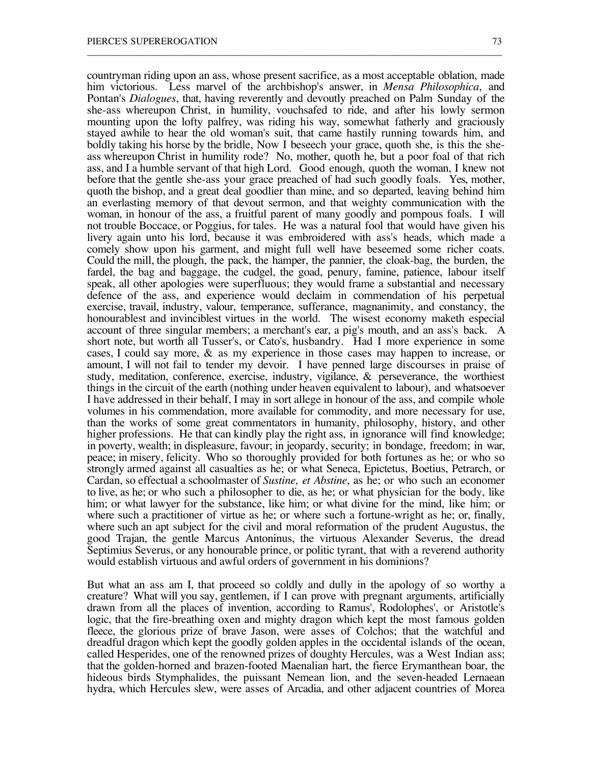countryman riding upon an ass, whose present sacrifice, as a most acceptable oblation, made him victorious. Less marvel of the archbishop's answer, in *Mensa Philosophica*, and Pontan's *Dialogues*, that, having reverently and devoutly preached on Palm Sunday of the she-ass whereupon Christ, in humility, vouchsafed to ride, and after his lowly sermon mounting upon the lofty palfrey, was riding his way, somewhat fatherly and graciously stayed awhile to hear the old woman's suit, that came hastily running towards him, and boldly taking his horse by the bridle, Now I beseech your grace, quoth she, is this the she-ass whereupon Christ in humility rode? No, mother, quoth he, but a poor foal of that rich ass, and I a humble servant of that high Lord. Good enough, quoth the woman, I knew not before that the gentle she-ass your grace preached of had such goodly foals. Yes, mother, quoth the bishop, and a great deal goodlier than mine, and so departed, leaving behind him an everlasting memory of that devout sermon, and that weighty communication with the woman, in honour of the ass, a fruitful parent of many goodly and pompous foals. I will not trouble Boccace, or Poggius, for tales. He was a natural fool that would have given his livery again unto his lord, because it was embroidered with ass's heads, which made a comely show upon his garment, and might full well have beseemed some richer coats. Could the mill, the plough, the pack, the hamper, the pannier, the cloak-bag, the burden, the fardel, the bag and baggage, the cudgel, the goad, penury, famine, patience, labour itself speak, all other apologies were superfluous; they would frame a substantial and necessary defence of the ass, and experience would declaim in commendation of his perpetual exercise, travail, industry, valour, temperance, sufferance, magnanimity, and constancy, the honourablest and invinciblest virtues in the world. The wisest economy maketh especial account of three singular members; a merchant's ear, a pig's mouth, and an ass's back. A short note, but worth all Tusser's, or Cato's, husbandry. Had I more experience in some cases, I could say more, & as my experience in those cases may happen to increase, or amount, I will not fail to tender my devoir. I have penned large discourses in praise of study, meditation, conference, exercise, industry, vigilance, & perseverance, the worthiest things in the circuit of the earth (nothing under heaven equivalent to labour), and whatsoever I have addressed in their behalf, I may in sort allege in honour of the ass, and compile whole volumes in his commendation, more available for commodity, and more necessary for use, than the works of some great commentators in humanity, philosophy, history, and other higher professions. He that can kindly play the right ass, in ignorance will find knowledge; in poverty, wealth; in displeasure, favour; in jeopardy, security; in bondage, freedom; in war, peace; in misery, felicity. Who so thoroughly provided for both fortunes as he; or who so strongly armed against all casualties as he; or what Seneca, Epictetus, Boetius, Petrarch, or Cardan, so effectual a schoolmaster of *Sustine, et Abstine*, as he; or who such an economer to live, as he; or who such a philosopher to die, as he; or what physician for the body, like him; or what lawyer for the substance, like him; or what divine for the mind, like him; or where such a practitioner of virtue as he; or where such a fortune-wright as he; or, finally, where such an apt subject for the civil and moral reformation of the prudent Augustus, the good Trajan, the gentle Marcus Antoninus, the virtuous Alexander Severus, the dread Septimius Severus, or any honourable prince, or politic tyrant, that with a reverend authority would establish virtuous and awful orders of government in his dominions?

But what an ass am I, that proceed so coldly and dully in the apology of so worthy a creature? What will you say, gentlemen, if I can prove with pregnant arguments, artificially drawn from all the places of invention, according to Ramus', Rodolophes', or Aristotle's logic, that the fire-breathing oxen and mighty dragon which kept the most famous golden fleece, the glorious prize of brave Jason, were asses of Colchos; that the watchful and dreadful dragon which kept the goodly golden apples in the occidental islands of the ocean, called Hesperides, one of the renowned prizes of doughty Hercules, was a West Indian ass; that the golden-horned and brazen-footed Maenalian hart, the fierce Erymanthean boar, the hideous birds Stymphalides, the puissant Nemean lion, and the seven-headed Lernaean hydra, which Hercules slew, were asses of Arcadia, and other adjacent countries of Morea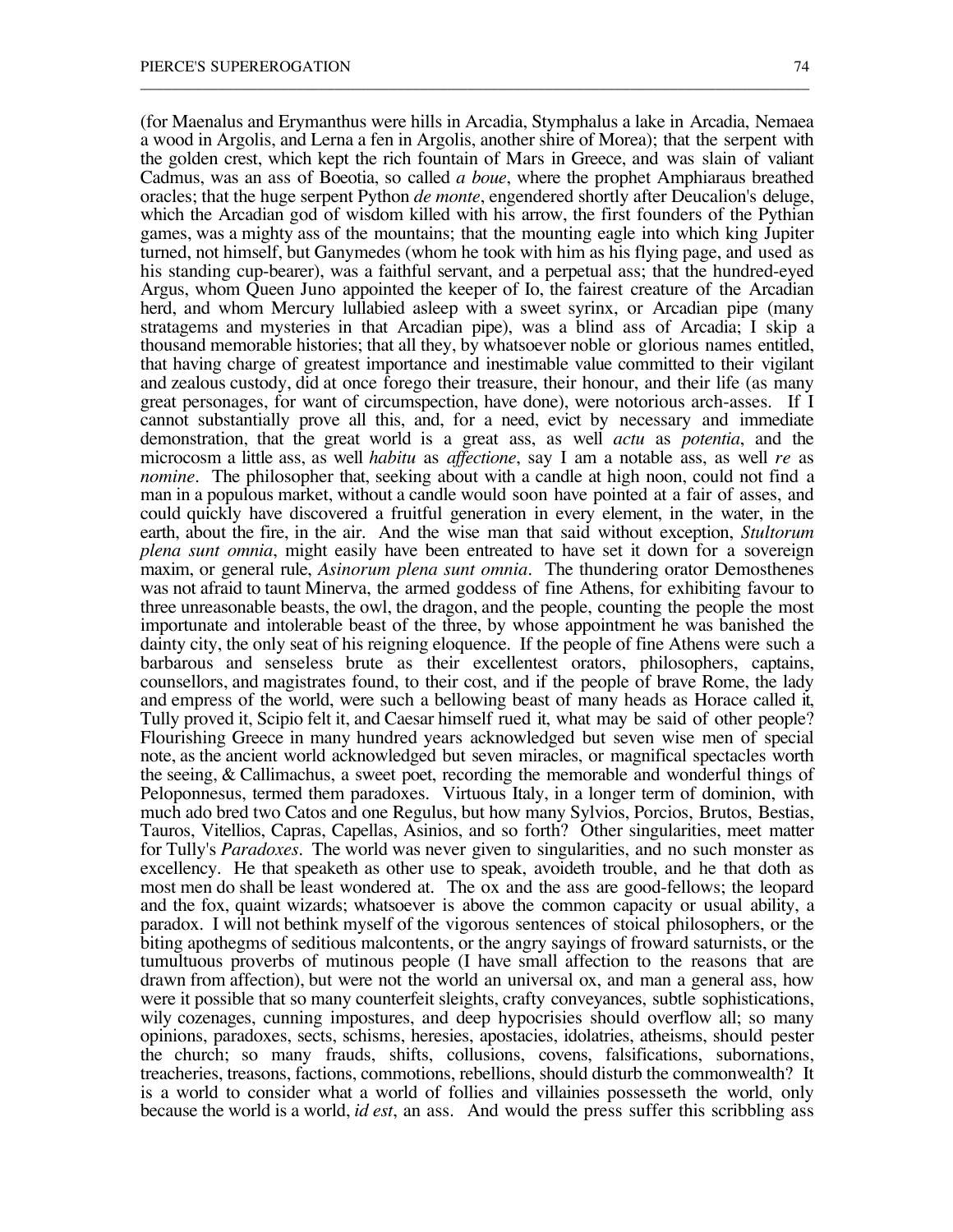(for Maenalus and Erymanthus were hills in Arcadia, Stymphalus a lake in Arcadia, Nemaea a wood in Argolis, and Lerna a fen in Argolis, another shire of Morea); that the serpent with the golden crest, which kept the rich fountain of Mars in Greece, and was slain of valiant Cadmus, was an ass of Boeotia, so called *a boue*, where the prophet Amphiaraus breathed oracles; that the huge serpent Python *de monte*, engendered shortly after Deucalion's deluge, which the Arcadian god of wisdom killed with his arrow, the first founders of the Pythian games, was a mighty ass of the mountains; that the mounting eagle into which king Jupiter turned, not himself, but Ganymedes (whom he took with him as his flying page, and used as his standing cup-bearer), was a faithful servant, and a perpetual ass; that the hundred-eyed Argus, whom Queen Juno appointed the keeper of Io, the fairest creature of the Arcadian herd, and whom Mercury lullabied asleep with a sweet syrinx, or Arcadian pipe (many stratagems and mysteries in that Arcadian pipe), was a blind ass of Arcadia; I skip a thousand memorable histories; that all they, by whatsoever noble or glorious names entitled, that having charge of greatest importance and inestimable value committed to their vigilant and zealous custody, did at once forego their treasure, their honour, and their life (as many great personages, for want of circumspection, have done), were notorious arch-asses. If I cannot substantially prove all this, and, for a need, evict by necessary and immediate demonstration, that the great world is a great ass, as well *actu* as *potentia*, and the microcosm a little ass, as well *habitu* as *affectione*, say I am a notable ass, as well *re* as *nomine*. The philosopher that, seeking about with a candle at high noon, could not find a man in a populous market, without a candle would soon have pointed at a fair of asses, and could quickly have discovered a fruitful generation in every element, in the water, in the earth, about the fire, in the air. And the wise man that said without exception, *Stultorum plena sunt omnia*, might easily have been entreated to have set it down for a sovereign maxim, or general rule, *Asinorum plena sunt omnia*. The thundering orator Demosthenes was not afraid to taunt Minerva, the armed goddess of fine Athens, for exhibiting favour to three unreasonable beasts, the owl, the dragon, and the people, counting the people the most importunate and intolerable beast of the three, by whose appointment he was banished the dainty city, the only seat of his reigning eloquence. If the people of fine Athens were such a barbarous and senseless brute as their excellentest orators, philosophers, captains, counsellors, and magistrates found, to their cost, and if the people of brave Rome, the lady and empress of the world, were such a bellowing beast of many heads as Horace called it, Tully proved it, Scipio felt it, and Caesar himself rued it, what may be said of other people? Flourishing Greece in many hundred years acknowledged but seven wise men of special note, as the ancient world acknowledged but seven miracles, or magnifical spectacles worth the seeing, & Callimachus, a sweet poet, recording the memorable and wonderful things of Peloponnesus, termed them paradoxes. Virtuous Italy, in a longer term of dominion, with much ado bred two Catos and one Regulus, but how many Sylvios, Porcios, Brutos, Bestias, Tauros, Vitellios, Capras, Capellas, Asinios, and so forth? Other singularities, meet matter for Tully's *Paradoxes*. The world was never given to singularities, and no such monster as excellency. He that speaketh as other use to speak, avoideth trouble, and he that doth as most men do shall be least wondered at. The ox and the ass are good-fellows; the leopard and the fox, quaint wizards; whatsoever is above the common capacity or usual ability, a paradox. I will not bethink myself of the vigorous sentences of stoical philosophers, or the biting apothegms of seditious malcontents, or the angry sayings of froward saturnists, or the tumultuous proverbs of mutinous people (I have small affection to the reasons that are drawn from affection), but were not the world an universal ox, and man a general ass, how were it possible that so many counterfeit sleights, crafty conveyances, subtle sophistications, wily cozenages, cunning impostures, and deep hypocrisies should overflow all; so many opinions, paradoxes, sects, schisms, heresies, apostacies, idolatries, atheisms, should pester the church; so many frauds, shifts, collusions, covens, falsifications, subornations, treacheries, treasons, factions, commotions, rebellions, should disturb the commonwealth? It is a world to consider what a world of follies and villainies possesseth the world, only because the world is a world, *id est*, an ass. And would the press suffer this scribbling ass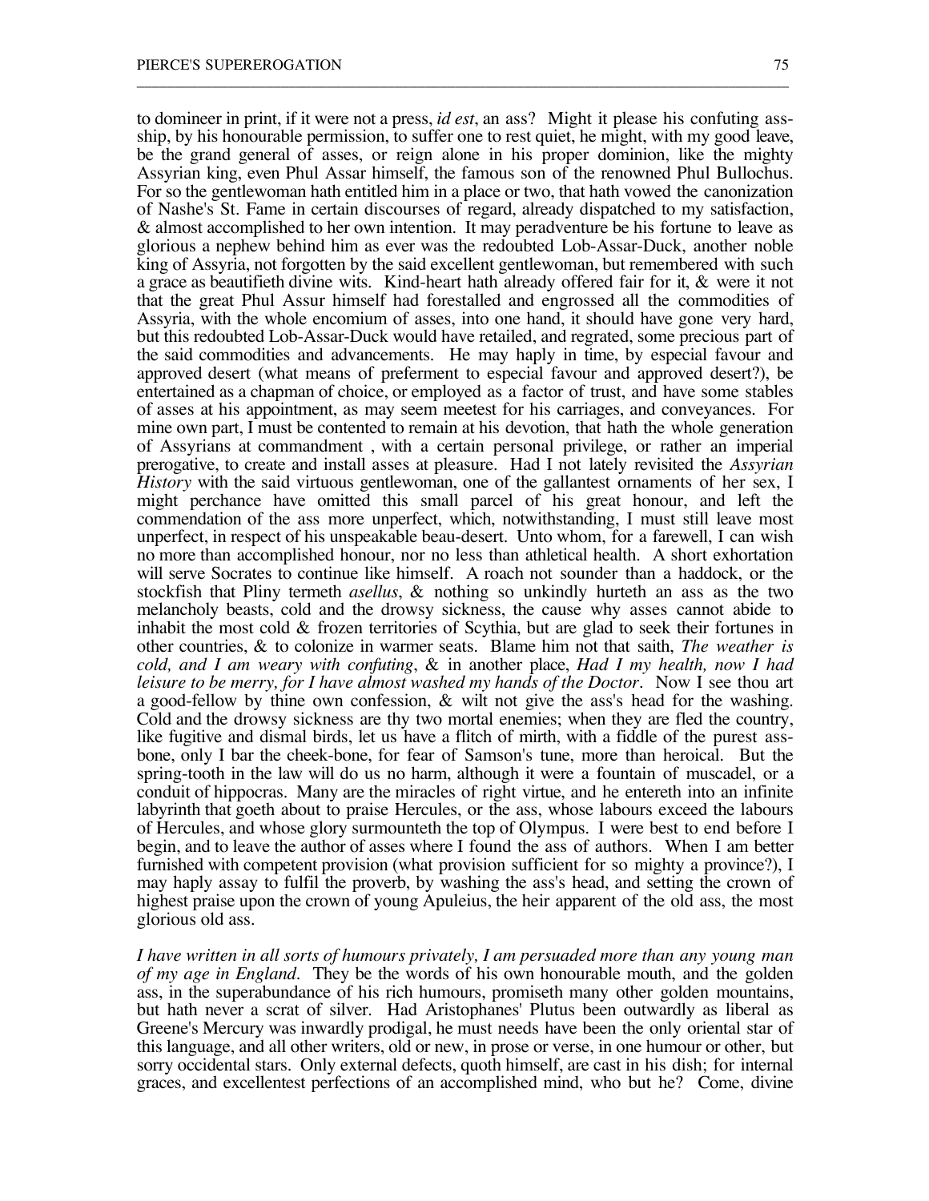to domineer in print, if it were not a press, *id est*, an ass? Might it please his confuting ass-ship, by his honourable permission, to suffer one to rest quiet, he might, with my good leave, be the grand general of asses, or reign alone in his proper dominion, like the mighty Assyrian king, even Phul Assar himself, the famous son of the renowned Phul Bullochus. For so the gentlewoman hath entitled him in a place or two, that hath vowed the canonization of Nashe's St. Fame in certain discourses of regard, already dispatched to my satisfaction, & almost accomplished to her own intention. It may peradventure be his fortune to leave as glorious a nephew behind him as ever was the redoubted Lob-Assar-Duck, another noble king of Assyria, not forgotten by the said excellent gentlewoman, but remembered with such a grace as beautifieth divine wits. Kind-heart hath already offered fair for it, & were it not that the great Phul Assur himself had forestalled and engrossed all the commodities of Assyria, with the whole encomium of asses, into one hand, it should have gone very hard, but this redoubted Lob-Assar-Duck would have retailed, and regrated, some precious part of the said commodities and advancements. He may haply in time, by especial favour and approved desert (what means of preferment to especial favour and approved desert?), be entertained as a chapman of choice, or employed as a factor of trust, and have some stables of asses at his appointment, as may seem meetest for his carriages, and conveyances. For mine own part, I must be contented to remain at his devotion, that hath the whole generation of Assyrians at commandment , with a certain personal privilege, or rather an imperial prerogative, to create and install asses at pleasure. Had I not lately revisited the *Assyrian History* with the said virtuous gentlewoman, one of the gallantest ornaments of her sex, I might perchance have omitted this small parcel of his great honour, and left the commendation of the ass more unperfect, which, notwithstanding, I must still leave most unperfect, in respect of his unspeakable beau-desert. Unto whom, for a farewell, I can wish no more than accomplished honour, nor no less than athletical health. A short exhortation will serve Socrates to continue like himself. A roach not sounder than a haddock, or the stockfish that Pliny termeth *asellus*, & nothing so unkindly hurteth an ass as the two melancholy beasts, cold and the drowsy sickness, the cause why asses cannot abide to inhabit the most cold & frozen territories of Scythia, but are glad to seek their fortunes in other countries, & to colonize in warmer seats. Blame him not that saith, *The weather is cold, and I am weary with confuting*, & in another place, *Had I my health, now I had leisure to be merry, for I have almost washed my hands of the Doctor*. Now I see thou art a good-fellow by thine own confession, & wilt not give the ass's head for the washing. Cold and the drowsy sickness are thy two mortal enemies; when they are fled the country, like fugitive and dismal birds, let us have a flitch of mirth, with a fiddle of the purest ass-bone, only I bar the cheek-bone, for fear of Samson's tune, more than heroical. But the spring-tooth in the law will do us no harm, although it were a fountain of muscadel, or a conduit of hippocras. Many are the miracles of right virtue, and he entereth into an infinite labyrinth that goeth about to praise Hercules, or the ass, whose labours exceed the labours of Hercules, and whose glory surmounteth the top of Olympus. I were best to end before I begin, and to leave the author of asses where I found the ass of authors. When I am better furnished with competent provision (what provision sufficient for so mighty a province?), I may haply assay to fulfil the proverb, by washing the ass's head, and setting the crown of highest praise upon the crown of young Apuleius, the heir apparent of the old ass, the most glorious old ass.

*I have written in all sorts of humours privately, I am persuaded more than any young man of my age in England*. They be the words of his own honourable mouth, and the golden ass, in the superabundance of his rich humours, promiseth many other golden mountains, but hath never a scrat of silver. Had Aristophanes' Plutus been outwardly as liberal as Greene's Mercury was inwardly prodigal, he must needs have been the only oriental star of this language, and all other writers, old or new, in prose or verse, in one humour or other, but sorry occidental stars. Only external defects, quoth himself, are cast in his dish; for internal graces, and excellentest perfections of an accomplished mind, who but he? Come, divine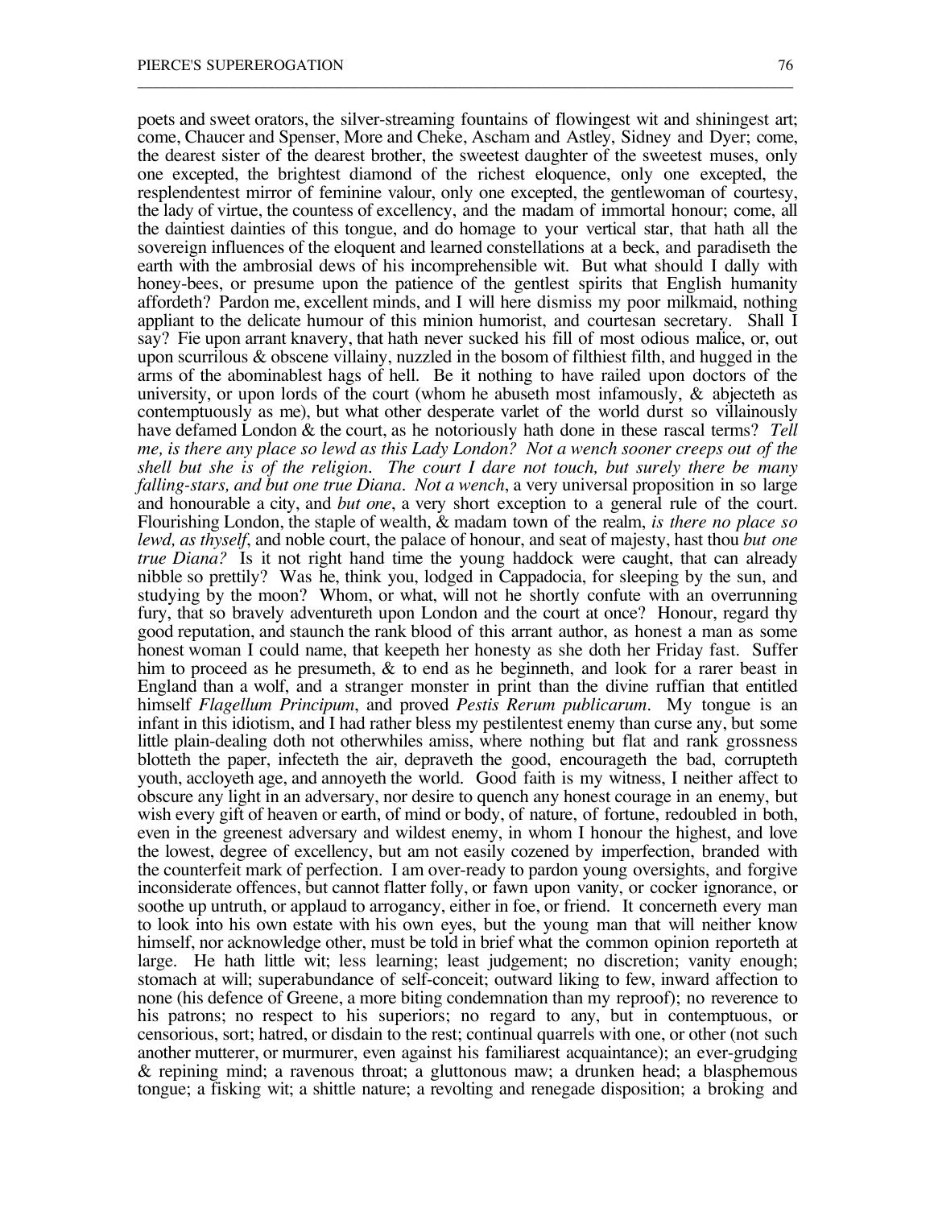poets and sweet orators, the silver-streaming fountains of flowingest wit and shiningest art; come, Chaucer and Spenser, More and Cheke, Ascham and Astley, Sidney and Dyer; come, the dearest sister of the dearest brother, the sweetest daughter of the sweetest muses, only one excepted, the brightest diamond of the richest eloquence, only one excepted, the resplendentest mirror of feminine valour, only one excepted, the gentlewoman of courtesy, the lady of virtue, the countess of excellency, and the madam of immortal honour; come, all the daintiest dainties of this tongue, and do homage to your vertical star, that hath all the sovereign influences of the eloquent and learned constellations at a beck, and paradiseth the earth with the ambrosial dews of his incomprehensible wit. But what should I dally with honey-bees, or presume upon the patience of the gentlest spirits that English humanity affordeth? Pardon me, excellent minds, and I will here dismiss my poor milkmaid, nothing appliant to the delicate humour of this minion humorist, and courtesan secretary. Shall I say? Fie upon arrant knavery, that hath never sucked his fill of most odious malice, or, out upon scurrilous & obscene villainy, nuzzled in the bosom of filthiest filth, and hugged in the arms of the abominablest hags of hell. Be it nothing to have railed upon doctors of the university, or upon lords of the court (whom he abuseth most infamously, & abjecteth as contemptuously as me), but what other desperate varlet of the world durst so villainously have defamed London & the court, as he notoriously hath done in these rascal terms? *Tell me, is there any place so lewd as this Lady London? Not a wench sooner creeps out of the shell but she is of the religion. The court I dare not touch, but surely there be many falling-stars, and but one true Diana. Not a wench*, a very universal proposition in so large and honourable a city, and *but one*, a very short exception to a general rule of the court. Flourishing London, the staple of wealth, & madam town of the realm, *is there no place so lewd, as thyself*, and noble court, the palace of honour, and seat of majesty, hast thou *but one true Diana?* Is it not right hand time the young haddock were caught, that can already nibble so prettily? Was he, think you, lodged in Cappadocia, for sleeping by the sun, and studying by the moon? Whom, or what, will not he shortly confute with an overrunning fury, that so bravely adventureth upon London and the court at once? Honour, regard thy good reputation, and staunch the rank blood of this arrant author, as honest a man as some honest woman I could name, that keepeth her honesty as she doth her Friday fast. Suffer him to proceed as he presumeth, & to end as he beginneth, and look for a rarer beast in England than a wolf, and a stranger monster in print than the divine ruffian that entitled himself *Flagellum Principum*, and proved *Pestis Rerum publicarum*. My tongue is an infant in this idiotism, and I had rather bless my pestilentest enemy than curse any, but some little plain-dealing doth not otherwhiles amiss, where nothing but flat and rank grossness blotteth the paper, infecteth the air, depraveth the good, encourageth the bad, corrupteth youth, accloyeth age, and annoyeth the world. Good faith is my witness, I neither affect to obscure any light in an adversary, nor desire to quench any honest courage in an enemy, but wish every gift of heaven or earth, of mind or body, of nature, of fortune, redoubled in both, even in the greenest adversary and wildest enemy, in whom I honour the highest, and love the lowest, degree of excellency, but am not easily cozened by imperfection, branded with the counterfeit mark of perfection. I am over-ready to pardon young oversights, and forgive inconsiderate offences, but cannot flatter folly, or fawn upon vanity, or cocker ignorance, or soothe up untruth, or applaud to arrogancy, either in foe, or friend. It concerneth every man to look into his own estate with his own eyes, but the young man that will neither know himself, nor acknowledge other, must be told in brief what the common opinion reporteth at large. He hath little wit; less learning; least judgement; no discretion; vanity enough; stomach at will; superabundance of self-conceit; outward liking to few, inward affection to none (his defence of Greene, a more biting condemnation than my reproof); no reverence to his patrons; no respect to his superiors; no regard to any, but in contemptuous, or censorious, sort; hatred, or disdain to the rest; continual quarrels with one, or other (not such another mutterer, or murmurer, even against his familiarest acquaintance); an ever-grudging & repining mind; a ravenous throat; a gluttonous maw; a drunken head; a blasphemous tongue; a fisking wit; a shittle nature; a revolting and renegade disposition; a broking and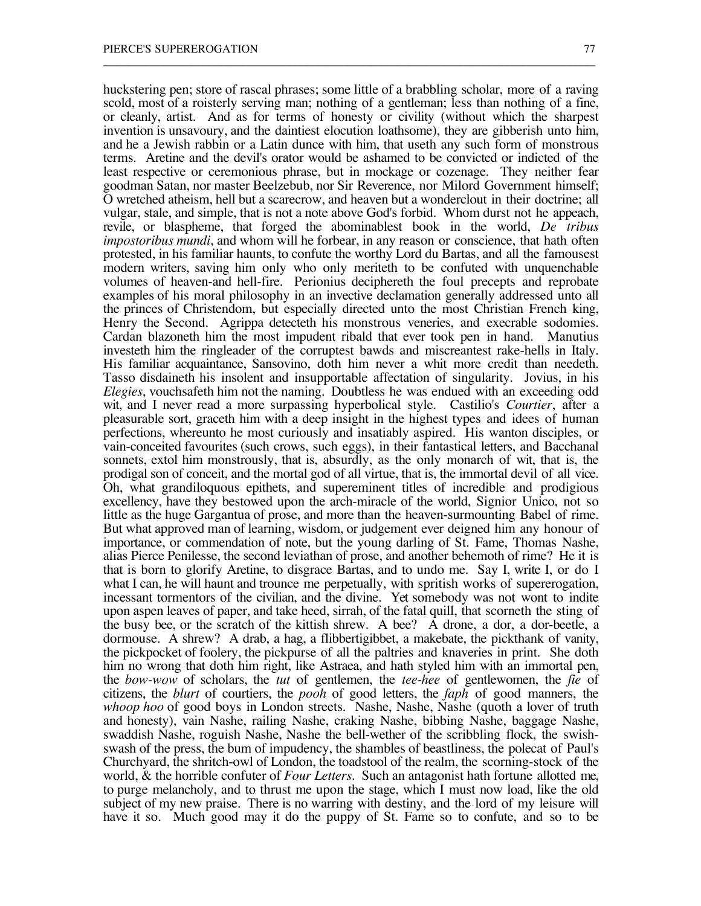huckstering pen; store of rascal phrases; some little of a brabbling scholar, more of a raving scold, most of a roisterly serving man; nothing of a gentleman; less than nothing of a fine, or cleanly, artist. And as for terms of honesty or civility (without which the sharpest invention is unsavoury, and the daintiest elocution loathsome), they are gibberish unto him, and he a Jewish rabbin or a Latin dunce with him, that useth any such form of monstrous terms. Aretine and the devil's orator would be ashamed to be convicted or indicted of the least respective or ceremonious phrase, but in mockage or cozenage. They neither fear goodman Satan, nor master Beelzebub, nor Sir Reverence, nor Milord Government himself; O wretched atheism, hell but a scarecrow, and heaven but a wonderclout in their doctrine; all vulgar, stale, and simple, that is not a note above God's forbid. Whom durst not he appeach, revile, or blaspheme, that forged the abominablest book in the world, *De tribus impostoribus mundi*, and whom will he forbear, in any reason or conscience, that hath often protested, in his familiar haunts, to confute the worthy Lord du Bartas, and all the famousest modern writers, saving him only who only meriteth to be confuted with unquenchable volumes of heaven-and hell-fire. Perionius deciphereth the foul precepts and reprobate examples of his moral philosophy in an invective declamation generally addressed unto all the princes of Christendom, but especially directed unto the most Christian French king, Henry the Second. Agrippa detecteth his monstrous veneries, and execrable sodomies. Cardan blazoneth him the most impudent ribald that ever took pen in hand. Manutius investeth him the ringleader of the corruptest bawds and miscreantest rake-hells in Italy. His familiar acquaintance, Sansovino, doth him never a whit more credit than needeth. Tasso disdaineth his insolent and insupportable affectation of singularity. Jovius, in his *Elegies*, vouchsafeth him not the naming. Doubtless he was endued with an exceeding odd wit, and I never read a more surpassing hyperbolical style. Castilio's *Courtier*, after a pleasurable sort, graceth him with a deep insight in the highest types and idees of human perfections, whereunto he most curiously and insatiably aspired. His wanton disciples, or vain-conceited favourites (such crows, such eggs), in their fantastical letters, and Bacchanal sonnets, extol him monstrously, that is, absurdly, as the only monarch of wit, that is, the prodigal son of conceit, and the mortal god of all virtue, that is, the immortal devil of all vice. Oh, what grandiloquous epithets, and supereminent titles of incredible and prodigious excellency, have they bestowed upon the arch-miracle of the world, Signior Unico, not so little as the huge Gargantua of prose, and more than the heaven-surmounting Babel of rime. But what approved man of learning, wisdom, or judgement ever deigned him any honour of importance, or commendation of note, but the young darling of St. Fame, Thomas Nashe, alias Pierce Penilesse, the second leviathan of prose, and another behemoth of rime? He it is that is born to glorify Aretine, to disgrace Bartas, and to undo me. Say I, write I, or do I what I can, he will haunt and trounce me perpetually, with spritish works of supererogation, incessant tormentors of the civilian, and the divine. Yet somebody was not wont to indite upon aspen leaves of paper, and take heed, sirrah, of the fatal quill, that scorneth the sting of the busy bee, or the scratch of the kittish shrew. A bee? A drone, a dor, a dor-beetle, a dormouse. A shrew? A drab, a hag, a flibbertigibbet, a makebate, the pickthank of vanity, the pickpocket of foolery, the pickpurse of all the paltries and knaveries in print. She doth him no wrong that doth him right, like Astraea, and hath styled him with an immortal pen, the *bow-wow* of scholars, the *tut* of gentlemen, the *tee-hee* of gentlewomen, the *fie* of citizens, the *blurt* of courtiers, the *pooh* of good letters, the *faph* of good manners, the *whoop hoo* of good boys in London streets. Nashe, Nashe, Nashe (quoth a lover of truth and honesty), vain Nashe, railing Nashe, craking Nashe, bibbing Nashe, baggage Nashe, swaddish Nashe, roguish Nashe, Nashe the bell-wether of the scribbling flock, the swish-swash of the press, the bum of impudency, the shambles of beastliness, the polecat of Paul's Churchyard, the shritch-owl of London, the toadstool of the realm, the scorning-stock of the world, & the horrible confuter of *Four Letters*. Such an antagonist hath fortune allotted me, to purge melancholy, and to thrust me upon the stage, which I must now load, like the old subject of my new praise. There is no warring with destiny, and the lord of my leisure will have it so. Much good may it do the puppy of St. Fame so to confute, and so to be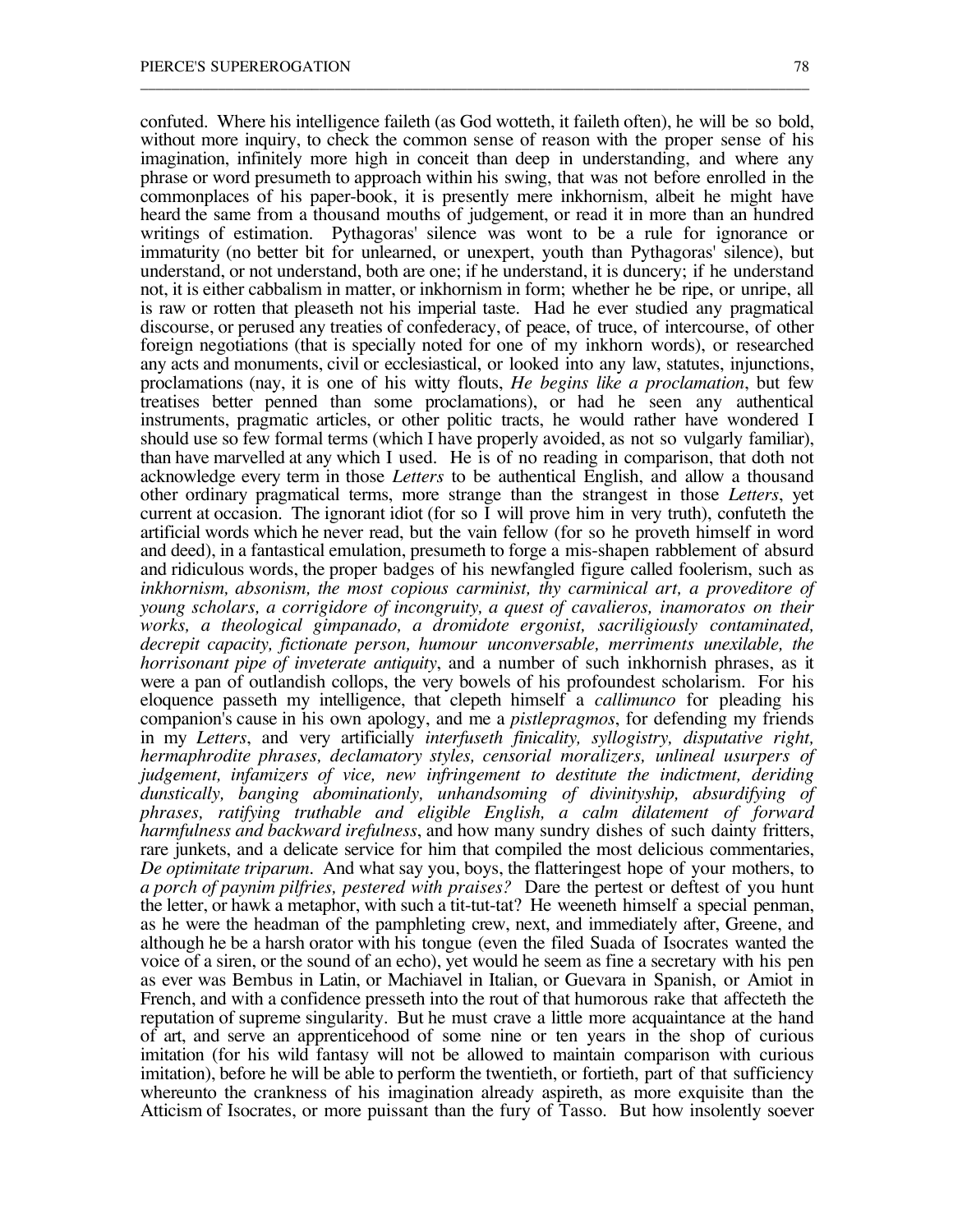confuted. Where his intelligence faileth (as God wotteth, it faileth often), he will be so bold, without more inquiry, to check the common sense of reason with the proper sense of his imagination, infinitely more high in conceit than deep in understanding, and where any phrase or word presumeth to approach within his swing, that was not before enrolled in the commonplaces of his paper-book, it is presently mere inkhornism, albeit he might have heard the same from a thousand mouths of judgement, or read it in more than an hundred writings of estimation. Pythagoras' silence was wont to be a rule for ignorance or immaturity (no better bit for unlearned, or unexpert, youth than Pythagoras' silence), but understand, or not understand, both are one; if he understand, it is duncery; if he understand not, it is either cabbalism in matter, or inkhornism in form; whether he be ripe, or unripe, all is raw or rotten that pleaseth not his imperial taste. Had he ever studied any pragmatical discourse, or perused any treaties of confederacy, of peace, of truce, of intercourse, of other foreign negotiations (that is specially noted for one of my inkhorn words), or researched any acts and monuments, civil or ecclesiastical, or looked into any law, statutes, injunctions, proclamations (nay, it is one of his witty flouts, *He begins like a proclamation*, but few treatises better penned than some proclamations), or had he seen any authentical instruments, pragmatic articles, or other politic tracts, he would rather have wondered I should use so few formal terms (which I have properly avoided, as not so vulgarly familiar), than have marvelled at any which I used. He is of no reading in comparison, that doth not acknowledge every term in those *Letters* to be authentical English, and allow a thousand other ordinary pragmatical terms, more strange than the strangest in those *Letters*, yet current at occasion. The ignorant idiot (for so I will prove him in very truth), confuteth the artificial words which he never read, but the vain fellow (for so he proveth himself in word and deed), in a fantastical emulation, presumeth to forge a mis-shapen rabblement of absurd and ridiculous words, the proper badges of his newfangled figure called foolerism, such as *inkhornism, absonism, the most copious carminist, thy carminical art, a proveditore of young scholars, a corrigidore of incongruity, a quest of cavalieros, inamoratos on their works, a theological gimpanado, a dromidote ergonist, sacriligiously contaminated, decrepit capacity, fictionate person, humour unconversable, merriments unexilable, the horrisonant pipe of inveterate antiquity*, and a number of such inkhornish phrases, as it were a pan of outlandish collops, the very bowels of his profoundest scholarism. For his eloquence passeth my intelligence, that clepeth himself a *callimunco* for pleading his companion's cause in his own apology, and me a *pistlepragmos*, for defending my friends in my *Letters*, and very artificially *interfuseth finicality, syllogistry, disputative right, hermaphrodite phrases, declamatory styles, censorial moralizers, unlineal usurpers of judgement, infamizers of vice, new infringement to destitute the indictment, deriding dunstically, banging abominationly, unhandsoming of divinityship, absurdifying of phrases, ratifying truthable and eligible English, a calm dilatement of forward harmfulness and backward irefulness*, and how many sundry dishes of such dainty fritters, rare junkets, and a delicate service for him that compiled the most delicious commentaries, *De optimitate triparum*. And what say you, boys, the flatteringest hope of your mothers, to *a porch of paynim pilfries, pestered with praises?* Dare the pertest or deftest of you hunt the letter, or hawk a metaphor, with such a tit-tut-tat? He weeneth himself a special penman, as he were the headman of the pamphleting crew, next, and immediately after, Greene, and although he be a harsh orator with his tongue (even the filed Suada of Isocrates wanted the voice of a siren, or the sound of an echo), yet would he seem as fine a secretary with his pen as ever was Bembus in Latin, or Machiavel in Italian, or Guevara in Spanish, or Amiot in French, and with a confidence presseth into the rout of that humorous rake that affecteth the reputation of supreme singularity. But he must crave a little more acquaintance at the hand of art, and serve an apprenticehood of some nine or ten years in the shop of curious imitation (for his wild fantasy will not be allowed to maintain comparison with curious imitation), before he will be able to perform the twentieth, or fortieth, part of that sufficiency whereunto the crankness of his imagination already aspireth, as more exquisite than the Atticism of Isocrates, or more puissant than the fury of Tasso. But how insolently soever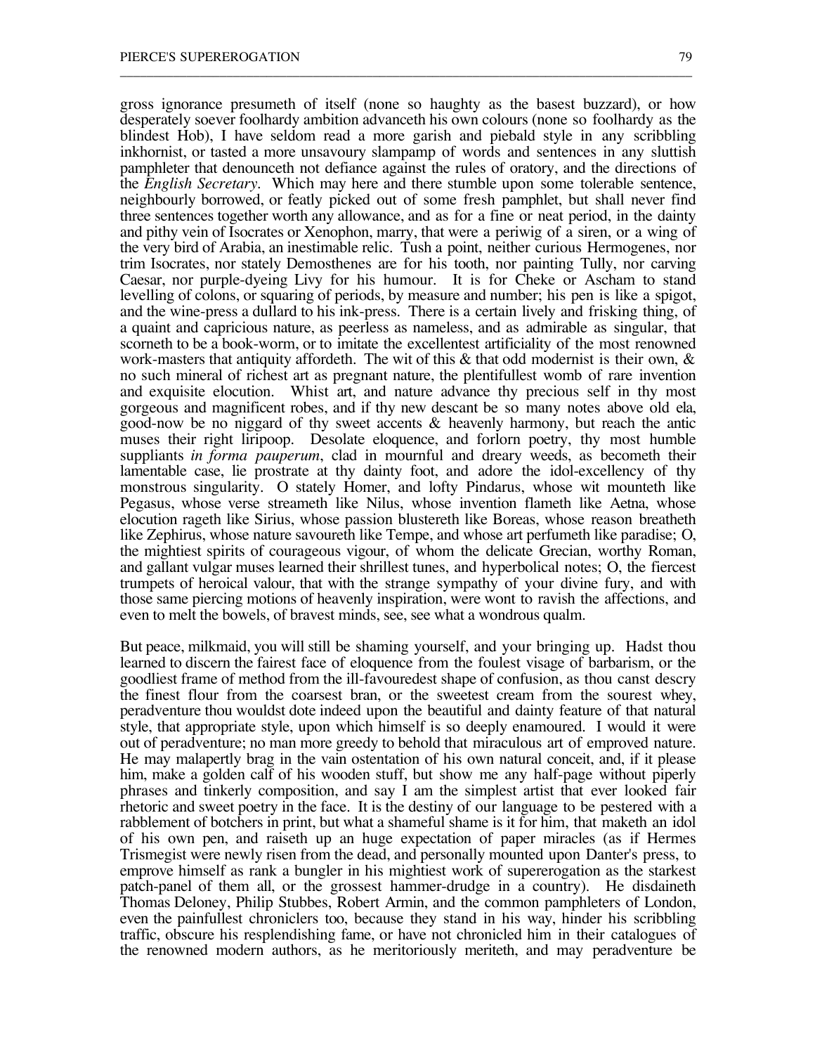gross ignorance presumeth of itself (none so haughty as the basest buzzard), or how desperately soever foolhardy ambition advanceth his own colours (none so foolhardy as the blindest Hob), I have seldom read a more garish and piebald style in any scribbling inkhornist, or tasted a more unsavoury slampamp of words and sentences in any sluttish pamphleter that denounceth not defiance against the rules of oratory, and the directions of the *English Secretary*. Which may here and there stumble upon some tolerable sentence, neighbourly borrowed, or featly picked out of some fresh pamphlet, but shall never find three sentences together worth any allowance, and as for a fine or neat period, in the dainty and pithy vein of Isocrates or Xenophon, marry, that were a periwig of a siren, or a wing of the very bird of Arabia, an inestimable relic. Tush a point, neither curious Hermogenes, nor trim Isocrates, nor stately Demosthenes are for his tooth, nor painting Tully, nor carving Caesar, nor purple-dyeing Livy for his humour. It is for Cheke or Ascham to stand levelling of colons, or squaring of periods, by measure and number; his pen is like a spigot, and the wine-press a dullard to his ink-press. There is a certain lively and frisking thing, of a quaint and capricious nature, as peerless as nameless, and as admirable as singular, that scorneth to be a book-worm, or to imitate the excellentest artificiality of the most renowned work-masters that antiquity affordeth. The wit of this & that odd modernist is their own, & no such mineral of richest art as pregnant nature, the plentifullest womb of rare invention and exquisite elocution. Whist art, and nature advance thy precious self in thy most gorgeous and magnificent robes, and if thy new descant be so many notes above old ela, good-now be no niggard of thy sweet accents & heavenly harmony, but reach the antic muses their right liripoop. Desolate eloquence, and forlorn poetry, thy most humble suppliants *in forma pauperum*, clad in mournful and dreary weeds, as becometh their lamentable case, lie prostrate at thy dainty foot, and adore the idol-excellency of thy monstrous singularity. O stately Homer, and lofty Pindarus, whose wit mounteth like Pegasus, whose verse streameth like Nilus, whose invention flameth like Aetna, whose elocution rageth like Sirius, whose passion blustereth like Boreas, whose reason breatheth like Zephirus, whose nature savoureth like Tempe, and whose art perfumeth like paradise; O, the mightiest spirits of courageous vigour, of whom the delicate Grecian, worthy Roman, and gallant vulgar muses learned their shrillest tunes, and hyperbolical notes; O, the fiercest trumpets of heroical valour, that with the strange sympathy of your divine fury, and with those same piercing motions of heavenly inspiration, were wont to ravish the affections, and even to melt the bowels, of bravest minds, see, see what a wondrous qualm.

But peace, milkmaid, you will still be shaming yourself, and your bringing up. Hadst thou learned to discern the fairest face of eloquence from the foulest visage of barbarism, or the goodliest frame of method from the ill-favouredest shape of confusion, as thou canst descry the finest flour from the coarsest bran, or the sweetest cream from the sourest whey, peradventure thou wouldst dote indeed upon the beautiful and dainty feature of that natural style, that appropriate style, upon which himself is so deeply enamoured. I would it were out of peradventure; no man more greedy to behold that miraculous art of emproved nature. He may malapertly brag in the vain ostentation of his own natural conceit, and, if it please him, make a golden calf of his wooden stuff, but show me any half-page without piperly phrases and tinkerly composition, and say I am the simplest artist that ever looked fair rhetoric and sweet poetry in the face. It is the destiny of our language to be pestered with a rabblement of botchers in print, but what a shameful shame is it for him, that maketh an idol of his own pen, and raiseth up an huge expectation of paper miracles (as if Hermes Trismegist were newly risen from the dead, and personally mounted upon Danter's press, to emprove himself as rank a bungler in his mightiest work of supererogation as the starkest patch-panel of them all, or the grossest hammer-drudge in a country). He disdaineth Thomas Deloney, Philip Stubbes, Robert Armin, and the common pamphleters of London, even the painfullest chroniclers too, because they stand in his way, hinder his scribbling traffic, obscure his resplendishing fame, or have not chronicled him in their catalogues of the renowned modern authors, as he meritoriously meriteth, and may peradventure be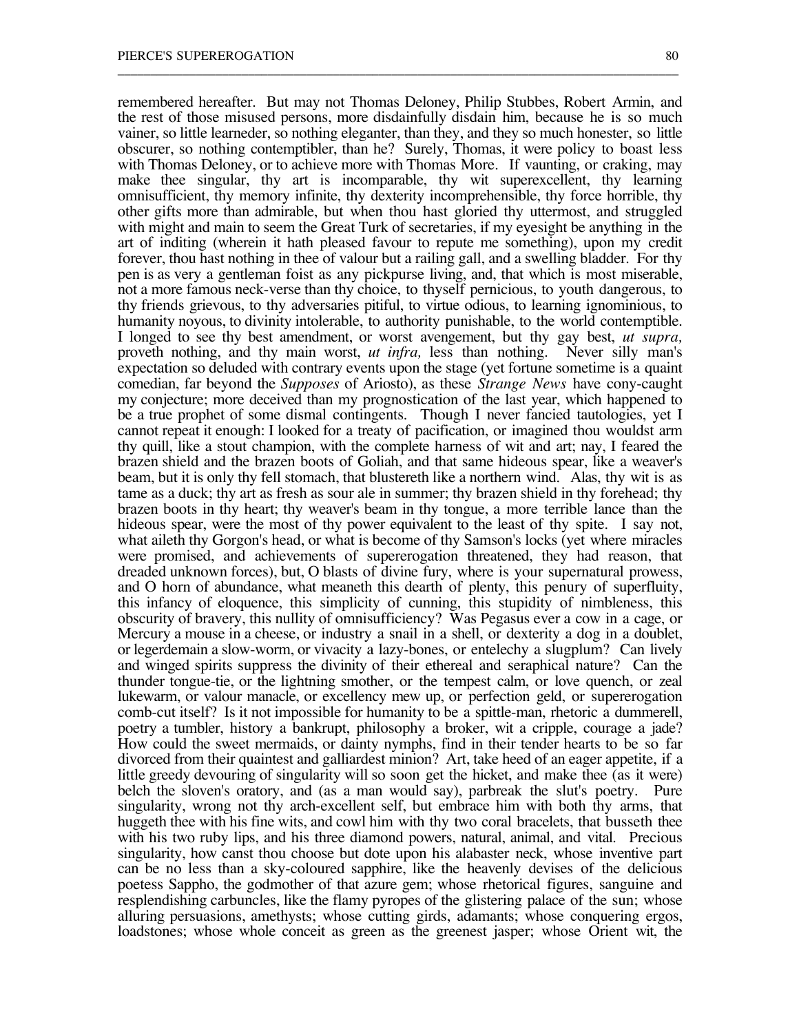remembered hereafter. But may not Thomas Deloney, Philip Stubbes, Robert Armin, and the rest of those misused persons, more disdainfully disdain him, because he is so much vainer, so little learneder, so nothing eleganter, than they, and they so much honester, so little obscurer, so nothing contemptibler, than he? Surely, Thomas, it were policy to boast less with Thomas Deloney, or to achieve more with Thomas More. If vaunting, or craking, may make thee singular, thy art is incomparable, thy wit superexcellent, thy learning omnisufficient, thy memory infinite, thy dexterity incomprehensible, thy force horrible, thy other gifts more than admirable, but when thou hast gloried thy uttermost, and struggled with might and main to seem the Great Turk of secretaries, if my eyesight be anything in the art of inditing (wherein it hath pleased favour to repute me something), upon my credit forever, thou hast nothing in thee of valour but a railing gall, and a swelling bladder. For thy pen is as very a gentleman foist as any pickpurse living, and, that which is most miserable, not a more famous neck-verse than thy choice, to thyself pernicious, to youth dangerous, to thy friends grievous, to thy adversaries pitiful, to virtue odious, to learning ignominious, to humanity noyous, to divinity intolerable, to authority punishable, to the world contemptible. I longed to see thy best amendment, or worst avengement, but thy gay best, *ut supra,* proveth nothing, and thy main worst, *ut infra,* less than nothing. Never silly man's expectation so deluded with contrary events upon the stage (yet fortune sometime is a quaint comedian, far beyond the *Supposes* of Ariosto), as these *Strange News* have cony-caught my conjecture; more deceived than my prognostication of the last year, which happened to be a true prophet of some dismal contingents. Though I never fancied tautologies, yet I cannot repeat it enough: I looked for a treaty of pacification, or imagined thou wouldst arm thy quill, like a stout champion, with the complete harness of wit and art; nay, I feared the brazen shield and the brazen boots of Goliah, and that same hideous spear, like a weaver's beam, but it is only thy fell stomach, that blustereth like a northern wind. Alas, thy wit is as tame as a duck; thy art as fresh as sour ale in summer; thy brazen shield in thy forehead; thy brazen boots in thy heart; thy weaver's beam in thy tongue, a more terrible lance than the hideous spear, were the most of thy power equivalent to the least of thy spite. I say not, what aileth thy Gorgon's head, or what is become of thy Samson's locks (yet where miracles were promised, and achievements of supererogation threatened, they had reason, that dreaded unknown forces), but, O blasts of divine fury, where is your supernatural prowess, and O horn of abundance, what meaneth this dearth of plenty, this penury of superfluity, this infancy of eloquence, this simplicity of cunning, this stupidity of nimbleness, this obscurity of bravery, this nullity of omnisufficiency? Was Pegasus ever a cow in a cage, or Mercury a mouse in a cheese, or industry a snail in a shell, or dexterity a dog in a doublet, or legerdemain a slow-worm, or vivacity a lazy-bones, or entelechy a slugplum? Can lively and winged spirits suppress the divinity of their ethereal and seraphical nature? Can the thunder tongue-tie, or the lightning smother, or the tempest calm, or love quench, or zeal lukewarm, or valour manacle, or excellency mew up, or perfection geld, or supererogation comb-cut itself? Is it not impossible for humanity to be a spittle-man, rhetoric a dummerell, poetry a tumbler, history a bankrupt, philosophy a broker, wit a cripple, courage a jade? How could the sweet mermaids, or dainty nymphs, find in their tender hearts to be so far divorced from their quaintest and galliardest minion? Art, take heed of an eager appetite, if a little greedy devouring of singularity will so soon get the hicket, and make thee (as it were) belch the sloven's oratory, and (as a man would say), parbreak the slut's poetry. Pure singularity, wrong not thy arch-excellent self, but embrace him with both thy arms, that huggeth thee with his fine wits, and cowl him with thy two coral bracelets, that busseth thee with his two ruby lips, and his three diamond powers, natural, animal, and vital. Precious singularity, how canst thou choose but dote upon his alabaster neck, whose inventive part can be no less than a sky-coloured sapphire, like the heavenly devises of the delicious poetess Sappho, the godmother of that azure gem; whose rhetorical figures, sanguine and resplendishing carbuncles, like the flamy pyropes of the glistering palace of the sun; whose alluring persuasions, amethysts; whose cutting girds, adamants; whose conquering ergos, loadstones; whose whole conceit as green as the greenest jasper; whose Orient wit, the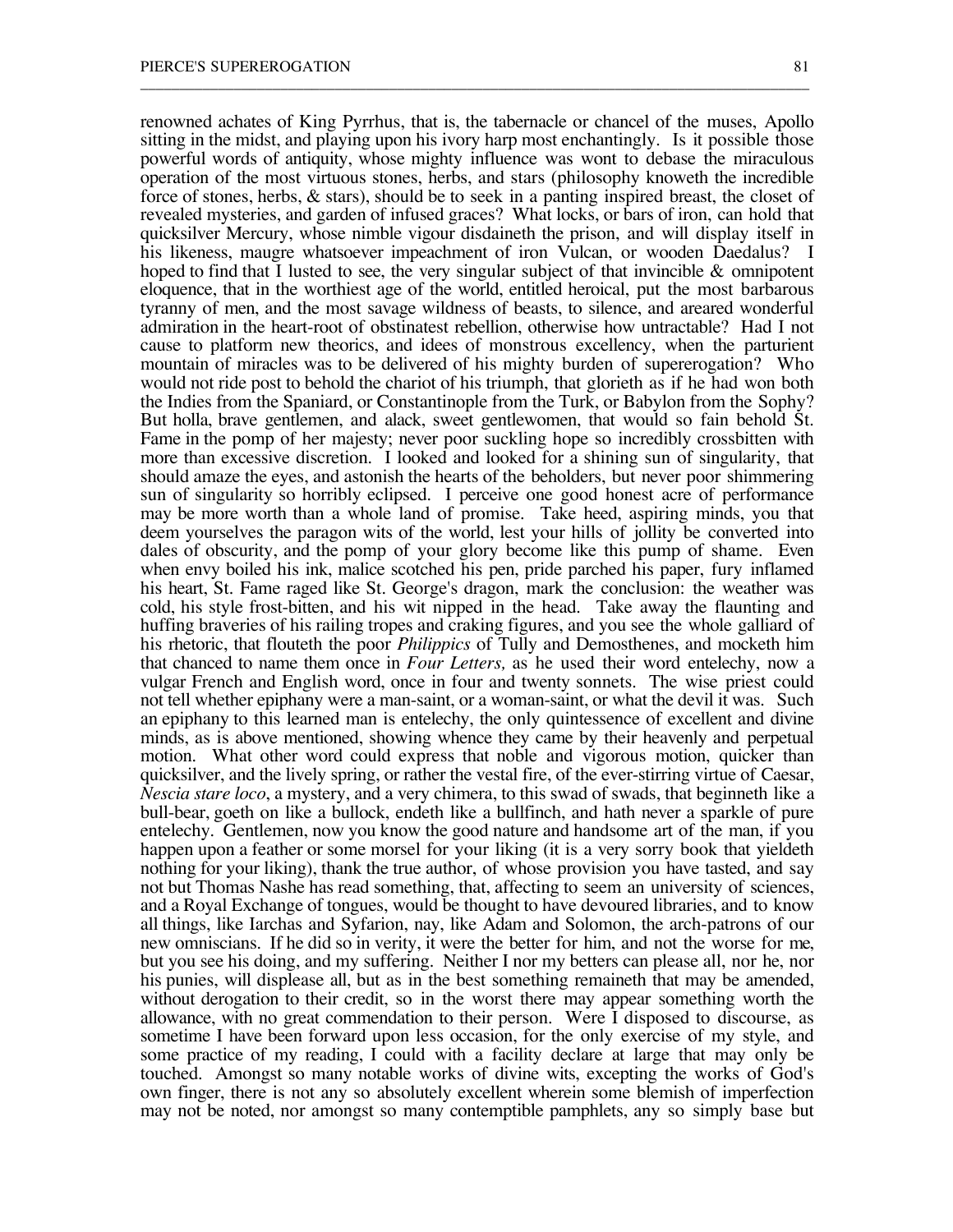renowned achates of King Pyrrhus, that is, the tabernacle or chancel of the muses, Apollo sitting in the midst, and playing upon his ivory harp most enchantingly. Is it possible those powerful words of antiquity, whose mighty influence was wont to debase the miraculous operation of the most virtuous stones, herbs, and stars (philosophy knoweth the incredible force of stones, herbs, & stars), should be to seek in a panting inspired breast, the closet of revealed mysteries, and garden of infused graces? What locks, or bars of iron, can hold that quicksilver Mercury, whose nimble vigour disdaineth the prison, and will display itself in his likeness, maugre whatsoever impeachment of iron Vulcan, or wooden Daedalus? I hoped to find that I lusted to see, the very singular subject of that invincible & omnipotent eloquence, that in the worthiest age of the world, entitled heroical, put the most barbarous tyranny of men, and the most savage wildness of beasts, to silence, and areared wonderful admiration in the heart-root of obstinatest rebellion, otherwise how untractable? Had I not cause to platform new theorics, and idees of monstrous excellency, when the parturient mountain of miracles was to be delivered of his mighty burden of supererogation? Who would not ride post to behold the chariot of his triumph, that glorieth as if he had won both the Indies from the Spaniard, or Constantinople from the Turk, or Babylon from the Sophy? But holla, brave gentlemen, and alack, sweet gentlewomen, that would so fain behold St. Fame in the pomp of her majesty; never poor suckling hope so incredibly crossbitten with more than excessive discretion. I looked and looked for a shining sun of singularity, that should amaze the eyes, and astonish the hearts of the beholders, but never poor shimmering sun of singularity so horribly eclipsed. I perceive one good honest acre of performance may be more worth than a whole land of promise. Take heed, aspiring minds, you that deem yourselves the paragon wits of the world, lest your hills of jollity be converted into dales of obscurity, and the pomp of your glory become like this pump of shame. Even when envy boiled his ink, malice scotched his pen, pride parched his paper, fury inflamed his heart, St. Fame raged like St. George's dragon, mark the conclusion: the weather was cold, his style frost-bitten, and his wit nipped in the head. Take away the flaunting and huffing braveries of his railing tropes and craking figures, and you see the whole galliard of his rhetoric, that flouteth the poor *Philippics* of Tully and Demosthenes, and mocketh him that chanced to name them once in *Four Letters,* as he used their word entelechy, now a vulgar French and English word, once in four and twenty sonnets. The wise priest could not tell whether epiphany were a man-saint, or a woman-saint, or what the devil it was. Such an epiphany to this learned man is entelechy, the only quintessence of excellent and divine minds, as is above mentioned, showing whence they came by their heavenly and perpetual motion. What other word could express that noble and vigorous motion, quicker than quicksilver, and the lively spring, or rather the vestal fire, of the ever-stirring virtue of Caesar, *Nescia stare loco*, a mystery, and a very chimera, to this swad of swads, that beginneth like a bull-bear, goeth on like a bullock, endeth like a bullfinch, and hath never a sparkle of pure entelechy. Gentlemen, now you know the good nature and handsome art of the man, if you happen upon a feather or some morsel for your liking (it is a very sorry book that yieldeth nothing for your liking), thank the true author, of whose provision you have tasted, and say not but Thomas Nashe has read something, that, affecting to seem an university of sciences, and a Royal Exchange of tongues, would be thought to have devoured libraries, and to know all things, like Iarchas and Syfarion, nay, like Adam and Solomon, the arch-patrons of our new omniscians. If he did so in verity, it were the better for him, and not the worse for me, but you see his doing, and my suffering. Neither I nor my betters can please all, nor he, nor his punies, will displease all, but as in the best something remaineth that may be amended, without derogation to their credit, so in the worst there may appear something worth the allowance, with no great commendation to their person. Were I disposed to discourse, as sometime I have been forward upon less occasion, for the only exercise of my style, and some practice of my reading, I could with a facility declare at large that may only be touched. Amongst so many notable works of divine wits, excepting the works of God's own finger, there is not any so absolutely excellent wherein some blemish of imperfection may not be noted, nor amongst so many contemptible pamphlets, any so simply base but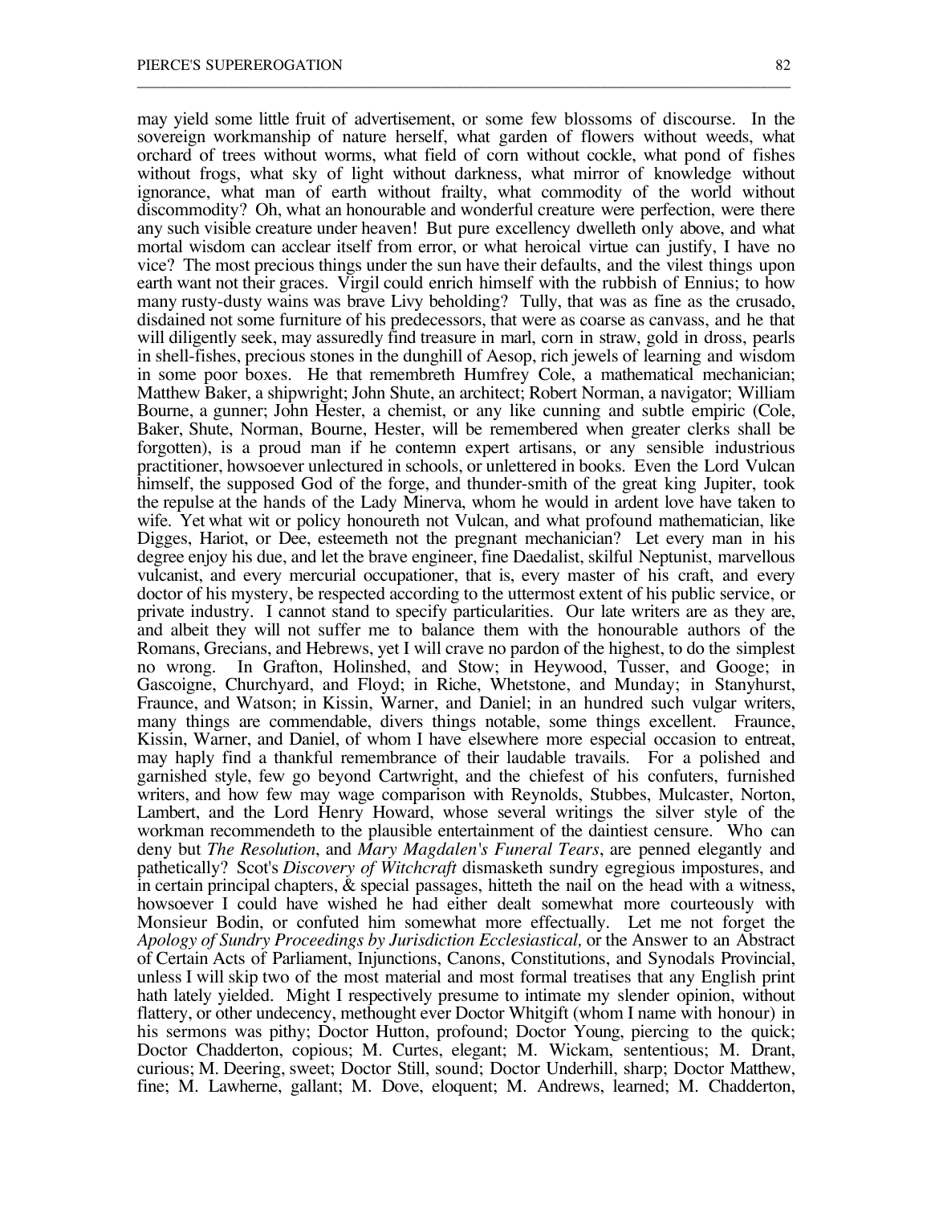may yield some little fruit of advertisement, or some few blossoms of discourse. In the sovereign workmanship of nature herself, what garden of flowers without weeds, what orchard of trees without worms, what field of corn without cockle, what pond of fishes without frogs, what sky of light without darkness, what mirror of knowledge without ignorance, what man of earth without frailty, what commodity of the world without discommodity? Oh, what an honourable and wonderful creature were perfection, were there any such visible creature under heaven! But pure excellency dwelleth only above, and what mortal wisdom can acclear itself from error, or what heroical virtue can justify, I have no vice? The most precious things under the sun have their defaults, and the vilest things upon earth want not their graces. Virgil could enrich himself with the rubbish of Ennius; to how many rusty-dusty wains was brave Livy beholding? Tully, that was as fine as the crusado, disdained not some furniture of his predecessors, that were as coarse as canvass, and he that will diligently seek, may assuredly find treasure in marl, corn in straw, gold in dross, pearls in shell-fishes, precious stones in the dunghill of Aesop, rich jewels of learning and wisdom in some poor boxes. He that remembreth Humfrey Cole, a mathematical mechanician; Matthew Baker, a shipwright; John Shute, an architect; Robert Norman, a navigator; William Bourne, a gunner; John Hester, a chemist, or any like cunning and subtle empiric (Cole, Baker, Shute, Norman, Bourne, Hester, will be remembered when greater clerks shall be forgotten), is a proud man if he contemn expert artisans, or any sensible industrious practitioner, howsoever unlectured in schools, or unlettered in books. Even the Lord Vulcan himself, the supposed God of the forge, and thunder-smith of the great king Jupiter, took the repulse at the hands of the Lady Minerva, whom he would in ardent love have taken to wife. Yet what wit or policy honoureth not Vulcan, and what profound mathematician, like Digges, Hariot, or Dee, esteemeth not the pregnant mechanician? Let every man in his degree enjoy his due, and let the brave engineer, fine Daedalist, skilful Neptunist, marvellous vulcanist, and every mercurial occupationer, that is, every master of his craft, and every doctor of his mystery, be respected according to the uttermost extent of his public service, or private industry. I cannot stand to specify particularities. Our late writers are as they are, and albeit they will not suffer me to balance them with the honourable authors of the Romans, Grecians, and Hebrews, yet I will crave no pardon of the highest, to do the simplest no wrong. In Grafton, Holinshed, and Stow; in Heywood, Tusser, and Googe; in Gascoigne, Churchyard, and Floyd; in Riche, Whetstone, and Munday; in Stanyhurst, Fraunce, and Watson; in Kissin, Warner, and Daniel; in an hundred such vulgar writers, many things are commendable, divers things notable, some things excellent. Fraunce, Kissin, Warner, and Daniel, of whom I have elsewhere more especial occasion to entreat, may haply find a thankful remembrance of their laudable travails. For a polished and garnished style, few go beyond Cartwright, and the chiefest of his confuters, furnished writers, and how few may wage comparison with Reynolds, Stubbes, Mulcaster, Norton, Lambert, and the Lord Henry Howard, whose several writings the silver style of the workman recommendeth to the plausible entertainment of the daintiest censure. Who can deny but *The Resolution*, and *Mary Magdalen's Funeral Tears*, are penned elegantly and pathetically? Scot's *Discovery of Witchcraft* dismasketh sundry egregious impostures, and in certain principal chapters, & special passages, hitteth the nail on the head with a witness, howsoever I could have wished he had either dealt somewhat more courteously with Monsieur Bodin, or confuted him somewhat more effectually. Let me not forget the *Apology of Sundry Proceedings by Jurisdiction Ecclesiastical,* or the Answer to an Abstract of Certain Acts of Parliament, Injunctions, Canons, Constitutions, and Synodals Provincial, unless I will skip two of the most material and most formal treatises that any English print hath lately yielded. Might I respectively presume to intimate my slender opinion, without flattery, or other undecency, methought ever Doctor Whitgift (whom I name with honour) in his sermons was pithy; Doctor Hutton, profound; Doctor Young, piercing to the quick; Doctor Chadderton, copious; M. Curtes, elegant; M. Wickam, sententious; M. Drant, curious; M. Deering, sweet; Doctor Still, sound; Doctor Underhill, sharp; Doctor Matthew, fine; M. Lawherne, gallant; M. Dove, eloquent; M. Andrews, learned; M. Chadderton,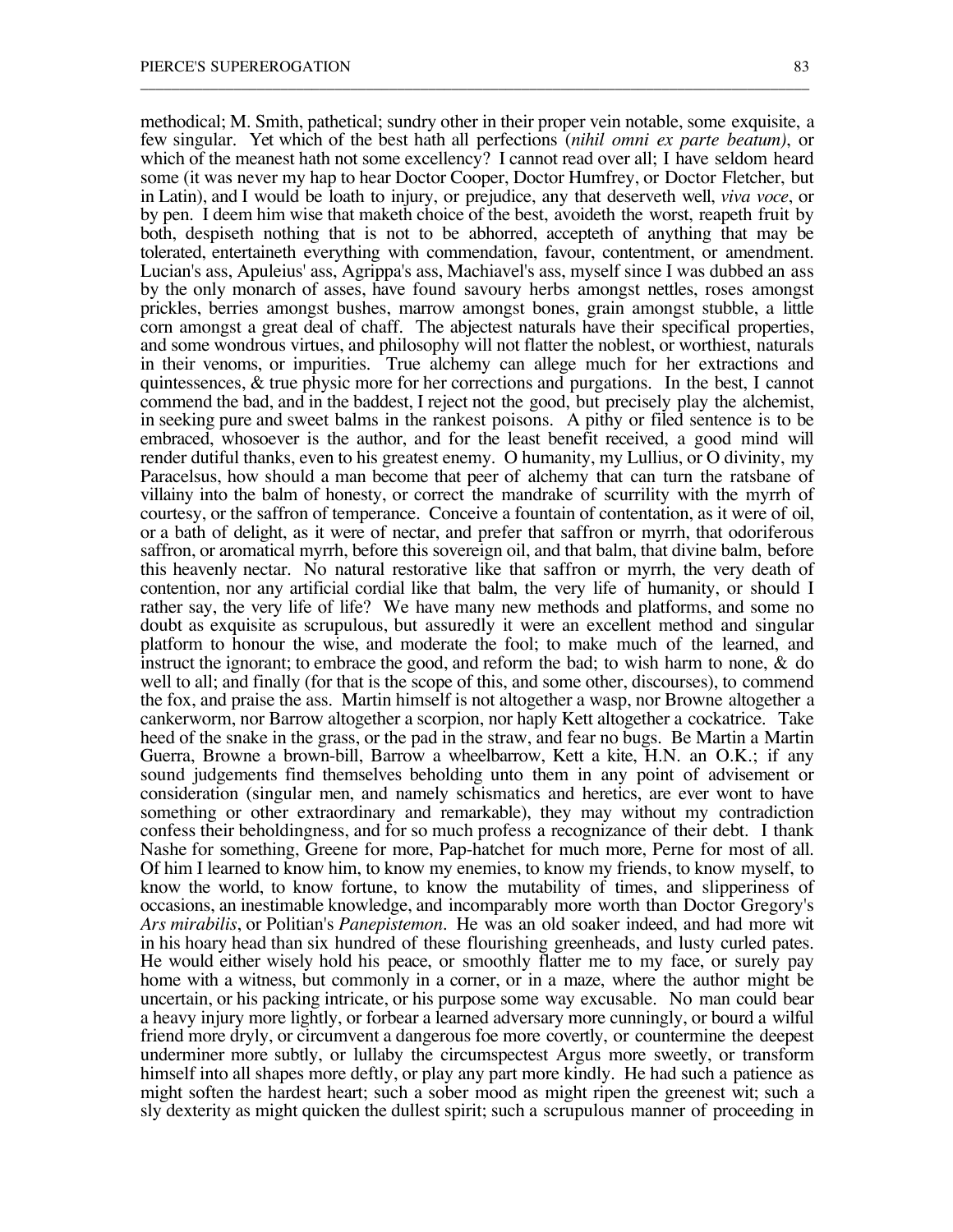methodical; M. Smith, pathetical; sundry other in their proper vein notable, some exquisite, a few singular. Yet which of the best hath all perfections (*nihil omni ex parte beatum)*, or which of the meanest hath not some excellency? I cannot read over all; I have seldom heard some (it was never my hap to hear Doctor Cooper, Doctor Humfrey, or Doctor Fletcher, but in Latin), and I would be loath to injury, or prejudice, any that deserveth well, *viva voce*, or by pen. I deem him wise that maketh choice of the best, avoideth the worst, reapeth fruit by both, despiseth nothing that is not to be abhorred, accepteth of anything that may be tolerated, entertaineth everything with commendation, favour, contentment, or amendment. Lucian's ass, Apuleius' ass, Agrippa's ass, Machiavel's ass, myself since I was dubbed an ass by the only monarch of asses, have found savoury herbs amongst nettles, roses amongst prickles, berries amongst bushes, marrow amongst bones, grain amongst stubble, a little corn amongst a great deal of chaff. The abjectest naturals have their specifical properties, and some wondrous virtues, and philosophy will not flatter the noblest, or worthiest, naturals in their venoms, or impurities. True alchemy can allege much for her extractions and quintessences, & true physic more for her corrections and purgations. In the best, I cannot commend the bad, and in the baddest, I reject not the good, but precisely play the alchemist, in seeking pure and sweet balms in the rankest poisons. A pithy or filed sentence is to be embraced, whosoever is the author, and for the least benefit received, a good mind will render dutiful thanks, even to his greatest enemy. O humanity, my Lullius, or O divinity, my Paracelsus, how should a man become that peer of alchemy that can turn the ratsbane of villainy into the balm of honesty, or correct the mandrake of scurrility with the myrrh of courtesy, or the saffron of temperance. Conceive a fountain of contentation, as it were of oil, or a bath of delight, as it were of nectar, and prefer that saffron or myrrh, that odoriferous saffron, or aromatical myrrh, before this sovereign oil, and that balm, that divine balm, before this heavenly nectar. No natural restorative like that saffron or myrrh, the very death of contention, nor any artificial cordial like that balm, the very life of humanity, or should I rather say, the very life of life? We have many new methods and platforms, and some no doubt as exquisite as scrupulous, but assuredly it were an excellent method and singular platform to honour the wise, and moderate the fool; to make much of the learned, and instruct the ignorant; to embrace the good, and reform the bad; to wish harm to none, & do well to all; and finally (for that is the scope of this, and some other, discourses), to commend the fox, and praise the ass. Martin himself is not altogether a wasp, nor Browne altogether a cankerworm, nor Barrow altogether a scorpion, nor haply Kett altogether a cockatrice. Take heed of the snake in the grass, or the pad in the straw, and fear no bugs. Be Martin a Martin Guerra, Browne a brown-bill, Barrow a wheelbarrow, Kett a kite, H.N. an O.K.; if any sound judgements find themselves beholding unto them in any point of advisement or consideration (singular men, and namely schismatics and heretics, are ever wont to have something or other extraordinary and remarkable), they may without my contradiction confess their beholdingness, and for so much profess a recognizance of their debt. I thank Nashe for something, Greene for more, Pap-hatchet for much more, Perne for most of all. Of him I learned to know him, to know my enemies, to know my friends, to know myself, to know the world, to know fortune, to know the mutability of times, and slipperiness of occasions, an inestimable knowledge, and incomparably more worth than Doctor Gregory's *Ars mirabilis*, or Politian's *Panepistemon*. He was an old soaker indeed, and had more wit in his hoary head than six hundred of these flourishing greenheads, and lusty curled pates. He would either wisely hold his peace, or smoothly flatter me to my face, or surely pay home with a witness, but commonly in a corner, or in a maze, where the author might be uncertain, or his packing intricate, or his purpose some way excusable. No man could bear a heavy injury more lightly, or forbear a learned adversary more cunningly, or bourd a wilful friend more dryly, or circumvent a dangerous foe more covertly, or countermine the deepest underminer more subtly, or lullaby the circumspectest Argus more sweetly, or transform himself into all shapes more deftly, or play any part more kindly. He had such a patience as might soften the hardest heart; such a sober mood as might ripen the greenest wit; such a sly dexterity as might quicken the dullest spirit; such a scrupulous manner of proceeding in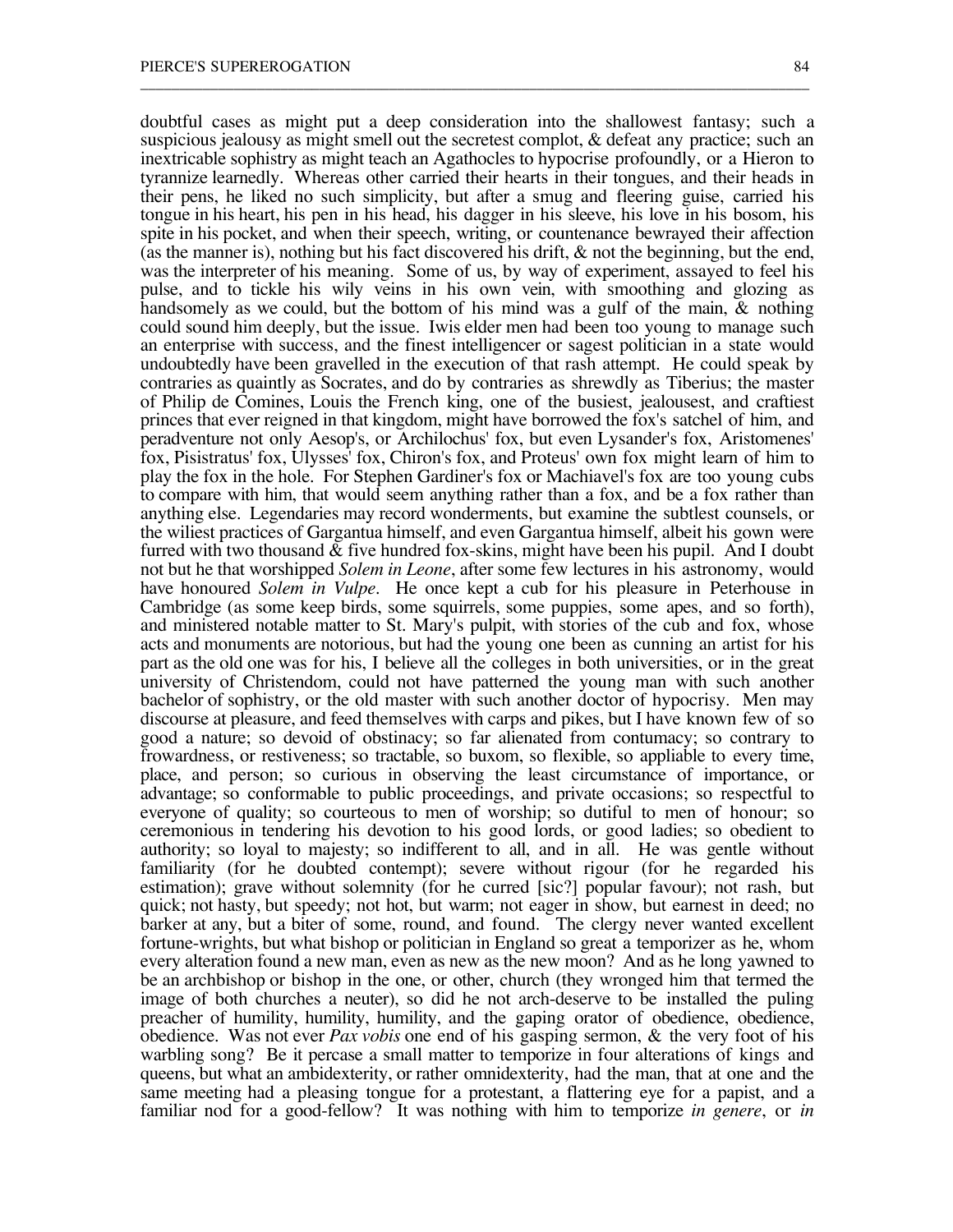doubtful cases as might put a deep consideration into the shallowest fantasy; such a suspicious jealousy as might smell out the secretest complot, & defeat any practice; such an inextricable sophistry as might teach an Agathocles to hypocrise profoundly, or a Hieron to tyrannize learnedly. Whereas other carried their hearts in their tongues, and their heads in their pens, he liked no such simplicity, but after a smug and fleering guise, carried his tongue in his heart, his pen in his head, his dagger in his sleeve, his love in his bosom, his spite in his pocket, and when their speech, writing, or countenance bewrayed their affection (as the manner is), nothing but his fact discovered his drift, & not the beginning, but the end, was the interpreter of his meaning. Some of us, by way of experiment, assayed to feel his pulse, and to tickle his wily veins in his own vein, with smoothing and glozing as handsomely as we could, but the bottom of his mind was a gulf of the main, & nothing could sound him deeply, but the issue. Iwis elder men had been too young to manage such an enterprise with success, and the finest intelligencer or sagest politician in a state would undoubtedly have been gravelled in the execution of that rash attempt. He could speak by contraries as quaintly as Socrates, and do by contraries as shrewdly as Tiberius; the master of Philip de Comines, Louis the French king, one of the busiest, jealousest, and craftiest princes that ever reigned in that kingdom, might have borrowed the fox's satchel of him, and peradventure not only Aesop's, or Archilochus' fox, but even Lysander's fox, Aristomenes' fox, Pisistratus' fox, Ulysses' fox, Chiron's fox, and Proteus' own fox might learn of him to play the fox in the hole. For Stephen Gardiner's fox or Machiavel's fox are too young cubs to compare with him, that would seem anything rather than a fox, and be a fox rather than anything else. Legendaries may record wonderments, but examine the subtlest counsels, or the wiliest practices of Gargantua himself, and even Gargantua himself, albeit his gown were furred with two thousand & five hundred fox-skins, might have been his pupil. And I doubt not but he that worshipped *Solem in Leone*, after some few lectures in his astronomy, would have honoured *Solem in Vulpe*. He once kept a cub for his pleasure in Peterhouse in Cambridge (as some keep birds, some squirrels, some puppies, some apes, and so forth), and ministered notable matter to St. Mary's pulpit, with stories of the cub and fox, whose acts and monuments are notorious, but had the young one been as cunning an artist for his part as the old one was for his, I believe all the colleges in both universities, or in the great university of Christendom, could not have patterned the young man with such another bachelor of sophistry, or the old master with such another doctor of hypocrisy. Men may discourse at pleasure, and feed themselves with carps and pikes, but I have known few of so good a nature; so devoid of obstinacy; so far alienated from contumacy; so contrary to frowardness, or restiveness; so tractable, so buxom, so flexible, so appliable to every time, place, and person; so curious in observing the least circumstance of importance, or advantage; so conformable to public proceedings, and private occasions; so respectful to everyone of quality; so courteous to men of worship; so dutiful to men of honour; so ceremonious in tendering his devotion to his good lords, or good ladies; so obedient to authority; so loyal to majesty; so indifferent to all, and in all. He was gentle without familiarity (for he doubted contempt); severe without rigour (for he regarded his estimation); grave without solemnity (for he curred [sic?] popular favour); not rash, but quick; not hasty, but speedy; not hot, but warm; not eager in show, but earnest in deed; no barker at any, but a biter of some, round, and found. The clergy never wanted excellent fortune-wrights, but what bishop or politician in England so great a temporizer as he, whom every alteration found a new man, even as new as the new moon? And as he long yawned to be an archbishop or bishop in the one, or other, church (they wronged him that termed the image of both churches a neuter), so did he not arch-deserve to be installed the puling preacher of humility, humility, humility, and the gaping orator of obedience, obedience, obedience. Was not ever *Pax vobis* one end of his gasping sermon, & the very foot of his warbling song? Be it percase a small matter to temporize in four alterations of kings and queens, but what an ambidexterity, or rather omnidexterity, had the man, that at one and the same meeting had a pleasing tongue for a protestant, a flattering eye for a papist, and a familiar nod for a good-fellow? It was nothing with him to temporize *in genere*, or *in*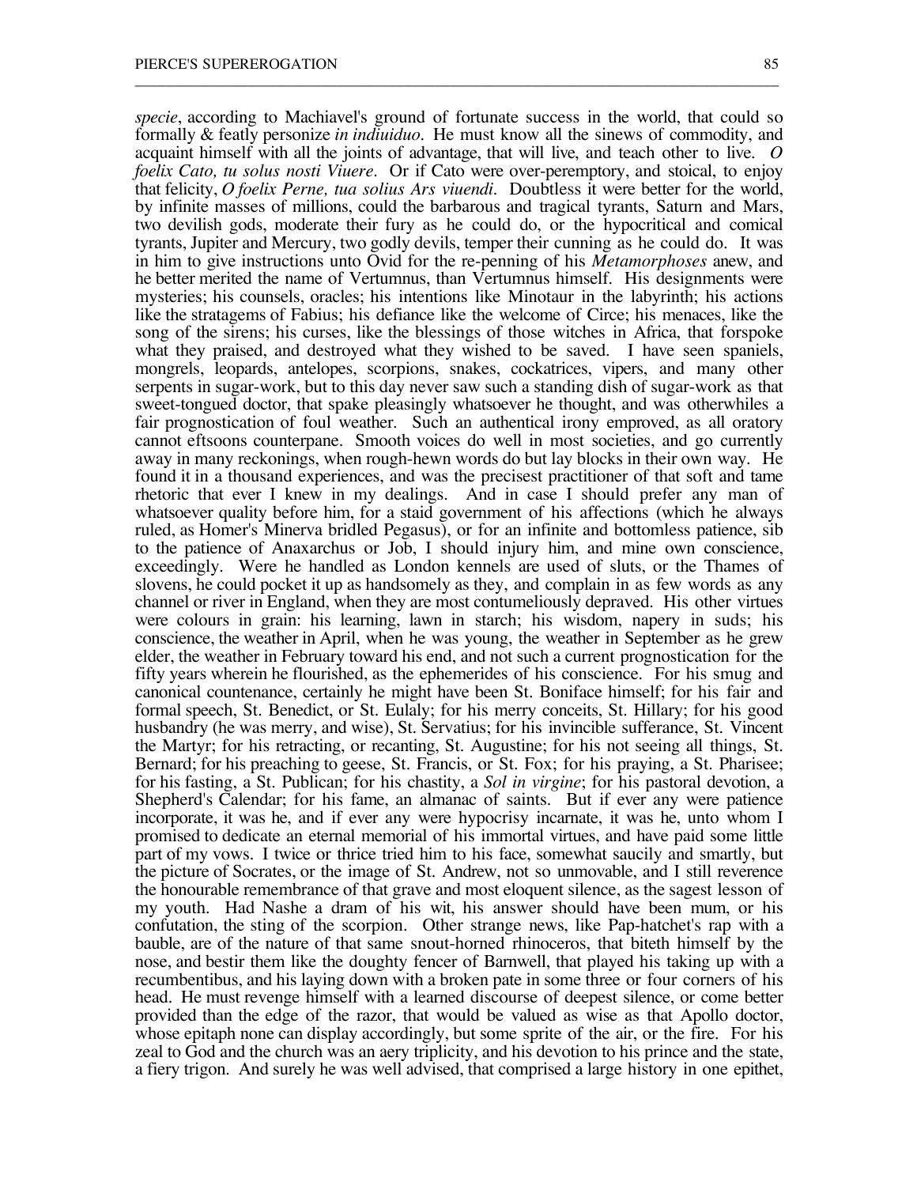*specie*, according to Machiavel's ground of fortunate success in the world, that could so formally & featly personize *in indiuiduo*. He must know all the sinews of commodity, and acquaint himself with all the joints of advantage, that will live, and teach other to live. *O foelix Cato, tu solus nosti Viuere*. Or if Cato were over-peremptory, and stoical, to enjoy that felicity, *O foelix Perne, tua solius Ars viuendi*. Doubtless it were better for the world, by infinite masses of millions, could the barbarous and tragical tyrants, Saturn and Mars, two devilish gods, moderate their fury as he could do, or the hypocritical and comical tyrants, Jupiter and Mercury, two godly devils, temper their cunning as he could do. It was in him to give instructions unto Ovid for the re-penning of his *Metamorphoses* anew, and he better merited the name of Vertumnus, than Vertumnus himself. His designments were mysteries; his counsels, oracles; his intentions like Minotaur in the labyrinth; his actions like the stratagems of Fabius; his defiance like the welcome of Circe; his menaces, like the song of the sirens; his curses, like the blessings of those witches in Africa, that forspoke what they praised, and destroyed what they wished to be saved. I have seen spaniels, mongrels, leopards, antelopes, scorpions, snakes, cockatrices, vipers, and many other serpents in sugar-work, but to this day never saw such a standing dish of sugar-work as that sweet-tongued doctor, that spake pleasingly whatsoever he thought, and was otherwhiles a fair prognostication of foul weather. Such an authentical irony emproved, as all oratory cannot eftsoons counterpane. Smooth voices do well in most societies, and go currently away in many reckonings, when rough-hewn words do but lay blocks in their own way. He found it in a thousand experiences, and was the precisest practitioner of that soft and tame rhetoric that ever I knew in my dealings. And in case I should prefer any man of whatsoever quality before him, for a staid government of his affections (which he always ruled, as Homer's Minerva bridled Pegasus), or for an infinite and bottomless patience, sib to the patience of Anaxarchus or Job, I should injury him, and mine own conscience, exceedingly. Were he handled as London kennels are used of sluts, or the Thames of slovens, he could pocket it up as handsomely as they, and complain in as few words as any channel or river in England, when they are most contumeliously depraved. His other virtues were colours in grain: his learning, lawn in starch; his wisdom, napery in suds; his conscience, the weather in April, when he was young, the weather in September as he grew elder, the weather in February toward his end, and not such a current prognostication for the fifty years wherein he flourished, as the ephemerides of his conscience. For his smug and canonical countenance, certainly he might have been St. Boniface himself; for his fair and formal speech, St. Benedict, or St. Eulaly; for his merry conceits, St. Hillary; for his good husbandry (he was merry, and wise), St. Servatius; for his invincible sufferance, St. Vincent the Martyr; for his retracting, or recanting, St. Augustine; for his not seeing all things, St. Bernard; for his preaching to geese, St. Francis, or St. Fox; for his praying, a St. Pharisee; for his fasting, a St. Publican; for his chastity, a *Sol in virgine*; for his pastoral devotion, a Shepherd's Calendar; for his fame, an almanac of saints. But if ever any were patience incorporate, it was he, and if ever any were hypocrisy incarnate, it was he, unto whom I promised to dedicate an eternal memorial of his immortal virtues, and have paid some little part of my vows. I twice or thrice tried him to his face, somewhat saucily and smartly, but the picture of Socrates, or the image of St. Andrew, not so unmovable, and I still reverence the honourable remembrance of that grave and most eloquent silence, as the sagest lesson of my youth. Had Nashe a dram of his wit, his answer should have been mum, or his confutation, the sting of the scorpion. Other strange news, like Pap-hatchet's rap with a bauble, are of the nature of that same snout-horned rhinoceros, that biteth himself by the nose, and bestir them like the doughty fencer of Barnwell, that played his taking up with a recumbentibus, and his laying down with a broken pate in some three or four corners of his head. He must revenge himself with a learned discourse of deepest silence, or come better provided than the edge of the razor, that would be valued as wise as that Apollo doctor, whose epitaph none can display accordingly, but some sprite of the air, or the fire. For his zeal to God and the church was an aery triplicity, and his devotion to his prince and the state, a fiery trigon. And surely he was well advised, that comprised a large history in one epithet,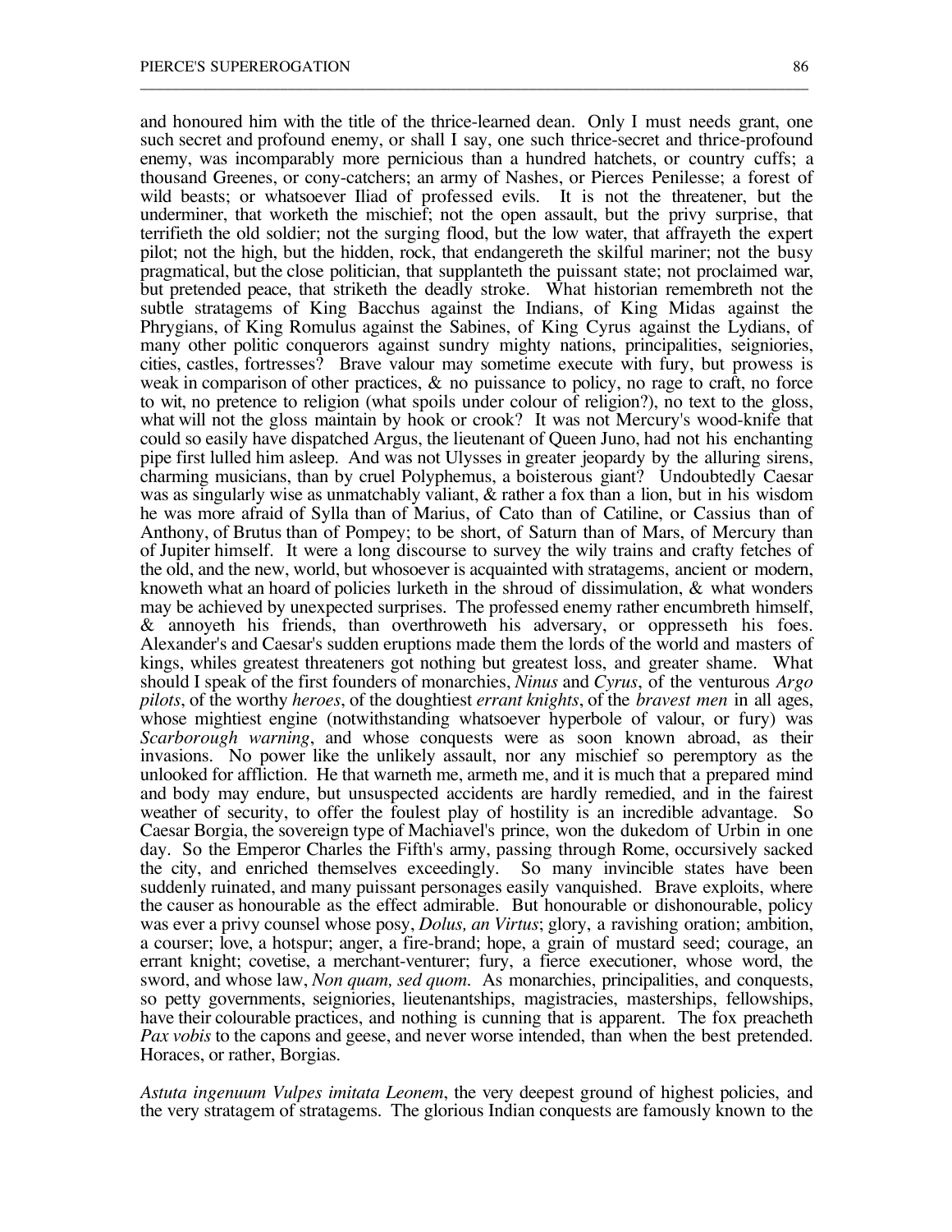and honoured him with the title of the thrice-learned dean. Only I must needs grant, one such secret and profound enemy, or shall I say, one such thrice-secret and thrice-profound enemy, was incomparably more pernicious than a hundred hatchets, or country cuffs; a thousand Greenes, or cony-catchers; an army of Nashes, or Pierces Penilesse; a forest of wild beasts; or whatsoever Iliad of professed evils. It is not the threatener, but the underminer, that worketh the mischief; not the open assault, but the privy surprise, that terrifieth the old soldier; not the surging flood, but the low water, that affrayeth the expert pilot; not the high, but the hidden, rock, that endangereth the skilful mariner; not the busy pragmatical, but the close politician, that supplanteth the puissant state; not proclaimed war, but pretended peace, that striketh the deadly stroke. What historian remembreth not the subtle stratagems of King Bacchus against the Indians, of King Midas against the Phrygians, of King Romulus against the Sabines, of King Cyrus against the Lydians, of many other politic conquerors against sundry mighty nations, principalities, seigniories, cities, castles, fortresses? Brave valour may sometime execute with fury, but prowess is weak in comparison of other practices, & no puissance to policy, no rage to craft, no force to wit, no pretence to religion (what spoils under colour of religion?), no text to the gloss, what will not the gloss maintain by hook or crook? It was not Mercury's wood-knife that could so easily have dispatched Argus, the lieutenant of Queen Juno, had not his enchanting pipe first lulled him asleep. And was not Ulysses in greater jeopardy by the alluring sirens, charming musicians, than by cruel Polyphemus, a boisterous giant? Undoubtedly Caesar was as singularly wise as unmatchably valiant, & rather a fox than a lion, but in his wisdom he was more afraid of Sylla than of Marius, of Cato than of Catiline, or Cassius than of Anthony, of Brutus than of Pompey; to be short, of Saturn than of Mars, of Mercury than of Jupiter himself. It were a long discourse to survey the wily trains and crafty fetches of the old, and the new, world, but whosoever is acquainted with stratagems, ancient or modern, knoweth what an hoard of policies lurketh in the shroud of dissimulation, & what wonders may be achieved by unexpected surprises. The professed enemy rather encumbreth himself, & annoyeth his friends, than overthroweth his adversary, or oppresseth his foes. Alexander's and Caesar's sudden eruptions made them the lords of the world and masters of kings, whiles greatest threateners got nothing but greatest loss, and greater shame. What should I speak of the first founders of monarchies, *Ninus* and *Cyrus*, of the venturous *Argo pilots*, of the worthy *heroes*, of the doughtiest *errant knights*, of the *bravest men* in all ages, whose mightiest engine (notwithstanding whatsoever hyperbole of valour, or fury) was *Scarborough warning*, and whose conquests were as soon known abroad, as their invasions. No power like the unlikely assault, nor any mischief so peremptory as the unlooked for affliction. He that warneth me, armeth me, and it is much that a prepared mind and body may endure, but unsuspected accidents are hardly remedied, and in the fairest weather of security, to offer the foulest play of hostility is an incredible advantage. So Caesar Borgia, the sovereign type of Machiavel's prince, won the dukedom of Urbin in one day. So the Emperor Charles the Fifth's army, passing through Rome, occursively sacked the city, and enriched themselves exceedingly. So many invincible states have been suddenly ruinated, and many puissant personages easily vanquished. Brave exploits, where the causer as honourable as the effect admirable. But honourable or dishonourable, policy was ever a privy counsel whose posy, *Dolus, an Virtus*; glory, a ravishing oration; ambition, a courser; love, a hotspur; anger, a fire-brand; hope, a grain of mustard seed; courage, an errant knight; covetise, a merchant-venturer; fury, a fierce executioner, whose word, the sword, and whose law, *Non quam, sed quom*. As monarchies, principalities, and conquests, so petty governments, seigniories, lieutenantships, magistracies, masterships, fellowships, have their colourable practices, and nothing is cunning that is apparent. The fox preacheth *Pax vobis* to the capons and geese, and never worse intended, than when the best pretended. Horaces, or rather, Borgias.

*Astuta ingenuum Vulpes imitata Leonem*, the very deepest ground of highest policies, and the very stratagem of stratagems. The glorious Indian conquests are famously known to the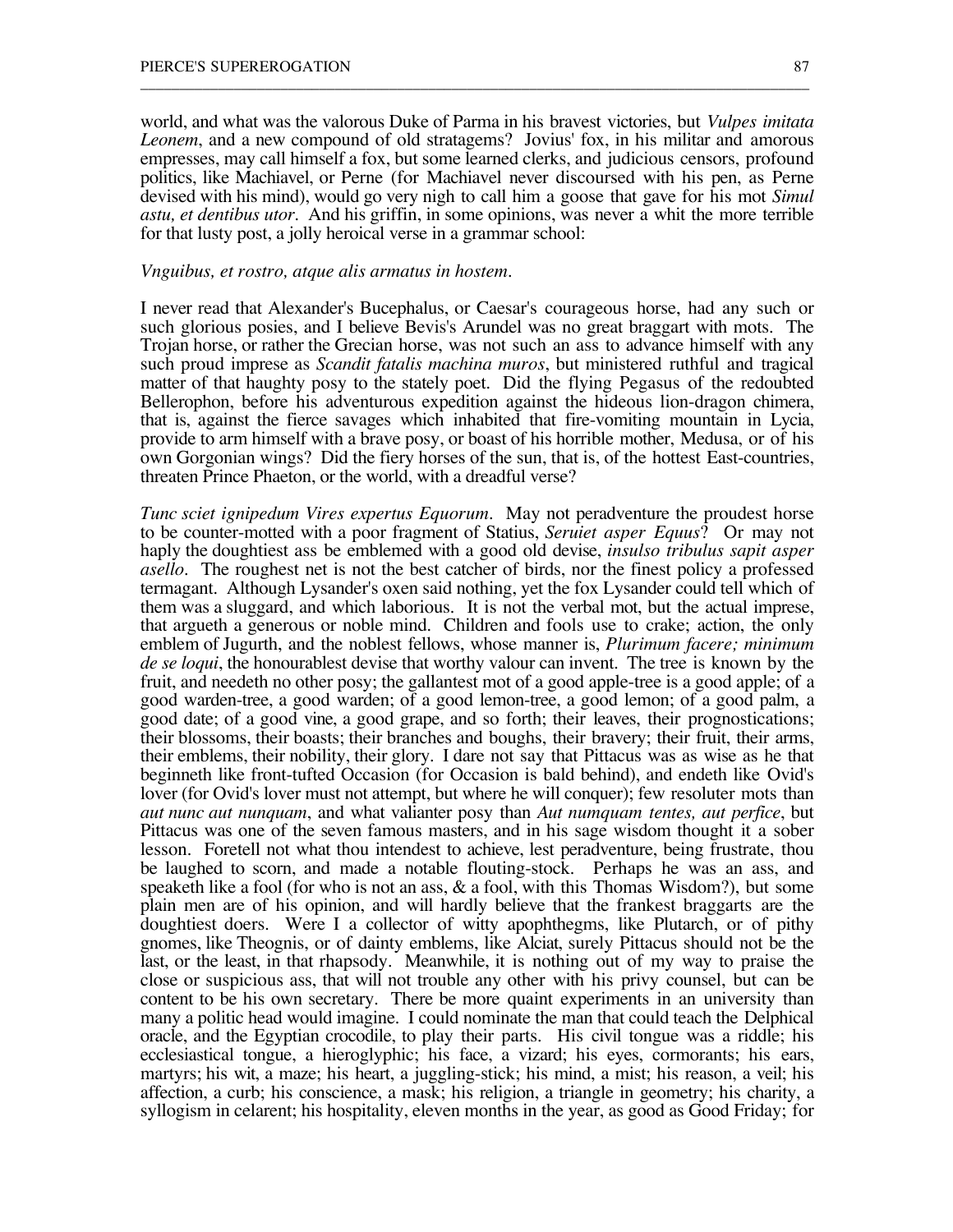world, and what was the valorous Duke of Parma in his bravest victories, but *Vulpes imitata Leonem*, and a new compound of old stratagems? Jovius' fox, in his militar and amorous empresses, may call himself a fox, but some learned clerks, and judicious censors, profound politics, like Machiavel, or Perne (for Machiavel never discoursed with his pen, as Perne devised with his mind), would go very nigh to call him a goose that gave for his mot *Simul astu, et dentibus utor*. And his griffin, in some opinions, was never a whit the more terrible for that lusty post, a jolly heroical verse in a grammar school:

*Vnguibus, et rostro, atque alis armatus in hostem.*

I never read that Alexander's Bucephalus, or Caesar's courageous horse, had any such or such glorious posies, and I believe Bevis's Arundel was no great braggart with mots. The Trojan horse, or rather the Grecian horse, was not such an ass to advance himself with any such proud imprese as *Scandit fatalis machina muros*, but ministered ruthful and tragical matter of that haughty posy to the stately poet. Did the flying Pegasus of the redoubted Bellerophon, before his adventurous expedition against the hideous lion-dragon chimera, that is, against the fierce savages which inhabited that fire-vomiting mountain in Lycia, provide to arm himself with a brave posy, or boast of his horrible mother, Medusa, or of his own Gorgonian wings? Did the fiery horses of the sun, that is, of the hottest East-countries, threaten Prince Phaeton, or the world, with a dreadful verse?

*Tunc sciet ignipedum Vires expertus Equorum*. May not peradventure the proudest horse to be counter-motted with a poor fragment of Statius, *Seruiet asper Equus*? Or may not haply the doughtiest ass be emblemed with a good old devise, *insulso tribulus sapit asper asello*. The roughest net is not the best catcher of birds, nor the finest policy a professed termagant. Although Lysander's oxen said nothing, yet the fox Lysander could tell which of them was a sluggard, and which laborious. It is not the verbal mot, but the actual imprese, that argueth a generous or noble mind. Children and fools use to crake; action, the only emblem of Jugurth, and the noblest fellows, whose manner is, *Plurimum facere; minimum de se loqui*, the honourablest devise that worthy valour can invent. The tree is known by the fruit, and needeth no other posy; the gallantest mot of a good apple-tree is a good apple; of a good warden-tree, a good warden; of a good lemon-tree, a good lemon; of a good palm, a good date; of a good vine, a good grape, and so forth; their leaves, their prognostications; their blossoms, their boasts; their branches and boughs, their bravery; their fruit, their arms, their emblems, their nobility, their glory. I dare not say that Pittacus was as wise as he that beginneth like front-tufted Occasion (for Occasion is bald behind), and endeth like Ovid's lover (for Ovid's lover must not attempt, but where he will conquer); few resoluter mots than *aut nunc aut nunquam*, and what valianter posy than *Aut numquam tentes, aut perfice*, but Pittacus was one of the seven famous masters, and in his sage wisdom thought it a sober lesson. Foretell not what thou intendest to achieve, lest peradventure, being frustrate, thou be laughed to scorn, and made a notable flouting-stock. Perhaps he was an ass, and speaketh like a fool (for who is not an ass, & a fool, with this Thomas Wisdom?), but some plain men are of his opinion, and will hardly believe that the frankest braggarts are the doughtiest doers. Were I a collector of witty apophthegms, like Plutarch, or of pithy gnomes, like Theognis, or of dainty emblems, like Alciat, surely Pittacus should not be the last, or the least, in that rhapsody. Meanwhile, it is nothing out of my way to praise the close or suspicious ass, that will not trouble any other with his privy counsel, but can be content to be his own secretary. There be more quaint experiments in an university than many a politic head would imagine. I could nominate the man that could teach the Delphical oracle, and the Egyptian crocodile, to play their parts. His civil tongue was a riddle; his ecclesiastical tongue, a hieroglyphic; his face, a vizard; his eyes, cormorants; his ears, martyrs; his wit, a maze; his heart, a juggling-stick; his mind, a mist; his reason, a veil; his affection, a curb; his conscience, a mask; his religion, a triangle in geometry; his charity, a syllogism in celarent; his hospitality, eleven months in the year, as good as Good Friday; for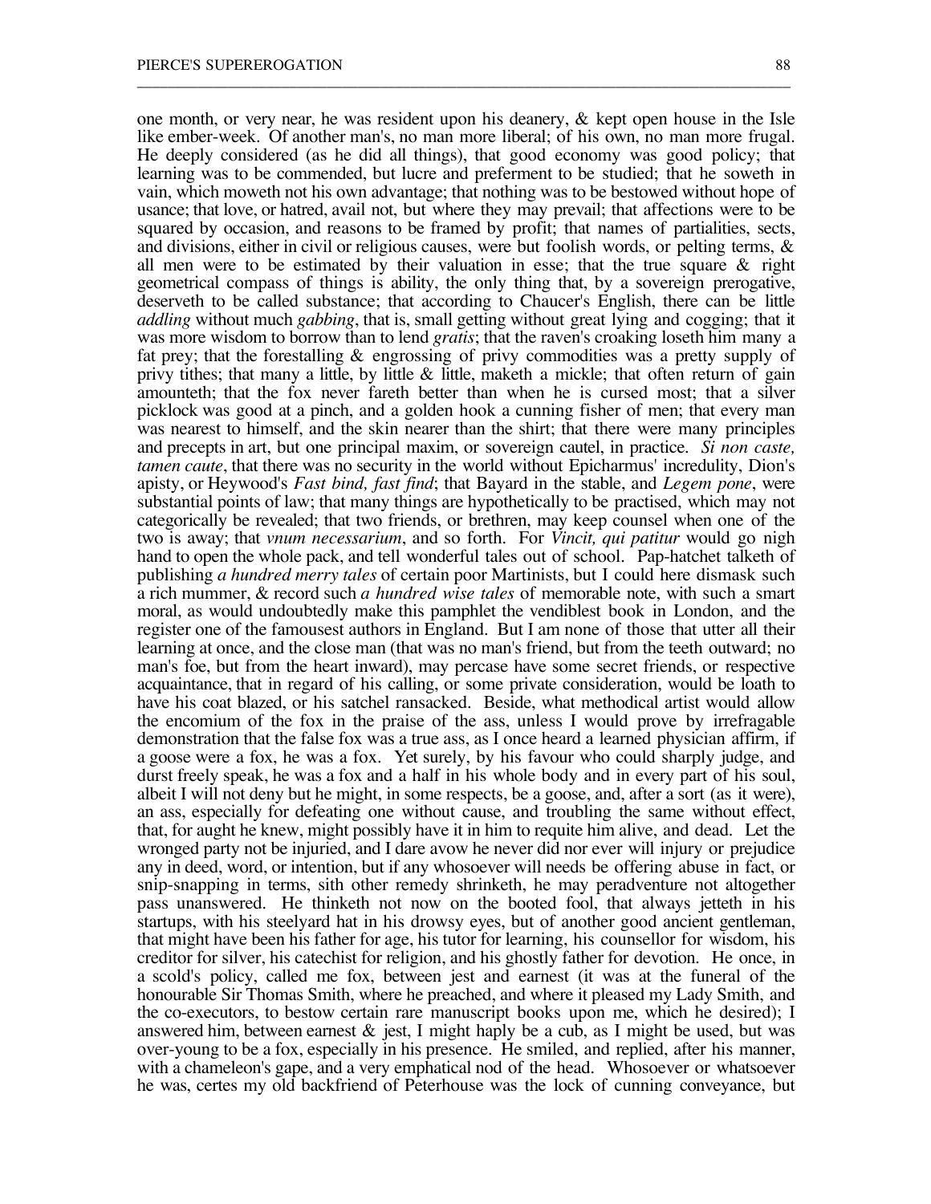one month, or very near, he was resident upon his deanery, & kept open house in the Isle like ember-week. Of another man's, no man more liberal; of his own, no man more frugal. He deeply considered (as he did all things), that good economy was good policy; that learning was to be commended, but lucre and preferment to be studied; that he soweth in vain, which moweth not his own advantage; that nothing was to be bestowed without hope of usance; that love, or hatred, avail not, but where they may prevail; that affections were to be squared by occasion, and reasons to be framed by profit; that names of partialities, sects, and divisions, either in civil or religious causes, were but foolish words, or pelting terms, & all men were to be estimated by their valuation in esse; that the true square & right geometrical compass of things is ability, the only thing that, by a sovereign prerogative, deserveth to be called substance; that according to Chaucer's English, there can be little *addling* without much *gabbing*, that is, small getting without great lying and cogging; that it was more wisdom to borrow than to lend *gratis*; that the raven's croaking loseth him many a fat prey; that the forestalling & engrossing of privy commodities was a pretty supply of privy tithes; that many a little, by little & little, maketh a mickle; that often return of gain amounteth; that the fox never fareth better than when he is cursed most; that a silver picklock was good at a pinch, and a golden hook a cunning fisher of men; that every man was nearest to himself, and the skin nearer than the shirt; that there were many principles and precepts in art, but one principal maxim, or sovereign cautel, in practice. *Si non caste, tamen caute*, that there was no security in the world without Epicharmus' incredulity, Dion's apisty, or Heywood's *Fast bind, fast find*; that Bayard in the stable, and *Legem pone*, were substantial points of law; that many things are hypothetically to be practised, which may not categorically be revealed; that two friends, or brethren, may keep counsel when one of the two is away; that *vnum necessarium*, and so forth. For *Vincit, qui patitur* would go nigh hand to open the whole pack, and tell wonderful tales out of school. Pap-hatchet talketh of publishing *a hundred merry tales* of certain poor Martinists, but I could here dismask such a rich mummer, & record such *a hundred wise tales* of memorable note, with such a smart moral, as would undoubtedly make this pamphlet the vendiblest book in London, and the register one of the famousest authors in England. But I am none of those that utter all their learning at once, and the close man (that was no man's friend, but from the teeth outward; no man's foe, but from the heart inward), may percase have some secret friends, or respective acquaintance, that in regard of his calling, or some private consideration, would be loath to have his coat blazed, or his satchel ransacked. Beside, what methodical artist would allow the encomium of the fox in the praise of the ass, unless I would prove by irrefragable demonstration that the false fox was a true ass, as I once heard a learned physician affirm, if a goose were a fox, he was a fox. Yet surely, by his favour who could sharply judge, and durst freely speak, he was a fox and a half in his whole body and in every part of his soul, albeit I will not deny but he might, in some respects, be a goose, and, after a sort (as it were), an ass, especially for defeating one without cause, and troubling the same without effect, that, for aught he knew, might possibly have it in him to requite him alive, and dead. Let the wronged party not be injuried, and I dare avow he never did nor ever will injury or prejudice any in deed, word, or intention, but if any whosoever will needs be offering abuse in fact, or snip-snapping in terms, sith other remedy shrinketh, he may peradventure not altogether pass unanswered. He thinketh not now on the booted fool, that always jetteth in his startups, with his steelyard hat in his drowsy eyes, but of another good ancient gentleman, that might have been his father for age, his tutor for learning, his counsellor for wisdom, his creditor for silver, his catechist for religion, and his ghostly father for devotion. He once, in a scold's policy, called me fox, between jest and earnest (it was at the funeral of the honourable Sir Thomas Smith, where he preached, and where it pleased my Lady Smith, and the co-executors, to bestow certain rare manuscript books upon me, which he desired); I answered him, between earnest & jest, I might haply be a cub, as I might be used, but was over-young to be a fox, especially in his presence. He smiled, and replied, after his manner, with a chameleon's gape, and a very emphatical nod of the head. Whosoever or whatsoever he was, certes my old backfriend of Peterhouse was the lock of cunning conveyance, but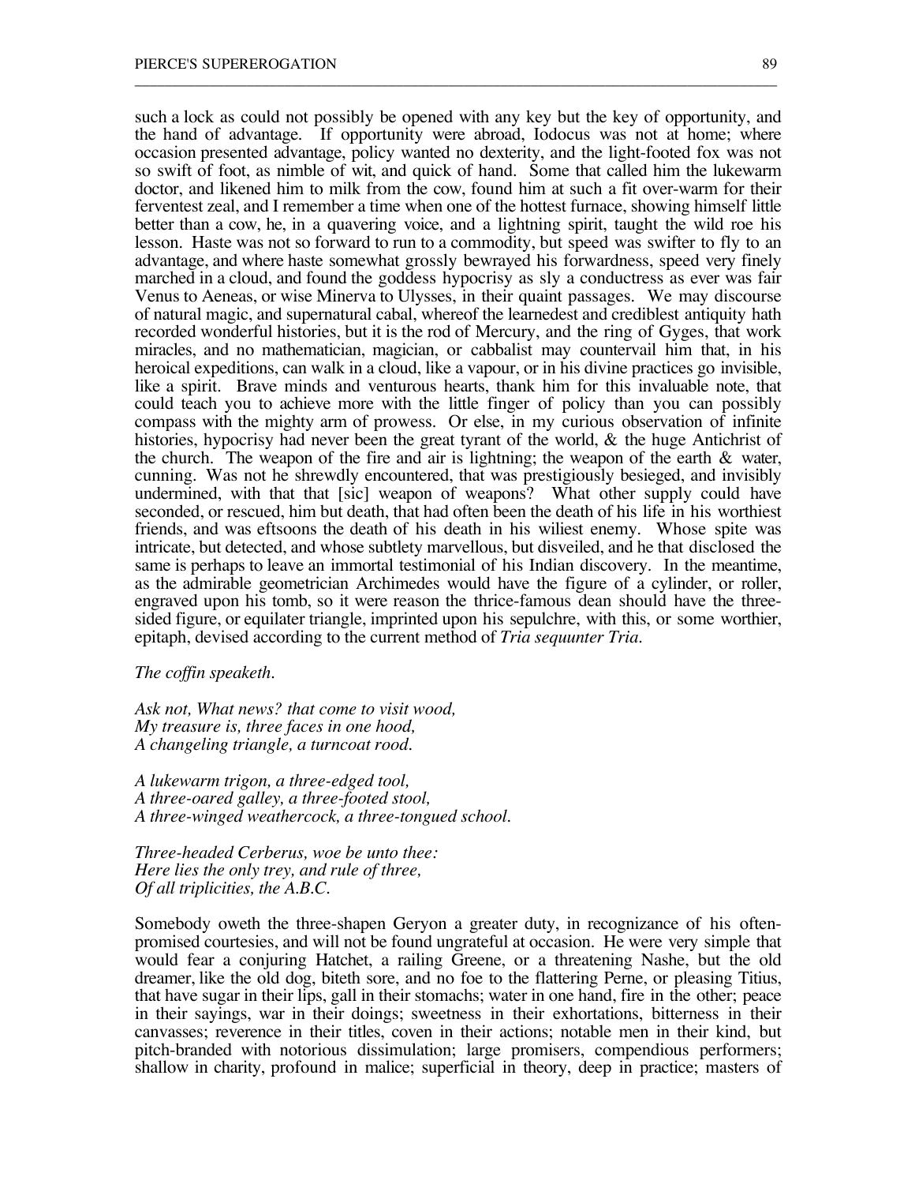such a lock as could not possibly be opened with any key but the key of opportunity, and the hand of advantage. If opportunity were abroad, Iodocus was not at home; where occasion presented advantage, policy wanted no dexterity, and the light-footed fox was not so swift of foot, as nimble of wit, and quick of hand. Some that called him the lukewarm doctor, and likened him to milk from the cow, found him at such a fit over-warm for their ferventest zeal, and I remember a time when one of the hottest furnace, showing himself little better than a cow, he, in a quavering voice, and a lightning spirit, taught the wild roe his lesson. Haste was not so forward to run to a commodity, but speed was swifter to fly to an advantage, and where haste somewhat grossly bewrayed his forwardness, speed very finely marched in a cloud, and found the goddess hypocrisy as sly a conductress as ever was fair Venus to Aeneas, or wise Minerva to Ulysses, in their quaint passages. We may discourse of natural magic, and supernatural cabal, whereof the learnedest and crediblest antiquity hath recorded wonderful histories, but it is the rod of Mercury, and the ring of Gyges, that work miracles, and no mathematician, magician, or cabbalist may countervail him that, in his heroical expeditions, can walk in a cloud, like a vapour, or in his divine practices go invisible, like a spirit. Brave minds and venturous hearts, thank him for this invaluable note, that could teach you to achieve more with the little finger of policy than you can possibly compass with the mighty arm of prowess. Or else, in my curious observation of infinite histories, hypocrisy had never been the great tyrant of the world, & the huge Antichrist of the church. The weapon of the fire and air is lightning; the weapon of the earth & water, cunning. Was not he shrewdly encountered, that was prestigiously besieged, and invisibly undermined, with that that [sic] weapon of weapons? What other supply could have seconded, or rescued, him but death, that had often been the death of his life in his worthiest friends, and was eftsoons the death of his death in his wiliest enemy. Whose spite was intricate, but detected, and whose subtlety marvellous, but disveiled, and he that disclosed the same is perhaps to leave an immortal testimonial of his Indian discovery. In the meantime, as the admirable geometrician Archimedes would have the figure of a cylinder, or roller, engraved upon his tomb, so it were reason the thrice-famous dean should have the three-sided figure, or equilater triangle, imprinted upon his sepulchre, with this, or some worthier, epitaph, devised according to the current method of *Tria sequunter Tria.*

*The coffin speaketh.*

*Ask not, What news? that come to visit wood,*
*My treasure is, three faces in one hood,*
*A changeling triangle, a turncoat rood.*

*A lukewarm trigon, a three-edged tool,*
*A three-oared galley, a three-footed stool,*
*A three-winged weathercock, a three-tongued school.*

*Three-headed Cerberus, woe be unto thee:*
*Here lies the only trey, and rule of three,*
*Of all triplicities, the A.B.C.*

Somebody oweth the three-shapen Geryon a greater duty, in recognizance of his often-promised courtesies, and will not be found ungrateful at occasion. He were very simple that would fear a conjuring Hatchet, a railing Greene, or a threatening Nashe, but the old dreamer, like the old dog, biteth sore, and no foe to the flattering Perne, or pleasing Titius, that have sugar in their lips, gall in their stomachs; water in one hand, fire in the other; peace in their sayings, war in their doings; sweetness in their exhortations, bitterness in their canvasses; reverence in their titles, coven in their actions; notable men in their kind, but pitch-branded with notorious dissimulation; large promisers, compendious performers; shallow in charity, profound in malice; superficial in theory, deep in practice; masters of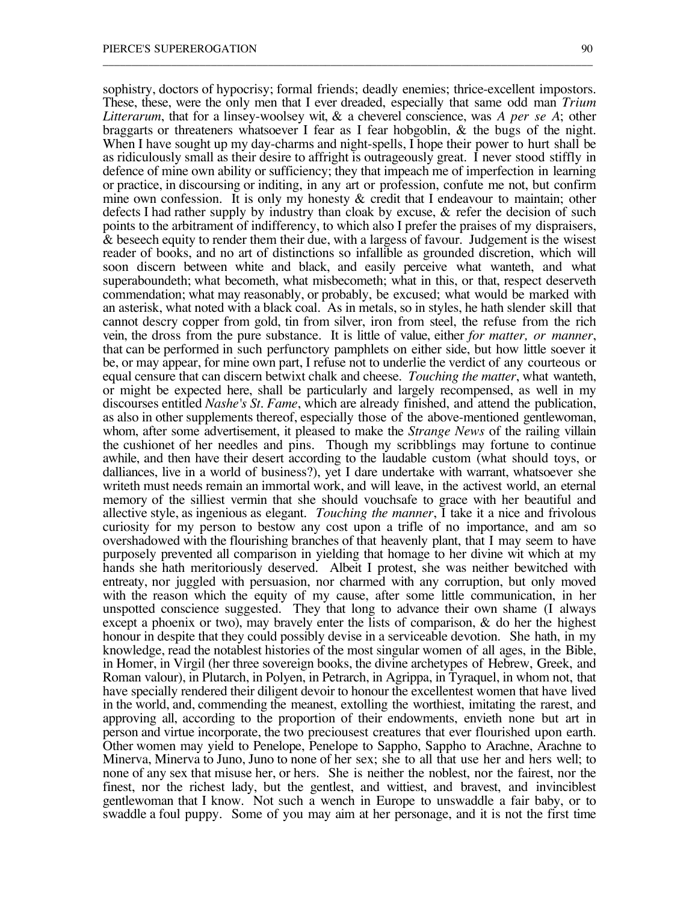sophistry, doctors of hypocrisy; formal friends; deadly enemies; thrice-excellent impostors. These, these, were the only men that I ever dreaded, especially that same odd man *Trium Litterarum*, that for a linsey-woolsey wit, & a cheverel conscience, was *A per se A*; other braggarts or threateners whatsoever I fear as I fear hobgoblin, & the bugs of the night. When I have sought up my day-charms and night-spells, I hope their power to hurt shall be as ridiculously small as their desire to affright is outrageously great. I never stood stiffly in defence of mine own ability or sufficiency; they that impeach me of imperfection in learning or practice, in discoursing or inditing, in any art or profession, confute me not, but confirm mine own confession. It is only my honesty & credit that I endeavour to maintain; other defects I had rather supply by industry than cloak by excuse, & refer the decision of such points to the arbitrament of indifferency, to which also I prefer the praises of my dispraisers, & beseech equity to render them their due, with a largess of favour. Judgement is the wisest reader of books, and no art of distinctions so infallible as grounded discretion, which will soon discern between white and black, and easily perceive what wanteth, and what superaboundeth; what becometh, what misbecometh; what in this, or that, respect deserveth commendation; what may reasonably, or probably, be excused; what would be marked with an asterisk, what noted with a black coal. As in metals, so in styles, he hath slender skill that cannot descry copper from gold, tin from silver, iron from steel, the refuse from the rich vein, the dross from the pure substance. It is little of value, either *for matter, or manner*, that can be performed in such perfunctory pamphlets on either side, but how little soever it be, or may appear, for mine own part, I refuse not to underlie the verdict of any courteous or equal censure that can discern betwixt chalk and cheese. *Touching the matter*, what wanteth, or might be expected here, shall be particularly and largely recompensed, as well in my discourses entitled *Nashe's St. Fame*, which are already finished, and attend the publication, as also in other supplements thereof, especially those of the above-mentioned gentlewoman, whom, after some advertisement, it pleased to make the *Strange News* of the railing villain the cushionet of her needles and pins. Though my scribblings may fortune to continue awhile, and then have their desert according to the laudable custom (what should toys, or dalliances, live in a world of business?), yet I dare undertake with warrant, whatsoever she writeth must needs remain an immortal work, and will leave, in the activest world, an eternal memory of the silliest vermin that she should vouchsafe to grace with her beautiful and allective style, as ingenious as elegant. *Touching the manner*, I take it a nice and frivolous curiosity for my person to bestow any cost upon a trifle of no importance, and am so overshadowed with the flourishing branches of that heavenly plant, that I may seem to have purposely prevented all comparison in yielding that homage to her divine wit which at my hands she hath meritoriously deserved. Albeit I protest, she was neither bewitched with entreaty, nor juggled with persuasion, nor charmed with any corruption, but only moved with the reason which the equity of my cause, after some little communication, in her unspotted conscience suggested. They that long to advance their own shame (I always except a phoenix or two), may bravely enter the lists of comparison, & do her the highest honour in despite that they could possibly devise in a serviceable devotion. She hath, in my knowledge, read the notablest histories of the most singular women of all ages, in the Bible, in Homer, in Virgil (her three sovereign books, the divine archetypes of Hebrew, Greek, and Roman valour), in Plutarch, in Polyen, in Petrarch, in Agrippa, in Tyraquel, in whom not, that have specially rendered their diligent devoir to honour the excellentest women that have lived in the world, and, commending the meanest, extolling the worthiest, imitating the rarest, and approving all, according to the proportion of their endowments, envieth none but art in person and virtue incorporate, the two preciousest creatures that ever flourished upon earth. Other women may yield to Penelope, Penelope to Sappho, Sappho to Arachne, Arachne to Minerva, Minerva to Juno, Juno to none of her sex; she to all that use her and hers well; to none of any sex that misuse her, or hers. She is neither the noblest, nor the fairest, nor the finest, nor the richest lady, but the gentlest, and wittiest, and bravest, and invinciblest gentlewoman that I know. Not such a wench in Europe to unswaddle a fair baby, or to swaddle a foul puppy. Some of you may aim at her personage, and it is not the first time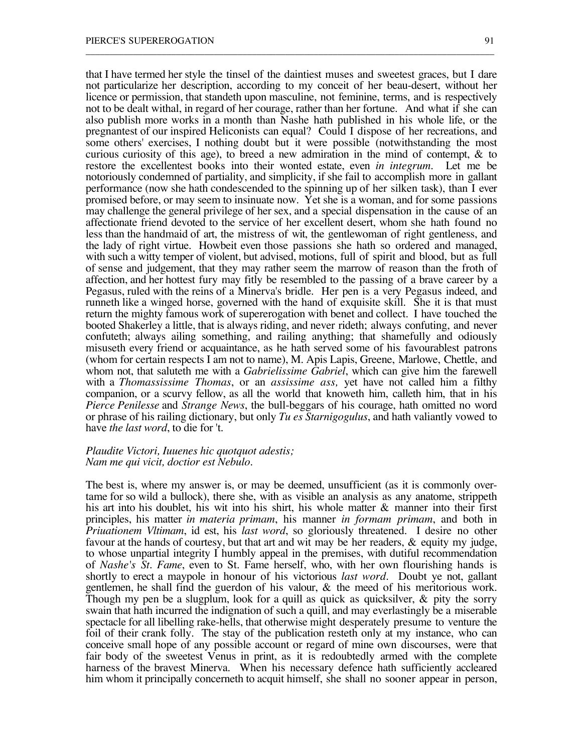that I have termed her style the tinsel of the daintiest muses and sweetest graces, but I dare not particularize her description, according to my conceit of her beau-desert, without her licence or permission, that standeth upon masculine, not feminine, terms, and is respectively not to be dealt withal, in regard of her courage, rather than her fortune. And what if she can also publish more works in a month than Nashe hath published in his whole life, or the pregnantest of our inspired Heliconists can equal? Could I dispose of her recreations, and some others' exercises, I nothing doubt but it were possible (notwithstanding the most curious curiosity of this age), to breed a new admiration in the mind of contempt, & to restore the excellentest books into their wonted estate, even *in integrum*. Let me be notoriously condemned of partiality, and simplicity, if she fail to accomplish more in gallant performance (now she hath condescended to the spinning up of her silken task), than I ever promised before, or may seem to insinuate now. Yet she is a woman, and for some passions may challenge the general privilege of her sex, and a special dispensation in the cause of an affectionate friend devoted to the service of her excellent desert, whom she hath found no less than the handmaid of art, the mistress of wit, the gentlewoman of right gentleness, and the lady of right virtue. Howbeit even those passions she hath so ordered and managed, with such a witty temper of violent, but advised, motions, full of spirit and blood, but as full of sense and judgement, that they may rather seem the marrow of reason than the froth of affection, and her hottest fury may fitly be resembled to the passing of a brave career by a Pegasus, ruled with the reins of a Minerva's bridle. Her pen is a very Pegasus indeed, and runneth like a winged horse, governed with the hand of exquisite skill. She it is that must return the mighty famous work of supererogation with benet and collect. I have touched the booted Shakerley a little, that is always riding, and never rideth; always confuting, and never confuteth; always ailing something, and railing anything; that shamefully and odiously misuseth every friend or acquaintance, as he hath served some of his favourablest patrons (whom for certain respects I am not to name), M. Apis Lapis, Greene, Marlowe, Chettle, and whom not, that saluteth me with a *Gabrielissime Gabriel*, which can give him the farewell with a *Thomassissime Thomas*, or an *assissime ass,* yet have not called him a filthy companion, or a scurvy fellow, as all the world that knoweth him, calleth him, that in his *Pierce Penilesse* and *Strange News*, the bull-beggars of his courage, hath omitted no word or phrase of his railing dictionary, but only *Tu es Starnigogulus*, and hath valiantly vowed to have *the last word*, to die for 't.

*Plaudite Victori, Iuuenes hic quotquot adestis;*
*Nam me qui vicit, doctior est Nebulo.*

The best is, where my answer is, or may be deemed, unsufficient (as it is commonly over-tame for so wild a bullock), there she, with as visible an analysis as any anatome, strippeth his art into his doublet, his wit into his shirt, his whole matter & manner into their first principles, his matter *in materia primam*, his manner *in formam primam*, and both in *Priuationem Vltimam*, id est, his *last word*, so gloriously threatened. I desire no other favour at the hands of courtesy, but that art and wit may be her readers, & equity my judge, to whose unpartial integrity I humbly appeal in the premises, with dutiful recommendation of *Nashe's St. Fame*, even to St. Fame herself, who, with her own flourishing hands is shortly to erect a maypole in honour of his victorious *last word*. Doubt ye not, gallant gentlemen, he shall find the guerdon of his valour, & the meed of his meritorious work. Though my pen be a slugplum, look for a quill as quick as quicksilver, & pity the sorry swain that hath incurred the indignation of such a quill, and may everlastingly be a miserable spectacle for all libelling rake-hells, that otherwise might desperately presume to venture the foil of their crank folly. The stay of the publication resteth only at my instance, who can conceive small hope of any possible account or regard of mine own discourses, were that fair body of the sweetest Venus in print, as it is redoubtedly armed with the complete harness of the bravest Minerva. When his necessary defence hath sufficiently accleared him whom it principally concerneth to acquit himself, she shall no sooner appear in person,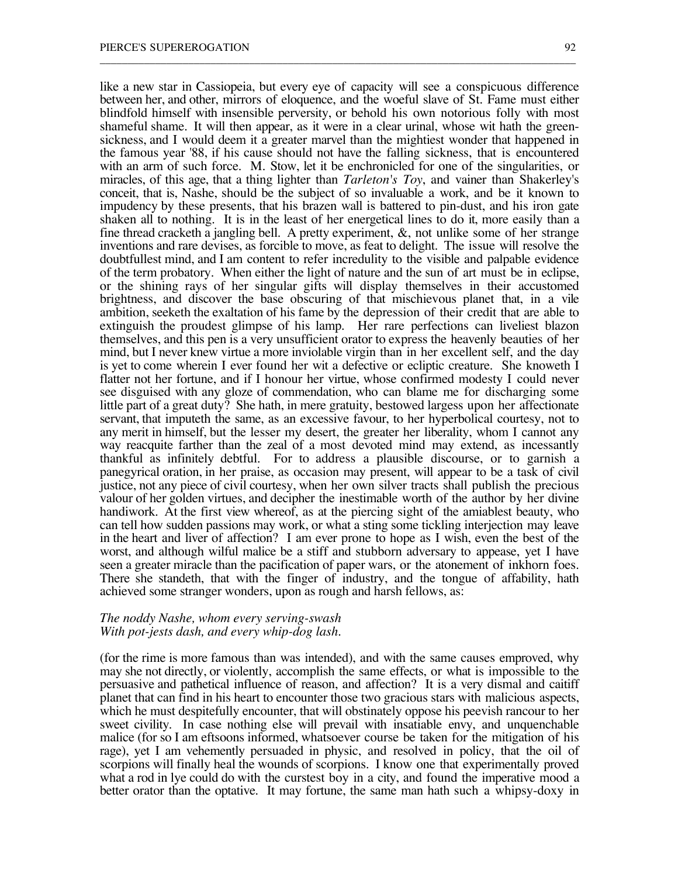like a new star in Cassiopeia, but every eye of capacity will see a conspicuous difference between her, and other, mirrors of eloquence, and the woeful slave of St. Fame must either blindfold himself with insensible perversity, or behold his own notorious folly with most shameful shame. It will then appear, as it were in a clear urinal, whose wit hath the green-sickness, and I would deem it a greater marvel than the mightiest wonder that happened in the famous year '88, if his cause should not have the falling sickness, that is encountered with an arm of such force. M. Stow, let it be enchronicled for one of the singularities, or miracles, of this age, that a thing lighter than *Tarleton's Toy*, and vainer than Shakerley's conceit, that is, Nashe, should be the subject of so invaluable a work, and be it known to impudency by these presents, that his brazen wall is battered to pin-dust, and his iron gate shaken all to nothing. It is in the least of her energetical lines to do it, more easily than a fine thread cracketh a jangling bell. A pretty experiment, &, not unlike some of her strange inventions and rare devises, as forcible to move, as feat to delight. The issue will resolve the doubtfullest mind, and I am content to refer incredulity to the visible and palpable evidence of the term probatory. When either the light of nature and the sun of art must be in eclipse, or the shining rays of her singular gifts will display themselves in their accustomed brightness, and discover the base obscuring of that mischievous planet that, in a vile ambition, seeketh the exaltation of his fame by the depression of their credit that are able to extinguish the proudest glimpse of his lamp. Her rare perfections can liveliest blazon themselves, and this pen is a very unsufficient orator to express the heavenly beauties of her mind, but I never knew virtue a more inviolable virgin than in her excellent self, and the day is yet to come wherein I ever found her wit a defective or ecliptic creature. She knoweth I flatter not her fortune, and if I honour her virtue, whose confirmed modesty I could never see disguised with any gloze of commendation, who can blame me for discharging some little part of a great duty? She hath, in mere gratuity, bestowed largess upon her affectionate servant, that imputeth the same, as an excessive favour, to her hyperbolical courtesy, not to any merit in himself, but the lesser my desert, the greater her liberality, whom I cannot any way reacquite farther than the zeal of a most devoted mind may extend, as incessantly thankful as infinitely debtful. For to address a plausible discourse, or to garnish a panegyrical oration, in her praise, as occasion may present, will appear to be a task of civil justice, not any piece of civil courtesy, when her own silver tracts shall publish the precious valour of her golden virtues, and decipher the inestimable worth of the author by her divine handiwork. At the first view whereof, as at the piercing sight of the amiablest beauty, who can tell how sudden passions may work, or what a sting some tickling interjection may leave in the heart and liver of affection? I am ever prone to hope as I wish, even the best of the worst, and although wilful malice be a stiff and stubborn adversary to appease, yet I have seen a greater miracle than the pacification of paper wars, or the atonement of inkhorn foes. There she standeth, that with the finger of industry, and the tongue of affability, hath achieved some stranger wonders, upon as rough and harsh fellows, as:

*The noddy Nashe, whom every serving-swash*
*With pot-jests dash, and every whip-dog lash.*

(for the rime is more famous than was intended), and with the same causes emproved, why may she not directly, or violently, accomplish the same effects, or what is impossible to the persuasive and pathetical influence of reason, and affection? It is a very dismal and caitiff planet that can find in his heart to encounter those two gracious stars with malicious aspects, which he must despitefully encounter, that will obstinately oppose his peevish rancour to her sweet civility. In case nothing else will prevail with insatiable envy, and unquenchable malice (for so I am eftsoons informed, whatsoever course be taken for the mitigation of his rage), yet I am vehemently persuaded in physic, and resolved in policy, that the oil of scorpions will finally heal the wounds of scorpions. I know one that experimentally proved what a rod in lye could do with the curstest boy in a city, and found the imperative mood a better orator than the optative. It may fortune, the same man hath such a whipsy-doxy in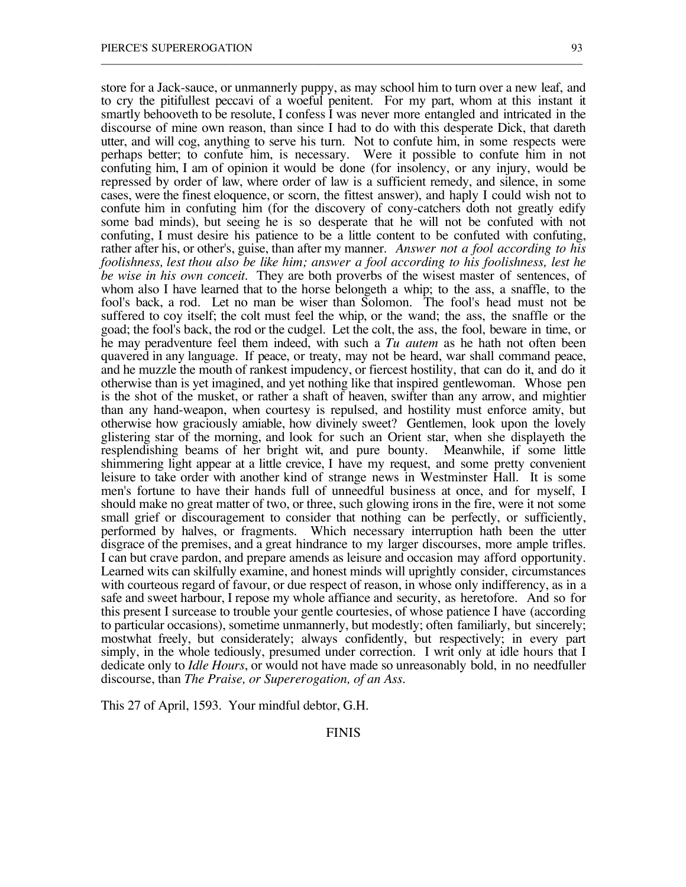store for a Jack-sauce, or unmannerly puppy, as may school him to turn over a new leaf, and to cry the pitifullest peccavi of a woeful penitent. For my part, whom at this instant it smartly behooveth to be resolute, I confess I was never more entangled and intricated in the discourse of mine own reason, than since I had to do with this desperate Dick, that dareth utter, and will cog, anything to serve his turn. Not to confute him, in some respects were perhaps better; to confute him, is necessary. Were it possible to confute him in not confuting him, I am of opinion it would be done (for insolency, or any injury, would be repressed by order of law, where order of law is a sufficient remedy, and silence, in some cases, were the finest eloquence, or scorn, the fittest answer), and haply I could wish not to confute him in confuting him (for the discovery of cony-catchers doth not greatly edify some bad minds), but seeing he is so desperate that he will not be confuted with not confuting, I must desire his patience to be a little content to be confuted with confuting, rather after his, or other's, guise, than after my manner. *Answer not a fool according to his foolishness, lest thou also be like him; answer a fool according to his foolishness, lest he be wise in his own conceit*. They are both proverbs of the wisest master of sentences, of whom also I have learned that to the horse belongeth a whip; to the ass, a snaffle, to the fool's back, a rod. Let no man be wiser than Solomon. The fool's head must not be suffered to coy itself; the colt must feel the whip, or the wand; the ass, the snaffle or the goad; the fool's back, the rod or the cudgel. Let the colt, the ass, the fool, beware in time, or he may peradventure feel them indeed, with such a *Tu autem* as he hath not often been quavered in any language. If peace, or treaty, may not be heard, war shall command peace, and he muzzle the mouth of rankest impudency, or fiercest hostility, that can do it, and do it otherwise than is yet imagined, and yet nothing like that inspired gentlewoman. Whose pen is the shot of the musket, or rather a shaft of heaven, swifter than any arrow, and mightier than any hand-weapon, when courtesy is repulsed, and hostility must enforce amity, but otherwise how graciously amiable, how divinely sweet? Gentlemen, look upon the lovely glistering star of the morning, and look for such an Orient star, when she displayeth the resplendishing beams of her bright wit, and pure bounty. Meanwhile, if some little shimmering light appear at a little crevice, I have my request, and some pretty convenient leisure to take order with another kind of strange news in Westminster Hall. It is some men's fortune to have their hands full of unneedful business at once, and for myself, I should make no great matter of two, or three, such glowing irons in the fire, were it not some small grief or discouragement to consider that nothing can be perfectly, or sufficiently, performed by halves, or fragments. Which necessary interruption hath been the utter disgrace of the premises, and a great hindrance to my larger discourses, more ample trifles. I can but crave pardon, and prepare amends as leisure and occasion may afford opportunity. Learned wits can skilfully examine, and honest minds will uprightly consider, circumstances with courteous regard of favour, or due respect of reason, in whose only indifferency, as in a safe and sweet harbour, I repose my whole affiance and security, as heretofore. And so for this present I surcease to trouble your gentle courtesies, of whose patience I have (according to particular occasions), sometime unmannerly, but modestly; often familiarly, but sincerely; mostwhat freely, but considerately; always confidently, but respectively; in every part simply, in the whole tediously, presumed under correction. I writ only at idle hours that I dedicate only to *Idle Hours*, or would not have made so unreasonably bold, in no needfuller discourse, than *The Praise, or Supererogation, of an Ass*.

This 27 of April, 1593. Your mindful debtor, G.H.

FINIS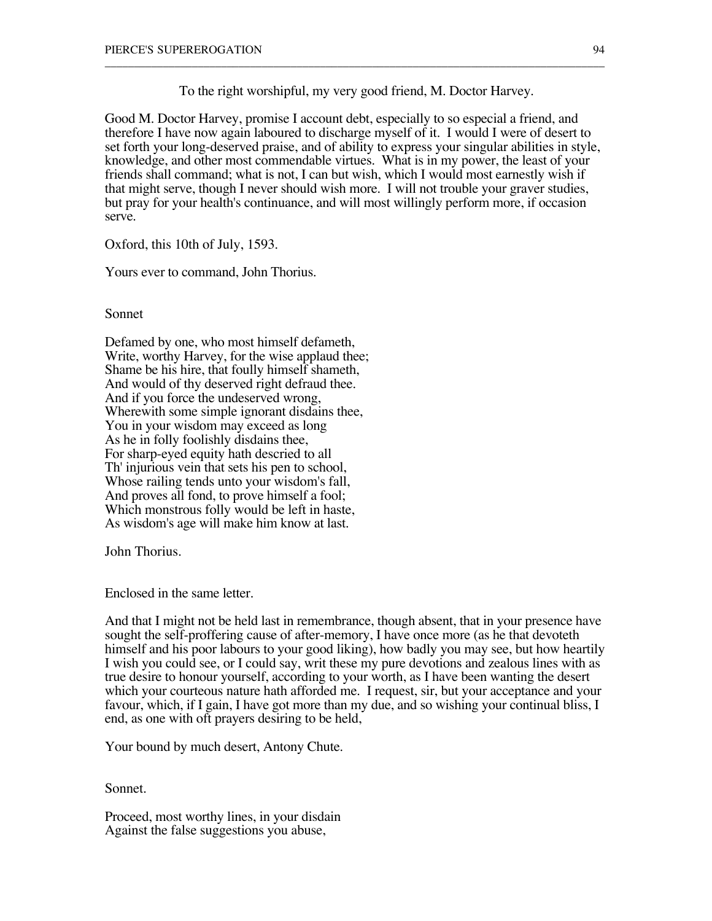To the right worshipful, my very good friend, M. Doctor Harvey.

Good M. Doctor Harvey, promise I account debt, especially to so especial a friend, and therefore I have now again laboured to discharge myself of it. I would I were of desert to set forth your long-deserved praise, and of ability to express your singular abilities in style, knowledge, and other most commendable virtues. What is in my power, the least of your friends shall command; what is not, I can but wish, which I would most earnestly wish if that might serve, though I never should wish more. I will not trouble your graver studies, but pray for your health's continuance, and will most willingly perform more, if occasion serve.

Oxford, this 10th of July, 1593.

Yours ever to command, John Thorius.

Sonnet

Defamed by one, who most himself defameth,  
Write, worthy Harvey, for the wise applaud thee;  
Shame be his hire, that foully himself shameth,  
And would of thy deserved right defraud thee.  
And if you force the undeserved wrong,  
Wherewith some simple ignorant disdains thee,  
You in your wisdom may exceed as long  
As he in folly foolishly disdains thee,  
For sharp-eyed equity hath descried to all  
Th' injurious vein that sets his pen to school,  
Whose railing tends unto your wisdom's fall,  
And proves all fond, to prove himself a fool;  
Which monstrous folly would be left in haste,  
As wisdom's age will make him know at last.

John Thorius.

Enclosed in the same letter.

And that I might not be held last in remembrance, though absent, that in your presence have sought the self-proffering cause of after-memory, I have once more (as he that devoteth himself and his poor labours to your good liking), how badly you may see, but how heartily I wish you could see, or I could say, writ these my pure devotions and zealous lines with as true desire to honour yourself, according to your worth, as I have been wanting the desert which your courteous nature hath afforded me. I request, sir, but your acceptance and your favour, which, if I gain, I have got more than my due, and so wishing your continual bliss, I end, as one with oft prayers desiring to be held,

Your bound by much desert, Antony Chute.

Sonnet.

Proceed, most worthy lines, in your disdain  
Against the false suggestions you abuse,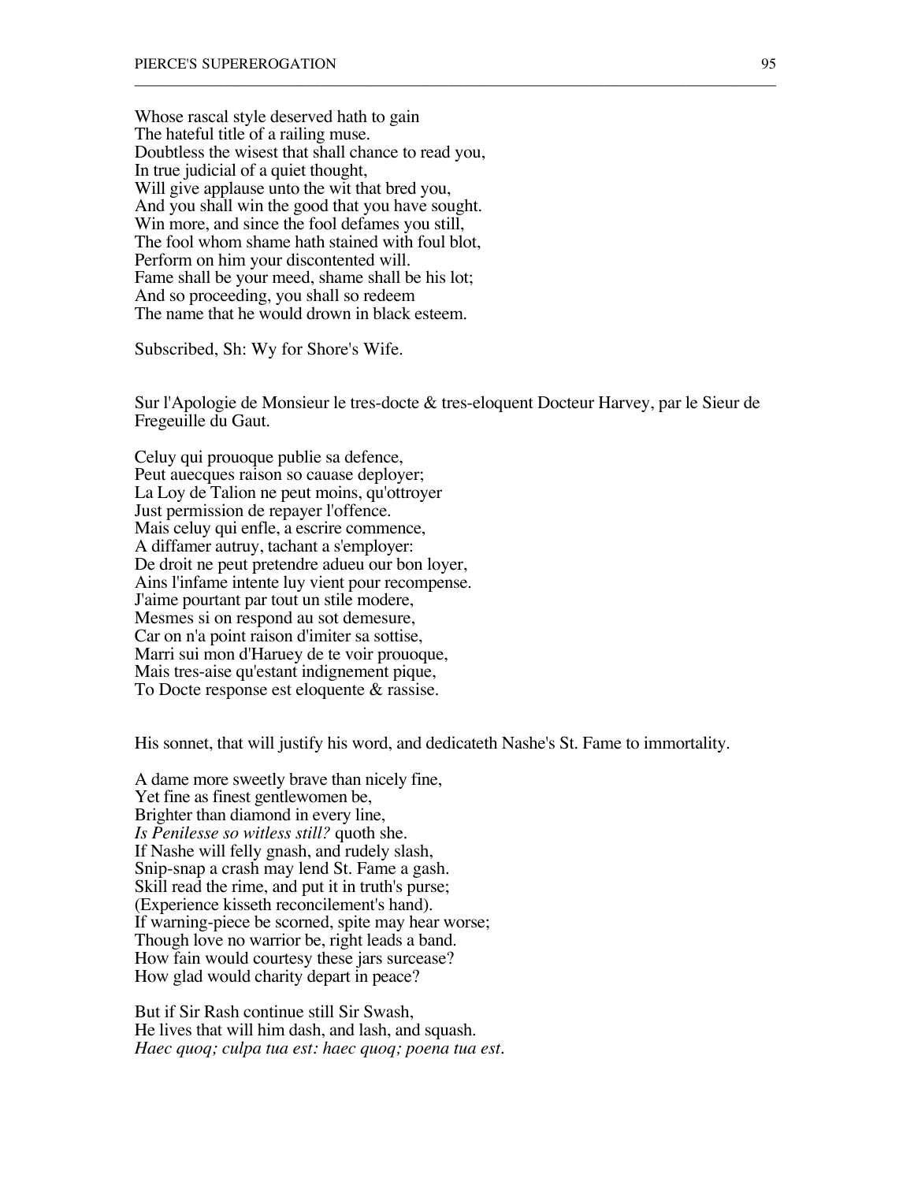Whose rascal style deserved hath to gain
The hateful title of a railing muse.
Doubtless the wisest that shall chance to read you,
In true judicial of a quiet thought,
Will give applause unto the wit that bred you,
And you shall win the good that you have sought.
Win more, and since the fool defames you still,
The fool whom shame hath stained with foul blot,
Perform on him your discontented will.
Fame shall be your meed, shame shall be his lot;
And so proceeding, you shall so redeem
The name that he would drown in black esteem.

Subscribed, Sh: Wy for Shore's Wife.

Sur l'Apologie de Monsieur le tres-docte & tres-eloquent Docteur Harvey, par le Sieur de Fregeuille du Gaut.

Celuy qui prouoque publie sa defence,
Peut auecques raison so cauase deployer;
La Loy de Talion ne peut moins, qu'ottroyer
Just permission de repayer l'offence.
Mais celuy qui enfle, a escrire commence,
A diffamer autruy, tachant a s'employer:
De droit ne peut pretendre adueu our bon loyer,
Ains l'infame intente luy vient pour recompense.
J'aime pourtant par tout un stile modere,
Mesmes si on respond au sot demesure,
Car on n'a point raison d'imiter sa sottise,
Marri sui mon d'Haruey de te voir prouoque,
Mais tres-aise qu'estant indignement pique,
To Docte response est eloquente & rassise.

His sonnet, that will justify his word, and dedicateth Nashe's St. Fame to immortality.

A dame more sweetly brave than nicely fine,
Yet fine as finest gentlewomen be,
Brighter than diamond in every line,
*Is Penilesse so witless still?* quoth she.
If Nashe will felly gnash, and rudely slash,
Snip-snap a crash may lend St. Fame a gash.
Skill read the rime, and put it in truth's purse;
(Experience kisseth reconcilement's hand).
If warning-piece be scorned, spite may hear worse;
Though love no warrior be, right leads a band.
How fain would courtesy these jars surcease?
How glad would charity depart in peace?

But if Sir Rash continue still Sir Swash,
He lives that will him dash, and lash, and squash.
*Haec quoq; culpa tua est: haec quoq; poena tua est.*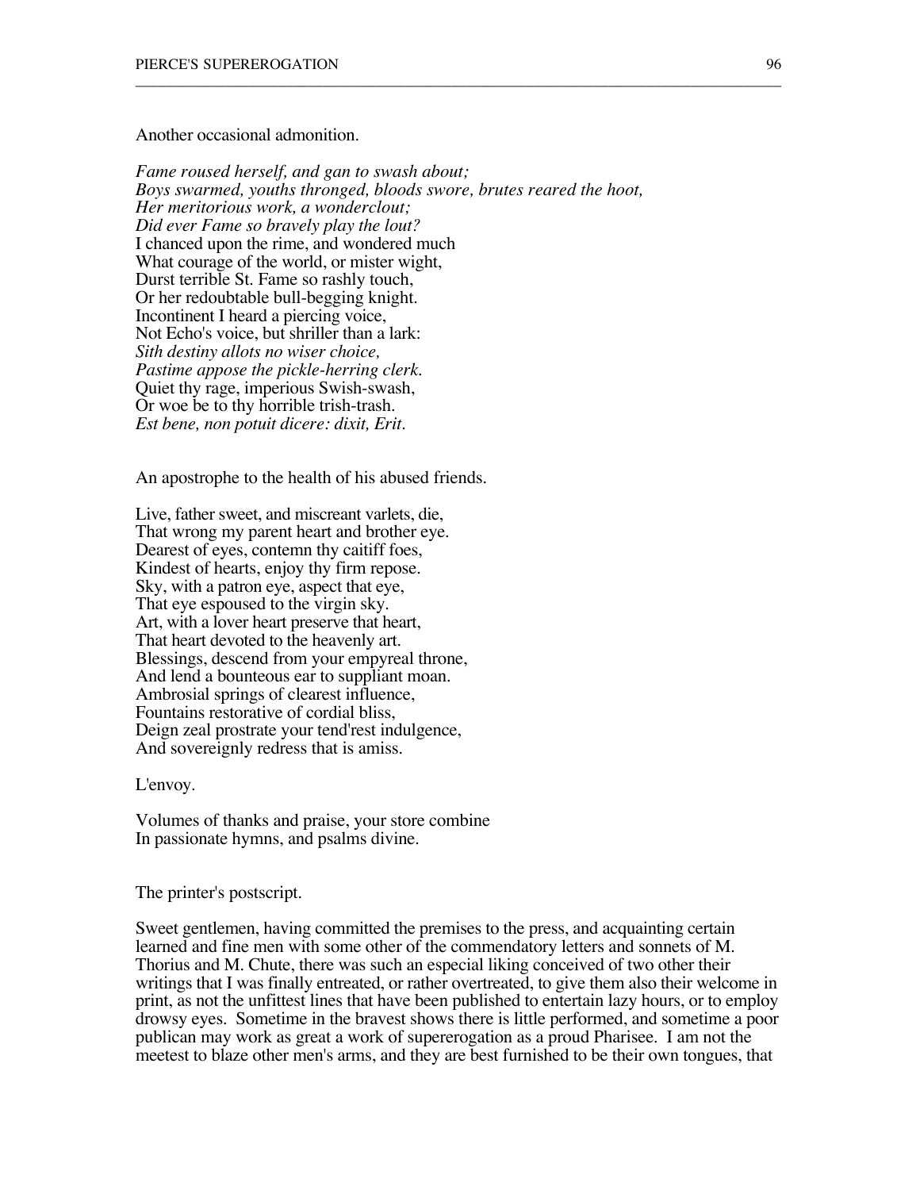Another occasional admonition.

*Fame roused herself, and gan to swash about;*
*Boys swarmed, youths thronged, bloods swore, brutes reared the hoot,*
*Her meritorious work, a wonderclout;*
*Did ever Fame so bravely play the lout?*
I chanced upon the rime, and wondered much
What courage of the world, or mister wight,
Durst terrible St. Fame so rashly touch,
Or her redoubtable bull-begging knight.
Incontinent I heard a piercing voice,
Not Echo's voice, but shriller than a lark:
*Sith destiny allots no wiser choice,*
*Pastime appose the pickle-herring clerk.*
Quiet thy rage, imperious Swish-swash,
Or woe be to thy horrible trish-trash.
*Est bene, non potuit dicere: dixit, Erit.*

An apostrophe to the health of his abused friends.

Live, father sweet, and miscreant varlets, die,
That wrong my parent heart and brother eye.
Dearest of eyes, contemn thy caitiff foes,
Kindest of hearts, enjoy thy firm repose.
Sky, with a patron eye, aspect that eye,
That eye espoused to the virgin sky.
Art, with a lover heart preserve that heart,
That heart devoted to the heavenly art.
Blessings, descend from your empyreal throne,
And lend a bounteous ear to suppliant moan.
Ambrosial springs of clearest influence,
Fountains restorative of cordial bliss,
Deign zeal prostrate your tend'rest indulgence,
And sovereignly redress that is amiss.

L'envoy.

Volumes of thanks and praise, your store combine
In passionate hymns, and psalms divine.

The printer's postscript.

Sweet gentlemen, having committed the premises to the press, and acquainting certain learned and fine men with some other of the commendatory letters and sonnets of M. Thorius and M. Chute, there was such an especial liking conceived of two other their writings that I was finally entreated, or rather overtreated, to give them also their welcome in print, as not the unfittest lines that have been published to entertain lazy hours, or to employ drowsy eyes. Sometime in the bravest shows there is little performed, and sometime a poor publican may work as great a work of supererogation as a proud Pharisee. I am not the meetest to blaze other men's arms, and they are best furnished to be their own tongues, that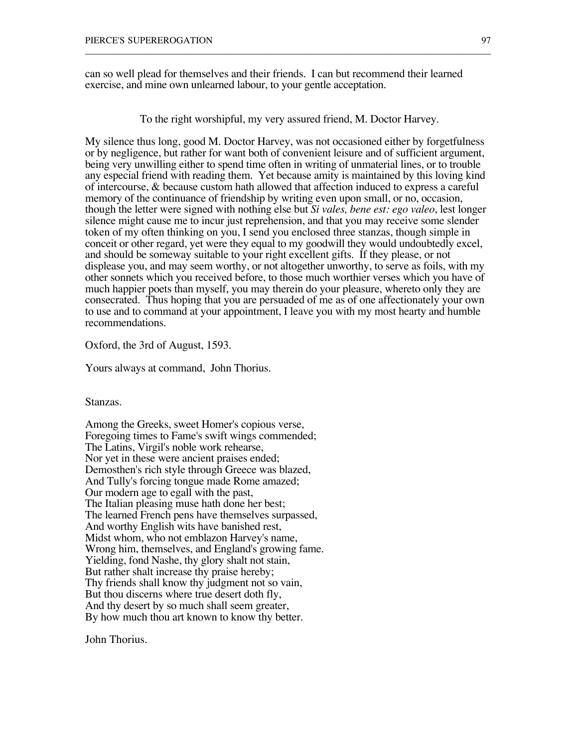can so well plead for themselves and their friends. I can but recommend their learned exercise, and mine own unlearned labour, to your gentle acceptation.

To the right worshipful, my very assured friend, M. Doctor Harvey.

My silence thus long, good M. Doctor Harvey, was not occasioned either by forgetfulness or by negligence, but rather for want both of convenient leisure and of sufficient argument, being very unwilling either to spend time often in writing of unmaterial lines, or to trouble any especial friend with reading them. Yet because amity is maintained by this loving kind of intercourse, & because custom hath allowed that affection induced to express a careful memory of the continuance of friendship by writing even upon small, or no, occasion, though the letter were signed with nothing else but *Si vales, bene est: ego valeo*, lest longer silence might cause me to incur just reprehension, and that you may receive some slender token of my often thinking on you, I send you enclosed three stanzas, though simple in conceit or other regard, yet were they equal to my goodwill they would undoubtedly excel, and should be someway suitable to your right excellent gifts. If they please, or not displease you, and may seem worthy, or not altogether unworthy, to serve as foils, with my other sonnets which you received before, to those much worthier verses which you have of much happier poets than myself, you may therein do your pleasure, whereto only they are consecrated. Thus hoping that you are persuaded of me as of one affectionately your own to use and to command at your appointment, I leave you with my most hearty and humble recommendations.

Oxford, the 3rd of August, 1593.

Yours always at command, John Thorius.

Stanzas.

Among the Greeks, sweet Homer's copious verse,
Foregoing times to Fame's swift wings commended;
The Latins, Virgil's noble work rehearse,
Nor yet in these were ancient praises ended;
Demosthen's rich style through Greece was blazed,
And Tully's forcing tongue made Rome amazed;
Our modern age to egall with the past,
The Italian pleasing muse hath done her best;
The learned French pens have themselves surpassed,
And worthy English wits have banished rest,
Midst whom, who not emblazon Harvey's name,
Wrong him, themselves, and England's growing fame.
Yielding, fond Nashe, thy glory shalt not stain,
But rather shalt increase thy praise hereby;
Thy friends shall know thy judgment not so vain,
But thou discerns where true desert doth fly,
And thy desert by so much shall seem greater,
By how much thou art known to know thy better.

John Thorius.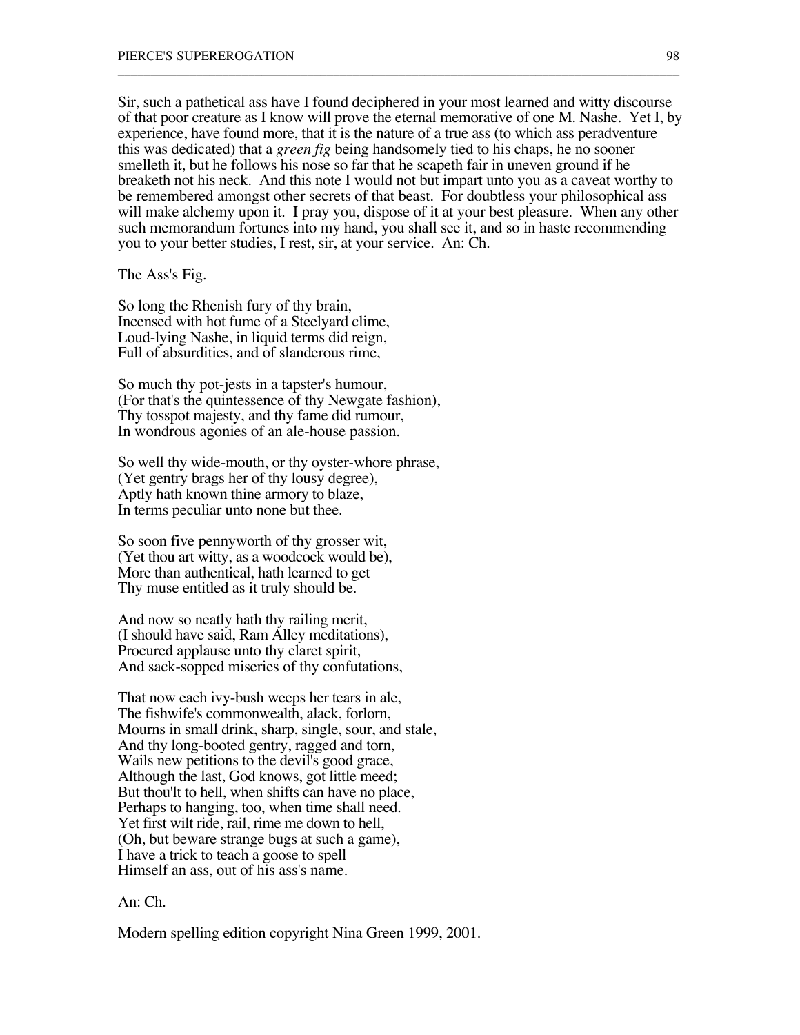Sir, such a pathetical ass have I found deciphered in your most learned and witty discourse of that poor creature as I know will prove the eternal memorative of one M. Nashe. Yet I, by experience, have found more, that it is the nature of a true ass (to which ass peradventure this was dedicated) that a *green fig* being handsomely tied to his chaps, he no sooner smelleth it, but he follows his nose so far that he scapeth fair in uneven ground if he breaketh not his neck. And this note I would not but impart unto you as a caveat worthy to be remembered amongst other secrets of that beast. For doubtless your philosophical ass will make alchemy upon it. I pray you, dispose of it at your best pleasure. When any other such memorandum fortunes into my hand, you shall see it, and so in haste recommending you to your better studies, I rest, sir, at your service. An: Ch.

The Ass's Fig.

So long the Rhenish fury of thy brain,
Incensed with hot fume of a Steelyard clime,
Loud-lying Nashe, in liquid terms did reign,
Full of absurdities, and of slanderous rime,

So much thy pot-jests in a tapster's humour,
(For that's the quintessence of thy Newgate fashion),
Thy tosspot majesty, and thy fame did rumour,
In wondrous agonies of an ale-house passion.

So well thy wide-mouth, or thy oyster-whore phrase,
(Yet gentry brags her of thy lousy degree),
Aptly hath known thine armory to blaze,
In terms peculiar unto none but thee.

So soon five pennyworth of thy grosser wit,
(Yet thou art witty, as a woodcock would be),
More than authentical, hath learned to get
Thy muse entitled as it truly should be.

And now so neatly hath thy railing merit,
(I should have said, Ram Alley meditations),
Procured applause unto thy claret spirit,
And sack-sopped miseries of thy confutations,

That now each ivy-bush weeps her tears in ale,
The fishwife's commonwealth, alack, forlorn,
Mourns in small drink, sharp, single, sour, and stale,
And thy long-booted gentry, ragged and torn,
Wails new petitions to the devil's good grace,
Although the last, God knows, got little meed;
But thou'lt to hell, when shifts can have no place,
Perhaps to hanging, too, when time shall need.
Yet first wilt ride, rail, rime me down to hell,
(Oh, but beware strange bugs at such a game),
I have a trick to teach a goose to spell
Himself an ass, out of his ass's name.

An: Ch.

Modern spelling edition copyright Nina Green 1999, 2001.